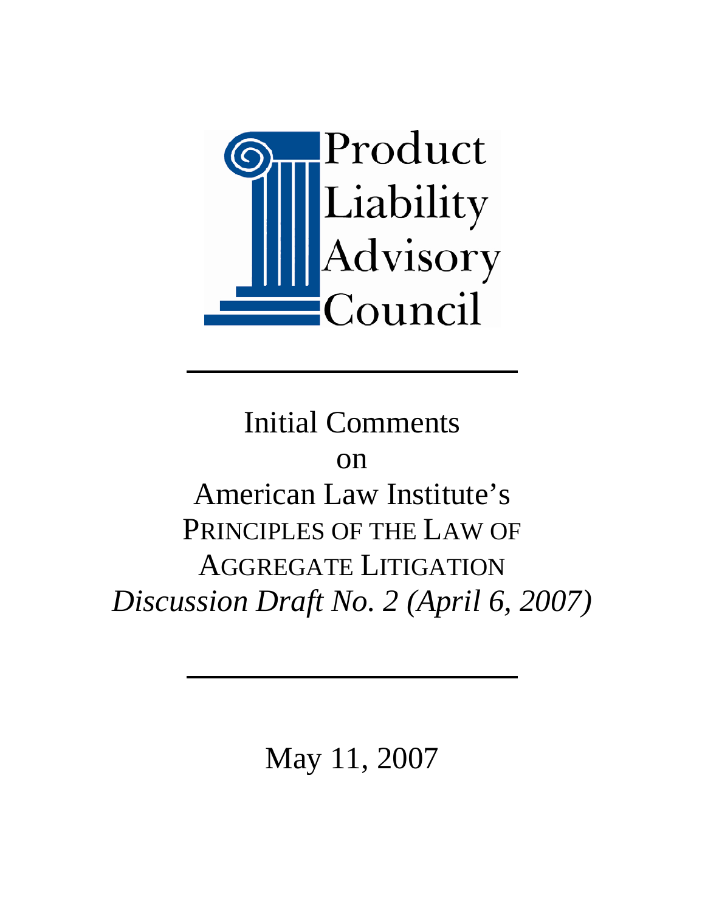Product Liability Advisory Council

---

# Initial Comments on American Law Institute's PRINCIPLES OF THE LAW OF AGGREGATE LITIGATION *Discussion Draft No. 2 (April 6, 2007)*

---

May 11, 2007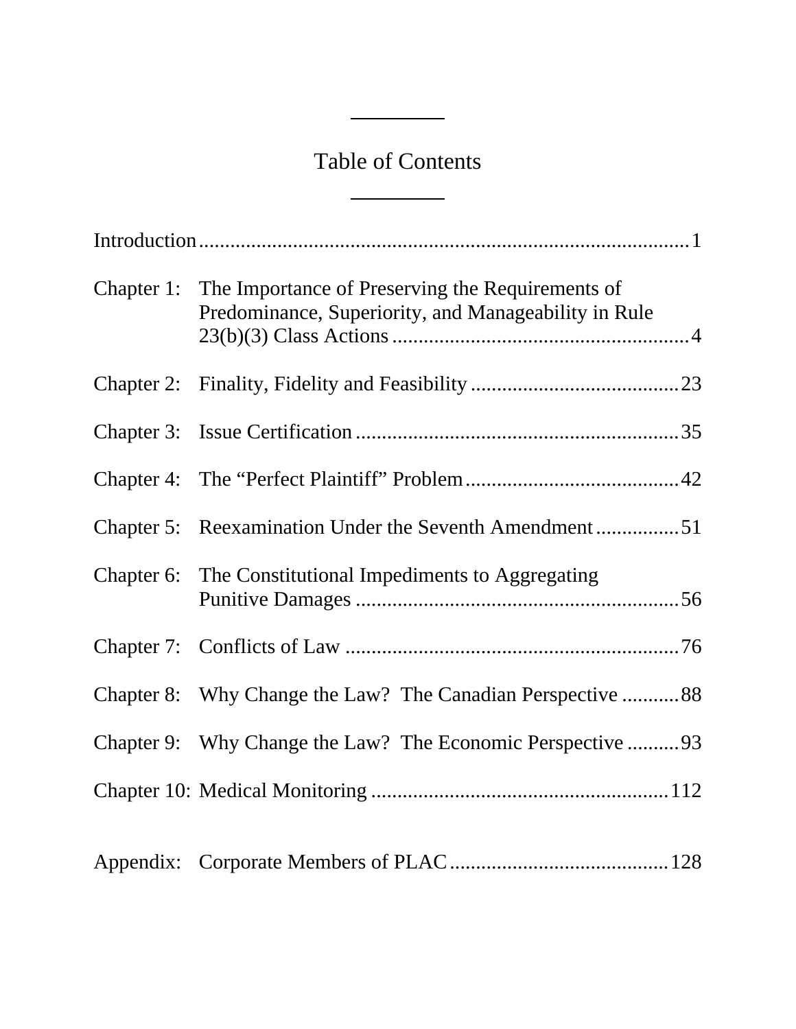# Table of Contents

| | | |
|---|---|---|
| Introduction | | 1 |
| Chapter 1: | The Importance of Preserving the Requirements of Predominance, Superiority, and Manageability in Rule 23(b)(3) Class Actions | 4 |
| Chapter 2: | Finality, Fidelity and Feasibility | 23 |
| Chapter 3: | Issue Certification | 35 |
| Chapter 4: | The "Perfect Plaintiff" Problem | 42 |
| Chapter 5: | Reexamination Under the Seventh Amendment | 51 |
| Chapter 6: | The Constitutional Impediments to Aggregating Punitive Damages | 56 |
| Chapter 7: | Conflicts of Law | 76 |
| Chapter 8: | Why Change the Law? The Canadian Perspective | 88 |
| Chapter 9: | Why Change the Law? The Economic Perspective | 93 |
| Chapter 10: | Medical Monitoring | 112 |
| Appendix: | Corporate Members of PLAC | 128 |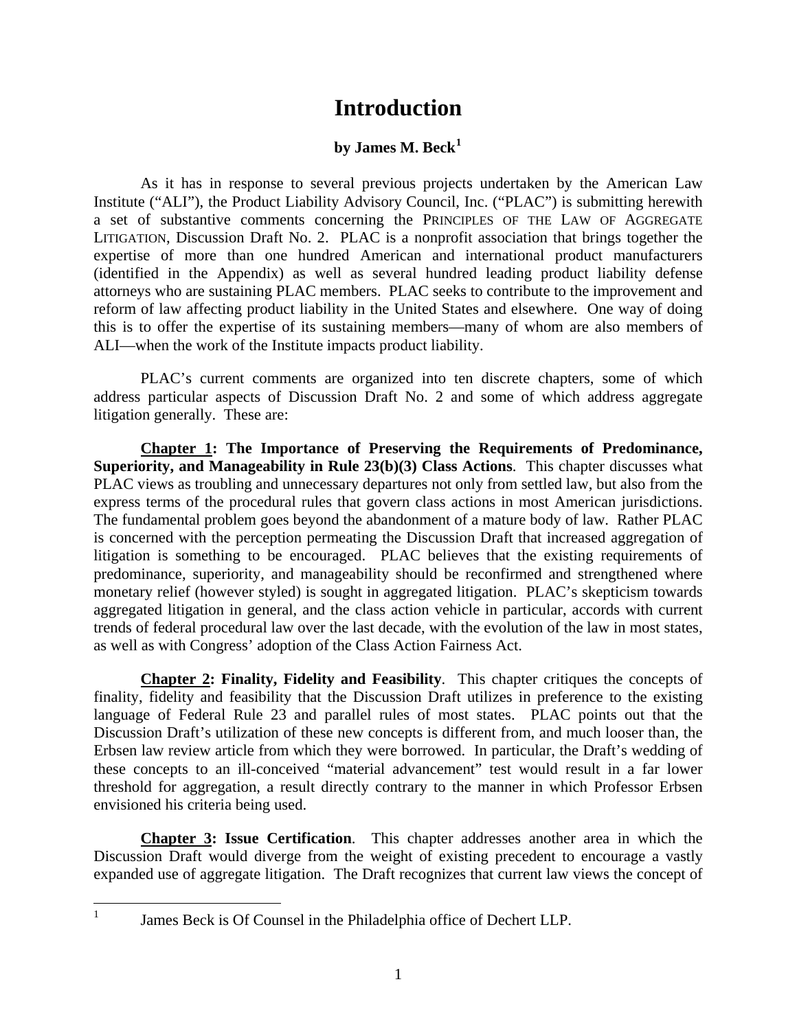# Introduction

**by James M. Beck**[1]

As it has in response to several previous projects undertaken by the American Law Institute ("ALI"), the Product Liability Advisory Council, Inc. ("PLAC") is submitting herewith a set of substantive comments concerning the PRINCIPLES OF THE LAW OF AGGREGATE LITIGATION, Discussion Draft No. 2. PLAC is a nonprofit association that brings together the expertise of more than one hundred American and international product manufacturers (identified in the Appendix) as well as several hundred leading product liability defense attorneys who are sustaining PLAC members. PLAC seeks to contribute to the improvement and reform of law affecting product liability in the United States and elsewhere. One way of doing this is to offer the expertise of its sustaining members—many of whom are also members of ALI—when the work of the Institute impacts product liability.

PLAC's current comments are organized into ten discrete chapters, some of which address particular aspects of Discussion Draft No. 2 and some of which address aggregate litigation generally. These are:

**Chapter 1: The Importance of Preserving the Requirements of Predominance, Superiority, and Manageability in Rule 23(b)(3) Class Actions**. This chapter discusses what PLAC views as troubling and unnecessary departures not only from settled law, but also from the express terms of the procedural rules that govern class actions in most American jurisdictions. The fundamental problem goes beyond the abandonment of a mature body of law. Rather PLAC is concerned with the perception permeating the Discussion Draft that increased aggregation of litigation is something to be encouraged. PLAC believes that the existing requirements of predominance, superiority, and manageability should be reconfirmed and strengthened where monetary relief (however styled) is sought in aggregated litigation. PLAC's skepticism towards aggregated litigation in general, and the class action vehicle in particular, accords with current trends of federal procedural law over the last decade, with the evolution of the law in most states, as well as with Congress' adoption of the Class Action Fairness Act.

**Chapter 2: Finality, Fidelity and Feasibility**. This chapter critiques the concepts of finality, fidelity and feasibility that the Discussion Draft utilizes in preference to the existing language of Federal Rule 23 and parallel rules of most states. PLAC points out that the Discussion Draft's utilization of these new concepts is different from, and much looser than, the Erbsen law review article from which they were borrowed. In particular, the Draft's wedding of these concepts to an ill-conceived "material advancement" test would result in a far lower threshold for aggregation, a result directly contrary to the manner in which Professor Erbsen envisioned his criteria being used.

**Chapter 3: Issue Certification**. This chapter addresses another area in which the Discussion Draft would diverge from the weight of existing precedent to encourage a vastly expanded use of aggregate litigation. The Draft recognizes that current law views the concept of

[1] James Beck is Of Counsel in the Philadelphia office of Dechert LLP.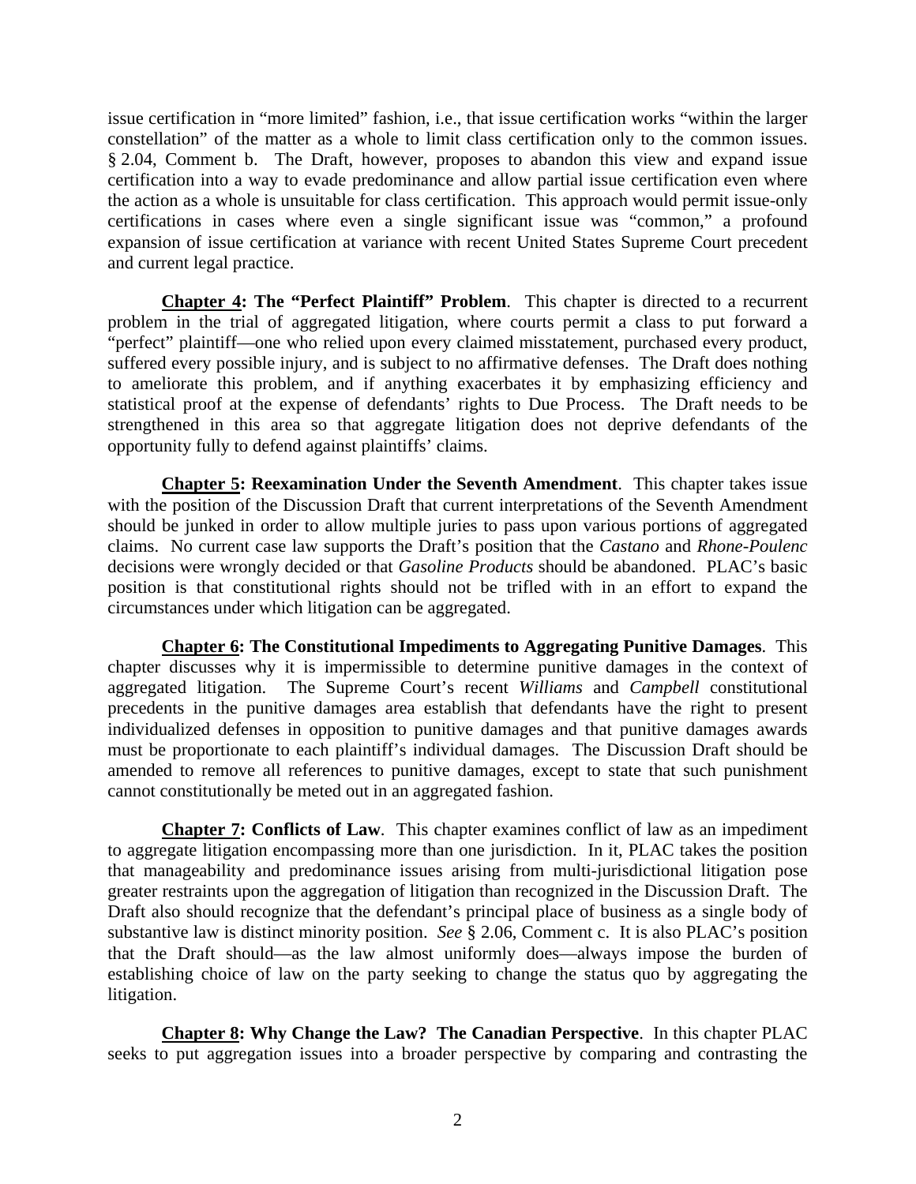issue certification in "more limited" fashion, i.e., that issue certification works "within the larger constellation" of the matter as a whole to limit class certification only to the common issues. § 2.04, Comment b. The Draft, however, proposes to abandon this view and expand issue certification into a way to evade predominance and allow partial issue certification even where the action as a whole is unsuitable for class certification. This approach would permit issue-only certifications in cases where even a single significant issue was "common," a profound expansion of issue certification at variance with recent United States Supreme Court precedent and current legal practice.

**Chapter 4: The "Perfect Plaintiff" Problem**. This chapter is directed to a recurrent problem in the trial of aggregated litigation, where courts permit a class to put forward a "perfect" plaintiff—one who relied upon every claimed misstatement, purchased every product, suffered every possible injury, and is subject to no affirmative defenses. The Draft does nothing to ameliorate this problem, and if anything exacerbates it by emphasizing efficiency and statistical proof at the expense of defendants' rights to Due Process. The Draft needs to be strengthened in this area so that aggregate litigation does not deprive defendants of the opportunity fully to defend against plaintiffs' claims.

**Chapter 5: Reexamination Under the Seventh Amendment**. This chapter takes issue with the position of the Discussion Draft that current interpretations of the Seventh Amendment should be junked in order to allow multiple juries to pass upon various portions of aggregated claims. No current case law supports the Draft's position that the *Castano* and *Rhone-Poulenc* decisions were wrongly decided or that *Gasoline Products* should be abandoned. PLAC's basic position is that constitutional rights should not be trifled with in an effort to expand the circumstances under which litigation can be aggregated.

**Chapter 6: The Constitutional Impediments to Aggregating Punitive Damages**. This chapter discusses why it is impermissible to determine punitive damages in the context of aggregated litigation. The Supreme Court's recent *Williams* and *Campbell* constitutional precedents in the punitive damages area establish that defendants have the right to present individualized defenses in opposition to punitive damages and that punitive damages awards must be proportionate to each plaintiff's individual damages. The Discussion Draft should be amended to remove all references to punitive damages, except to state that such punishment cannot constitutionally be meted out in an aggregated fashion.

**Chapter 7: Conflicts of Law**. This chapter examines conflict of law as an impediment to aggregate litigation encompassing more than one jurisdiction. In it, PLAC takes the position that manageability and predominance issues arising from multi-jurisdictional litigation pose greater restraints upon the aggregation of litigation than recognized in the Discussion Draft. The Draft also should recognize that the defendant's principal place of business as a single body of substantive law is distinct minority position. *See* § 2.06, Comment c. It is also PLAC's position that the Draft should—as the law almost uniformly does—always impose the burden of establishing choice of law on the party seeking to change the status quo by aggregating the litigation.

**Chapter 8: Why Change the Law? The Canadian Perspective**. In this chapter PLAC seeks to put aggregation issues into a broader perspective by comparing and contrasting the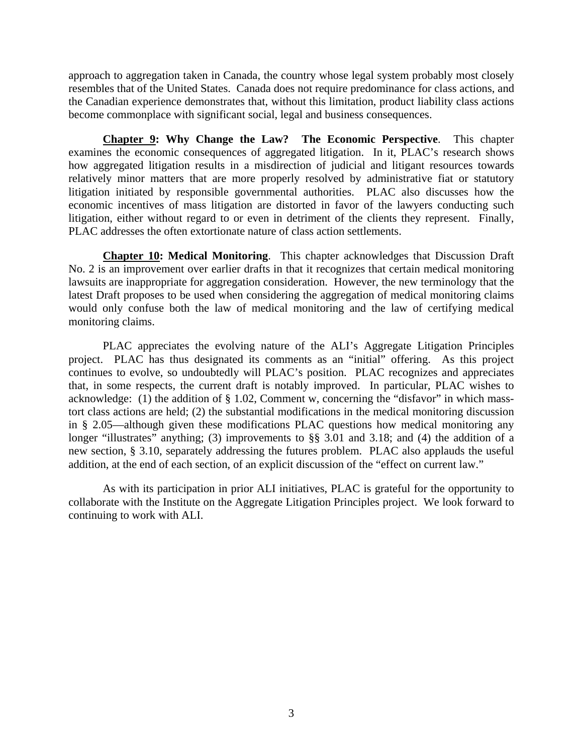approach to aggregation taken in Canada, the country whose legal system probably most closely resembles that of the United States. Canada does not require predominance for class actions, and the Canadian experience demonstrates that, without this limitation, product liability class actions become commonplace with significant social, legal and business consequences.

**Chapter 9: Why Change the Law? The Economic Perspective**. This chapter examines the economic consequences of aggregated litigation. In it, PLAC's research shows how aggregated litigation results in a misdirection of judicial and litigant resources towards relatively minor matters that are more properly resolved by administrative fiat or statutory litigation initiated by responsible governmental authorities. PLAC also discusses how the economic incentives of mass litigation are distorted in favor of the lawyers conducting such litigation, either without regard to or even in detriment of the clients they represent. Finally, PLAC addresses the often extortionate nature of class action settlements.

**Chapter 10: Medical Monitoring**. This chapter acknowledges that Discussion Draft No. 2 is an improvement over earlier drafts in that it recognizes that certain medical monitoring lawsuits are inappropriate for aggregation consideration. However, the new terminology that the latest Draft proposes to be used when considering the aggregation of medical monitoring claims would only confuse both the law of medical monitoring and the law of certifying medical monitoring claims.

PLAC appreciates the evolving nature of the ALI's Aggregate Litigation Principles project. PLAC has thus designated its comments as an "initial" offering. As this project continues to evolve, so undoubtedly will PLAC's position. PLAC recognizes and appreciates that, in some respects, the current draft is notably improved. In particular, PLAC wishes to acknowledge: (1) the addition of § 1.02, Comment w, concerning the "disfavor" in which mass-tort class actions are held; (2) the substantial modifications in the medical monitoring discussion in § 2.05—although given these modifications PLAC questions how medical monitoring any longer "illustrates" anything; (3) improvements to §§ 3.01 and 3.18; and (4) the addition of a new section, § 3.10, separately addressing the futures problem. PLAC also applauds the useful addition, at the end of each section, of an explicit discussion of the "effect on current law."

As with its participation in prior ALI initiatives, PLAC is grateful for the opportunity to collaborate with the Institute on the Aggregate Litigation Principles project. We look forward to continuing to work with ALI.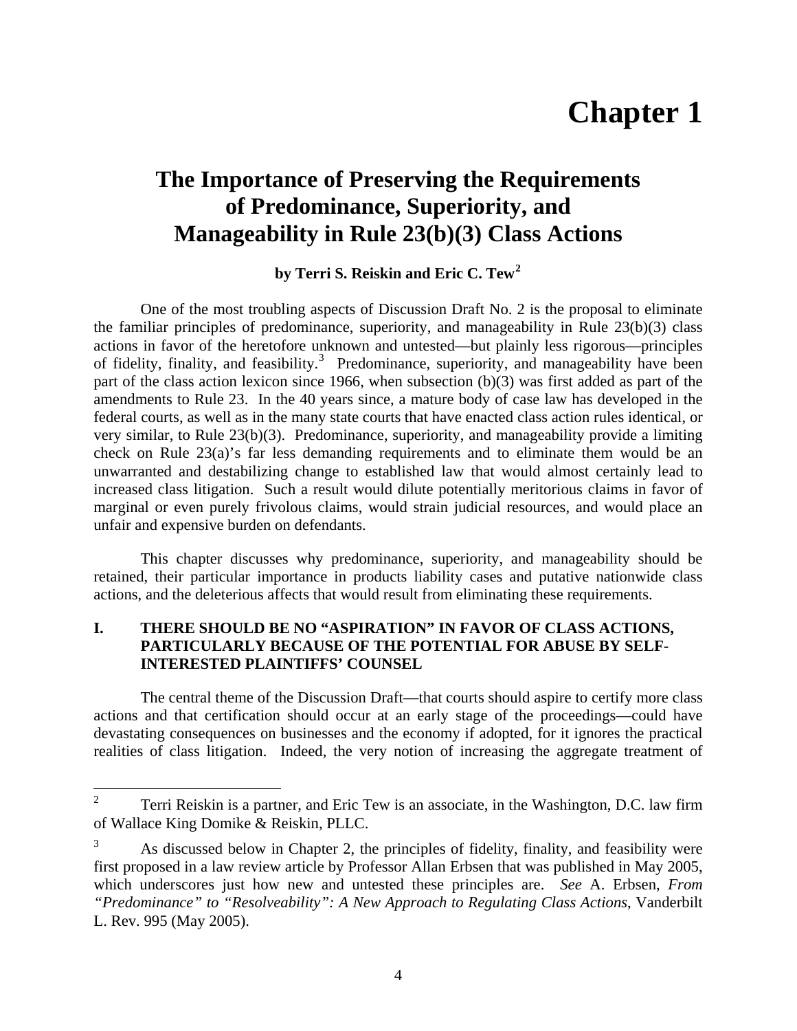# Chapter 1

## The Importance of Preserving the Requirements of Predominance, Superiority, and Manageability in Rule 23(b)(3) Class Actions

**by Terri S. Reiskin and Eric C. Tew[2]**

One of the most troubling aspects of Discussion Draft No. 2 is the proposal to eliminate the familiar principles of predominance, superiority, and manageability in Rule 23(b)(3) class actions in favor of the heretofore unknown and untested—but plainly less rigorous—principles of fidelity, finality, and feasibility.[3] Predominance, superiority, and manageability have been part of the class action lexicon since 1966, when subsection (b)(3) was first added as part of the amendments to Rule 23. In the 40 years since, a mature body of case law has developed in the federal courts, as well as in the many state courts that have enacted class action rules identical, or very similar, to Rule 23(b)(3). Predominance, superiority, and manageability provide a limiting check on Rule 23(a)'s far less demanding requirements and to eliminate them would be an unwarranted and destabilizing change to established law that would almost certainly lead to increased class litigation. Such a result would dilute potentially meritorious claims in favor of marginal or even purely frivolous claims, would strain judicial resources, and would place an unfair and expensive burden on defendants.

This chapter discusses why predominance, superiority, and manageability should be retained, their particular importance in products liability cases and putative nationwide class actions, and the deleterious affects that would result from eliminating these requirements.

### I. THERE SHOULD BE NO "ASPIRATION" IN FAVOR OF CLASS ACTIONS, PARTICULARLY BECAUSE OF THE POTENTIAL FOR ABUSE BY SELF-INTERESTED PLAINTIFFS' COUNSEL

The central theme of the Discussion Draft—that courts should aspire to certify more class actions and that certification should occur at an early stage of the proceedings—could have devastating consequences on businesses and the economy if adopted, for it ignores the practical realities of class litigation. Indeed, the very notion of increasing the aggregate treatment of

---

[2] Terri Reiskin is a partner, and Eric Tew is an associate, in the Washington, D.C. law firm of Wallace King Domike & Reiskin, PLLC.

[3] As discussed below in Chapter 2, the principles of fidelity, finality, and feasibility were first proposed in a law review article by Professor Allan Erbsen that was published in May 2005, which underscores just how new and untested these principles are. *See* A. Erbsen, *From "Predominance" to "Resolveability": A New Approach to Regulating Class Actions*, Vanderbilt L. Rev. 995 (May 2005).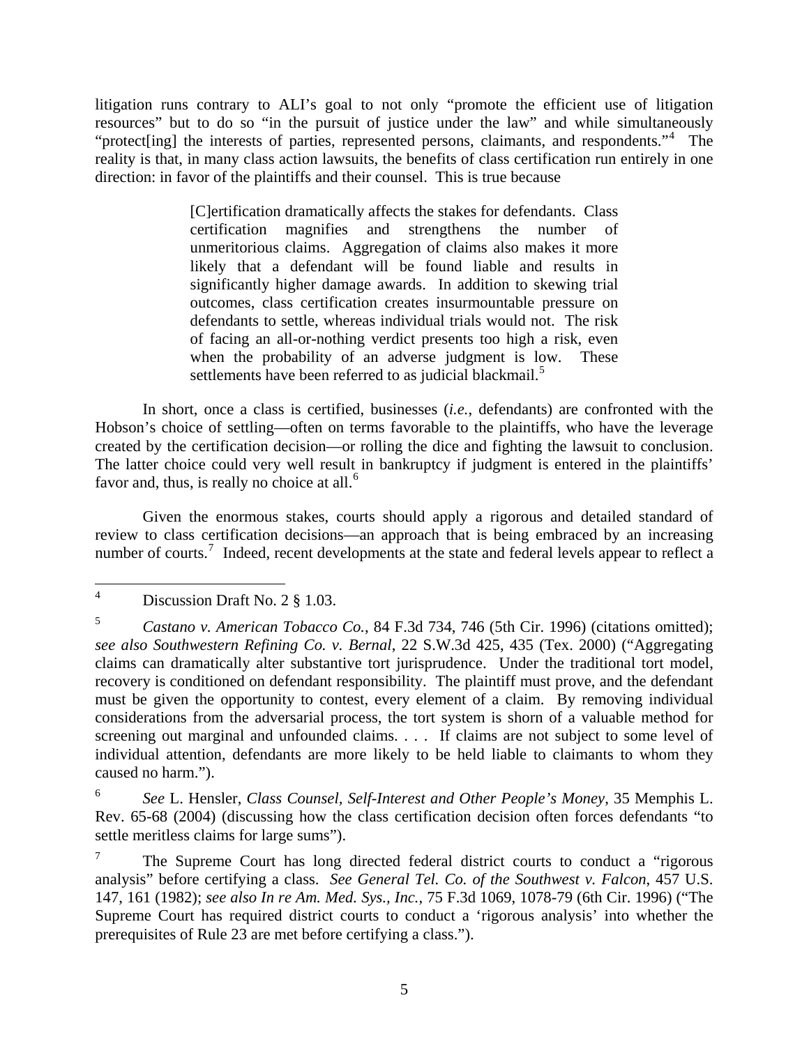litigation runs contrary to ALI's goal to not only "promote the efficient use of litigation resources" but to do so "in the pursuit of justice under the law" and while simultaneously "protect[ing] the interests of parties, represented persons, claimants, and respondents."[4] The reality is that, in many class action lawsuits, the benefits of class certification run entirely in one direction: in favor of the plaintiffs and their counsel. This is true because

> [C]ertification dramatically affects the stakes for defendants. Class certification magnifies and strengthens the number of unmeritorious claims. Aggregation of claims also makes it more likely that a defendant will be found liable and results in significantly higher damage awards. In addition to skewing trial outcomes, class certification creates insurmountable pressure on defendants to settle, whereas individual trials would not. The risk of facing an all-or-nothing verdict presents too high a risk, even when the probability of an adverse judgment is low. These settlements have been referred to as judicial blackmail.[5]

In short, once a class is certified, businesses (*i.e.*, defendants) are confronted with the Hobson's choice of settling—often on terms favorable to the plaintiffs, who have the leverage created by the certification decision—or rolling the dice and fighting the lawsuit to conclusion. The latter choice could very well result in bankruptcy if judgment is entered in the plaintiffs' favor and, thus, is really no choice at all.[6]

Given the enormous stakes, courts should apply a rigorous and detailed standard of review to class certification decisions—an approach that is being embraced by an increasing number of courts.[7] Indeed, recent developments at the state and federal levels appear to reflect a

---

[4] Discussion Draft No. 2 § 1.03.

[5] *Castano v. American Tobacco Co.*, 84 F.3d 734, 746 (5th Cir. 1996) (citations omitted); *see also Southwestern Refining Co. v. Bernal*, 22 S.W.3d 425, 435 (Tex. 2000) ("Aggregating claims can dramatically alter substantive tort jurisprudence. Under the traditional tort model, recovery is conditioned on defendant responsibility. The plaintiff must prove, and the defendant must be given the opportunity to contest, every element of a claim. By removing individual considerations from the adversarial process, the tort system is shorn of a valuable method for screening out marginal and unfounded claims. . . . If claims are not subject to some level of individual attention, defendants are more likely to be held liable to claimants to whom they caused no harm.").

[6] *See* L. Hensler, *Class Counsel, Self-Interest and Other People's Money*, 35 Memphis L. Rev. 65-68 (2004) (discussing how the class certification decision often forces defendants "to settle meritless claims for large sums").

[7] The Supreme Court has long directed federal district courts to conduct a "rigorous analysis" before certifying a class. *See General Tel. Co. of the Southwest v. Falcon*, 457 U.S. 147, 161 (1982); *see also In re Am. Med. Sys., Inc.*, 75 F.3d 1069, 1078-79 (6th Cir. 1996) ("The Supreme Court has required district courts to conduct a 'rigorous analysis' into whether the prerequisites of Rule 23 are met before certifying a class.").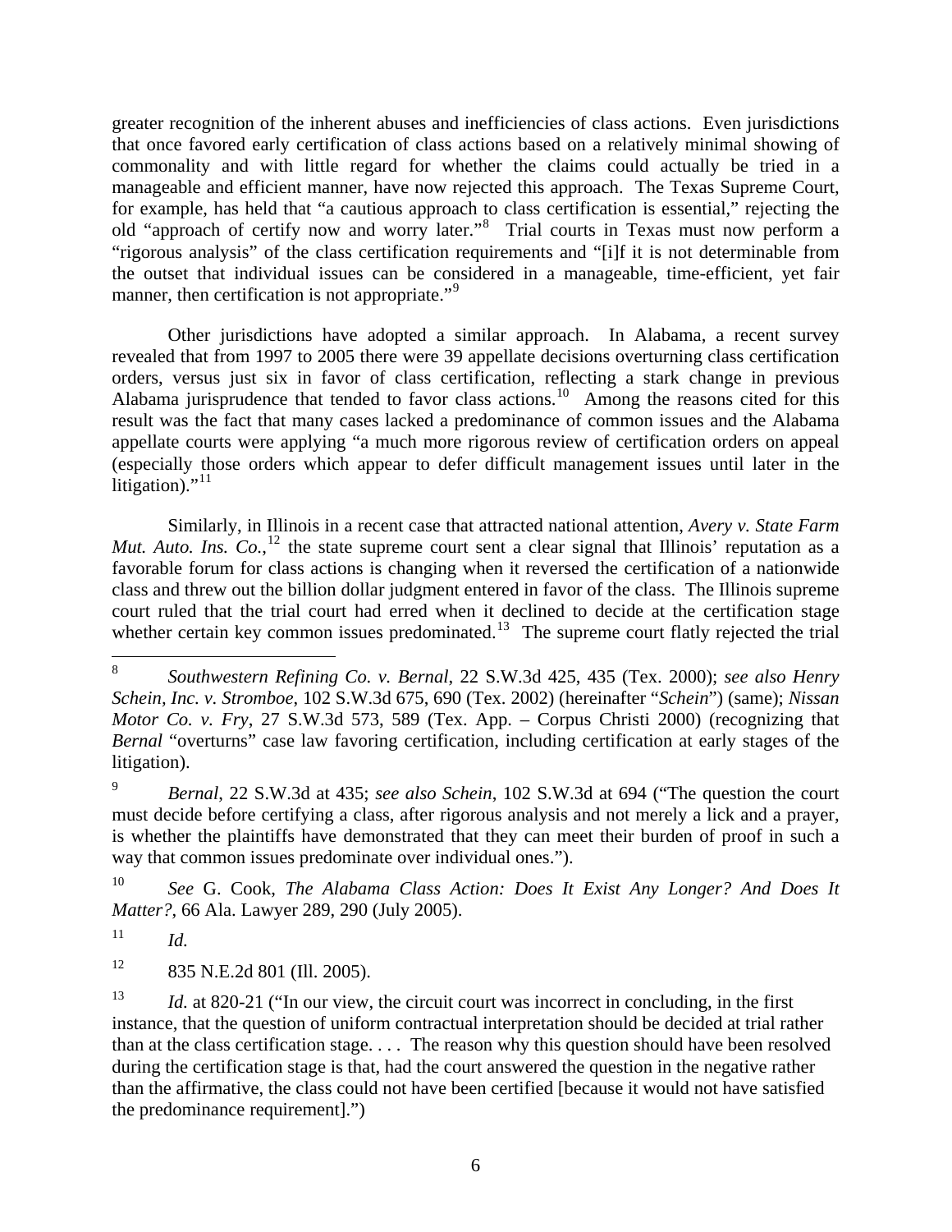greater recognition of the inherent abuses and inefficiencies of class actions. Even jurisdictions that once favored early certification of class actions based on a relatively minimal showing of commonality and with little regard for whether the claims could actually be tried in a manageable and efficient manner, have now rejected this approach. The Texas Supreme Court, for example, has held that "a cautious approach to class certification is essential," rejecting the old "approach of certify now and worry later."[8] Trial courts in Texas must now perform a "rigorous analysis" of the class certification requirements and "[i]f it is not determinable from the outset that individual issues can be considered in a manageable, time-efficient, yet fair manner, then certification is not appropriate."[9]

Other jurisdictions have adopted a similar approach. In Alabama, a recent survey revealed that from 1997 to 2005 there were 39 appellate decisions overturning class certification orders, versus just six in favor of class certification, reflecting a stark change in previous Alabama jurisprudence that tended to favor class actions.[10] Among the reasons cited for this result was the fact that many cases lacked a predominance of common issues and the Alabama appellate courts were applying "a much more rigorous review of certification orders on appeal (especially those orders which appear to defer difficult management issues until later in the litigation)."[11]

Similarly, in Illinois in a recent case that attracted national attention, *Avery v. State Farm Mut. Auto. Ins. Co.*,[12] the state supreme court sent a clear signal that Illinois' reputation as a favorable forum for class actions is changing when it reversed the certification of a nationwide class and threw out the billion dollar judgment entered in favor of the class. The Illinois supreme court ruled that the trial court had erred when it declined to decide at the certification stage whether certain key common issues predominated.[13] The supreme court flatly rejected the trial

---

[8] *Southwestern Refining Co. v. Bernal*, 22 S.W.3d 425, 435 (Tex. 2000); *see also Henry Schein, Inc. v. Stromboe*, 102 S.W.3d 675, 690 (Tex. 2002) (hereinafter "*Schein*") (same); *Nissan Motor Co. v. Fry*, 27 S.W.3d 573, 589 (Tex. App. – Corpus Christi 2000) (recognizing that *Bernal* "overturns" case law favoring certification, including certification at early stages of the litigation).

[9] *Bernal*, 22 S.W.3d at 435; *see also Schein*, 102 S.W.3d at 694 ("The question the court must decide before certifying a class, after rigorous analysis and not merely a lick and a prayer, is whether the plaintiffs have demonstrated that they can meet their burden of proof in such a way that common issues predominate over individual ones.").

[10] *See* G. Cook, *The Alabama Class Action: Does It Exist Any Longer? And Does It Matter?*, 66 Ala. Lawyer 289, 290 (July 2005).

[11] *Id.*

[12] 835 N.E.2d 801 (Ill. 2005).

[13] *Id.* at 820-21 ("In our view, the circuit court was incorrect in concluding, in the first instance, that the question of uniform contractual interpretation should be decided at trial rather than at the class certification stage. . . . The reason why this question should have been resolved during the certification stage is that, had the court answered the question in the negative rather than the affirmative, the class could not have been certified [because it would not have satisfied the predominance requirement].")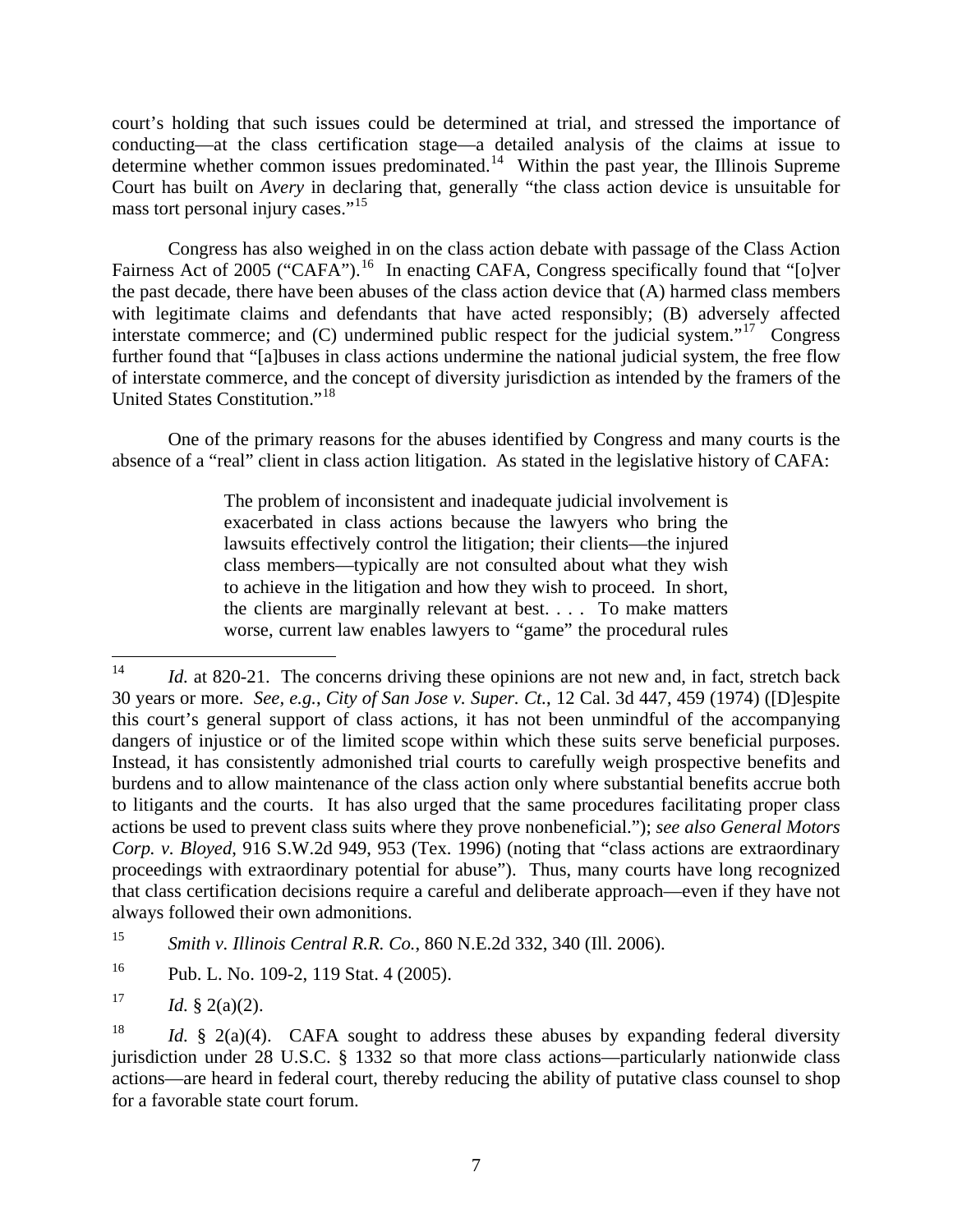court's holding that such issues could be determined at trial, and stressed the importance of conducting—at the class certification stage—a detailed analysis of the claims at issue to determine whether common issues predominated.[14] Within the past year, the Illinois Supreme Court has built on *Avery* in declaring that, generally "the class action device is unsuitable for mass tort personal injury cases."[15]

Congress has also weighed in on the class action debate with passage of the Class Action Fairness Act of 2005 ("CAFA").[16] In enacting CAFA, Congress specifically found that "[o]ver the past decade, there have been abuses of the class action device that (A) harmed class members with legitimate claims and defendants that have acted responsibly; (B) adversely affected interstate commerce; and (C) undermined public respect for the judicial system."[17] Congress further found that "[a]buses in class actions undermine the national judicial system, the free flow of interstate commerce, and the concept of diversity jurisdiction as intended by the framers of the United States Constitution."[18]

One of the primary reasons for the abuses identified by Congress and many courts is the absence of a "real" client in class action litigation. As stated in the legislative history of CAFA:

> The problem of inconsistent and inadequate judicial involvement is exacerbated in class actions because the lawyers who bring the lawsuits effectively control the litigation; their clients—the injured class members—typically are not consulted about what they wish to achieve in the litigation and how they wish to proceed. In short, the clients are marginally relevant at best. . . . To make matters worse, current law enables lawyers to "game" the procedural rules

---

[14] *Id.* at 820-21. The concerns driving these opinions are not new and, in fact, stretch back 30 years or more. *See, e.g.*, *City of San Jose v. Super. Ct.*, 12 Cal. 3d 447, 459 (1974) ([D]espite this court's general support of class actions, it has not been unmindful of the accompanying dangers of injustice or of the limited scope within which these suits serve beneficial purposes. Instead, it has consistently admonished trial courts to carefully weigh prospective benefits and burdens and to allow maintenance of the class action only where substantial benefits accrue both to litigants and the courts. It has also urged that the same procedures facilitating proper class actions be used to prevent class suits where they prove nonbeneficial."); *see also General Motors Corp. v. Bloyed*, 916 S.W.2d 949, 953 (Tex. 1996) (noting that "class actions are extraordinary proceedings with extraordinary potential for abuse"). Thus, many courts have long recognized that class certification decisions require a careful and deliberate approach—even if they have not always followed their own admonitions.

[15] *Smith v. Illinois Central R.R. Co.*, 860 N.E.2d 332, 340 (Ill. 2006).

[16] Pub. L. No. 109-2, 119 Stat. 4 (2005).

[17] *Id.* § 2(a)(2).

[18] *Id.* § 2(a)(4). CAFA sought to address these abuses by expanding federal diversity jurisdiction under 28 U.S.C. § 1332 so that more class actions—particularly nationwide class actions—are heard in federal court, thereby reducing the ability of putative class counsel to shop for a favorable state court forum.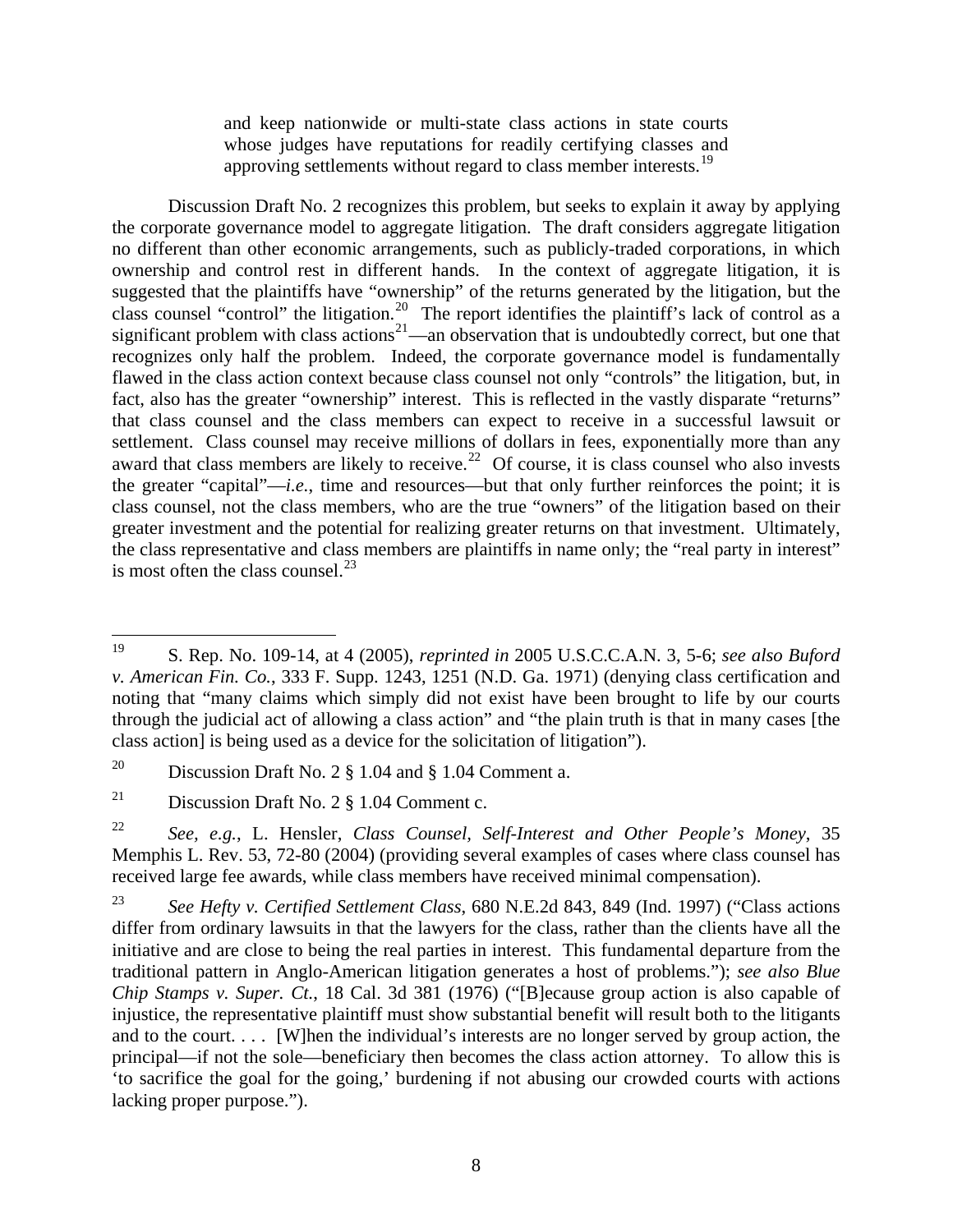> and keep nationwide or multi-state class actions in state courts whose judges have reputations for readily certifying classes and approving settlements without regard to class member interests.[19]

Discussion Draft No. 2 recognizes this problem, but seeks to explain it away by applying the corporate governance model to aggregate litigation. The draft considers aggregate litigation no different than other economic arrangements, such as publicly-traded corporations, in which ownership and control rest in different hands. In the context of aggregate litigation, it is suggested that the plaintiffs have "ownership" of the returns generated by the litigation, but the class counsel "control" the litigation.[20] The report identifies the plaintiff's lack of control as a significant problem with class actions[21]—an observation that is undoubtedly correct, but one that recognizes only half the problem. Indeed, the corporate governance model is fundamentally flawed in the class action context because class counsel not only "controls" the litigation, but, in fact, also has the greater "ownership" interest. This is reflected in the vastly disparate "returns" that class counsel and the class members can expect to receive in a successful lawsuit or settlement. Class counsel may receive millions of dollars in fees, exponentially more than any award that class members are likely to receive.[22] Of course, it is class counsel who also invests the greater "capital"—*i.e.*, time and resources—but that only further reinforces the point; it is class counsel, not the class members, who are the true "owners" of the litigation based on their greater investment and the potential for realizing greater returns on that investment. Ultimately, the class representative and class members are plaintiffs in name only; the "real party in interest" is most often the class counsel.[23]

---

[19] S. Rep. No. 109-14, at 4 (2005), *reprinted in* 2005 U.S.C.C.A.N. 3, 5-6; *see also Buford v. American Fin. Co.*, 333 F. Supp. 1243, 1251 (N.D. Ga. 1971) (denying class certification and noting that "many claims which simply did not exist have been brought to life by our courts through the judicial act of allowing a class action" and "the plain truth is that in many cases [the class action] is being used as a device for the solicitation of litigation").

[20] Discussion Draft No. 2 § 1.04 and § 1.04 Comment a.

[21] Discussion Draft No. 2 § 1.04 Comment c.

[22] *See, e.g.*, L. Hensler, *Class Counsel, Self-Interest and Other People's Money*, 35 Memphis L. Rev. 53, 72-80 (2004) (providing several examples of cases where class counsel has received large fee awards, while class members have received minimal compensation).

[23] *See Hefty v. Certified Settlement Class*, 680 N.E.2d 843, 849 (Ind. 1997) ("Class actions differ from ordinary lawsuits in that the lawyers for the class, rather than the clients have all the initiative and are close to being the real parties in interest. This fundamental departure from the traditional pattern in Anglo-American litigation generates a host of problems."); *see also Blue Chip Stamps v. Super. Ct.*, 18 Cal. 3d 381 (1976) ("[B]ecause group action is also capable of injustice, the representative plaintiff must show substantial benefit will result both to the litigants and to the court. . . . [W]hen the individual's interests are no longer served by group action, the principal—if not the sole—beneficiary then becomes the class action attorney. To allow this is 'to sacrifice the goal for the going,' burdening if not abusing our crowded courts with actions lacking proper purpose.").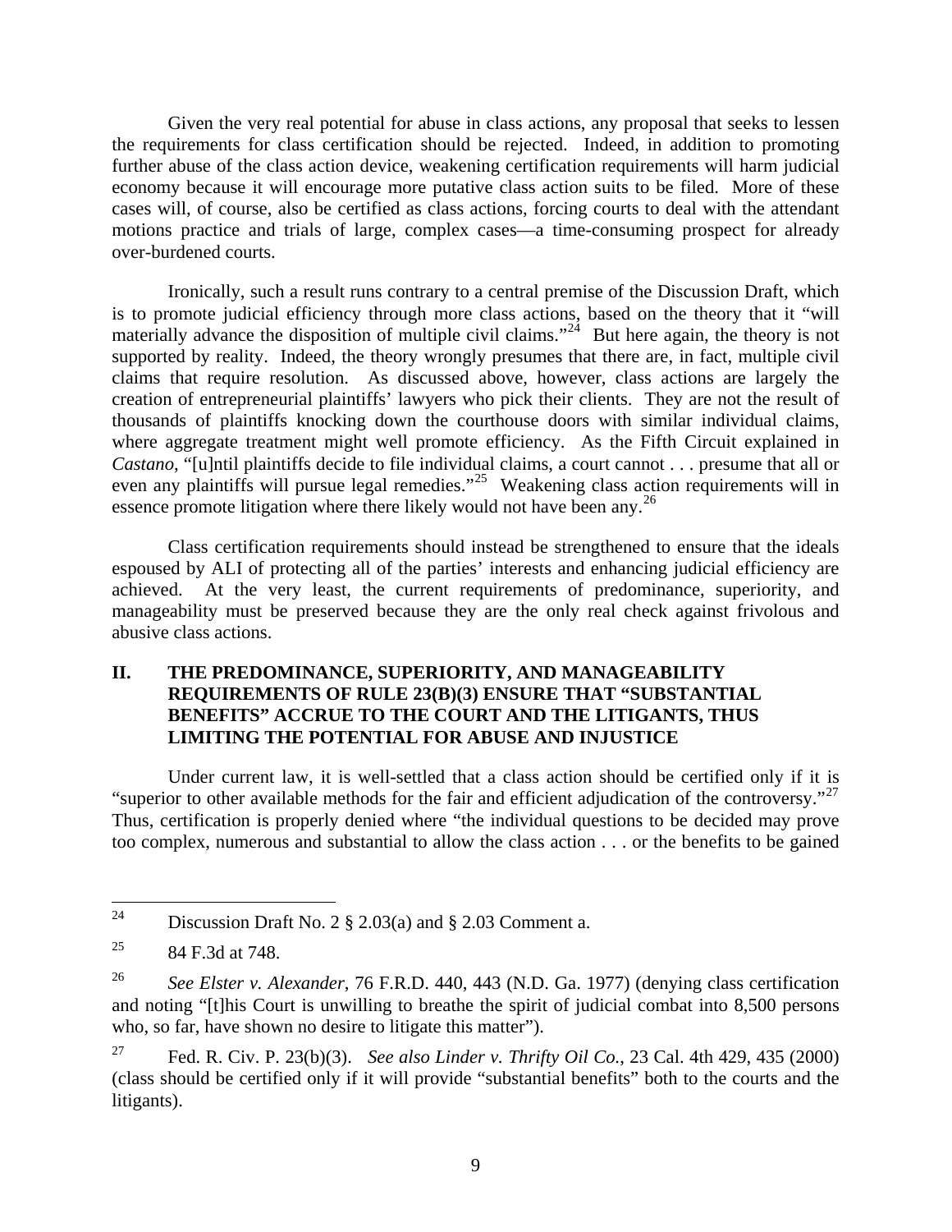Given the very real potential for abuse in class actions, any proposal that seeks to lessen the requirements for class certification should be rejected. Indeed, in addition to promoting further abuse of the class action device, weakening certification requirements will harm judicial economy because it will encourage more putative class action suits to be filed. More of these cases will, of course, also be certified as class actions, forcing courts to deal with the attendant motions practice and trials of large, complex cases—a time-consuming prospect for already over-burdened courts.

Ironically, such a result runs contrary to a central premise of the Discussion Draft, which is to promote judicial efficiency through more class actions, based on the theory that it "will materially advance the disposition of multiple civil claims."[24] But here again, the theory is not supported by reality. Indeed, the theory wrongly presumes that there are, in fact, multiple civil claims that require resolution. As discussed above, however, class actions are largely the creation of entrepreneurial plaintiffs' lawyers who pick their clients. They are not the result of thousands of plaintiffs knocking down the courthouse doors with similar individual claims, where aggregate treatment might well promote efficiency. As the Fifth Circuit explained in *Castano*, "[u]ntil plaintiffs decide to file individual claims, a court cannot . . . presume that all or even any plaintiffs will pursue legal remedies."[25] Weakening class action requirements will in essence promote litigation where there likely would not have been any.[26]

Class certification requirements should instead be strengthened to ensure that the ideals espoused by ALI of protecting all of the parties' interests and enhancing judicial efficiency are achieved. At the very least, the current requirements of predominance, superiority, and manageability must be preserved because they are the only real check against frivolous and abusive class actions.

## II. THE PREDOMINANCE, SUPERIORITY, AND MANAGEABILITY REQUIREMENTS OF RULE 23(B)(3) ENSURE THAT "SUBSTANTIAL BENEFITS" ACCRUE TO THE COURT AND THE LITIGANTS, THUS LIMITING THE POTENTIAL FOR ABUSE AND INJUSTICE

Under current law, it is well-settled that a class action should be certified only if it is "superior to other available methods for the fair and efficient adjudication of the controversy."[27] Thus, certification is properly denied where "the individual questions to be decided may prove too complex, numerous and substantial to allow the class action . . . or the benefits to be gained

---

[24] Discussion Draft No. 2 § 2.03(a) and § 2.03 Comment a.

[25] 84 F.3d at 748.

[26] *See Elster v. Alexander*, 76 F.R.D. 440, 443 (N.D. Ga. 1977) (denying class certification and noting "[t]his Court is unwilling to breathe the spirit of judicial combat into 8,500 persons who, so far, have shown no desire to litigate this matter").

[27] Fed. R. Civ. P. 23(b)(3). *See also Linder v. Thrifty Oil Co.*, 23 Cal. 4th 429, 435 (2000) (class should be certified only if it will provide "substantial benefits" both to the courts and the litigants).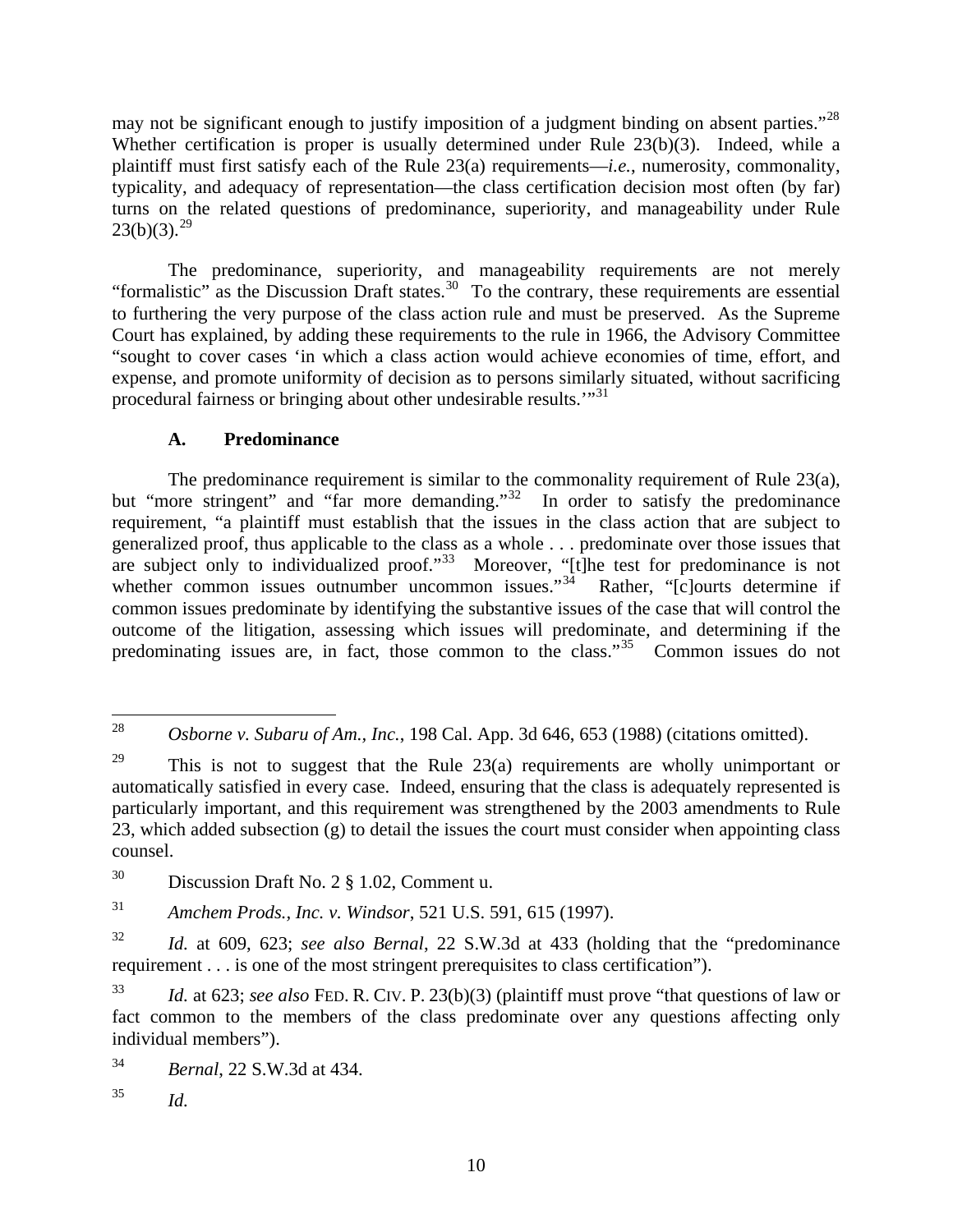may not be significant enough to justify imposition of a judgment binding on absent parties."[28] Whether certification is proper is usually determined under Rule 23(b)(3). Indeed, while a plaintiff must first satisfy each of the Rule 23(a) requirements—*i.e.*, numerosity, commonality, typicality, and adequacy of representation—the class certification decision most often (by far) turns on the related questions of predominance, superiority, and manageability under Rule 23(b)(3).[29]

The predominance, superiority, and manageability requirements are not merely "formalistic" as the Discussion Draft states.[30] To the contrary, these requirements are essential to furthering the very purpose of the class action rule and must be preserved. As the Supreme Court has explained, by adding these requirements to the rule in 1966, the Advisory Committee "sought to cover cases 'in which a class action would achieve economies of time, effort, and expense, and promote uniformity of decision as to persons similarly situated, without sacrificing procedural fairness or bringing about other undesirable results.'"[31]

### A. Predominance

The predominance requirement is similar to the commonality requirement of Rule 23(a), but "more stringent" and "far more demanding."[32] In order to satisfy the predominance requirement, "a plaintiff must establish that the issues in the class action that are subject to generalized proof, thus applicable to the class as a whole . . . predominate over those issues that are subject only to individualized proof."[33] Moreover, "[t]he test for predominance is not whether common issues outnumber uncommon issues."[34] Rather, "[c]ourts determine if common issues predominate by identifying the substantive issues of the case that will control the outcome of the litigation, assessing which issues will predominate, and determining if the predominating issues are, in fact, those common to the class."[35] Common issues do not

---

[28] *Osborne v. Subaru of Am., Inc.*, 198 Cal. App. 3d 646, 653 (1988) (citations omitted).

[29] This is not to suggest that the Rule 23(a) requirements are wholly unimportant or automatically satisfied in every case. Indeed, ensuring that the class is adequately represented is particularly important, and this requirement was strengthened by the 2003 amendments to Rule 23, which added subsection (g) to detail the issues the court must consider when appointing class counsel.

[30] Discussion Draft No. 2 § 1.02, Comment u.

[31] *Amchem Prods., Inc. v. Windsor*, 521 U.S. 591, 615 (1997).

[32] *Id.* at 609, 623; *see also Bernal*, 22 S.W.3d at 433 (holding that the "predominance requirement . . . is one of the most stringent prerequisites to class certification").

[33] *Id.* at 623; *see also* FED. R. CIV. P. 23(b)(3) (plaintiff must prove "that questions of law or fact common to the members of the class predominate over any questions affecting only individual members").

[34] *Bernal*, 22 S.W.3d at 434.

[35] *Id.*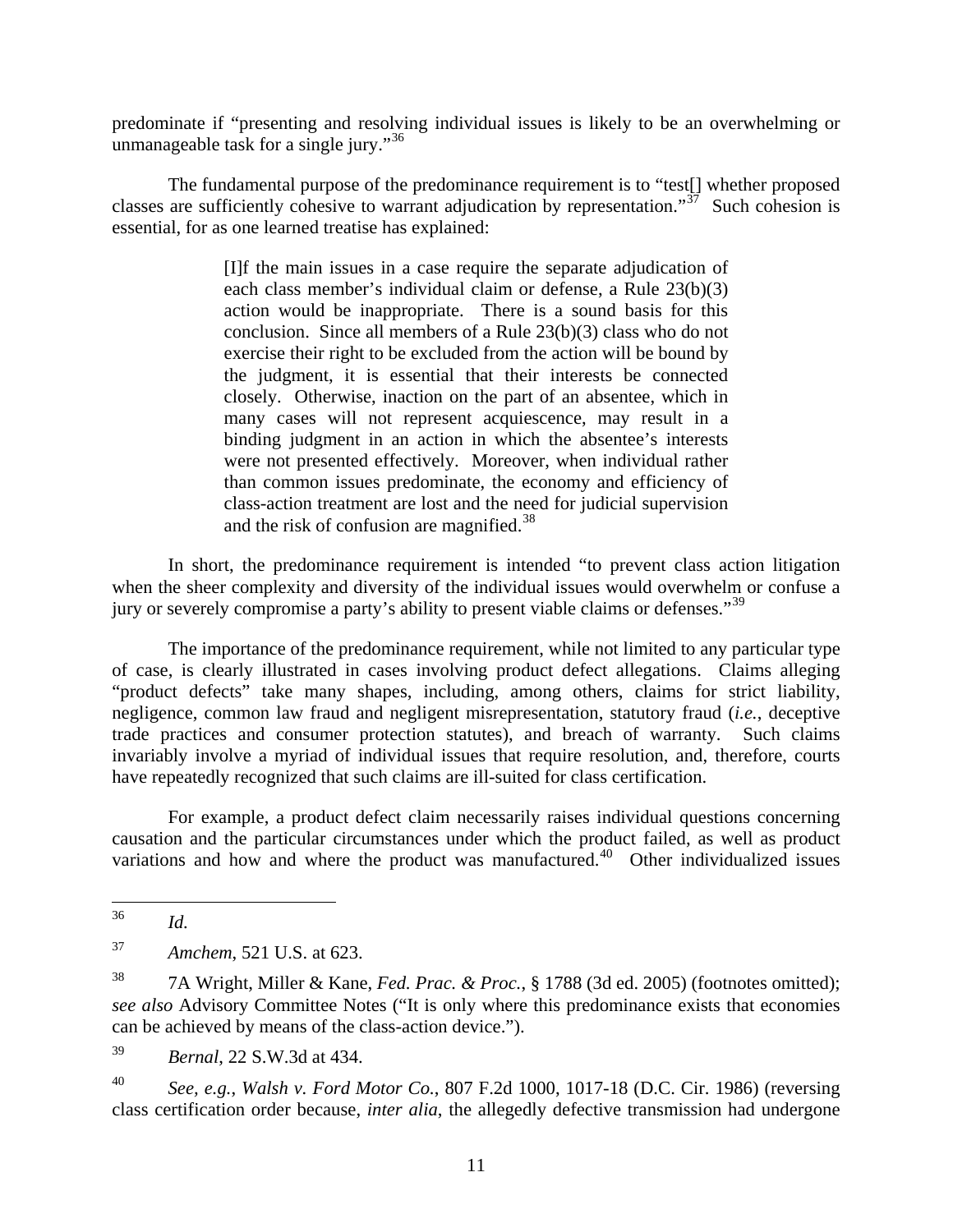predominate if "presenting and resolving individual issues is likely to be an overwhelming or unmanageable task for a single jury."[36]

The fundamental purpose of the predominance requirement is to "test[] whether proposed classes are sufficiently cohesive to warrant adjudication by representation."[37] Such cohesion is essential, for as one learned treatise has explained:

> [I]f the main issues in a case require the separate adjudication of each class member's individual claim or defense, a Rule 23(b)(3) action would be inappropriate. There is a sound basis for this conclusion. Since all members of a Rule 23(b)(3) class who do not exercise their right to be excluded from the action will be bound by the judgment, it is essential that their interests be connected closely. Otherwise, inaction on the part of an absentee, which in many cases will not represent acquiescence, may result in a binding judgment in an action in which the absentee's interests were not presented effectively. Moreover, when individual rather than common issues predominate, the economy and efficiency of class-action treatment are lost and the need for judicial supervision and the risk of confusion are magnified.[38]

In short, the predominance requirement is intended "to prevent class action litigation when the sheer complexity and diversity of the individual issues would overwhelm or confuse a jury or severely compromise a party's ability to present viable claims or defenses."[39]

The importance of the predominance requirement, while not limited to any particular type of case, is clearly illustrated in cases involving product defect allegations. Claims alleging "product defects" take many shapes, including, among others, claims for strict liability, negligence, common law fraud and negligent misrepresentation, statutory fraud (*i.e.*, deceptive trade practices and consumer protection statutes), and breach of warranty. Such claims invariably involve a myriad of individual issues that require resolution, and, therefore, courts have repeatedly recognized that such claims are ill-suited for class certification.

For example, a product defect claim necessarily raises individual questions concerning causation and the particular circumstances under which the product failed, as well as product variations and how and where the product was manufactured.[40] Other individualized issues

---

[36] *Id.*

[37] *Amchem*, 521 U.S. at 623.

[38] 7A Wright, Miller & Kane, *Fed. Prac. & Proc.*, § 1788 (3d ed. 2005) (footnotes omitted); *see also* Advisory Committee Notes ("It is only where this predominance exists that economies can be achieved by means of the class-action device.").

[39] *Bernal*, 22 S.W.3d at 434.

[40] *See, e.g.*, *Walsh v. Ford Motor Co.*, 807 F.2d 1000, 1017-18 (D.C. Cir. 1986) (reversing class certification order because, *inter alia*, the allegedly defective transmission had undergone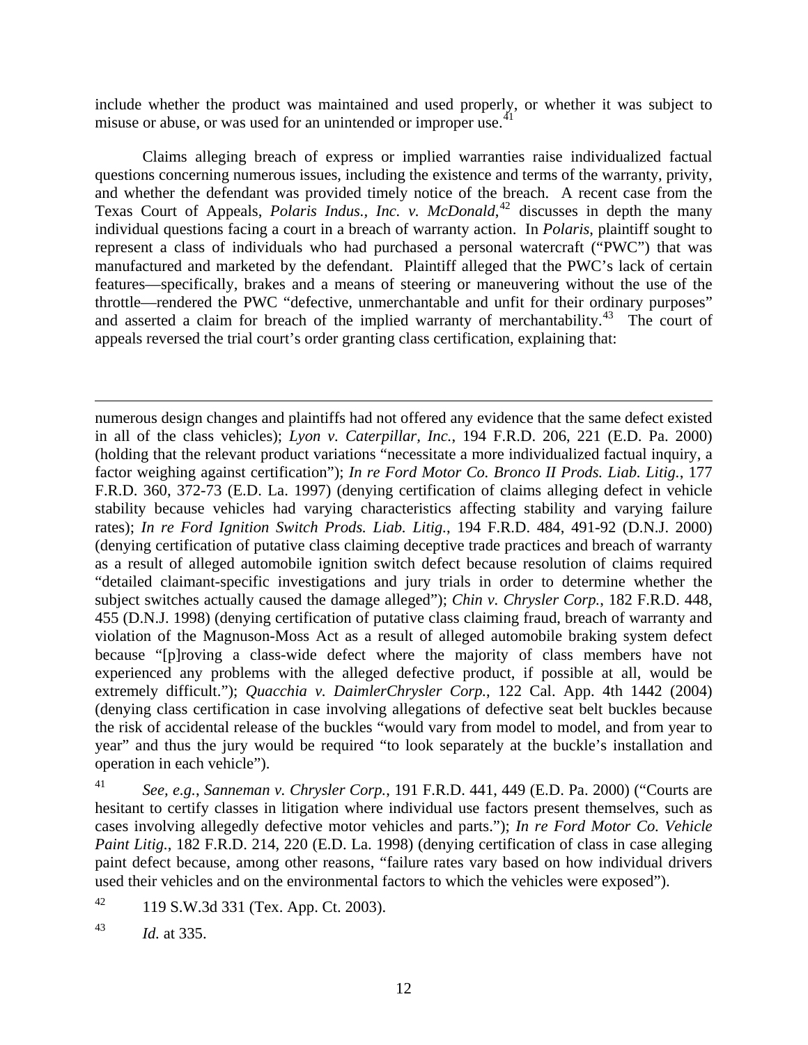include whether the product was maintained and used properly, or whether it was subject to misuse or abuse, or was used for an unintended or improper use.[41]

Claims alleging breach of express or implied warranties raise individualized factual questions concerning numerous issues, including the existence and terms of the warranty, privity, and whether the defendant was provided timely notice of the breach. A recent case from the Texas Court of Appeals, *Polaris Indus., Inc. v. McDonald*,[42] discusses in depth the many individual questions facing a court in a breach of warranty action. In *Polaris*, plaintiff sought to represent a class of individuals who had purchased a personal watercraft ("PWC") that was manufactured and marketed by the defendant. Plaintiff alleged that the PWC's lack of certain features—specifically, brakes and a means of steering or maneuvering without the use of the throttle—rendered the PWC "defective, unmerchantable and unfit for their ordinary purposes" and asserted a claim for breach of the implied warranty of merchantability.[43] The court of appeals reversed the trial court's order granting class certification, explaining that:

---

numerous design changes and plaintiffs had not offered any evidence that the same defect existed in all of the class vehicles); *Lyon v. Caterpillar, Inc.*, 194 F.R.D. 206, 221 (E.D. Pa. 2000) (holding that the relevant product variations "necessitate a more individualized factual inquiry, a factor weighing against certification"); *In re Ford Motor Co. Bronco II Prods. Liab. Litig.*, 177 F.R.D. 360, 372-73 (E.D. La. 1997) (denying certification of claims alleging defect in vehicle stability because vehicles had varying characteristics affecting stability and varying failure rates); *In re Ford Ignition Switch Prods. Liab. Litig.*, 194 F.R.D. 484, 491-92 (D.N.J. 2000) (denying certification of putative class claiming deceptive trade practices and breach of warranty as a result of alleged automobile ignition switch defect because resolution of claims required "detailed claimant-specific investigations and jury trials in order to determine whether the subject switches actually caused the damage alleged"); *Chin v. Chrysler Corp.*, 182 F.R.D. 448, 455 (D.N.J. 1998) (denying certification of putative class claiming fraud, breach of warranty and violation of the Magnuson-Moss Act as a result of alleged automobile braking system defect because "[p]roving a class-wide defect where the majority of class members have not experienced any problems with the alleged defective product, if possible at all, would be extremely difficult."); *Quacchia v. DaimlerChrysler Corp.*, 122 Cal. App. 4th 1442 (2004) (denying class certification in case involving allegations of defective seat belt buckles because the risk of accidental release of the buckles "would vary from model to model, and from year to year" and thus the jury would be required "to look separately at the buckle's installation and operation in each vehicle").

[41] *See, e.g.*, *Sanneman v. Chrysler Corp.*, 191 F.R.D. 441, 449 (E.D. Pa. 2000) ("Courts are hesitant to certify classes in litigation where individual use factors present themselves, such as cases involving allegedly defective motor vehicles and parts."); *In re Ford Motor Co. Vehicle Paint Litig.*, 182 F.R.D. 214, 220 (E.D. La. 1998) (denying certification of class in case alleging paint defect because, among other reasons, "failure rates vary based on how individual drivers used their vehicles and on the environmental factors to which the vehicles were exposed").

[42] 119 S.W.3d 331 (Tex. App. Ct. 2003).

[43] *Id.* at 335.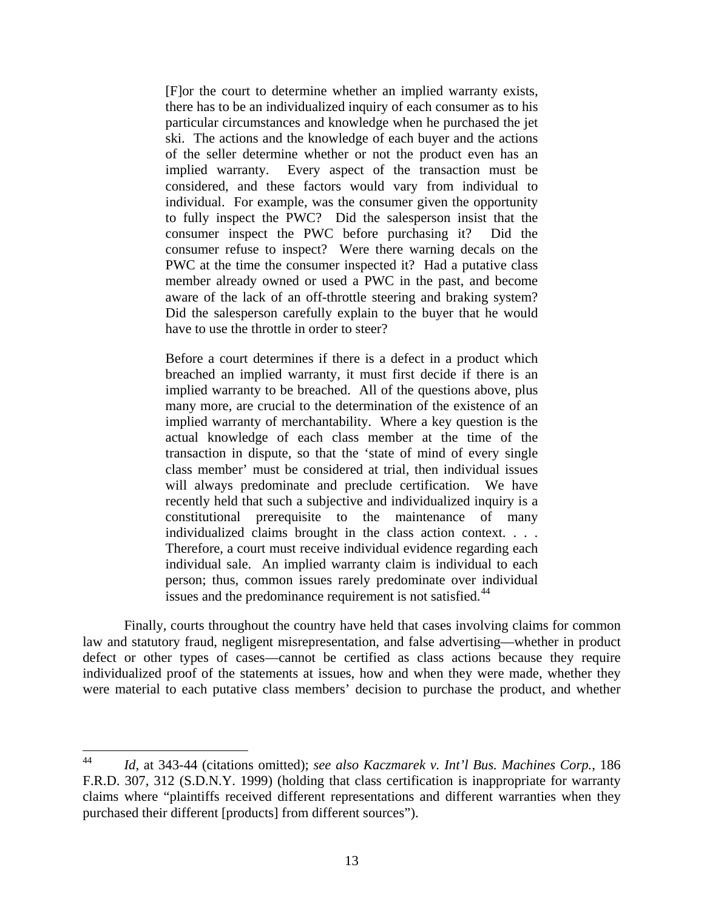> [F]or the court to determine whether an implied warranty exists, there has to be an individualized inquiry of each consumer as to his particular circumstances and knowledge when he purchased the jet ski. The actions and the knowledge of each buyer and the actions of the seller determine whether or not the product even has an implied warranty. Every aspect of the transaction must be considered, and these factors would vary from individual to individual. For example, was the consumer given the opportunity to fully inspect the PWC? Did the salesperson insist that the consumer inspect the PWC before purchasing it? Did the consumer refuse to inspect? Were there warning decals on the PWC at the time the consumer inspected it? Had a putative class member already owned or used a PWC in the past, and become aware of the lack of an off-throttle steering and braking system? Did the salesperson carefully explain to the buyer that he would have to use the throttle in order to steer?
>
> Before a court determines if there is a defect in a product which breached an implied warranty, it must first decide if there is an implied warranty to be breached. All of the questions above, plus many more, are crucial to the determination of the existence of an implied warranty of merchantability. Where a key question is the actual knowledge of each class member at the time of the transaction in dispute, so that the 'state of mind of every single class member' must be considered at trial, then individual issues will always predominate and preclude certification. We have recently held that such a subjective and individualized inquiry is a constitutional prerequisite to the maintenance of many individualized claims brought in the class action context. . . . Therefore, a court must receive individual evidence regarding each individual sale. An implied warranty claim is individual to each person; thus, common issues rarely predominate over individual issues and the predominance requirement is not satisfied.[44]

Finally, courts throughout the country have held that cases involving claims for common law and statutory fraud, negligent misrepresentation, and false advertising—whether in product defect or other types of cases—cannot be certified as class actions because they require individualized proof of the statements at issues, how and when they were made, whether they were material to each putative class members' decision to purchase the product, and whether

---

[44] *Id*, at 343-44 (citations omitted); *see also Kaczmarek v. Int'l Bus. Machines Corp.*, 186 F.R.D. 307, 312 (S.D.N.Y. 1999) (holding that class certification is inappropriate for warranty claims where "plaintiffs received different representations and different warranties when they purchased their different [products] from different sources").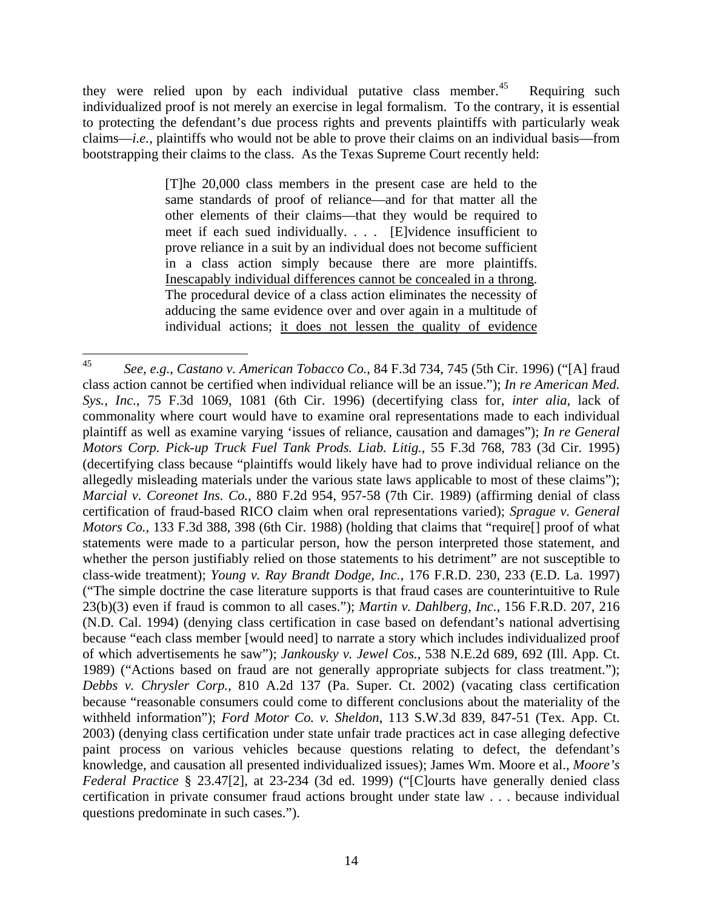they were relied upon by each individual putative class member.[45] Requiring such individualized proof is not merely an exercise in legal formalism. To the contrary, it is essential to protecting the defendant's due process rights and prevents plaintiffs with particularly weak claims—*i.e.*, plaintiffs who would not be able to prove their claims on an individual basis—from bootstrapping their claims to the class. As the Texas Supreme Court recently held:

> [T]he 20,000 class members in the present case are held to the same standards of proof of reliance—and for that matter all the other elements of their claims—that they would be required to meet if each sued individually. . . . [E]vidence insufficient to prove reliance in a suit by an individual does not become sufficient in a class action simply because there are more plaintiffs. <u>Inescapably individual differences cannot be concealed in a throng</u>. The procedural device of a class action eliminates the necessity of adducing the same evidence over and over again in a multitude of individual actions; <u>it does not lessen the quality of evidence</u>

---

[45] *See, e.g.*, *Castano v. American Tobacco Co.*, 84 F.3d 734, 745 (5th Cir. 1996) ("[A] fraud class action cannot be certified when individual reliance will be an issue."); *In re American Med. Sys., Inc.*, 75 F.3d 1069, 1081 (6th Cir. 1996) (decertifying class for, *inter alia*, lack of commonality where court would have to examine oral representations made to each individual plaintiff as well as examine varying 'issues of reliance, causation and damages"); *In re General Motors Corp. Pick-up Truck Fuel Tank Prods. Liab. Litig.*, 55 F.3d 768, 783 (3d Cir. 1995) (decertifying class because "plaintiffs would likely have had to prove individual reliance on the allegedly misleading materials under the various state laws applicable to most of these claims"); *Marcial v. Coreonet Ins. Co.*, 880 F.2d 954, 957-58 (7th Cir. 1989) (affirming denial of class certification of fraud-based RICO claim when oral representations varied); *Sprague v. General Motors Co.*, 133 F.3d 388, 398 (6th Cir. 1988) (holding that claims that "require[] proof of what statements were made to a particular person, how the person interpreted those statement, and whether the person justifiably relied on those statements to his detriment" are not susceptible to class-wide treatment); *Young v. Ray Brandt Dodge, Inc.*, 176 F.R.D. 230, 233 (E.D. La. 1997) ("The simple doctrine the case literature supports is that fraud cases are counterintuitive to Rule 23(b)(3) even if fraud is common to all cases."); *Martin v. Dahlberg, Inc.*, 156 F.R.D. 207, 216 (N.D. Cal. 1994) (denying class certification in case based on defendant's national advertising because "each class member [would need] to narrate a story which includes individualized proof of which advertisements he saw"); *Jankousky v. Jewel Cos.*, 538 N.E.2d 689, 692 (Ill. App. Ct. 1989) ("Actions based on fraud are not generally appropriate subjects for class treatment."); *Debbs v. Chrysler Corp.*, 810 A.2d 137 (Pa. Super. Ct. 2002) (vacating class certification because "reasonable consumers could come to different conclusions about the materiality of the withheld information"); *Ford Motor Co. v. Sheldon*, 113 S.W.3d 839, 847-51 (Tex. App. Ct. 2003) (denying class certification under state unfair trade practices act in case alleging defective paint process on various vehicles because questions relating to defect, the defendant's knowledge, and causation all presented individualized issues); James Wm. Moore et al., *Moore's Federal Practice* § 23.47[2], at 23-234 (3d ed. 1999) ("[C]ourts have generally denied class certification in private consumer fraud actions brought under state law . . . because individual questions predominate in such cases.").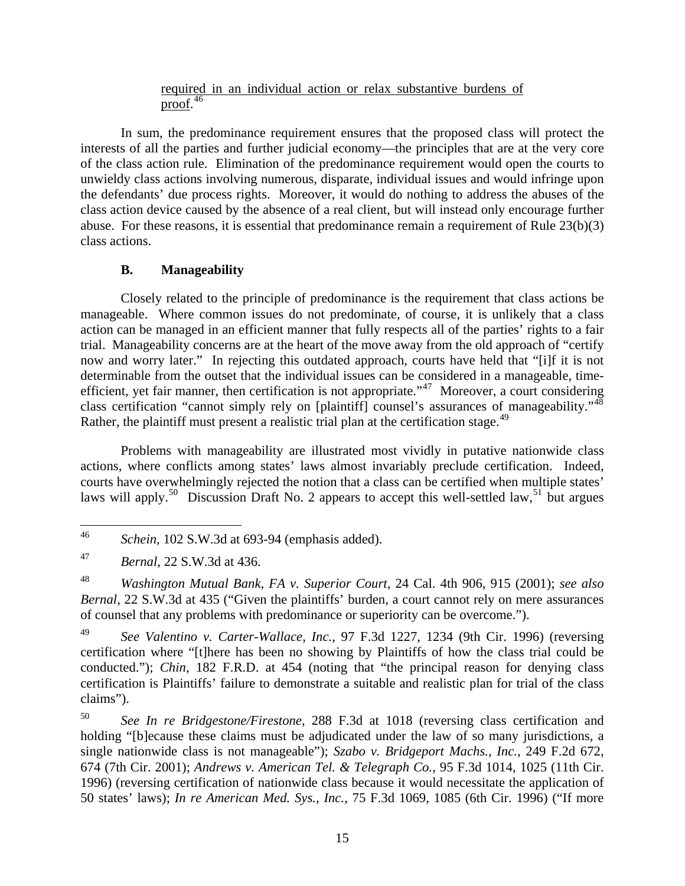required in an individual action or relax substantive burdens of proof.[46]

In sum, the predominance requirement ensures that the proposed class will protect the interests of all the parties and further judicial economy—the principles that are at the very core of the class action rule. Elimination of the predominance requirement would open the courts to unwieldy class actions involving numerous, disparate, individual issues and would infringe upon the defendants' due process rights. Moreover, it would do nothing to address the abuses of the class action device caused by the absence of a real client, but will instead only encourage further abuse. For these reasons, it is essential that predominance remain a requirement of Rule 23(b)(3) class actions.

### B. Manageability

Closely related to the principle of predominance is the requirement that class actions be manageable. Where common issues do not predominate, of course, it is unlikely that a class action can be managed in an efficient manner that fully respects all of the parties' rights to a fair trial. Manageability concerns are at the heart of the move away from the old approach of "certify now and worry later." In rejecting this outdated approach, courts have held that "[i]f it is not determinable from the outset that the individual issues can be considered in a manageable, time-efficient, yet fair manner, then certification is not appropriate."[47] Moreover, a court considering class certification "cannot simply rely on [plaintiff] counsel's assurances of manageability."[48] Rather, the plaintiff must present a realistic trial plan at the certification stage.[49]

Problems with manageability are illustrated most vividly in putative nationwide class actions, where conflicts among states' laws almost invariably preclude certification. Indeed, courts have overwhelmingly rejected the notion that a class can be certified when multiple states' laws will apply.[50] Discussion Draft No. 2 appears to accept this well-settled law,[51] but argues

---

[46] *Schein*, 102 S.W.3d at 693-94 (emphasis added).

[47] *Bernal*, 22 S.W.3d at 436.

[48] *Washington Mutual Bank, FA v. Superior Court*, 24 Cal. 4th 906, 915 (2001); *see also Bernal*, 22 S.W.3d at 435 ("Given the plaintiffs' burden, a court cannot rely on mere assurances of counsel that any problems with predominance or superiority can be overcome.").

[49] *See Valentino v. Carter-Wallace, Inc.*, 97 F.3d 1227, 1234 (9th Cir. 1996) (reversing certification where "[t]here has been no showing by Plaintiffs of how the class trial could be conducted."); *Chin*, 182 F.R.D. at 454 (noting that "the principal reason for denying class certification is Plaintiffs' failure to demonstrate a suitable and realistic plan for trial of the class claims").

[50] *See In re Bridgestone/Firestone*, 288 F.3d at 1018 (reversing class certification and holding "[b]ecause these claims must be adjudicated under the law of so many jurisdictions, a single nationwide class is not manageable"); *Szabo v. Bridgeport Machs., Inc.*, 249 F.2d 672, 674 (7th Cir. 2001); *Andrews v. American Tel. & Telegraph Co.*, 95 F.3d 1014, 1025 (11th Cir. 1996) (reversing certification of nationwide class because it would necessitate the application of 50 states' laws); *In re American Med. Sys., Inc.*, 75 F.3d 1069, 1085 (6th Cir. 1996) ("If more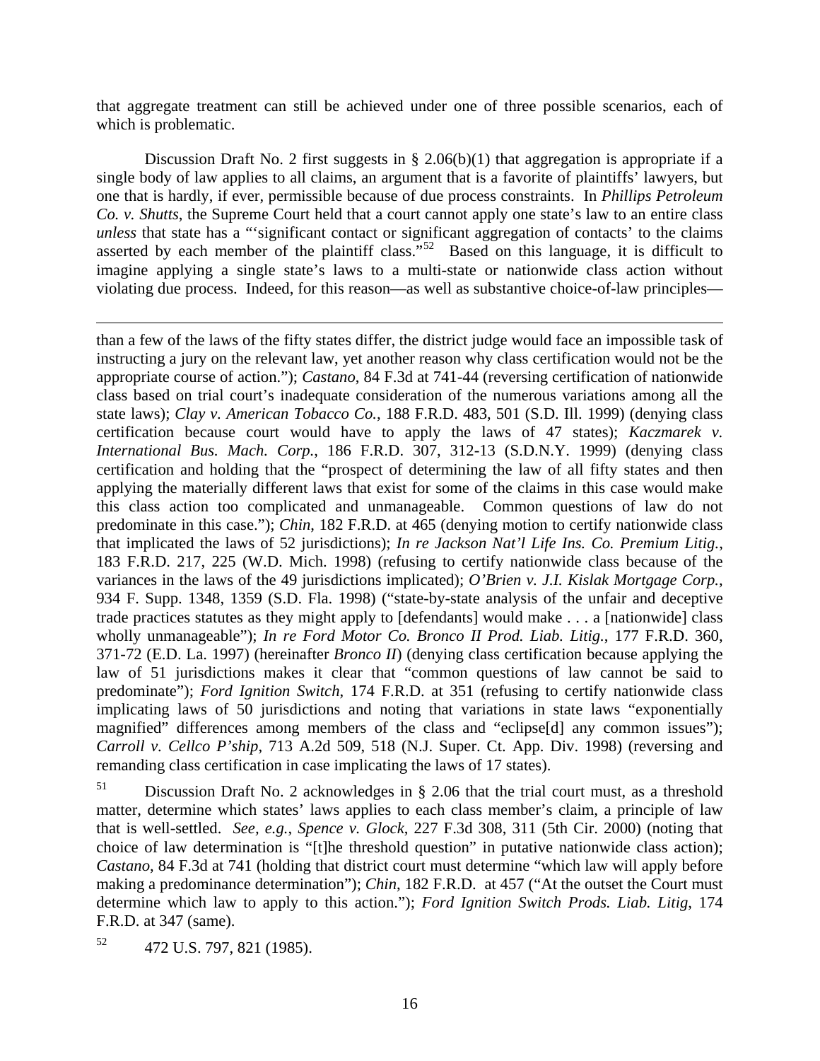that aggregate treatment can still be achieved under one of three possible scenarios, each of which is problematic.

Discussion Draft No. 2 first suggests in § 2.06(b)(1) that aggregation is appropriate if a single body of law applies to all claims, an argument that is a favorite of plaintiffs' lawyers, but one that is hardly, if ever, permissible because of due process constraints. In *Phillips Petroleum Co. v. Shutts*, the Supreme Court held that a court cannot apply one state's law to an entire class *unless* that state has a "'significant contact or significant aggregation of contacts' to the claims asserted by each member of the plaintiff class."[52] Based on this language, it is difficult to imagine applying a single state's laws to a multi-state or nationwide class action without violating due process. Indeed, for this reason—as well as substantive choice-of-law principles—

---

than a few of the laws of the fifty states differ, the district judge would face an impossible task of instructing a jury on the relevant law, yet another reason why class certification would not be the appropriate course of action."); *Castano*, 84 F.3d at 741-44 (reversing certification of nationwide class based on trial court's inadequate consideration of the numerous variations among all the state laws); *Clay v. American Tobacco Co.*, 188 F.R.D. 483, 501 (S.D. Ill. 1999) (denying class certification because court would have to apply the laws of 47 states); *Kaczmarek v. International Bus. Mach. Corp.*, 186 F.R.D. 307, 312-13 (S.D.N.Y. 1999) (denying class certification and holding that the "prospect of determining the law of all fifty states and then applying the materially different laws that exist for some of the claims in this case would make this class action too complicated and unmanageable. Common questions of law do not predominate in this case."); *Chin*, 182 F.R.D. at 465 (denying motion to certify nationwide class that implicated the laws of 52 jurisdictions); *In re Jackson Nat'l Life Ins. Co. Premium Litig.*, 183 F.R.D. 217, 225 (W.D. Mich. 1998) (refusing to certify nationwide class because of the variances in the laws of the 49 jurisdictions implicated); *O'Brien v. J.I. Kislak Mortgage Corp.*, 934 F. Supp. 1348, 1359 (S.D. Fla. 1998) ("state-by-state analysis of the unfair and deceptive trade practices statutes as they might apply to [defendants] would make . . . a [nationwide] class wholly unmanageable"); *In re Ford Motor Co. Bronco II Prod. Liab. Litig.*, 177 F.R.D. 360, 371-72 (E.D. La. 1997) (hereinafter *Bronco II*) (denying class certification because applying the law of 51 jurisdictions makes it clear that "common questions of law cannot be said to predominate"); *Ford Ignition Switch*, 174 F.R.D. at 351 (refusing to certify nationwide class implicating laws of 50 jurisdictions and noting that variations in state laws "exponentially magnified" differences among members of the class and "eclipse[d] any common issues"); *Carroll v. Cellco P'ship*, 713 A.2d 509, 518 (N.J. Super. Ct. App. Div. 1998) (reversing and remanding class certification in case implicating the laws of 17 states).

[51] Discussion Draft No. 2 acknowledges in § 2.06 that the trial court must, as a threshold matter, determine which states' laws applies to each class member's claim, a principle of law that is well-settled. *See, e.g.*, *Spence v. Glock*, 227 F.3d 308, 311 (5th Cir. 2000) (noting that choice of law determination is "[t]he threshold question" in putative nationwide class action); *Castano*, 84 F.3d at 741 (holding that district court must determine "which law will apply before making a predominance determination"); *Chin*, 182 F.R.D. at 457 ("At the outset the Court must determine which law to apply to this action."); *Ford Ignition Switch Prods. Liab. Litig*, 174 F.R.D. at 347 (same).

[52] 472 U.S. 797, 821 (1985).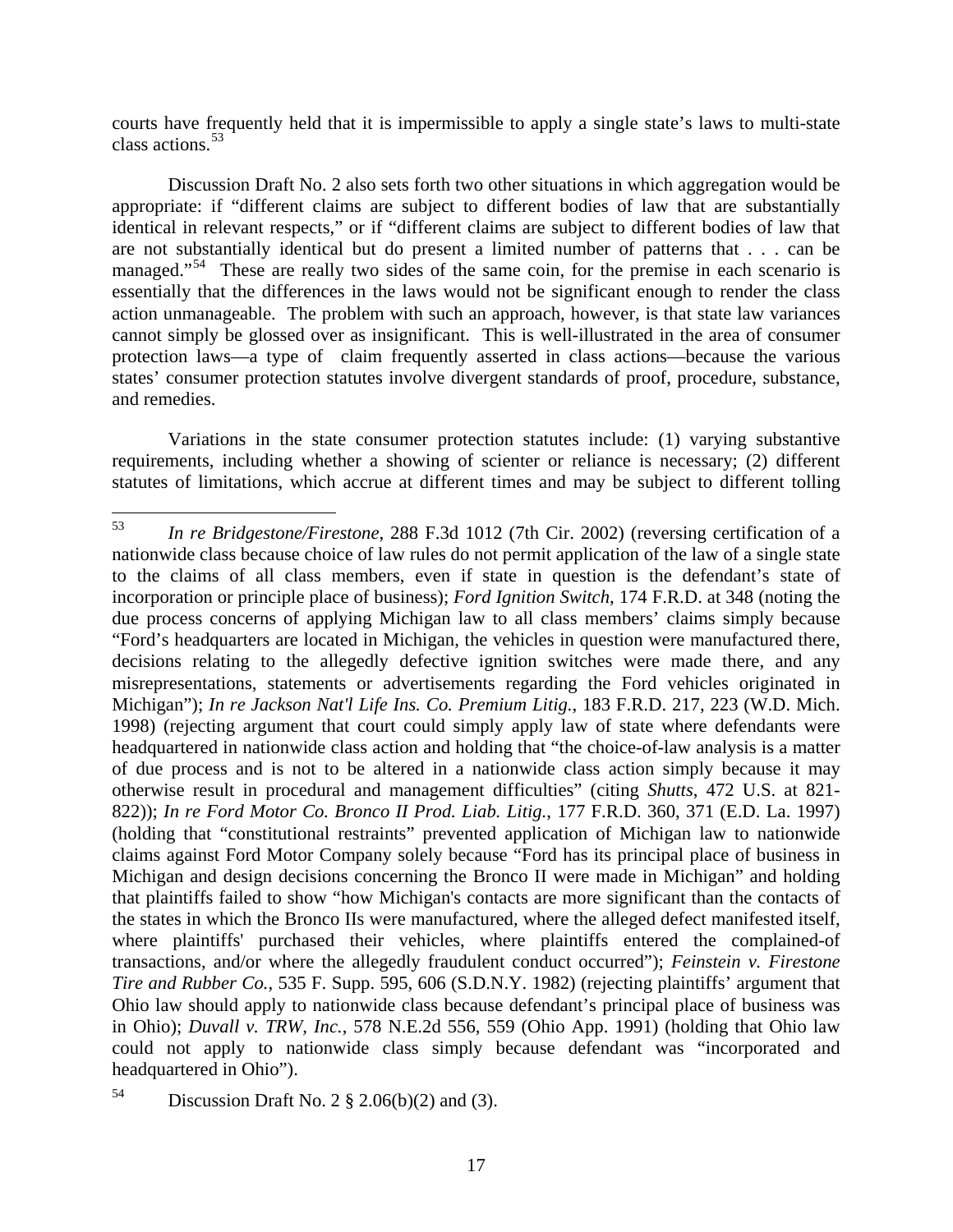courts have frequently held that it is impermissible to apply a single state's laws to multi-state class actions.[53]

Discussion Draft No. 2 also sets forth two other situations in which aggregation would be appropriate: if "different claims are subject to different bodies of law that are substantially identical in relevant respects," or if "different claims are subject to different bodies of law that are not substantially identical but do present a limited number of patterns that . . . can be managed."[54] These are really two sides of the same coin, for the premise in each scenario is essentially that the differences in the laws would not be significant enough to render the class action unmanageable. The problem with such an approach, however, is that state law variances cannot simply be glossed over as insignificant. This is well-illustrated in the area of consumer protection laws—a type of claim frequently asserted in class actions—because the various states' consumer protection statutes involve divergent standards of proof, procedure, substance, and remedies.

Variations in the state consumer protection statutes include: (1) varying substantive requirements, including whether a showing of scienter or reliance is necessary; (2) different statutes of limitations, which accrue at different times and may be subject to different tolling

---

[53] *In re Bridgestone/Firestone*, 288 F.3d 1012 (7th Cir. 2002) (reversing certification of a nationwide class because choice of law rules do not permit application of the law of a single state to the claims of all class members, even if state in question is the defendant's state of incorporation or principle place of business); *Ford Ignition Switch*, 174 F.R.D. at 348 (noting the due process concerns of applying Michigan law to all class members' claims simply because "Ford's headquarters are located in Michigan, the vehicles in question were manufactured there, decisions relating to the allegedly defective ignition switches were made there, and any misrepresentations, statements or advertisements regarding the Ford vehicles originated in Michigan"); *In re Jackson Nat'l Life Ins. Co. Premium Litig.*, 183 F.R.D. 217, 223 (W.D. Mich. 1998) (rejecting argument that court could simply apply law of state where defendants were headquartered in nationwide class action and holding that "the choice-of-law analysis is a matter of due process and is not to be altered in a nationwide class action simply because it may otherwise result in procedural and management difficulties" (citing *Shutts*, 472 U.S. at 821-822)); *In re Ford Motor Co. Bronco II Prod. Liab. Litig.*, 177 F.R.D. 360, 371 (E.D. La. 1997) (holding that "constitutional restraints" prevented application of Michigan law to nationwide claims against Ford Motor Company solely because "Ford has its principal place of business in Michigan and design decisions concerning the Bronco II were made in Michigan" and holding that plaintiffs failed to show "how Michigan's contacts are more significant than the contacts of the states in which the Bronco IIs were manufactured, where the alleged defect manifested itself, where plaintiffs' purchased their vehicles, where plaintiffs entered the complained-of transactions, and/or where the allegedly fraudulent conduct occurred"); *Feinstein v. Firestone Tire and Rubber Co.*, 535 F. Supp. 595, 606 (S.D.N.Y. 1982) (rejecting plaintiffs' argument that Ohio law should apply to nationwide class because defendant's principal place of business was in Ohio); *Duvall v. TRW, Inc.*, 578 N.E.2d 556, 559 (Ohio App. 1991) (holding that Ohio law could not apply to nationwide class simply because defendant was "incorporated and headquartered in Ohio").

[54] Discussion Draft No. 2 § 2.06(b)(2) and (3).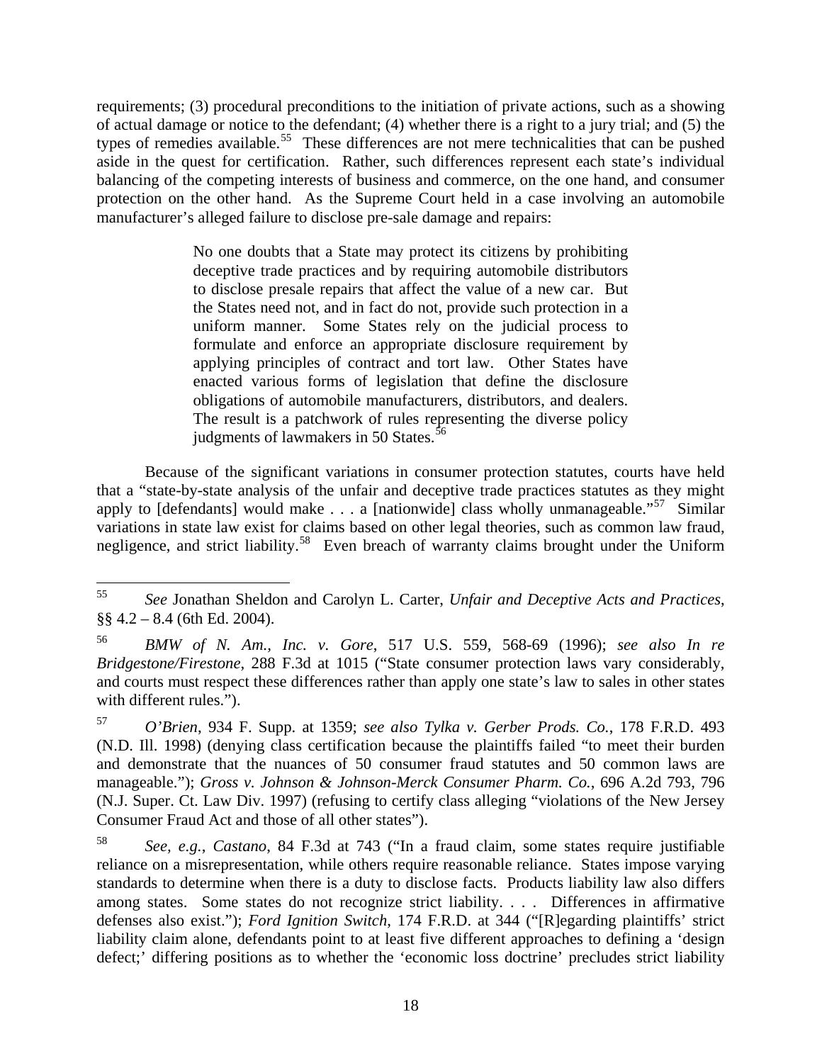requirements; (3) procedural preconditions to the initiation of private actions, such as a showing of actual damage or notice to the defendant; (4) whether there is a right to a jury trial; and (5) the types of remedies available.[55] These differences are not mere technicalities that can be pushed aside in the quest for certification. Rather, such differences represent each state's individual balancing of the competing interests of business and commerce, on the one hand, and consumer protection on the other hand. As the Supreme Court held in a case involving an automobile manufacturer's alleged failure to disclose pre-sale damage and repairs:

> No one doubts that a State may protect its citizens by prohibiting deceptive trade practices and by requiring automobile distributors to disclose presale repairs that affect the value of a new car. But the States need not, and in fact do not, provide such protection in a uniform manner. Some States rely on the judicial process to formulate and enforce an appropriate disclosure requirement by applying principles of contract and tort law. Other States have enacted various forms of legislation that define the disclosure obligations of automobile manufacturers, distributors, and dealers. The result is a patchwork of rules representing the diverse policy judgments of lawmakers in 50 States.[56]

Because of the significant variations in consumer protection statutes, courts have held that a "state-by-state analysis of the unfair and deceptive trade practices statutes as they might apply to [defendants] would make . . . a [nationwide] class wholly unmanageable."[57] Similar variations in state law exist for claims based on other legal theories, such as common law fraud, negligence, and strict liability.[58] Even breach of warranty claims brought under the Uniform

---

[55] *See* Jonathan Sheldon and Carolyn L. Carter, *Unfair and Deceptive Acts and Practices*, §§ 4.2 – 8.4 (6th Ed. 2004).

[56] *BMW of N. Am., Inc. v. Gore*, 517 U.S. 559, 568-69 (1996); *see also In re Bridgestone/Firestone*, 288 F.3d at 1015 ("State consumer protection laws vary considerably, and courts must respect these differences rather than apply one state's law to sales in other states with different rules.").

[57] *O'Brien*, 934 F. Supp. at 1359; *see also Tylka v. Gerber Prods. Co.*, 178 F.R.D. 493 (N.D. Ill. 1998) (denying class certification because the plaintiffs failed "to meet their burden and demonstrate that the nuances of 50 consumer fraud statutes and 50 common laws are manageable."); *Gross v. Johnson & Johnson-Merck Consumer Pharm. Co.*, 696 A.2d 793, 796 (N.J. Super. Ct. Law Div. 1997) (refusing to certify class alleging "violations of the New Jersey Consumer Fraud Act and those of all other states").

[58] *See, e.g.*, *Castano*, 84 F.3d at 743 ("In a fraud claim, some states require justifiable reliance on a misrepresentation, while others require reasonable reliance. States impose varying standards to determine when there is a duty to disclose facts. Products liability law also differs among states. Some states do not recognize strict liability. . . . Differences in affirmative defenses also exist."); *Ford Ignition Switch*, 174 F.R.D. at 344 ("[R]egarding plaintiffs' strict liability claim alone, defendants point to at least five different approaches to defining a 'design defect;' differing positions as to whether the 'economic loss doctrine' precludes strict liability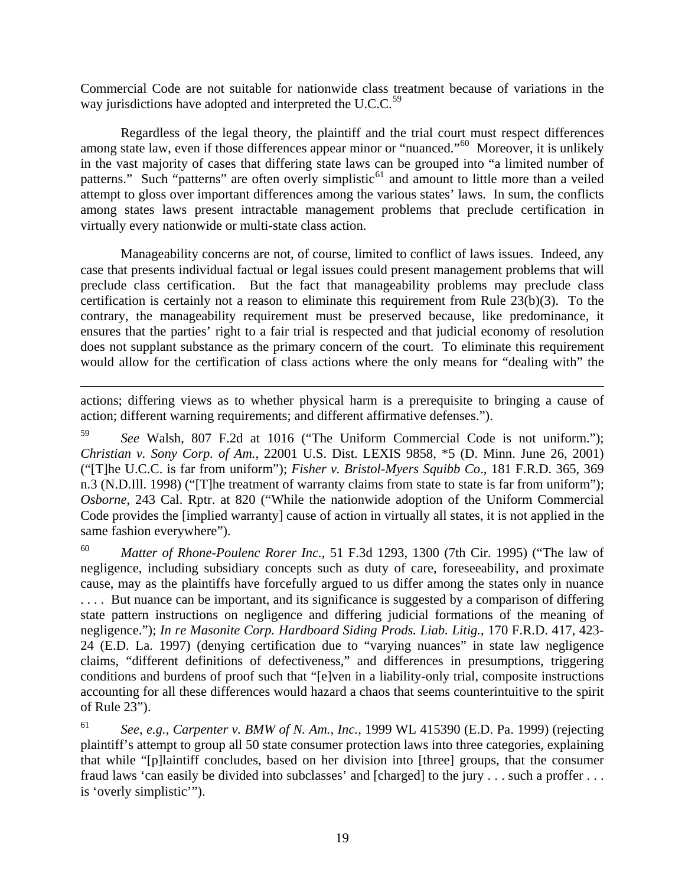Commercial Code are not suitable for nationwide class treatment because of variations in the way jurisdictions have adopted and interpreted the U.C.C.[59]

Regardless of the legal theory, the plaintiff and the trial court must respect differences among state law, even if those differences appear minor or "nuanced."[60] Moreover, it is unlikely in the vast majority of cases that differing state laws can be grouped into "a limited number of patterns." Such "patterns" are often overly simplistic[61] and amount to little more than a veiled attempt to gloss over important differences among the various states' laws. In sum, the conflicts among states laws present intractable management problems that preclude certification in virtually every nationwide or multi-state class action.

Manageability concerns are not, of course, limited to conflict of laws issues. Indeed, any case that presents individual factual or legal issues could present management problems that will preclude class certification. But the fact that manageability problems may preclude class certification is certainly not a reason to eliminate this requirement from Rule 23(b)(3). To the contrary, the manageability requirement must be preserved because, like predominance, it ensures that the parties' right to a fair trial is respected and that judicial economy of resolution does not supplant substance as the primary concern of the court. To eliminate this requirement would allow for the certification of class actions where the only means for "dealing with" the

---

actions; differing views as to whether physical harm is a prerequisite to bringing a cause of action; different warning requirements; and different affirmative defenses.").

[59] *See* Walsh, 807 F.2d at 1016 ("The Uniform Commercial Code is not uniform."); *Christian v. Sony Corp. of Am.*, 22001 U.S. Dist. LEXIS 9858, *5 (D. Minn. June 26, 2001) ("[T]he U.C.C. is far from uniform"); *Fisher v. Bristol-Myers Squibb Co*., 181 F.R.D. 365, 369 n.3 (N.D.Ill. 1998) ("[T]he treatment of warranty claims from state to state is far from uniform"); *Osborne*, 243 Cal. Rptr. at 820 ("While the nationwide adoption of the Uniform Commercial Code provides the [implied warranty] cause of action in virtually all states, it is not applied in the same fashion everywhere").

[60] *Matter of Rhone-Poulenc Rorer Inc.*, 51 F.3d 1293, 1300 (7th Cir. 1995) ("The law of negligence, including subsidiary concepts such as duty of care, foreseeability, and proximate cause, may as the plaintiffs have forcefully argued to us differ among the states only in nuance . . . . But nuance can be important, and its significance is suggested by a comparison of differing state pattern instructions on negligence and differing judicial formations of the meaning of negligence."); *In re Masonite Corp. Hardboard Siding Prods. Liab. Litig.*, 170 F.R.D. 417, 423-24 (E.D. La. 1997) (denying certification due to "varying nuances" in state law negligence claims, "different definitions of defectiveness," and differences in presumptions, triggering conditions and burdens of proof such that "[e]ven in a liability-only trial, composite instructions accounting for all these differences would hazard a chaos that seems counterintuitive to the spirit of Rule 23").

[61] *See, e.g.*, *Carpenter v. BMW of N. Am., Inc.*, 1999 WL 415390 (E.D. Pa. 1999) (rejecting plaintiff's attempt to group all 50 state consumer protection laws into three categories, explaining that while "[p]laintiff concludes, based on her division into [three] groups, that the consumer fraud laws 'can easily be divided into subclasses' and [charged] to the jury . . . such a proffer . . . is 'overly simplistic'").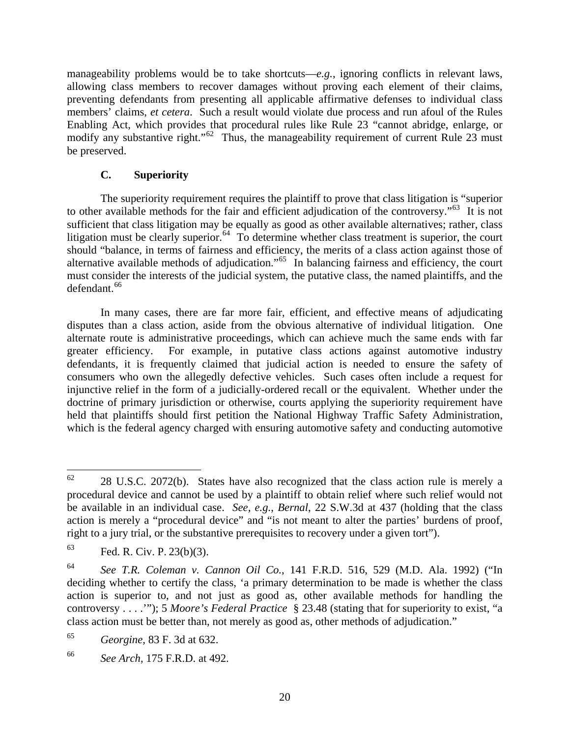manageability problems would be to take shortcuts—*e.g.*, ignoring conflicts in relevant laws, allowing class members to recover damages without proving each element of their claims, preventing defendants from presenting all applicable affirmative defenses to individual class members' claims, *et cetera*. Such a result would violate due process and run afoul of the Rules Enabling Act, which provides that procedural rules like Rule 23 "cannot abridge, enlarge, or modify any substantive right."[62] Thus, the manageability requirement of current Rule 23 must be preserved.

### C. Superiority

The superiority requirement requires the plaintiff to prove that class litigation is "superior to other available methods for the fair and efficient adjudication of the controversy."[63] It is not sufficient that class litigation may be equally as good as other available alternatives; rather, class litigation must be clearly superior.[64] To determine whether class treatment is superior, the court should "balance, in terms of fairness and efficiency, the merits of a class action against those of alternative available methods of adjudication."[65] In balancing fairness and efficiency, the court must consider the interests of the judicial system, the putative class, the named plaintiffs, and the defendant.[66]

In many cases, there are far more fair, efficient, and effective means of adjudicating disputes than a class action, aside from the obvious alternative of individual litigation. One alternate route is administrative proceedings, which can achieve much the same ends with far greater efficiency. For example, in putative class actions against automotive industry defendants, it is frequently claimed that judicial action is needed to ensure the safety of consumers who own the allegedly defective vehicles. Such cases often include a request for injunctive relief in the form of a judicially-ordered recall or the equivalent. Whether under the doctrine of primary jurisdiction or otherwise, courts applying the superiority requirement have held that plaintiffs should first petition the National Highway Traffic Safety Administration, which is the federal agency charged with ensuring automotive safety and conducting automotive

---

[62] 28 U.S.C. 2072(b). States have also recognized that the class action rule is merely a procedural device and cannot be used by a plaintiff to obtain relief where such relief would not be available in an individual case. *See, e.g.*, *Bernal*, 22 S.W.3d at 437 (holding that the class action is merely a "procedural device" and "is not meant to alter the parties' burdens of proof, right to a jury trial, or the substantive prerequisites to recovery under a given tort").

[63] Fed. R. Civ. P. 23(b)(3).

[64] *See T.R. Coleman v. Cannon Oil Co.*, 141 F.R.D. 516, 529 (M.D. Ala. 1992) ("In deciding whether to certify the class, 'a primary determination to be made is whether the class action is superior to, and not just as good as, other available methods for handling the controversy . . . .'"); 5 *Moore's Federal Practice* § 23.48 (stating that for superiority to exist, "a class action must be better than, not merely as good as, other methods of adjudication."

[65] *Georgine*, 83 F. 3d at 632.

[66] *See Arch*, 175 F.R.D. at 492.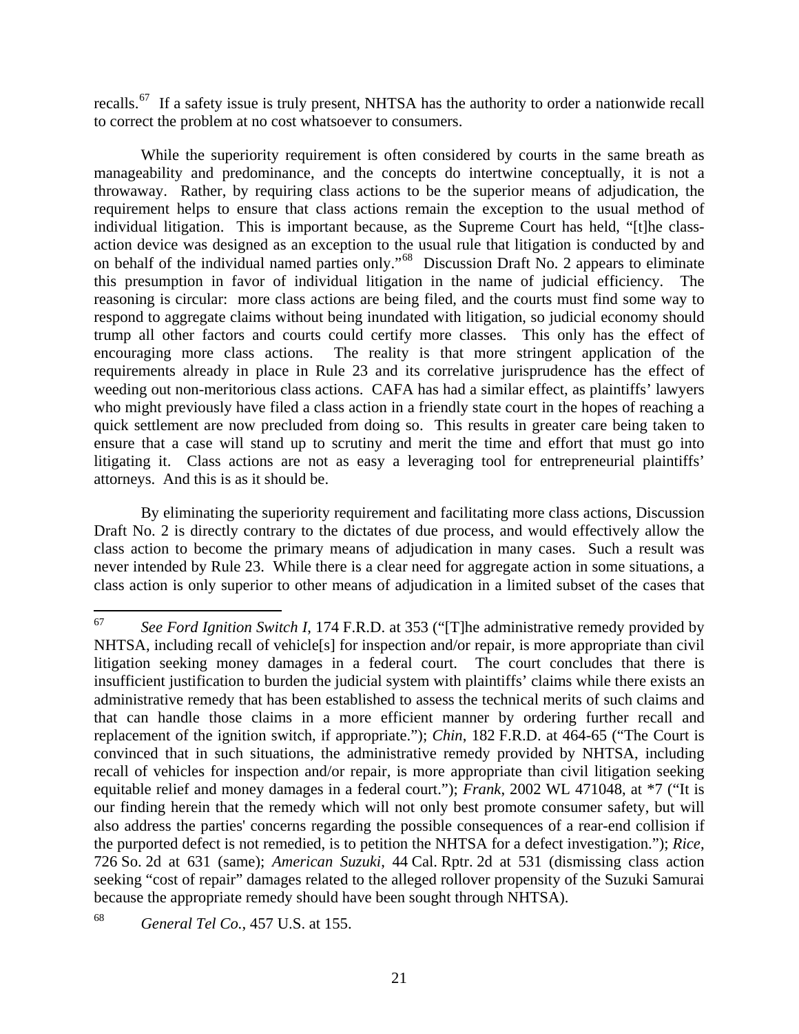recalls.[67] If a safety issue is truly present, NHTSA has the authority to order a nationwide recall to correct the problem at no cost whatsoever to consumers.

While the superiority requirement is often considered by courts in the same breath as manageability and predominance, and the concepts do intertwine conceptually, it is not a throwaway. Rather, by requiring class actions to be the superior means of adjudication, the requirement helps to ensure that class actions remain the exception to the usual method of individual litigation. This is important because, as the Supreme Court has held, "[t]he class-action device was designed as an exception to the usual rule that litigation is conducted by and on behalf of the individual named parties only."[68] Discussion Draft No. 2 appears to eliminate this presumption in favor of individual litigation in the name of judicial efficiency. The reasoning is circular: more class actions are being filed, and the courts must find some way to respond to aggregate claims without being inundated with litigation, so judicial economy should trump all other factors and courts could certify more classes. This only has the effect of encouraging more class actions. The reality is that more stringent application of the requirements already in place in Rule 23 and its correlative jurisprudence has the effect of weeding out non-meritorious class actions. CAFA has had a similar effect, as plaintiffs' lawyers who might previously have filed a class action in a friendly state court in the hopes of reaching a quick settlement are now precluded from doing so. This results in greater care being taken to ensure that a case will stand up to scrutiny and merit the time and effort that must go into litigating it. Class actions are not as easy a leveraging tool for entrepreneurial plaintiffs' attorneys. And this is as it should be.

By eliminating the superiority requirement and facilitating more class actions, Discussion Draft No. 2 is directly contrary to the dictates of due process, and would effectively allow the class action to become the primary means of adjudication in many cases. Such a result was never intended by Rule 23. While there is a clear need for aggregate action in some situations, a class action is only superior to other means of adjudication in a limited subset of the cases that

---

[67] *See Ford Ignition Switch I*, 174 F.R.D. at 353 ("[T]he administrative remedy provided by NHTSA, including recall of vehicle[s] for inspection and/or repair, is more appropriate than civil litigation seeking money damages in a federal court. The court concludes that there is insufficient justification to burden the judicial system with plaintiffs' claims while there exists an administrative remedy that has been established to assess the technical merits of such claims and that can handle those claims in a more efficient manner by ordering further recall and replacement of the ignition switch, if appropriate."); *Chin*, 182 F.R.D. at 464-65 ("The Court is convinced that in such situations, the administrative remedy provided by NHTSA, including recall of vehicles for inspection and/or repair, is more appropriate than civil litigation seeking equitable relief and money damages in a federal court."); *Frank*, 2002 WL 471048, at *7 ("It is our finding herein that the remedy which will not only best promote consumer safety, but will also address the parties' concerns regarding the possible consequences of a rear-end collision if the purported defect is not remedied, is to petition the NHTSA for a defect investigation."); *Rice*, 726 So. 2d at 631 (same); *American Suzuki*, 44 Cal. Rptr. 2d at 531 (dismissing class action seeking "cost of repair" damages related to the alleged rollover propensity of the Suzuki Samurai because the appropriate remedy should have been sought through NHTSA).

[68] *General Tel Co.*, 457 U.S. at 155.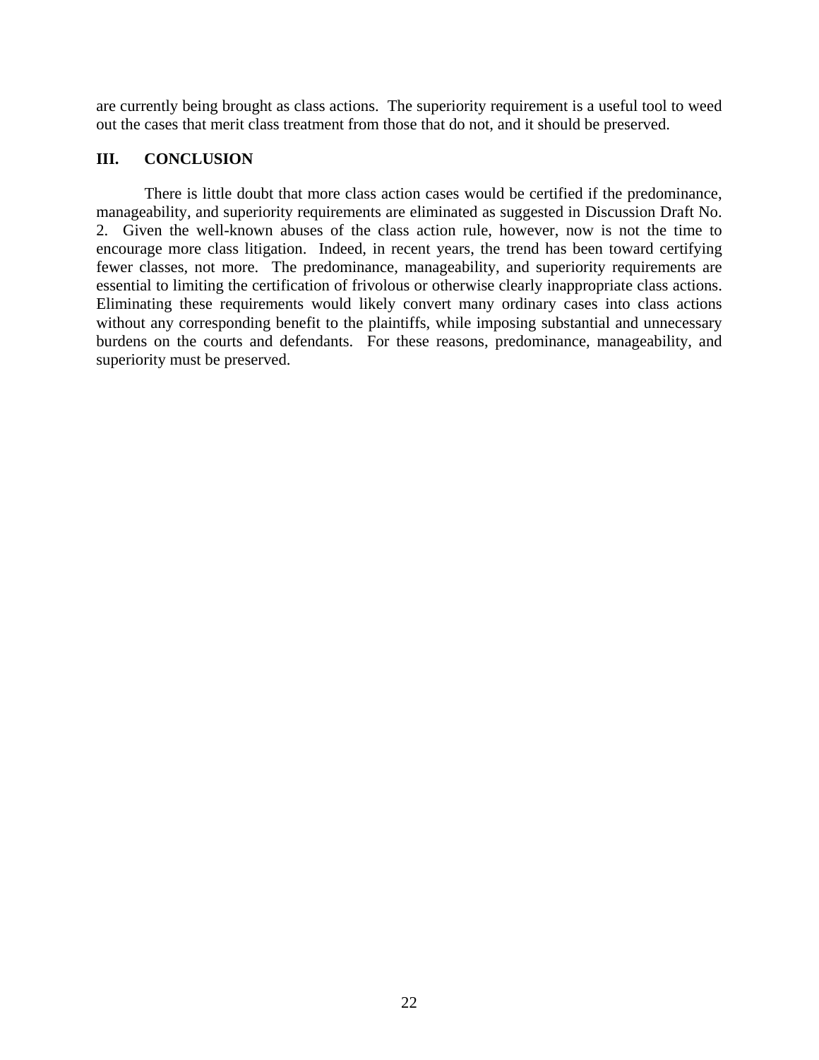are currently being brought as class actions. The superiority requirement is a useful tool to weed out the cases that merit class treatment from those that do not, and it should be preserved.

## III. CONCLUSION

There is little doubt that more class action cases would be certified if the predominance, manageability, and superiority requirements are eliminated as suggested in Discussion Draft No. 2. Given the well-known abuses of the class action rule, however, now is not the time to encourage more class litigation. Indeed, in recent years, the trend has been toward certifying fewer classes, not more. The predominance, manageability, and superiority requirements are essential to limiting the certification of frivolous or otherwise clearly inappropriate class actions. Eliminating these requirements would likely convert many ordinary cases into class actions without any corresponding benefit to the plaintiffs, while imposing substantial and unnecessary burdens on the courts and defendants. For these reasons, predominance, manageability, and superiority must be preserved.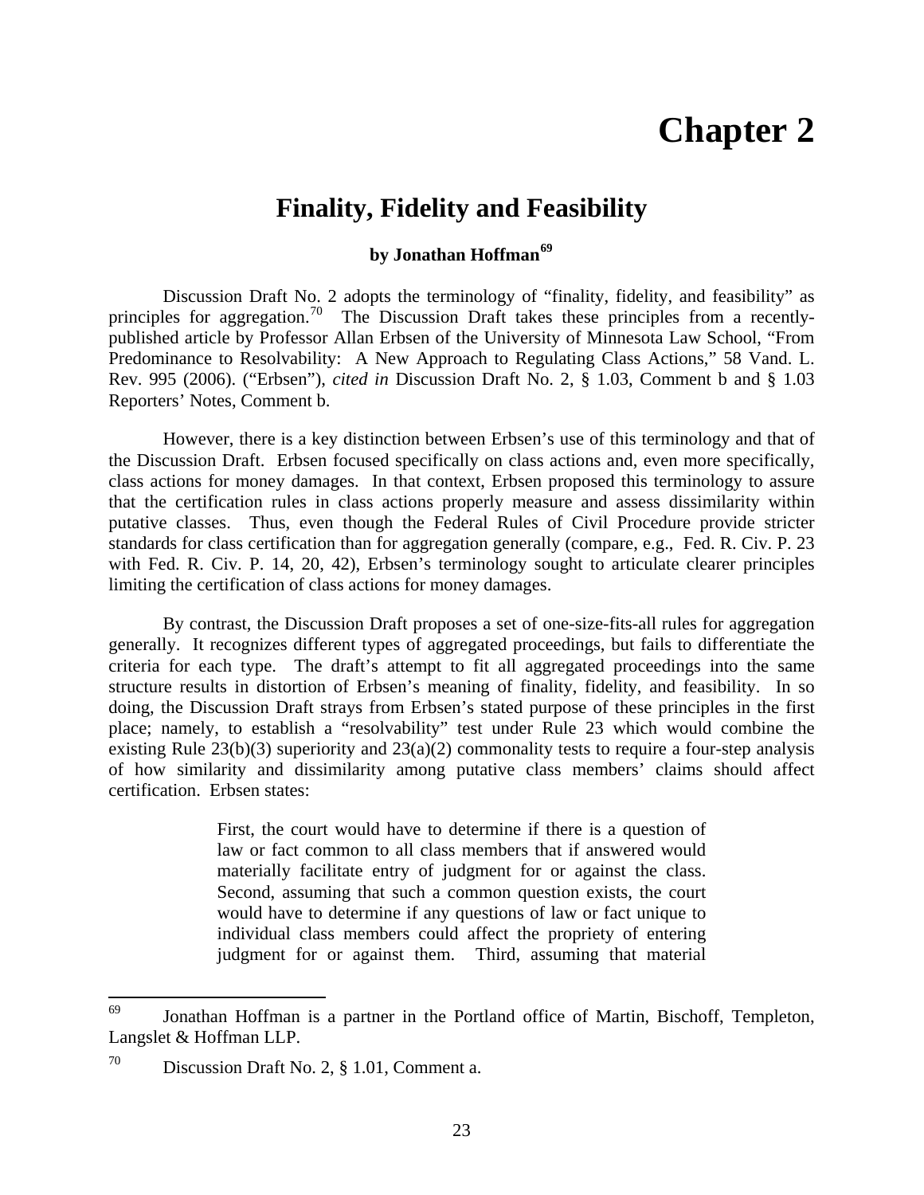# Chapter 2

## Finality, Fidelity and Feasibility

**by Jonathan Hoffman[69]**

Discussion Draft No. 2 adopts the terminology of "finality, fidelity, and feasibility" as principles for aggregation.[70] The Discussion Draft takes these principles from a recently-published article by Professor Allan Erbsen of the University of Minnesota Law School, "From Predominance to Resolvability: A New Approach to Regulating Class Actions," 58 Vand. L. Rev. 995 (2006). ("Erbsen"), *cited in* Discussion Draft No. 2, § 1.03, Comment b and § 1.03 Reporters' Notes, Comment b.

However, there is a key distinction between Erbsen's use of this terminology and that of the Discussion Draft. Erbsen focused specifically on class actions and, even more specifically, class actions for money damages. In that context, Erbsen proposed this terminology to assure that the certification rules in class actions properly measure and assess dissimilarity within putative classes. Thus, even though the Federal Rules of Civil Procedure provide stricter standards for class certification than for aggregation generally (compare, e.g., Fed. R. Civ. P. 23 with Fed. R. Civ. P. 14, 20, 42), Erbsen's terminology sought to articulate clearer principles limiting the certification of class actions for money damages.

By contrast, the Discussion Draft proposes a set of one-size-fits-all rules for aggregation generally. It recognizes different types of aggregated proceedings, but fails to differentiate the criteria for each type. The draft's attempt to fit all aggregated proceedings into the same structure results in distortion of Erbsen's meaning of finality, fidelity, and feasibility. In so doing, the Discussion Draft strays from Erbsen's stated purpose of these principles in the first place; namely, to establish a "resolvability" test under Rule 23 which would combine the existing Rule 23(b)(3) superiority and 23(a)(2) commonality tests to require a four-step analysis of how similarity and dissimilarity among putative class members' claims should affect certification. Erbsen states:

> First, the court would have to determine if there is a question of law or fact common to all class members that if answered would materially facilitate entry of judgment for or against the class. Second, assuming that such a common question exists, the court would have to determine if any questions of law or fact unique to individual class members could affect the propriety of entering judgment for or against them. Third, assuming that material

---

[69] Jonathan Hoffman is a partner in the Portland office of Martin, Bischoff, Templeton, Langslet & Hoffman LLP.

[70] Discussion Draft No. 2, § 1.01, Comment a.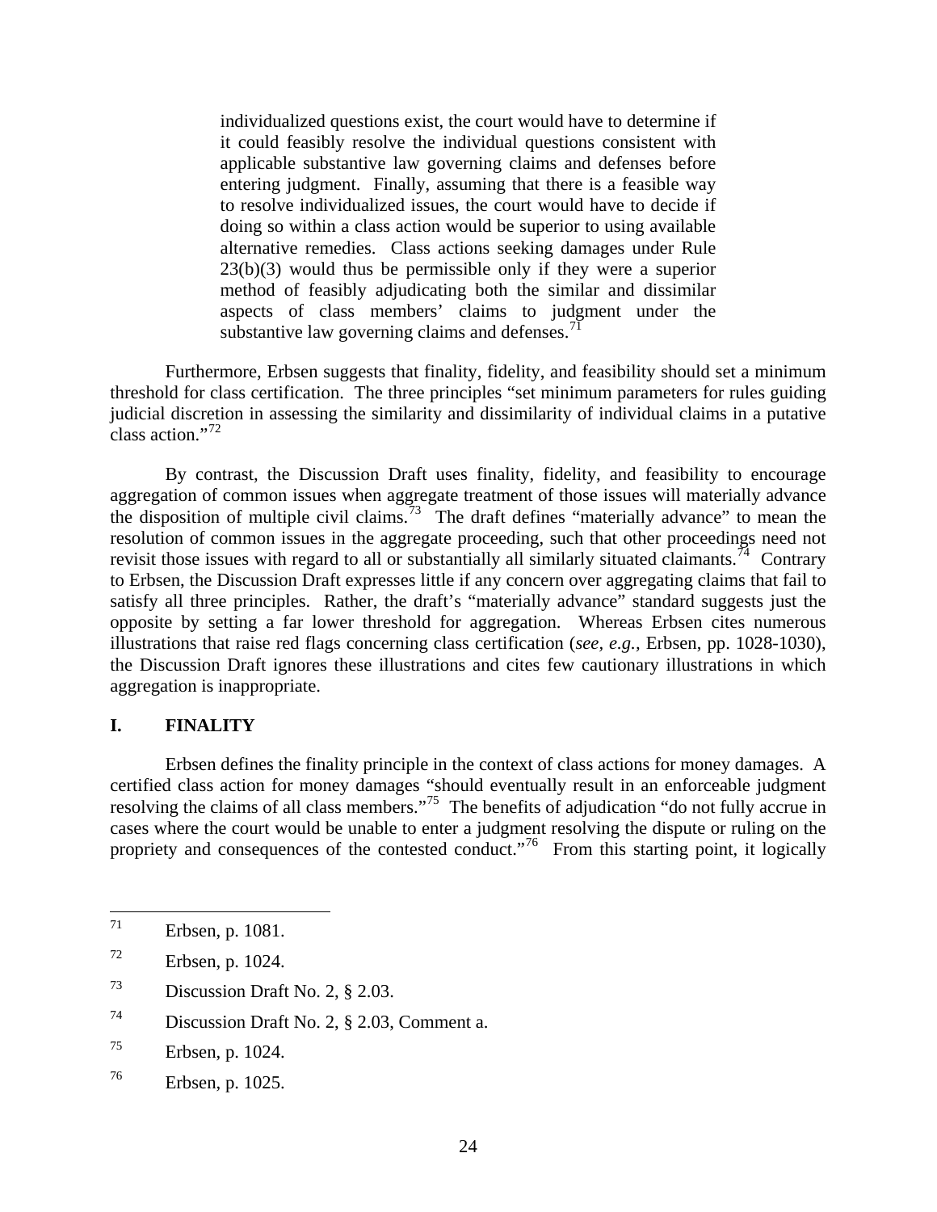> individualized questions exist, the court would have to determine if it could feasibly resolve the individual questions consistent with applicable substantive law governing claims and defenses before entering judgment. Finally, assuming that there is a feasible way to resolve individualized issues, the court would have to decide if doing so within a class action would be superior to using available alternative remedies. Class actions seeking damages under Rule 23(b)(3) would thus be permissible only if they were a superior method of feasibly adjudicating both the similar and dissimilar aspects of class members' claims to judgment under the substantive law governing claims and defenses.[71]

Furthermore, Erbsen suggests that finality, fidelity, and feasibility should set a minimum threshold for class certification. The three principles "set minimum parameters for rules guiding judicial discretion in assessing the similarity and dissimilarity of individual claims in a putative class action."[72]

By contrast, the Discussion Draft uses finality, fidelity, and feasibility to encourage aggregation of common issues when aggregate treatment of those issues will materially advance the disposition of multiple civil claims.[73] The draft defines "materially advance" to mean the resolution of common issues in the aggregate proceeding, such that other proceedings need not revisit those issues with regard to all or substantially all similarly situated claimants.[74] Contrary to Erbsen, the Discussion Draft expresses little if any concern over aggregating claims that fail to satisfy all three principles. Rather, the draft's "materially advance" standard suggests just the opposite by setting a far lower threshold for aggregation. Whereas Erbsen cites numerous illustrations that raise red flags concerning class certification (*see, e.g.*, Erbsen, pp. 1028-1030), the Discussion Draft ignores these illustrations and cites few cautionary illustrations in which aggregation is inappropriate.

## I. FINALITY

Erbsen defines the finality principle in the context of class actions for money damages. A certified class action for money damages "should eventually result in an enforceable judgment resolving the claims of all class members."[75] The benefits of adjudication "do not fully accrue in cases where the court would be unable to enter a judgment resolving the dispute or ruling on the propriety and consequences of the contested conduct."[76] From this starting point, it logically

---

71. Erbsen, p. 1081.
72. Erbsen, p. 1024.
73. Discussion Draft No. 2, § 2.03.
74. Discussion Draft No. 2, § 2.03, Comment a.
75. Erbsen, p. 1024.
76. Erbsen, p. 1025.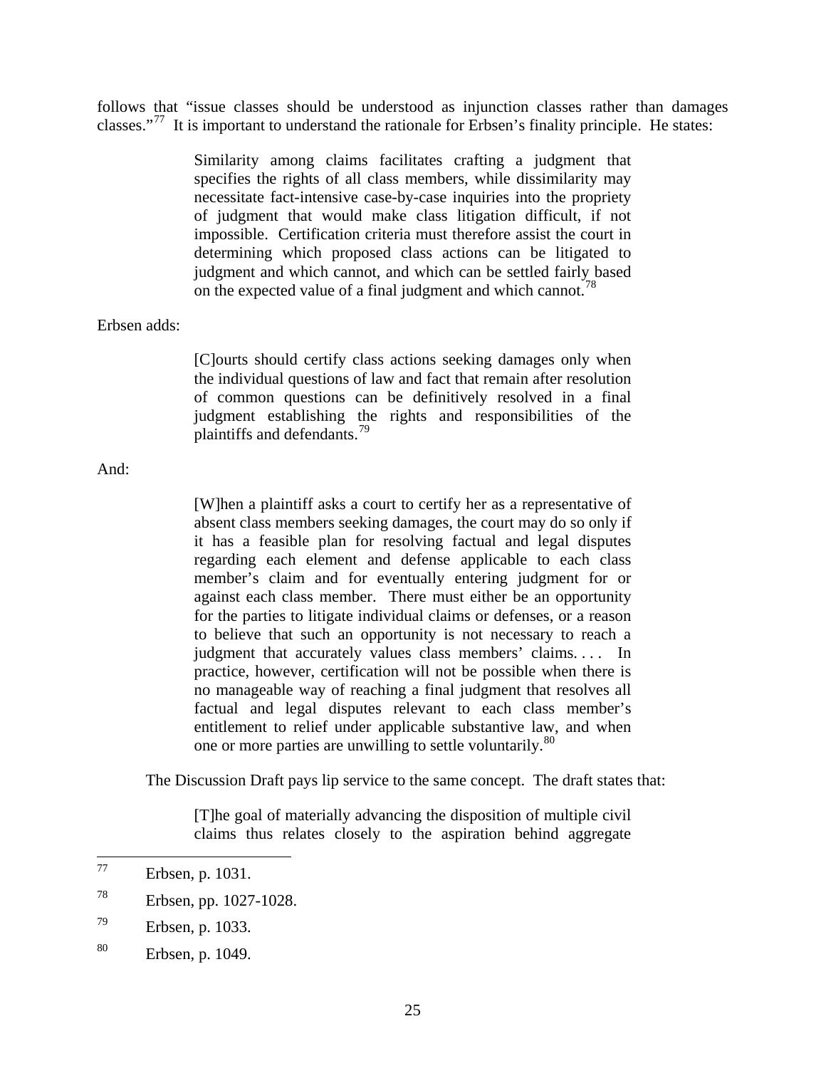follows that "issue classes should be understood as injunction classes rather than damages classes."[77] It is important to understand the rationale for Erbsen's finality principle. He states:

> Similarity among claims facilitates crafting a judgment that specifies the rights of all class members, while dissimilarity may necessitate fact-intensive case-by-case inquiries into the propriety of judgment that would make class litigation difficult, if not impossible. Certification criteria must therefore assist the court in determining which proposed class actions can be litigated to judgment and which cannot, and which can be settled fairly based on the expected value of a final judgment and which cannot.[78]

Erbsen adds:

> [C]ourts should certify class actions seeking damages only when the individual questions of law and fact that remain after resolution of common questions can be definitively resolved in a final judgment establishing the rights and responsibilities of the plaintiffs and defendants.[79]

And:

> [W]hen a plaintiff asks a court to certify her as a representative of absent class members seeking damages, the court may do so only if it has a feasible plan for resolving factual and legal disputes regarding each element and defense applicable to each class member's claim and for eventually entering judgment for or against each class member. There must either be an opportunity for the parties to litigate individual claims or defenses, or a reason to believe that such an opportunity is not necessary to reach a judgment that accurately values class members' claims. . . . In practice, however, certification will not be possible when there is no manageable way of reaching a final judgment that resolves all factual and legal disputes relevant to each class member's entitlement to relief under applicable substantive law, and when one or more parties are unwilling to settle voluntarily.[80]

The Discussion Draft pays lip service to the same concept. The draft states that:

> [T]he goal of materially advancing the disposition of multiple civil claims thus relates closely to the aspiration behind aggregate

---

[77] Erbsen, p. 1031.

[78] Erbsen, pp. 1027-1028.

[79] Erbsen, p. 1033.

[80] Erbsen, p. 1049.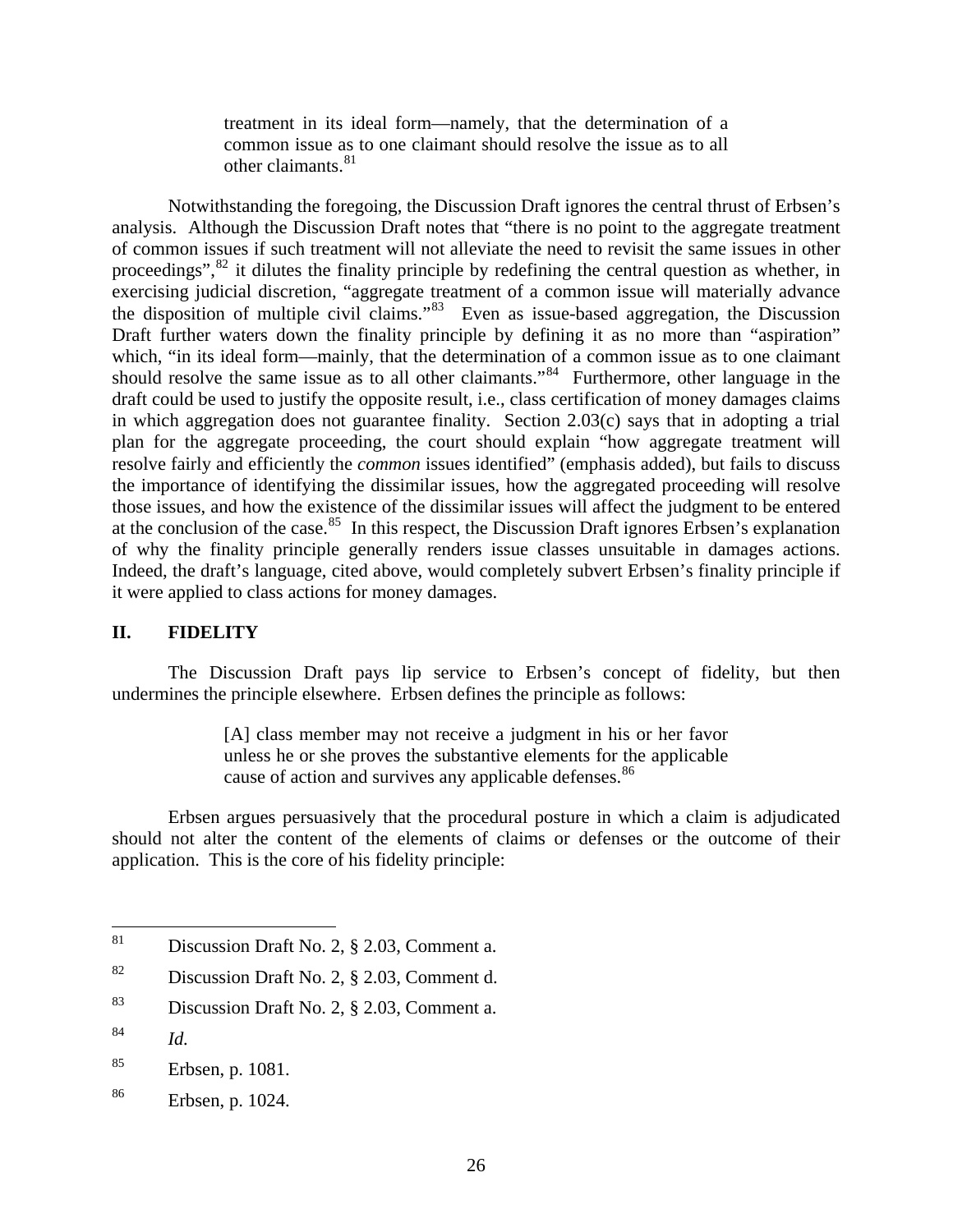> treatment in its ideal form—namely, that the determination of a common issue as to one claimant should resolve the issue as to all other claimants.[81]

Notwithstanding the foregoing, the Discussion Draft ignores the central thrust of Erbsen's analysis. Although the Discussion Draft notes that "there is no point to the aggregate treatment of common issues if such treatment will not alleviate the need to revisit the same issues in other proceedings",[82] it dilutes the finality principle by redefining the central question as whether, in exercising judicial discretion, "aggregate treatment of a common issue will materially advance the disposition of multiple civil claims."[83] Even as issue-based aggregation, the Discussion Draft further waters down the finality principle by defining it as no more than "aspiration" which, "in its ideal form—mainly, that the determination of a common issue as to one claimant should resolve the same issue as to all other claimants."[84] Furthermore, other language in the draft could be used to justify the opposite result, i.e., class certification of money damages claims in which aggregation does not guarantee finality. Section 2.03(c) says that in adopting a trial plan for the aggregate proceeding, the court should explain "how aggregate treatment will resolve fairly and efficiently the *common* issues identified" (emphasis added), but fails to discuss the importance of identifying the dissimilar issues, how the aggregated proceeding will resolve those issues, and how the existence of the dissimilar issues will affect the judgment to be entered at the conclusion of the case.[85] In this respect, the Discussion Draft ignores Erbsen's explanation of why the finality principle generally renders issue classes unsuitable in damages actions. Indeed, the draft's language, cited above, would completely subvert Erbsen's finality principle if it were applied to class actions for money damages.

## II. FIDELITY

The Discussion Draft pays lip service to Erbsen's concept of fidelity, but then undermines the principle elsewhere. Erbsen defines the principle as follows:

> [A] class member may not receive a judgment in his or her favor unless he or she proves the substantive elements for the applicable cause of action and survives any applicable defenses.[86]

Erbsen argues persuasively that the procedural posture in which a claim is adjudicated should not alter the content of the elements of claims or defenses or the outcome of their application. This is the core of his fidelity principle:

---

[81] Discussion Draft No. 2, § 2.03, Comment a.

[82] Discussion Draft No. 2, § 2.03, Comment d.

[83] Discussion Draft No. 2, § 2.03, Comment a.

[84] *Id.*

[85] Erbsen, p. 1081.

[86] Erbsen, p. 1024.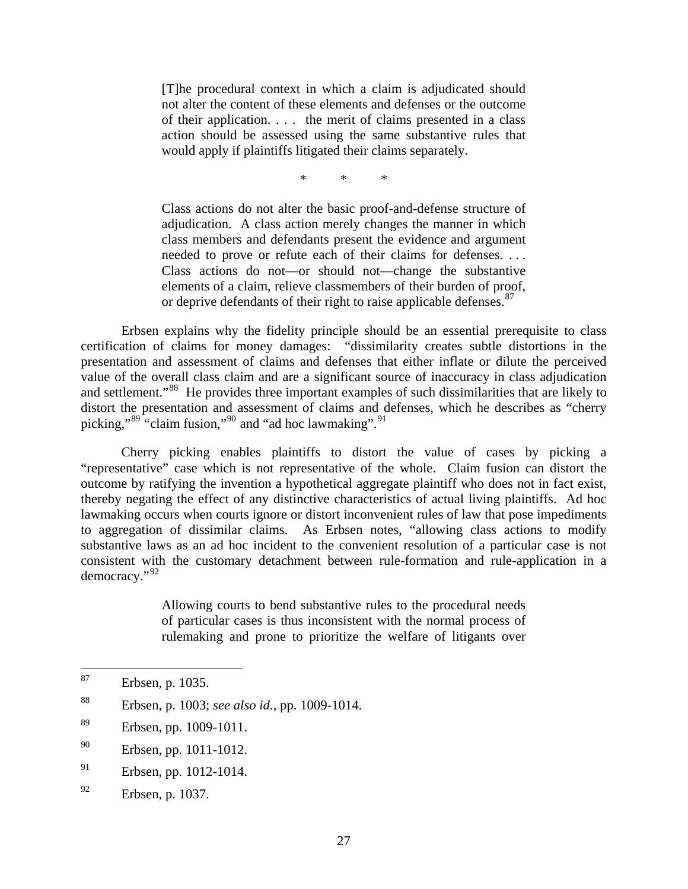> [T]he procedural context in which a claim is adjudicated should not alter the content of these elements and defenses or the outcome of their application. . . . the merit of claims presented in a class action should be assessed using the same substantive rules that would apply if plaintiffs litigated their claims separately.
>
> \* \* \*
>
> Class actions do not alter the basic proof-and-defense structure of adjudication. A class action merely changes the manner in which class members and defendants present the evidence and argument needed to prove or refute each of their claims for defenses. . . . Class actions do not—or should not—change the substantive elements of a claim, relieve classmembers of their burden of proof, or deprive defendants of their right to raise applicable defenses.[87]

Erbsen explains why the fidelity principle should be an essential prerequisite to class certification of claims for money damages: "dissimilarity creates subtle distortions in the presentation and assessment of claims and defenses that either inflate or dilute the perceived value of the overall class claim and are a significant source of inaccuracy in class adjudication and settlement."[88] He provides three important examples of such dissimilarities that are likely to distort the presentation and assessment of claims and defenses, which he describes as "cherry picking,"[89] "claim fusion,"[90] and "ad hoc lawmaking".[91]

Cherry picking enables plaintiffs to distort the value of cases by picking a "representative" case which is not representative of the whole. Claim fusion can distort the outcome by ratifying the invention a hypothetical aggregate plaintiff who does not in fact exist, thereby negating the effect of any distinctive characteristics of actual living plaintiffs. Ad hoc lawmaking occurs when courts ignore or distort inconvenient rules of law that pose impediments to aggregation of dissimilar claims. As Erbsen notes, "allowing class actions to modify substantive laws as an ad hoc incident to the convenient resolution of a particular case is not consistent with the customary detachment between rule-formation and rule-application in a democracy."[92]

> Allowing courts to bend substantive rules to the procedural needs of particular cases is thus inconsistent with the normal process of rulemaking and prone to prioritize the welfare of litigants over

---

[87] Erbsen, p. 1035.

[88] Erbsen, p. 1003; *see also id.*, pp. 1009-1014.

[89] Erbsen, pp. 1009-1011.

[90] Erbsen, pp. 1011-1012.

[91] Erbsen, pp. 1012-1014.

[92] Erbsen, p. 1037.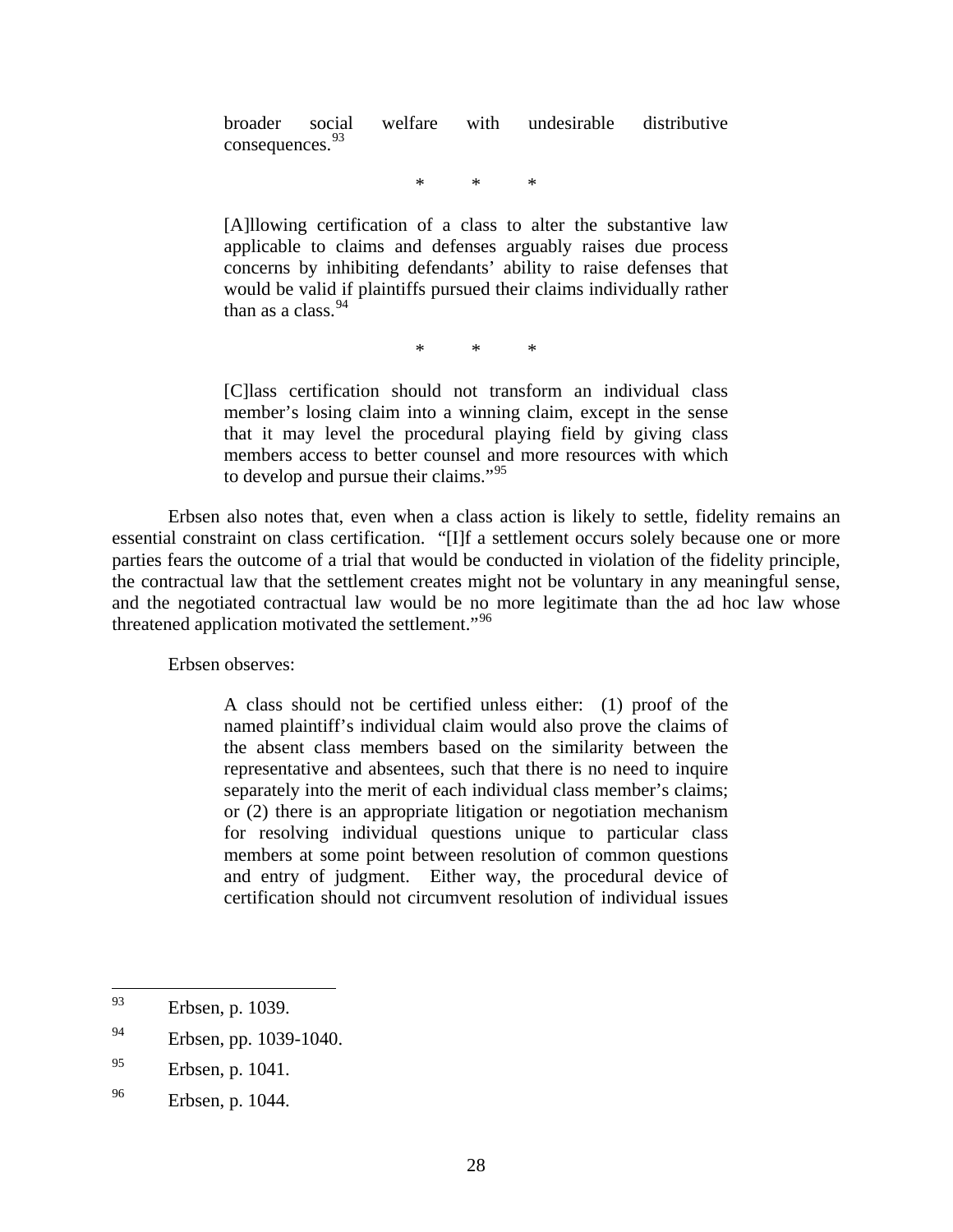> broader social welfare with undesirable distributive consequences.[93]
>
> \* \* \*
>
> [A]llowing certification of a class to alter the substantive law applicable to claims and defenses arguably raises due process concerns by inhibiting defendants' ability to raise defenses that would be valid if plaintiffs pursued their claims individually rather than as a class.[94]
>
> \* \* \*
>
> [C]lass certification should not transform an individual class member's losing claim into a winning claim, except in the sense that it may level the procedural playing field by giving class members access to better counsel and more resources with which to develop and pursue their claims."[95]

Erbsen also notes that, even when a class action is likely to settle, fidelity remains an essential constraint on class certification. "[I]f a settlement occurs solely because one or more parties fears the outcome of a trial that would be conducted in violation of the fidelity principle, the contractual law that the settlement creates might not be voluntary in any meaningful sense, and the negotiated contractual law would be no more legitimate than the ad hoc law whose threatened application motivated the settlement."[96]

Erbsen observes:

> A class should not be certified unless either: (1) proof of the named plaintiff's individual claim would also prove the claims of the absent class members based on the similarity between the representative and absentees, such that there is no need to inquire separately into the merit of each individual class member's claims; or (2) there is an appropriate litigation or negotiation mechanism for resolving individual questions unique to particular class members at some point between resolution of common questions and entry of judgment. Either way, the procedural device of certification should not circumvent resolution of individual issues

---

[93] Erbsen, p. 1039.

[94] Erbsen, pp. 1039-1040.

[95] Erbsen, p. 1041.

[96] Erbsen, p. 1044.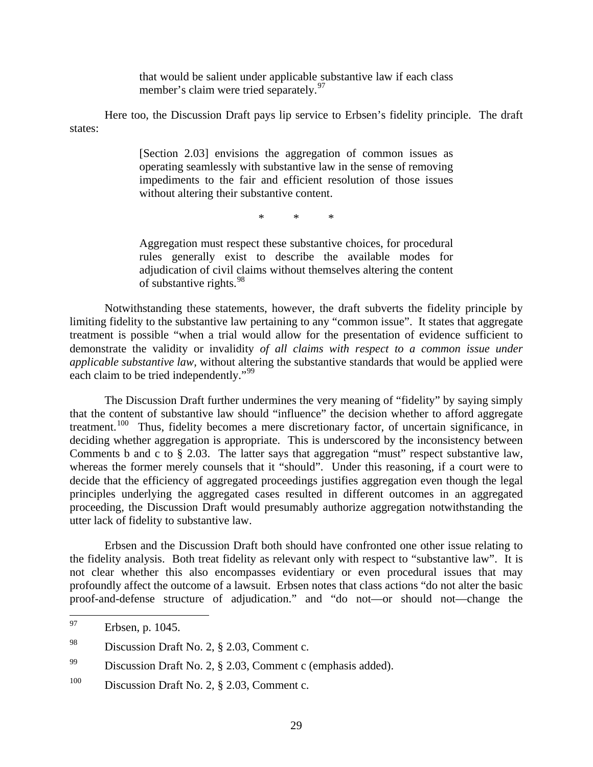> that would be salient under applicable substantive law if each class member's claim were tried separately.[97]

Here too, the Discussion Draft pays lip service to Erbsen's fidelity principle. The draft states:

> [Section 2.03] envisions the aggregation of common issues as operating seamlessly with substantive law in the sense of removing impediments to the fair and efficient resolution of those issues without altering their substantive content.
>
> \* \* \*
>
> Aggregation must respect these substantive choices, for procedural rules generally exist to describe the available modes for adjudication of civil claims without themselves altering the content of substantive rights.[98]

Notwithstanding these statements, however, the draft subverts the fidelity principle by limiting fidelity to the substantive law pertaining to any "common issue". It states that aggregate treatment is possible "when a trial would allow for the presentation of evidence sufficient to demonstrate the validity or invalidity *of all claims with respect to a common issue under applicable substantive law*, without altering the substantive standards that would be applied were each claim to be tried independently."[99]

The Discussion Draft further undermines the very meaning of "fidelity" by saying simply that the content of substantive law should "influence" the decision whether to afford aggregate treatment.[100] Thus, fidelity becomes a mere discretionary factor, of uncertain significance, in deciding whether aggregation is appropriate. This is underscored by the inconsistency between Comments b and c to § 2.03. The latter says that aggregation "must" respect substantive law, whereas the former merely counsels that it "should". Under this reasoning, if a court were to decide that the efficiency of aggregated proceedings justifies aggregation even though the legal principles underlying the aggregated cases resulted in different outcomes in an aggregated proceeding, the Discussion Draft would presumably authorize aggregation notwithstanding the utter lack of fidelity to substantive law.

Erbsen and the Discussion Draft both should have confronted one other issue relating to the fidelity analysis. Both treat fidelity as relevant only with respect to "substantive law". It is not clear whether this also encompasses evidentiary or even procedural issues that may profoundly affect the outcome of a lawsuit. Erbsen notes that class actions "do not alter the basic proof-and-defense structure of adjudication." and "do not—or should not—change the

---

[97] Erbsen, p. 1045.

[98] Discussion Draft No. 2, § 2.03, Comment c.

[99] Discussion Draft No. 2, § 2.03, Comment c (emphasis added).

[100] Discussion Draft No. 2, § 2.03, Comment c.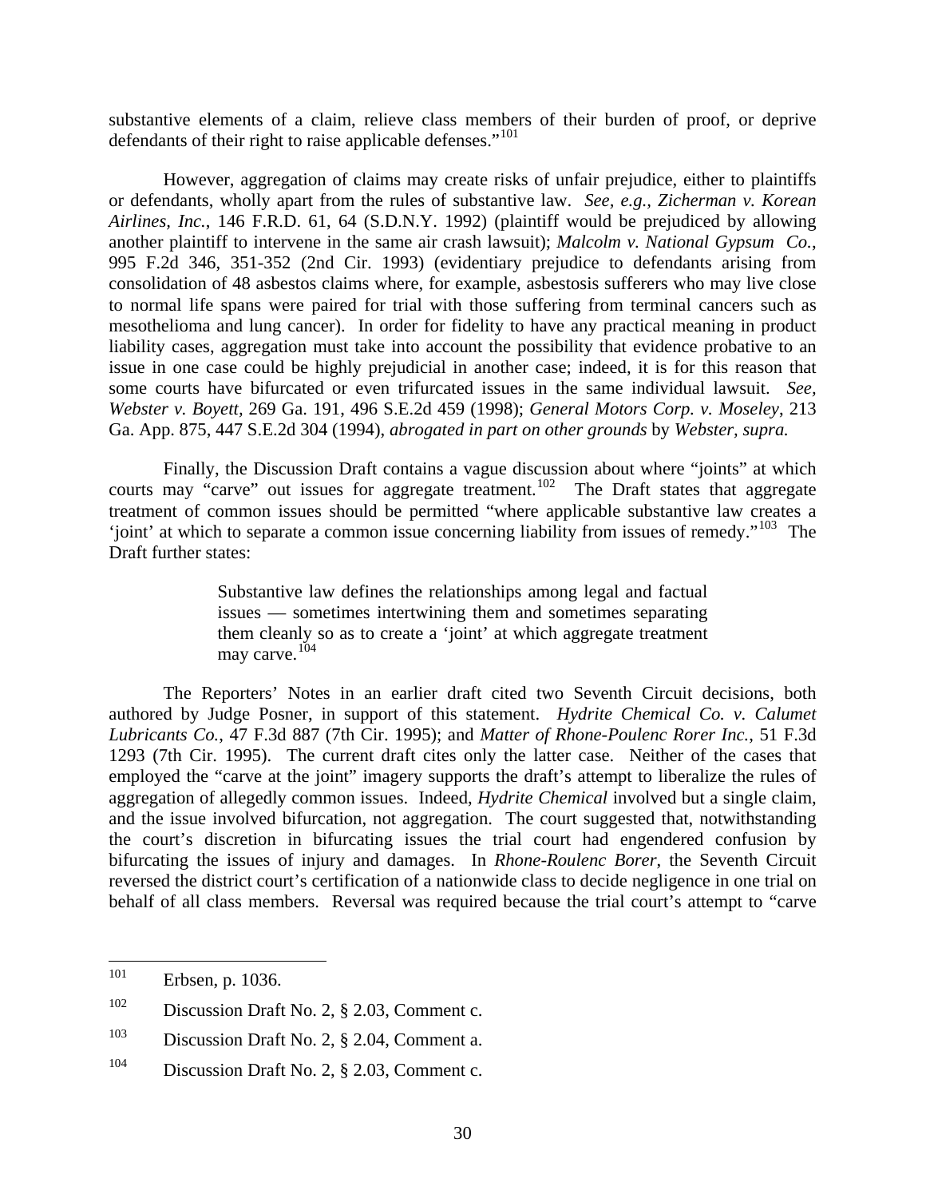substantive elements of a claim, relieve class members of their burden of proof, or deprive defendants of their right to raise applicable defenses."[101]

However, aggregation of claims may create risks of unfair prejudice, either to plaintiffs or defendants, wholly apart from the rules of substantive law. *See, e.g., Zicherman v. Korean Airlines, Inc.*, 146 F.R.D. 61, 64 (S.D.N.Y. 1992) (plaintiff would be prejudiced by allowing another plaintiff to intervene in the same air crash lawsuit); *Malcolm v. National Gypsum Co.*, 995 F.2d 346, 351-352 (2nd Cir. 1993) (evidentiary prejudice to defendants arising from consolidation of 48 asbestos claims where, for example, asbestosis sufferers who may live close to normal life spans were paired for trial with those suffering from terminal cancers such as mesothelioma and lung cancer). In order for fidelity to have any practical meaning in product liability cases, aggregation must take into account the possibility that evidence probative to an issue in one case could be highly prejudicial in another case; indeed, it is for this reason that some courts have bifurcated or even trifurcated issues in the same individual lawsuit. *See, Webster v. Boyett*, 269 Ga. 191, 496 S.E.2d 459 (1998); *General Motors Corp. v. Moseley*, 213 Ga. App. 875, 447 S.E.2d 304 (1994), *abrogated in part on other grounds* by *Webster, supra.*

Finally, the Discussion Draft contains a vague discussion about where "joints" at which courts may "carve" out issues for aggregate treatment.[102] The Draft states that aggregate treatment of common issues should be permitted "where applicable substantive law creates a 'joint' at which to separate a common issue concerning liability from issues of remedy."[103] The Draft further states:

> Substantive law defines the relationships among legal and factual issues — sometimes intertwining them and sometimes separating them cleanly so as to create a 'joint' at which aggregate treatment may carve.[104]

The Reporters' Notes in an earlier draft cited two Seventh Circuit decisions, both authored by Judge Posner, in support of this statement. *Hydrite Chemical Co. v. Calumet Lubricants Co.*, 47 F.3d 887 (7th Cir. 1995); and *Matter of Rhone-Poulenc Rorer Inc.*, 51 F.3d 1293 (7th Cir. 1995). The current draft cites only the latter case. Neither of the cases that employed the "carve at the joint" imagery supports the draft's attempt to liberalize the rules of aggregation of allegedly common issues. Indeed, *Hydrite Chemical* involved but a single claim, and the issue involved bifurcation, not aggregation. The court suggested that, notwithstanding the court's discretion in bifurcating issues the trial court had engendered confusion by bifurcating the issues of injury and damages. In *Rhone-Roulenc Borer*, the Seventh Circuit reversed the district court's certification of a nationwide class to decide negligence in one trial on behalf of all class members. Reversal was required because the trial court's attempt to "carve

---

[101] Erbsen, p. 1036.

[102] Discussion Draft No. 2, § 2.03, Comment c.

[103] Discussion Draft No. 2, § 2.04, Comment a.

[104] Discussion Draft No. 2, § 2.03, Comment c.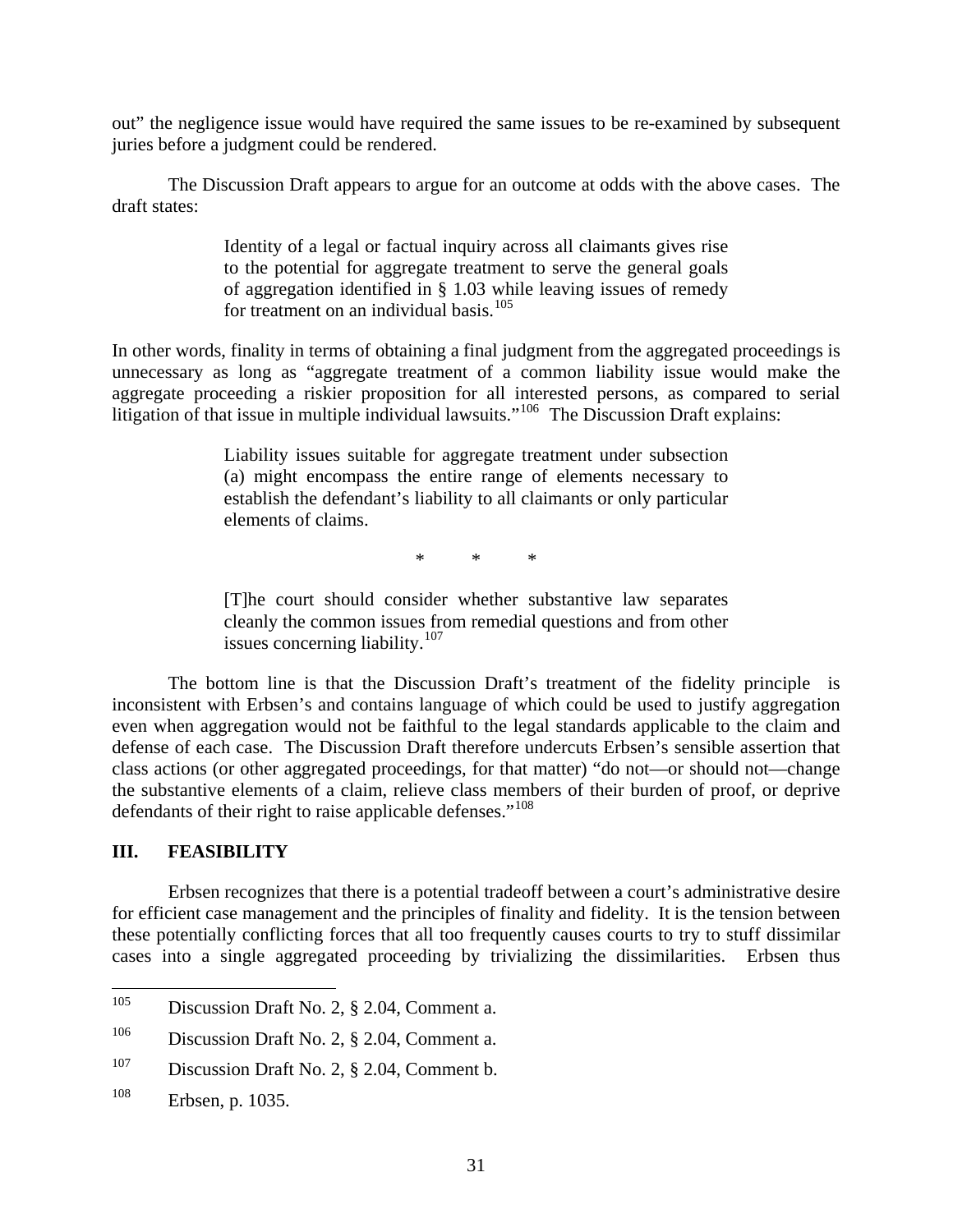out" the negligence issue would have required the same issues to be re-examined by subsequent juries before a judgment could be rendered.

The Discussion Draft appears to argue for an outcome at odds with the above cases. The draft states:

> Identity of a legal or factual inquiry across all claimants gives rise to the potential for aggregate treatment to serve the general goals of aggregation identified in § 1.03 while leaving issues of remedy for treatment on an individual basis.[105]

In other words, finality in terms of obtaining a final judgment from the aggregated proceedings is unnecessary as long as "aggregate treatment of a common liability issue would make the aggregate proceeding a riskier proposition for all interested persons, as compared to serial litigation of that issue in multiple individual lawsuits."[106] The Discussion Draft explains:

> Liability issues suitable for aggregate treatment under subsection (a) might encompass the entire range of elements necessary to establish the defendant's liability to all claimants or only particular elements of claims.
>
> \* \* \*
>
> [T]he court should consider whether substantive law separates cleanly the common issues from remedial questions and from other issues concerning liability.[107]

The bottom line is that the Discussion Draft's treatment of the fidelity principle is inconsistent with Erbsen's and contains language of which could be used to justify aggregation even when aggregation would not be faithful to the legal standards applicable to the claim and defense of each case. The Discussion Draft therefore undercuts Erbsen's sensible assertion that class actions (or other aggregated proceedings, for that matter) "do not—or should not—change the substantive elements of a claim, relieve class members of their burden of proof, or deprive defendants of their right to raise applicable defenses."[108]

## III. FEASIBILITY

Erbsen recognizes that there is a potential tradeoff between a court's administrative desire for efficient case management and the principles of finality and fidelity. It is the tension between these potentially conflicting forces that all too frequently causes courts to try to stuff dissimilar cases into a single aggregated proceeding by trivializing the dissimilarities. Erbsen thus

---

[105] Discussion Draft No. 2, § 2.04, Comment a.

[106] Discussion Draft No. 2, § 2.04, Comment a.

[107] Discussion Draft No. 2, § 2.04, Comment b.

[108] Erbsen, p. 1035.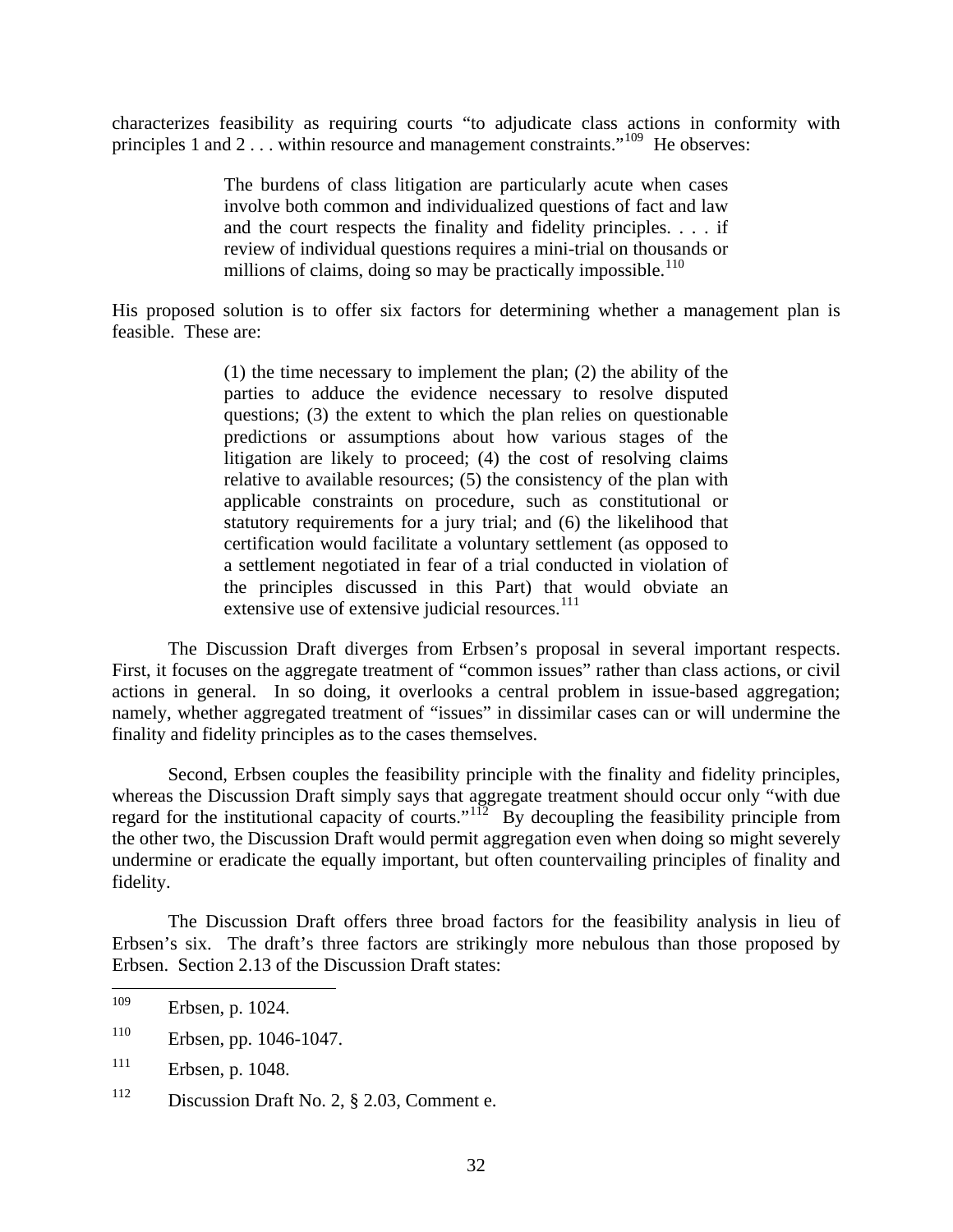characterizes feasibility as requiring courts "to adjudicate class actions in conformity with principles 1 and 2 . . . within resource and management constraints."[109] He observes:

> The burdens of class litigation are particularly acute when cases involve both common and individualized questions of fact and law and the court respects the finality and fidelity principles. . . . if review of individual questions requires a mini-trial on thousands or millions of claims, doing so may be practically impossible.[110]

His proposed solution is to offer six factors for determining whether a management plan is feasible. These are:

> (1) the time necessary to implement the plan; (2) the ability of the parties to adduce the evidence necessary to resolve disputed questions; (3) the extent to which the plan relies on questionable predictions or assumptions about how various stages of the litigation are likely to proceed; (4) the cost of resolving claims relative to available resources; (5) the consistency of the plan with applicable constraints on procedure, such as constitutional or statutory requirements for a jury trial; and (6) the likelihood that certification would facilitate a voluntary settlement (as opposed to a settlement negotiated in fear of a trial conducted in violation of the principles discussed in this Part) that would obviate an extensive use of extensive judicial resources.[111]

The Discussion Draft diverges from Erbsen's proposal in several important respects. First, it focuses on the aggregate treatment of "common issues" rather than class actions, or civil actions in general. In so doing, it overlooks a central problem in issue-based aggregation; namely, whether aggregated treatment of "issues" in dissimilar cases can or will undermine the finality and fidelity principles as to the cases themselves.

Second, Erbsen couples the feasibility principle with the finality and fidelity principles, whereas the Discussion Draft simply says that aggregate treatment should occur only "with due regard for the institutional capacity of courts."[112] By decoupling the feasibility principle from the other two, the Discussion Draft would permit aggregation even when doing so might severely undermine or eradicate the equally important, but often countervailing principles of finality and fidelity.

The Discussion Draft offers three broad factors for the feasibility analysis in lieu of Erbsen's six. The draft's three factors are strikingly more nebulous than those proposed by Erbsen. Section 2.13 of the Discussion Draft states:

---

[109] Erbsen, p. 1024.

[110] Erbsen, pp. 1046-1047.

[111] Erbsen, p. 1048.

[112] Discussion Draft No. 2, § 2.03, Comment e.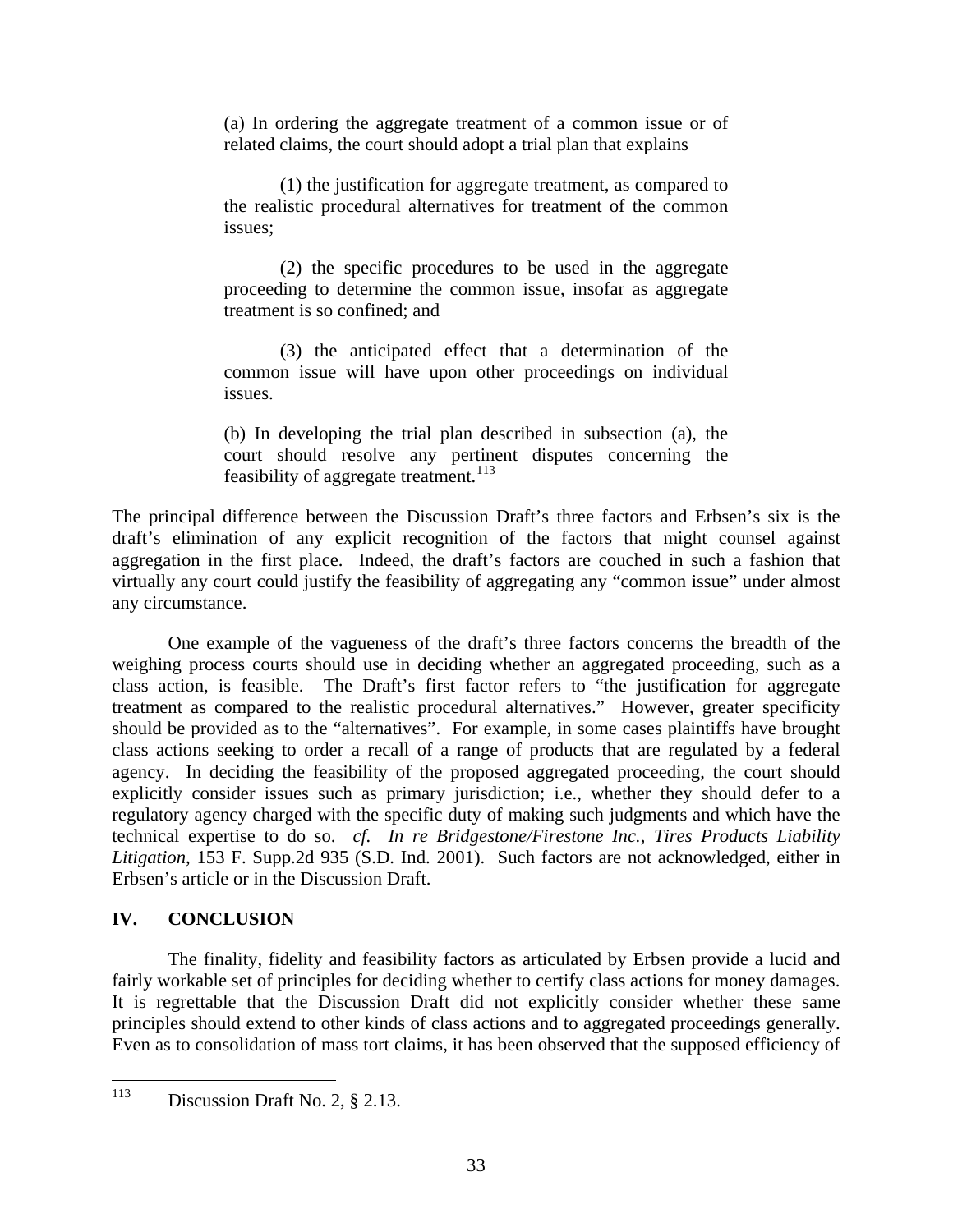> (a) In ordering the aggregate treatment of a common issue or of related claims, the court should adopt a trial plan that explains
>
> (1) the justification for aggregate treatment, as compared to the realistic procedural alternatives for treatment of the common issues;
>
> (2) the specific procedures to be used in the aggregate proceeding to determine the common issue, insofar as aggregate treatment is so confined; and
>
> (3) the anticipated effect that a determination of the common issue will have upon other proceedings on individual issues.
>
> (b) In developing the trial plan described in subsection (a), the court should resolve any pertinent disputes concerning the feasibility of aggregate treatment.[113]

The principal difference between the Discussion Draft's three factors and Erbsen's six is the draft's elimination of any explicit recognition of the factors that might counsel against aggregation in the first place. Indeed, the draft's factors are couched in such a fashion that virtually any court could justify the feasibility of aggregating any "common issue" under almost any circumstance.

One example of the vagueness of the draft's three factors concerns the breadth of the weighing process courts should use in deciding whether an aggregated proceeding, such as a class action, is feasible. The Draft's first factor refers to "the justification for aggregate treatment as compared to the realistic procedural alternatives." However, greater specificity should be provided as to the "alternatives". For example, in some cases plaintiffs have brought class actions seeking to order a recall of a range of products that are regulated by a federal agency. In deciding the feasibility of the proposed aggregated proceeding, the court should explicitly consider issues such as primary jurisdiction; i.e., whether they should defer to a regulatory agency charged with the specific duty of making such judgments and which have the technical expertise to do so. *cf. In re Bridgestone/Firestone Inc., Tires Products Liability Litigation*, 153 F. Supp.2d 935 (S.D. Ind. 2001). Such factors are not acknowledged, either in Erbsen's article or in the Discussion Draft.

## IV. CONCLUSION

The finality, fidelity and feasibility factors as articulated by Erbsen provide a lucid and fairly workable set of principles for deciding whether to certify class actions for money damages. It is regrettable that the Discussion Draft did not explicitly consider whether these same principles should extend to other kinds of class actions and to aggregated proceedings generally. Even as to consolidation of mass tort claims, it has been observed that the supposed efficiency of

---

[113] Discussion Draft No. 2, § 2.13.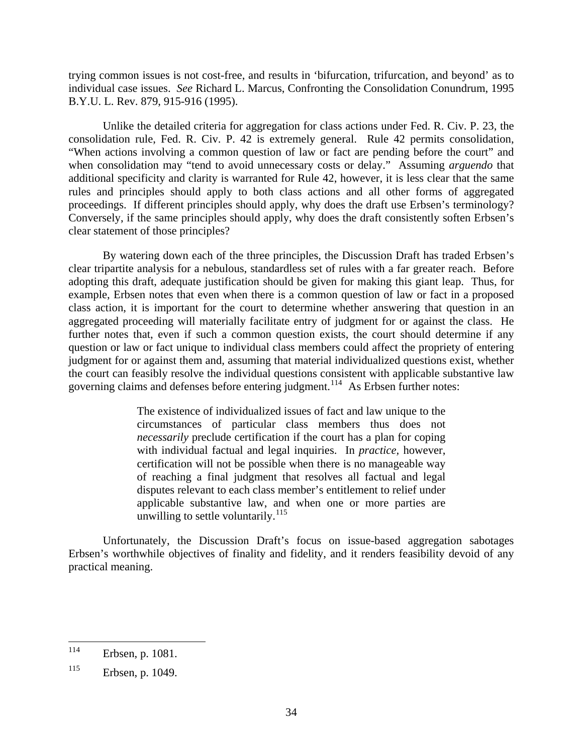trying common issues is not cost-free, and results in 'bifurcation, trifurcation, and beyond' as to individual case issues. *See* Richard L. Marcus, Confronting the Consolidation Conundrum, 1995 B.Y.U. L. Rev. 879, 915-916 (1995).

Unlike the detailed criteria for aggregation for class actions under Fed. R. Civ. P. 23, the consolidation rule, Fed. R. Civ. P. 42 is extremely general. Rule 42 permits consolidation, "When actions involving a common question of law or fact are pending before the court" and when consolidation may "tend to avoid unnecessary costs or delay." Assuming *arguendo* that additional specificity and clarity is warranted for Rule 42, however, it is less clear that the same rules and principles should apply to both class actions and all other forms of aggregated proceedings. If different principles should apply, why does the draft use Erbsen's terminology? Conversely, if the same principles should apply, why does the draft consistently soften Erbsen's clear statement of those principles?

By watering down each of the three principles, the Discussion Draft has traded Erbsen's clear tripartite analysis for a nebulous, standardless set of rules with a far greater reach. Before adopting this draft, adequate justification should be given for making this giant leap. Thus, for example, Erbsen notes that even when there is a common question of law or fact in a proposed class action, it is important for the court to determine whether answering that question in an aggregated proceeding will materially facilitate entry of judgment for or against the class. He further notes that, even if such a common question exists, the court should determine if any question or law or fact unique to individual class members could affect the propriety of entering judgment for or against them and, assuming that material individualized questions exist, whether the court can feasibly resolve the individual questions consistent with applicable substantive law governing claims and defenses before entering judgment.[114] As Erbsen further notes:

> The existence of individualized issues of fact and law unique to the circumstances of particular class members thus does not *necessarily* preclude certification if the court has a plan for coping with individual factual and legal inquiries. In *practice,* however, certification will not be possible when there is no manageable way of reaching a final judgment that resolves all factual and legal disputes relevant to each class member's entitlement to relief under applicable substantive law, and when one or more parties are unwilling to settle voluntarily.[115]

Unfortunately, the Discussion Draft's focus on issue-based aggregation sabotages Erbsen's worthwhile objectives of finality and fidelity, and it renders feasibility devoid of any practical meaning.

---

[114] Erbsen, p. 1081.

[115] Erbsen, p. 1049.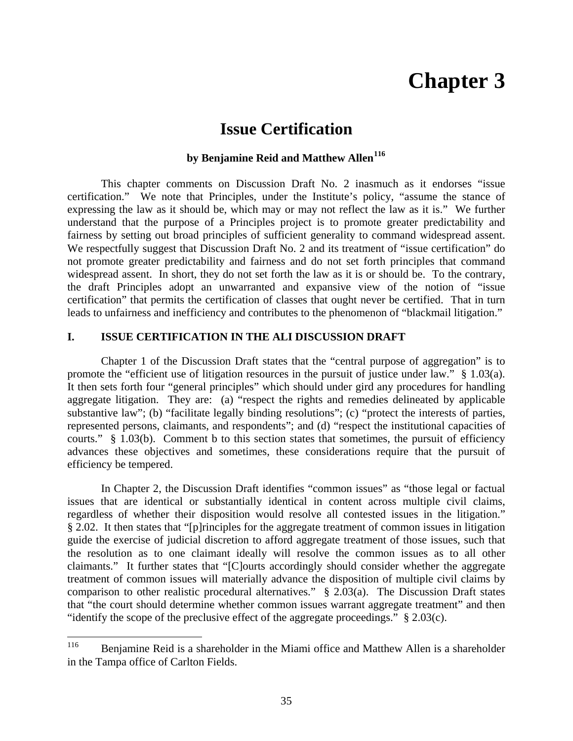# Chapter 3

## Issue Certification

**by Benjamin Reid and Matthew Allen[116]**

This chapter comments on Discussion Draft No. 2 inasmuch as it endorses "issue certification." We note that Principles, under the Institute's policy, "assume the stance of expressing the law as it should be, which may or may not reflect the law as it is." We further understand that the purpose of a Principles project is to promote greater predictability and fairness by setting out broad principles of sufficient generality to command widespread assent. We respectfully suggest that Discussion Draft No. 2 and its treatment of "issue certification" do not promote greater predictability and fairness and do not set forth principles that command widespread assent. In short, they do not set forth the law as it is or should be. To the contrary, the draft Principles adopt an unwarranted and expansive view of the notion of "issue certification" that permits the certification of classes that ought never be certified. That in turn leads to unfairness and inefficiency and contributes to the phenomenon of "blackmail litigation."

### I. ISSUE CERTIFICATION IN THE ALI DISCUSSION DRAFT

Chapter 1 of the Discussion Draft states that the "central purpose of aggregation" is to promote the "efficient use of litigation resources in the pursuit of justice under law." § 1.03(a). It then sets forth four "general principles" which should under gird any procedures for handling aggregate litigation. They are: (a) "respect the rights and remedies delineated by applicable substantive law"; (b) "facilitate legally binding resolutions"; (c) "protect the interests of parties, represented persons, claimants, and respondents"; and (d) "respect the institutional capacities of courts." § 1.03(b). Comment b to this section states that sometimes, the pursuit of efficiency advances these objectives and sometimes, these considerations require that the pursuit of efficiency be tempered.

In Chapter 2, the Discussion Draft identifies "common issues" as "those legal or factual issues that are identical or substantially identical in content across multiple civil claims, regardless of whether their disposition would resolve all contested issues in the litigation." § 2.02. It then states that "[p]rinciples for the aggregate treatment of common issues in litigation guide the exercise of judicial discretion to afford aggregate treatment of those issues, such that the resolution as to one claimant ideally will resolve the common issues as to all other claimants." It further states that "[C]ourts accordingly should consider whether the aggregate treatment of common issues will materially advance the disposition of multiple civil claims by comparison to other realistic procedural alternatives." § 2.03(a). The Discussion Draft states that "the court should determine whether common issues warrant aggregate treatment" and then "identify the scope of the preclusive effect of the aggregate proceedings." § 2.03(c).

---

[116] Benjamin Reid is a shareholder in the Miami office and Matthew Allen is a shareholder in the Tampa office of Carlton Fields.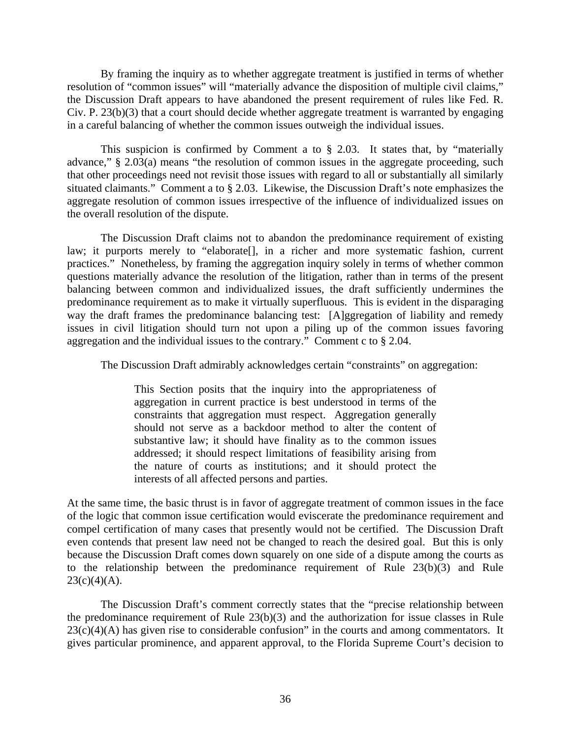By framing the inquiry as to whether aggregate treatment is justified in terms of whether resolution of "common issues" will "materially advance the disposition of multiple civil claims," the Discussion Draft appears to have abandoned the present requirement of rules like Fed. R. Civ. P. 23(b)(3) that a court should decide whether aggregate treatment is warranted by engaging in a careful balancing of whether the common issues outweigh the individual issues.

This suspicion is confirmed by Comment a to § 2.03. It states that, by "materially advance," § 2.03(a) means "the resolution of common issues in the aggregate proceeding, such that other proceedings need not revisit those issues with regard to all or substantially all similarly situated claimants." Comment a to § 2.03. Likewise, the Discussion Draft's note emphasizes the aggregate resolution of common issues irrespective of the influence of individualized issues on the overall resolution of the dispute.

The Discussion Draft claims not to abandon the predominance requirement of existing law; it purports merely to "elaborate[], in a richer and more systematic fashion, current practices." Nonetheless, by framing the aggregation inquiry solely in terms of whether common questions materially advance the resolution of the litigation, rather than in terms of the present balancing between common and individualized issues, the draft sufficiently undermines the predominance requirement as to make it virtually superfluous. This is evident in the disparaging way the draft frames the predominance balancing test: [A]ggregation of liability and remedy issues in civil litigation should turn not upon a piling up of the common issues favoring aggregation and the individual issues to the contrary." Comment c to § 2.04.

The Discussion Draft admirably acknowledges certain "constraints" on aggregation:

> This Section posits that the inquiry into the appropriateness of aggregation in current practice is best understood in terms of the constraints that aggregation must respect. Aggregation generally should not serve as a backdoor method to alter the content of substantive law; it should have finality as to the common issues addressed; it should respect limitations of feasibility arising from the nature of courts as institutions; and it should protect the interests of all affected persons and parties.

At the same time, the basic thrust is in favor of aggregate treatment of common issues in the face of the logic that common issue certification would eviscerate the predominance requirement and compel certification of many cases that presently would not be certified. The Discussion Draft even contends that present law need not be changed to reach the desired goal. But this is only because the Discussion Draft comes down squarely on one side of a dispute among the courts as to the relationship between the predominance requirement of Rule 23(b)(3) and Rule 23(c)(4)(A).

The Discussion Draft's comment correctly states that the "precise relationship between the predominance requirement of Rule 23(b)(3) and the authorization for issue classes in Rule 23(c)(4)(A) has given rise to considerable confusion" in the courts and among commentators. It gives particular prominence, and apparent approval, to the Florida Supreme Court's decision to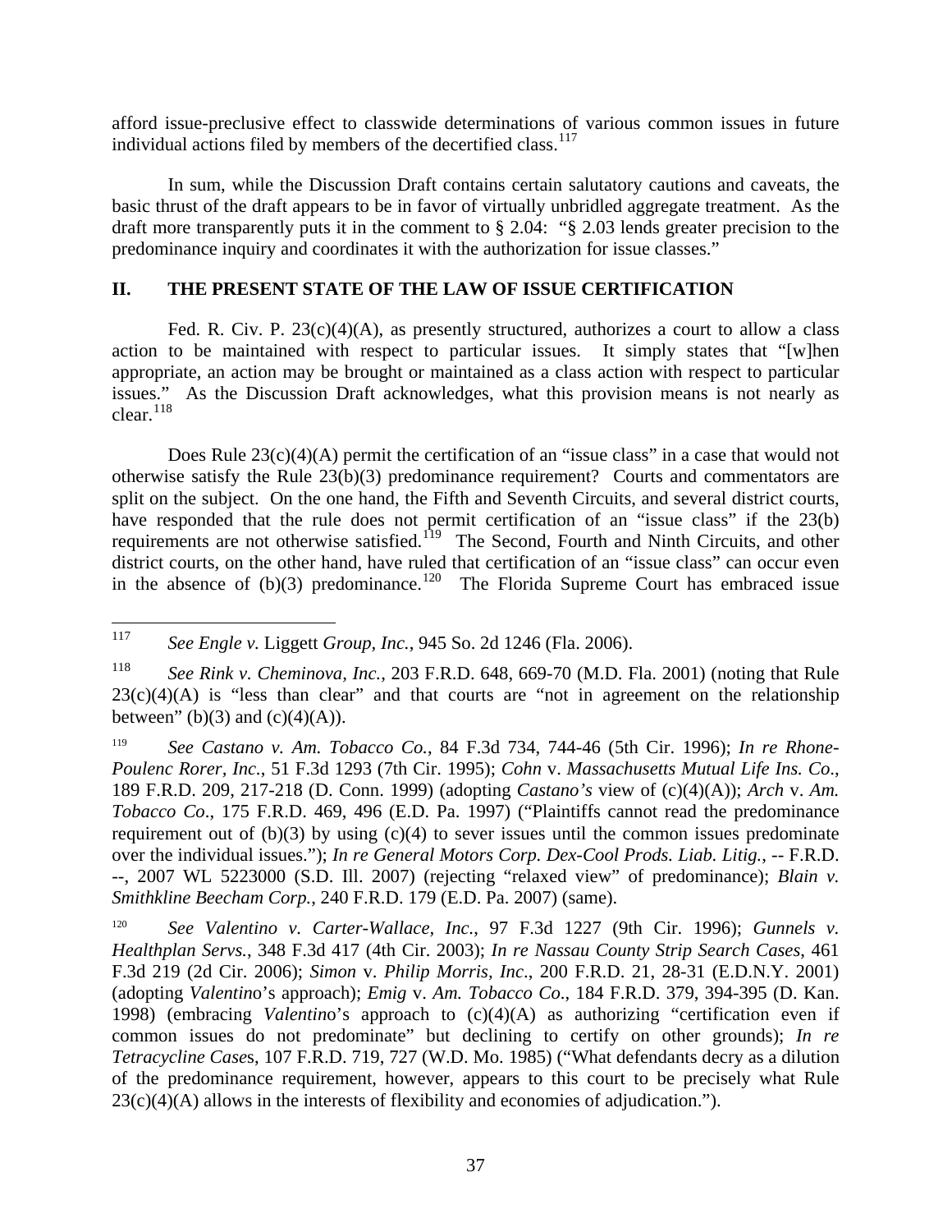afford issue-preclusive effect to classwide determinations of various common issues in future individual actions filed by members of the decertified class.[117]

In sum, while the Discussion Draft contains certain salutatory cautions and caveats, the basic thrust of the draft appears to be in favor of virtually unbridled aggregate treatment. As the draft more transparently puts it in the comment to § 2.04: "§ 2.03 lends greater precision to the predominance inquiry and coordinates it with the authorization for issue classes."

## II. THE PRESENT STATE OF THE LAW OF ISSUE CERTIFICATION

Fed. R. Civ. P. 23(c)(4)(A), as presently structured, authorizes a court to allow a class action to be maintained with respect to particular issues. It simply states that "[w]hen appropriate, an action may be brought or maintained as a class action with respect to particular issues." As the Discussion Draft acknowledges, what this provision means is not nearly as clear.[118]

Does Rule 23(c)(4)(A) permit the certification of an "issue class" in a case that would not otherwise satisfy the Rule 23(b)(3) predominance requirement? Courts and commentators are split on the subject. On the one hand, the Fifth and Seventh Circuits, and several district courts, have responded that the rule does not permit certification of an "issue class" if the 23(b) requirements are not otherwise satisfied.[119] The Second, Fourth and Ninth Circuits, and other district courts, on the other hand, have ruled that certification of an "issue class" can occur even in the absence of (b)(3) predominance.[120] The Florida Supreme Court has embraced issue

---

[117] *See Engle v.* Liggett *Group, Inc.*, 945 So. 2d 1246 (Fla. 2006).

[118] *See Rink v. Cheminova, Inc.*, 203 F.R.D. 648, 669-70 (M.D. Fla. 2001) (noting that Rule 23(c)(4)(A) is "less than clear" and that courts are "not in agreement on the relationship between" (b)(3) and (c)(4)(A)).

[119] *See Castano v. Am. Tobacco Co.*, 84 F.3d 734, 744-46 (5th Cir. 1996); *In re Rhone-Poulenc Rorer, Inc.*, 51 F.3d 1293 (7th Cir. 1995); *Cohn* v. *Massachusetts Mutual Life Ins. Co*., 189 F.R.D. 209, 217-218 (D. Conn. 1999) (adopting *Castano's* view of (c)(4)(A)); *Arch* v. *Am. Tobacco Co*., 175 F.R.D. 469, 496 (E.D. Pa. 1997) ("Plaintiffs cannot read the predominance requirement out of (b)(3) by using (c)(4) to sever issues until the common issues predominate over the individual issues."); *In re General Motors Corp. Dex-Cool Prods. Liab. Litig.*, -- F.R.D. --, 2007 WL 5223000 (S.D. Ill. 2007) (rejecting "relaxed view" of predominance); *Blain v. Smithkline Beecham Corp.*, 240 F.R.D. 179 (E.D. Pa. 2007) (same).

[120] *See Valentino v. Carter-Wallace, Inc.*, 97 F.3d 1227 (9th Cir. 1996); *Gunnels v. Healthplan Servs.*, 348 F.3d 417 (4th Cir. 2003); *In re Nassau County Strip Search Cases*, 461 F.3d 219 (2d Cir. 2006); *Simon* v. *Philip Morris, Inc*., 200 F.R.D. 21, 28-31 (E.D.N.Y. 2001) (adopting *Valentino*'s approach); *Emig* v. *Am. Tobacco Co*., 184 F.R.D. 379, 394-395 (D. Kan. 1998) (embracing *Valentino*'s approach to (c)(4)(A) as authorizing "certification even if common issues do not predominate" but declining to certify on other grounds); *In re Tetracycline Cases*, 107 F.R.D. 719, 727 (W.D. Mo. 1985) ("What defendants decry as a dilution of the predominance requirement, however, appears to this court to be precisely what Rule 23(c)(4)(A) allows in the interests of flexibility and economies of adjudication.").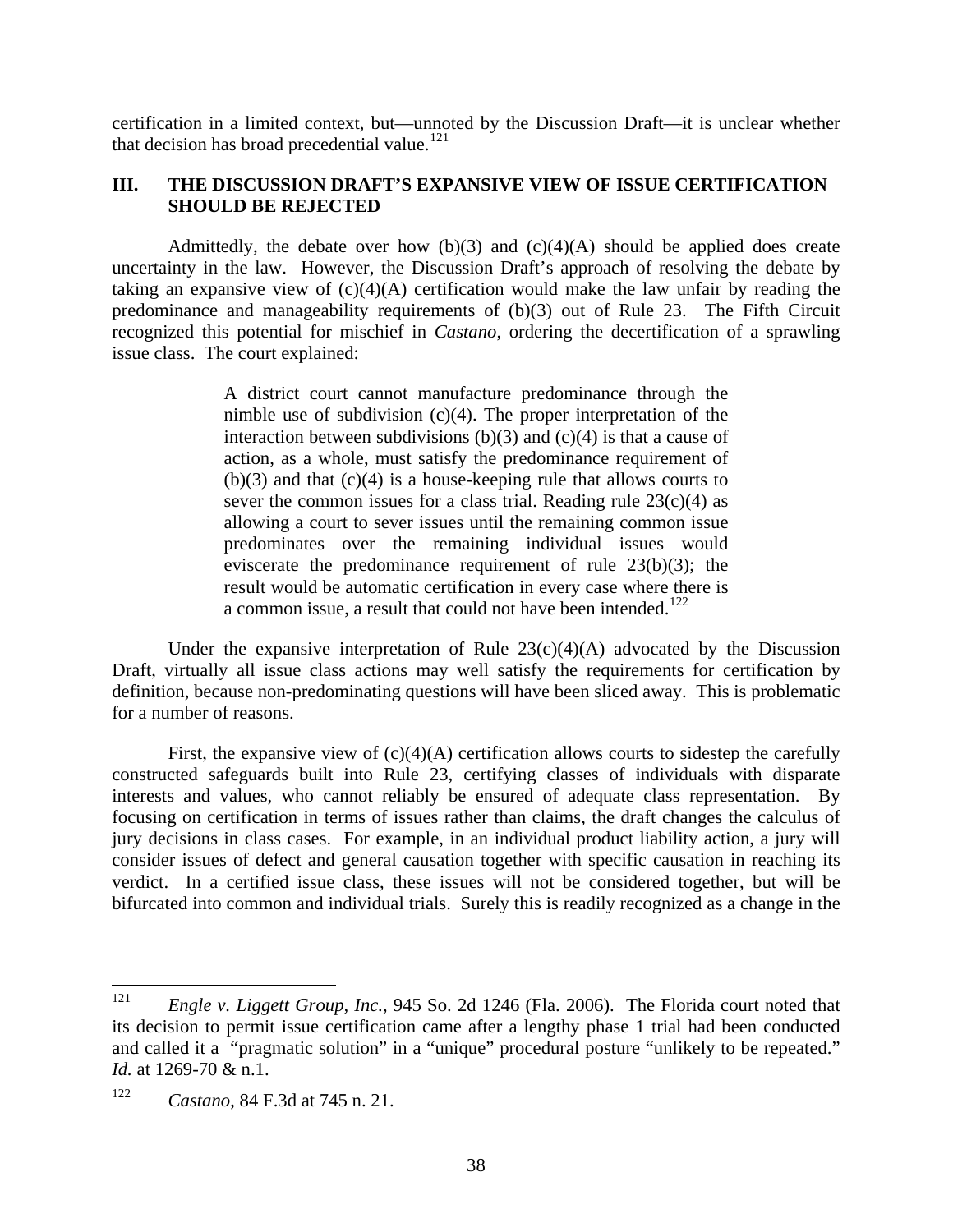certification in a limited context, but—unnoted by the Discussion Draft—it is unclear whether that decision has broad precedential value.[121]

## III. THE DISCUSSION DRAFT'S EXPANSIVE VIEW OF ISSUE CERTIFICATION SHOULD BE REJECTED

Admittedly, the debate over how (b)(3) and (c)(4)(A) should be applied does create uncertainty in the law. However, the Discussion Draft's approach of resolving the debate by taking an expansive view of (c)(4)(A) certification would make the law unfair by reading the predominance and manageability requirements of (b)(3) out of Rule 23. The Fifth Circuit recognized this potential for mischief in *Castano*, ordering the decertification of a sprawling issue class. The court explained:

> A district court cannot manufacture predominance through the nimble use of subdivision (c)(4). The proper interpretation of the interaction between subdivisions (b)(3) and (c)(4) is that a cause of action, as a whole, must satisfy the predominance requirement of (b)(3) and that (c)(4) is a house-keeping rule that allows courts to sever the common issues for a class trial. Reading rule 23(c)(4) as allowing a court to sever issues until the remaining common issue predominates over the remaining individual issues would eviscerate the predominance requirement of rule 23(b)(3); the result would be automatic certification in every case where there is a common issue, a result that could not have been intended.[122]

Under the expansive interpretation of Rule 23(c)(4)(A) advocated by the Discussion Draft, virtually all issue class actions may well satisfy the requirements for certification by definition, because non-predominating questions will have been sliced away. This is problematic for a number of reasons.

First, the expansive view of (c)(4)(A) certification allows courts to sidestep the carefully constructed safeguards built into Rule 23, certifying classes of individuals with disparate interests and values, who cannot reliably be ensured of adequate class representation. By focusing on certification in terms of issues rather than claims, the draft changes the calculus of jury decisions in class cases. For example, in an individual product liability action, a jury will consider issues of defect and general causation together with specific causation in reaching its verdict. In a certified issue class, these issues will not be considered together, but will be bifurcated into common and individual trials. Surely this is readily recognized as a change in the

---

[121] *Engle v. Liggett Group, Inc.*, 945 So. 2d 1246 (Fla. 2006). The Florida court noted that its decision to permit issue certification came after a lengthy phase 1 trial had been conducted and called it a "pragmatic solution" in a "unique" procedural posture "unlikely to be repeated." *Id.* at 1269-70 & n.1.

[122] *Castano*, 84 F.3d at 745 n. 21.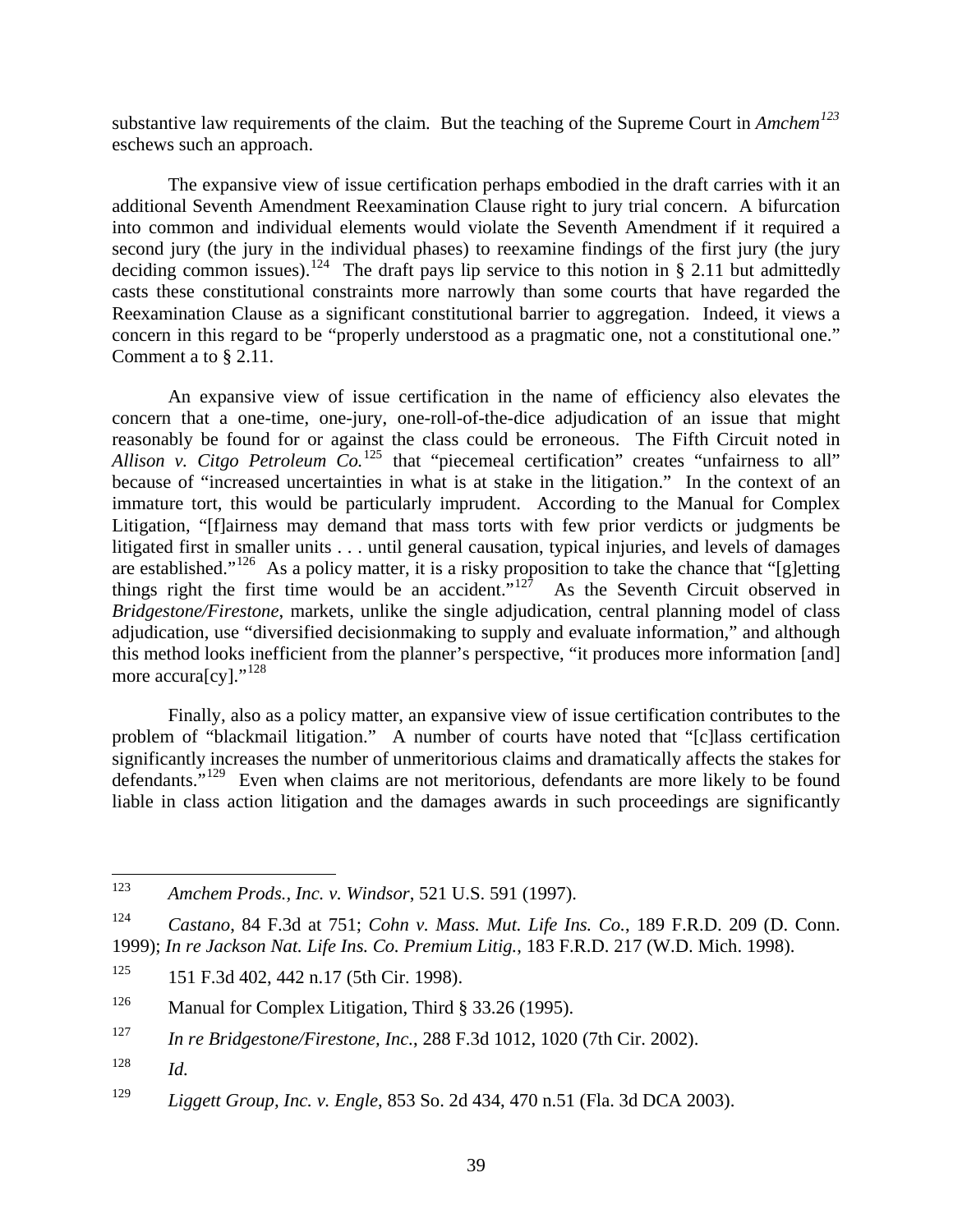substantive law requirements of the claim. But the teaching of the Supreme Court in *Amchem*[123] eschews such an approach.

The expansive view of issue certification perhaps embodied in the draft carries with it an additional Seventh Amendment Reexamination Clause right to jury trial concern. A bifurcation into common and individual elements would violate the Seventh Amendment if it required a second jury (the jury in the individual phases) to reexamine findings of the first jury (the jury deciding common issues).[124] The draft pays lip service to this notion in § 2.11 but admittedly casts these constitutional constraints more narrowly than some courts that have regarded the Reexamination Clause as a significant constitutional barrier to aggregation. Indeed, it views a concern in this regard to be "properly understood as a pragmatic one, not a constitutional one." Comment a to § 2.11.

An expansive view of issue certification in the name of efficiency also elevates the concern that a one-time, one-jury, one-roll-of-the-dice adjudication of an issue that might reasonably be found for or against the class could be erroneous. The Fifth Circuit noted in *Allison v. Citgo Petroleum Co.*[125] that "piecemeal certification" creates "unfairness to all" because of "increased uncertainties in what is at stake in the litigation." In the context of an immature tort, this would be particularly imprudent. According to the Manual for Complex Litigation, "[f]airness may demand that mass torts with few prior verdicts or judgments be litigated first in smaller units . . . until general causation, typical injuries, and levels of damages are established."[126] As a policy matter, it is a risky proposition to take the chance that "[g]etting things right the first time would be an accident."[127] As the Seventh Circuit observed in *Bridgestone/Firestone*, markets, unlike the single adjudication, central planning model of class adjudication, use "diversified decisionmaking to supply and evaluate information," and although this method looks inefficient from the planner's perspective, "it produces more information [and] more accura[cy]."[128]

Finally, also as a policy matter, an expansive view of issue certification contributes to the problem of "blackmail litigation." A number of courts have noted that "[c]lass certification significantly increases the number of unmeritorious claims and dramatically affects the stakes for defendants."[129] Even when claims are not meritorious, defendants are more likely to be found liable in class action litigation and the damages awards in such proceedings are significantly

---

[123] *Amchem Prods., Inc. v. Windsor*, 521 U.S. 591 (1997).

[124] *Castano*, 84 F.3d at 751; *Cohn v. Mass. Mut. Life Ins. Co.*, 189 F.R.D. 209 (D. Conn. 1999); *In re Jackson Nat. Life Ins. Co. Premium Litig.*, 183 F.R.D. 217 (W.D. Mich. 1998).

[125] 151 F.3d 402, 442 n.17 (5th Cir. 1998).

[126] Manual for Complex Litigation, Third § 33.26 (1995).

[127] *In re Bridgestone/Firestone, Inc.*, 288 F.3d 1012, 1020 (7th Cir. 2002).

[128] *Id.*

[129] *Liggett Group, Inc. v. Engle*, 853 So. 2d 434, 470 n.51 (Fla. 3d DCA 2003).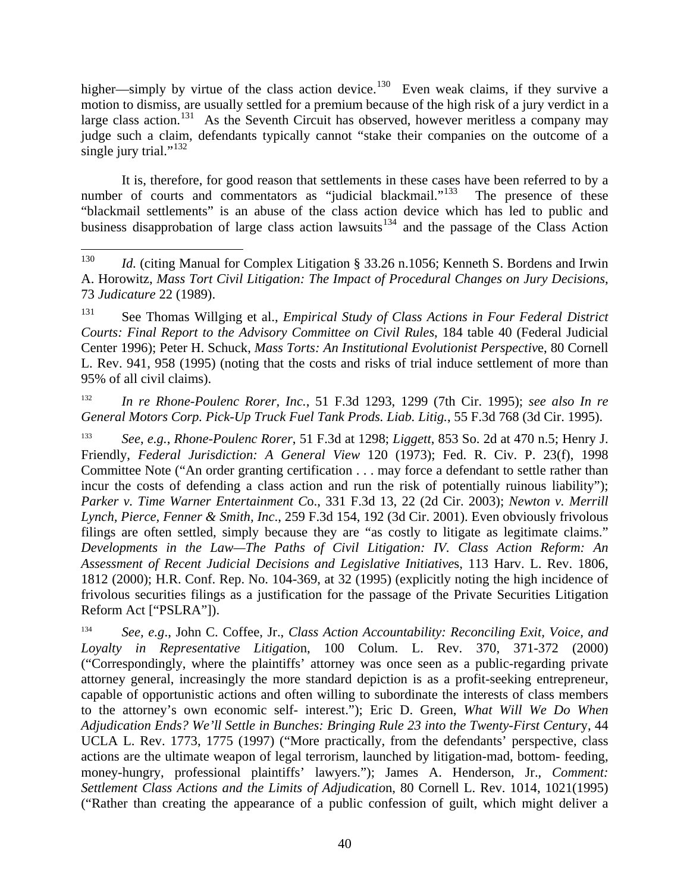higher—simply by virtue of the class action device.[130] Even weak claims, if they survive a motion to dismiss, are usually settled for a premium because of the high risk of a jury verdict in a large class action.[131] As the Seventh Circuit has observed, however meritless a company may judge such a claim, defendants typically cannot "stake their companies on the outcome of a single jury trial."[132]

It is, therefore, for good reason that settlements in these cases have been referred to by a number of courts and commentators as "judicial blackmail."[133] The presence of these "blackmail settlements" is an abuse of the class action device which has led to public and business disapprobation of large class action lawsuits[134] and the passage of the Class Action

---

[130] *Id.* (citing Manual for Complex Litigation § 33.26 n.1056; Kenneth S. Bordens and Irwin A. Horowitz, *Mass Tort Civil Litigation: The Impact of Procedural Changes on Jury Decisions*, 73 *Judicature* 22 (1989).

[131] See Thomas Willging et al., *Empirical Study of Class Actions in Four Federal District Courts: Final Report to the Advisory Committee on Civil Rules*, 184 table 40 (Federal Judicial Center 1996); Peter H. Schuck, *Mass Torts: An Institutional Evolutionist Perspective*, 80 Cornell L. Rev. 941, 958 (1995) (noting that the costs and risks of trial induce settlement of more than 95% of all civil claims).

[132] *In re Rhone-Poulenc Rorer, Inc.*, 51 F.3d 1293, 1299 (7th Cir. 1995); *see also In re General Motors Corp. Pick-Up Truck Fuel Tank Prods. Liab. Litig.*, 55 F.3d 768 (3d Cir. 1995).

[133] *See, e.g.*, *Rhone-Poulenc Rorer*, 51 F.3d at 1298; *Liggett*, 853 So. 2d at 470 n.5; Henry J. Friendly, *Federal Jurisdiction: A General View* 120 (1973); Fed. R. Civ. P. 23(f), 1998 Committee Note ("An order granting certification . . . may force a defendant to settle rather than incur the costs of defending a class action and run the risk of potentially ruinous liability"); *Parker v. Time Warner Entertainment Co*., 331 F.3d 13, 22 (2d Cir. 2003); *Newton v. Merrill Lynch, Pierce, Fenner & Smith, Inc*., 259 F.3d 154, 192 (3d Cir. 2001). Even obviously frivolous filings are often settled, simply because they are "as costly to litigate as legitimate claims." *Developments in the Law—The Paths of Civil Litigation: IV. Class Action Reform: An Assessment of Recent Judicial Decisions and Legislative Initiatives*, 113 Harv. L. Rev. 1806, 1812 (2000); H.R. Conf. Rep. No. 104-369, at 32 (1995) (explicitly noting the high incidence of frivolous securities filings as a justification for the passage of the Private Securities Litigation Reform Act ["PSLRA"]).

[134] *See, e.g*., John C. Coffee, Jr., *Class Action Accountability: Reconciling Exit, Voice, and Loyalty in Representative Litigation*, 100 Colum. L. Rev. 370, 371-372 (2000) ("Correspondingly, where the plaintiffs' attorney was once seen as a public-regarding private attorney general, increasingly the more standard depiction is as a profit-seeking entrepreneur, capable of opportunistic actions and often willing to subordinate the interests of class members to the attorney's own economic self- interest."); Eric D. Green, *What Will We Do When Adjudication Ends? We'll Settle in Bunches: Bringing Rule 23 into the Twenty-First Century*, 44 UCLA L. Rev. 1773, 1775 (1997) ("More practically, from the defendants' perspective, class actions are the ultimate weapon of legal terrorism, launched by litigation-mad, bottom- feeding, money-hungry, professional plaintiffs' lawyers."); James A. Henderson, Jr., *Comment: Settlement Class Actions and the Limits of Adjudication*, 80 Cornell L. Rev. 1014, 1021(1995) ("Rather than creating the appearance of a public confession of guilt, which might deliver a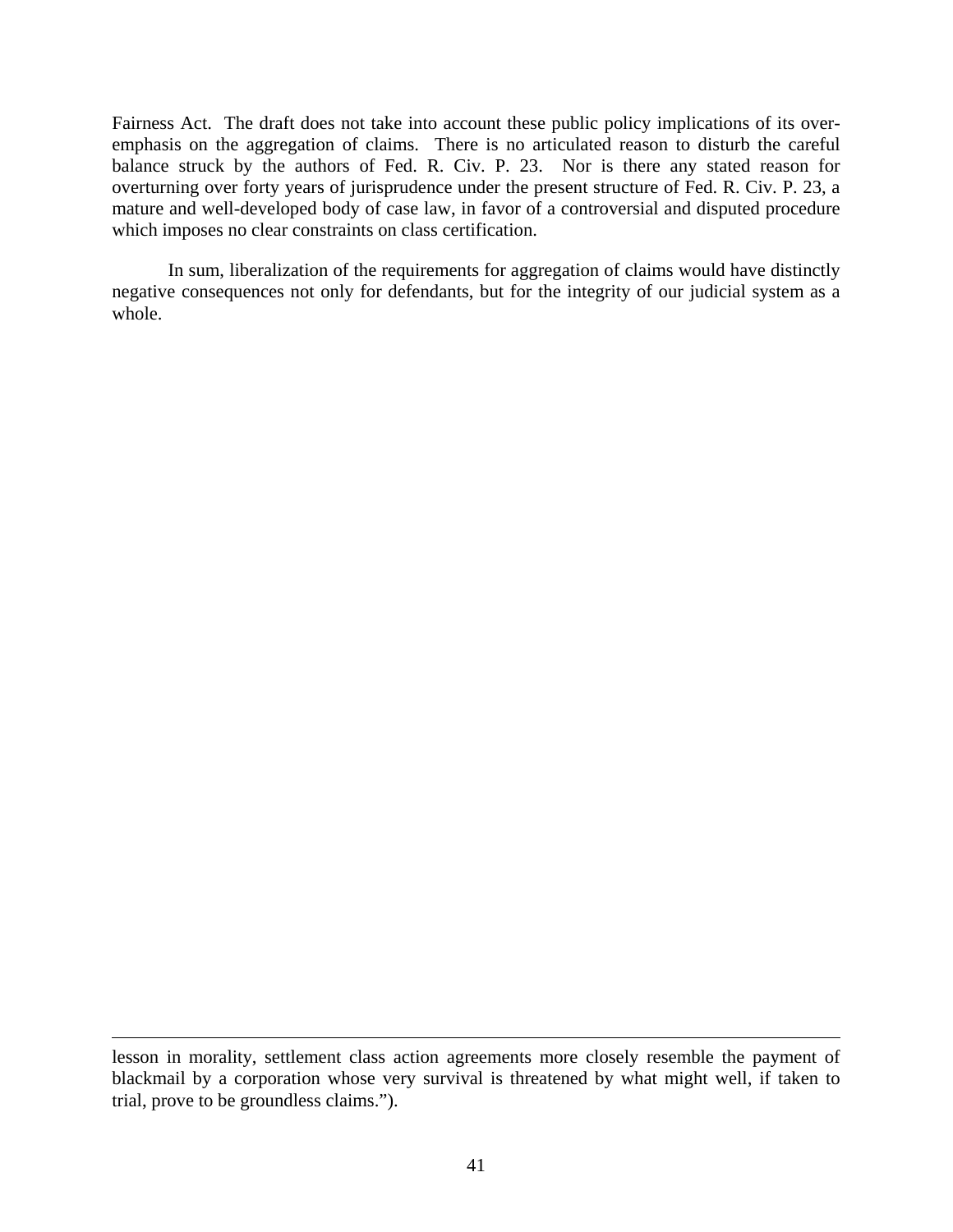Fairness Act. The draft does not take into account these public policy implications of its over-emphasis on the aggregation of claims. There is no articulated reason to disturb the careful balance struck by the authors of Fed. R. Civ. P. 23. Nor is there any stated reason for overturning over forty years of jurisprudence under the present structure of Fed. R. Civ. P. 23, a mature and well-developed body of case law, in favor of a controversial and disputed procedure which imposes no clear constraints on class certification.

In sum, liberalization of the requirements for aggregation of claims would have distinctly negative consequences not only for defendants, but for the integrity of our judicial system as a whole.

---

lesson in morality, settlement class action agreements more closely resemble the payment of blackmail by a corporation whose very survival is threatened by what might well, if taken to trial, prove to be groundless claims.").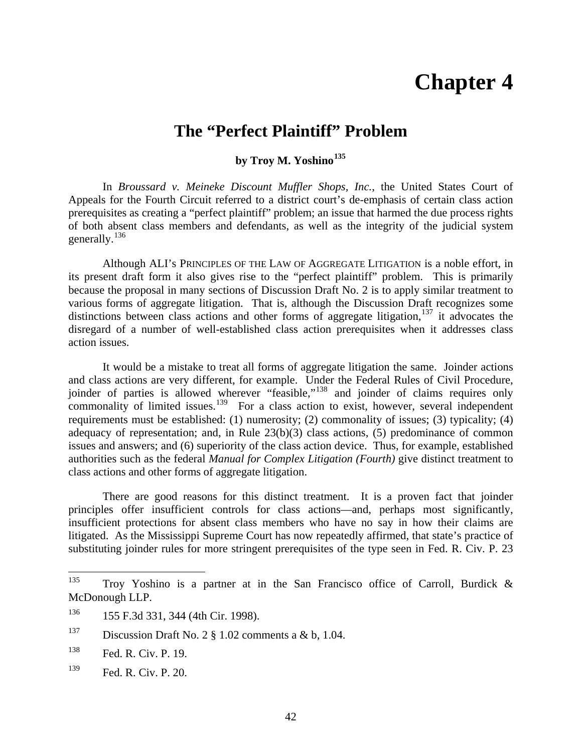# Chapter 4

## The "Perfect Plaintiff" Problem

**by Troy M. Yoshino[135]**

In *Broussard v. Meineke Discount Muffler Shops, Inc.*, the United States Court of Appeals for the Fourth Circuit referred to a district court's de-emphasis of certain class action prerequisites as creating a "perfect plaintiff" problem; an issue that harmed the due process rights of both absent class members and defendants, as well as the integrity of the judicial system generally.[136]

Although ALI's PRINCIPLES OF THE LAW OF AGGREGATE LITIGATION is a noble effort, in its present draft form it also gives rise to the "perfect plaintiff" problem. This is primarily because the proposal in many sections of Discussion Draft No. 2 is to apply similar treatment to various forms of aggregate litigation. That is, although the Discussion Draft recognizes some distinctions between class actions and other forms of aggregate litigation,[137] it advocates the disregard of a number of well-established class action prerequisites when it addresses class action issues.

It would be a mistake to treat all forms of aggregate litigation the same. Joinder actions and class actions are very different, for example. Under the Federal Rules of Civil Procedure, joinder of parties is allowed wherever "feasible,"[138] and joinder of claims requires only commonality of limited issues.[139] For a class action to exist, however, several independent requirements must be established: (1) numerosity; (2) commonality of issues; (3) typicality; (4) adequacy of representation; and, in Rule 23(b)(3) class actions, (5) predominance of common issues and answers; and (6) superiority of the class action device. Thus, for example, established authorities such as the federal *Manual for Complex Litigation (Fourth)* give distinct treatment to class actions and other forms of aggregate litigation.

There are good reasons for this distinct treatment. It is a proven fact that joinder principles offer insufficient controls for class actions—and, perhaps most significantly, insufficient protections for absent class members who have no say in how their claims are litigated. As the Mississippi Supreme Court has now repeatedly affirmed, that state's practice of substituting joinder rules for more stringent prerequisites of the type seen in Fed. R. Civ. P. 23

---

[135] Troy Yoshino is a partner at in the San Francisco office of Carroll, Burdick & McDonough LLP.

[136] 155 F.3d 331, 344 (4th Cir. 1998).

[137] Discussion Draft No. 2 § 1.02 comments a & b, 1.04.

[138] Fed. R. Civ. P. 19.

[139] Fed. R. Civ. P. 20.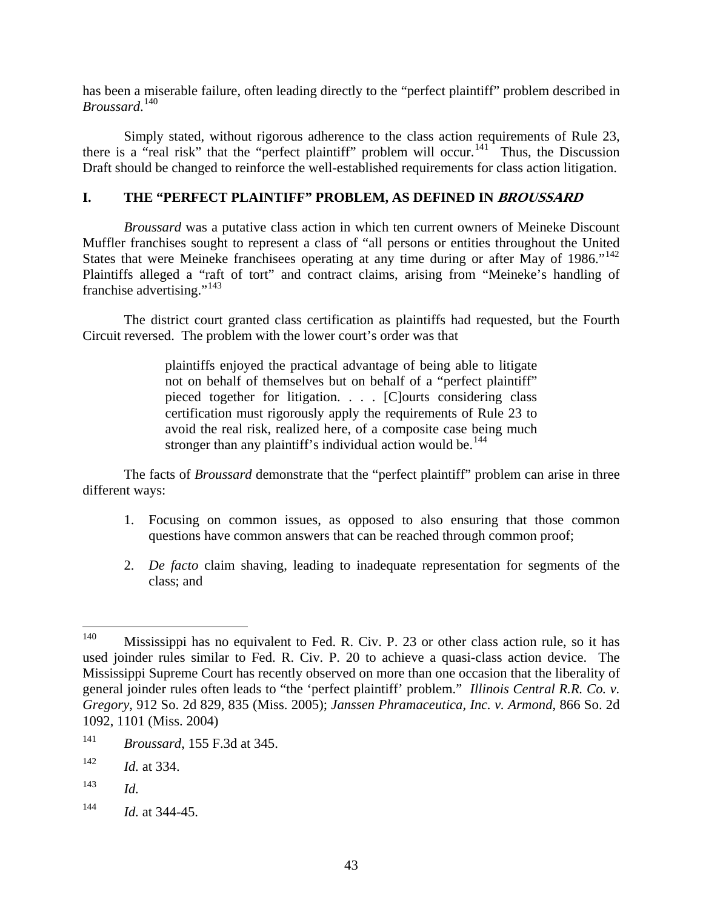has been a miserable failure, often leading directly to the "perfect plaintiff" problem described in *Broussard*.[140]

Simply stated, without rigorous adherence to the class action requirements of Rule 23, there is a "real risk" that the "perfect plaintiff" problem will occur.[141] Thus, the Discussion Draft should be changed to reinforce the well-established requirements for class action litigation.

## I. THE "PERFECT PLAINTIFF" PROBLEM, AS DEFINED IN *BROUSSARD*

*Broussard* was a putative class action in which ten current owners of Meineke Discount Muffler franchises sought to represent a class of "all persons or entities throughout the United States that were Meineke franchisees operating at any time during or after May of 1986."[142] Plaintiffs alleged a "raft of tort" and contract claims, arising from "Meineke's handling of franchise advertising."[143]

The district court granted class certification as plaintiffs had requested, but the Fourth Circuit reversed. The problem with the lower court's order was that

> plaintiffs enjoyed the practical advantage of being able to litigate not on behalf of themselves but on behalf of a "perfect plaintiff" pieced together for litigation. . . . [C]ourts considering class certification must rigorously apply the requirements of Rule 23 to avoid the real risk, realized here, of a composite case being much stronger than any plaintiff's individual action would be.[144]

The facts of *Broussard* demonstrate that the "perfect plaintiff" problem can arise in three different ways:

1. Focusing on common issues, as opposed to also ensuring that those common questions have common answers that can be reached through common proof;
2. *De facto* claim shaving, leading to inadequate representation for segments of the class; and

---

[140] Mississippi has no equivalent to Fed. R. Civ. P. 23 or other class action rule, so it has used joinder rules similar to Fed. R. Civ. P. 20 to achieve a quasi-class action device. The Mississippi Supreme Court has recently observed on more than one occasion that the liberality of general joinder rules often leads to "the 'perfect plaintiff' problem." *Illinois Central R.R. Co. v. Gregory*, 912 So. 2d 829, 835 (Miss. 2005); *Janssen Phramaceutica, Inc. v. Armond*, 866 So. 2d 1092, 1101 (Miss. 2004)

[141] *Broussard*, 155 F.3d at 345.

[142] *Id.* at 334.

[143] *Id.*

[144] *Id.* at 344-45.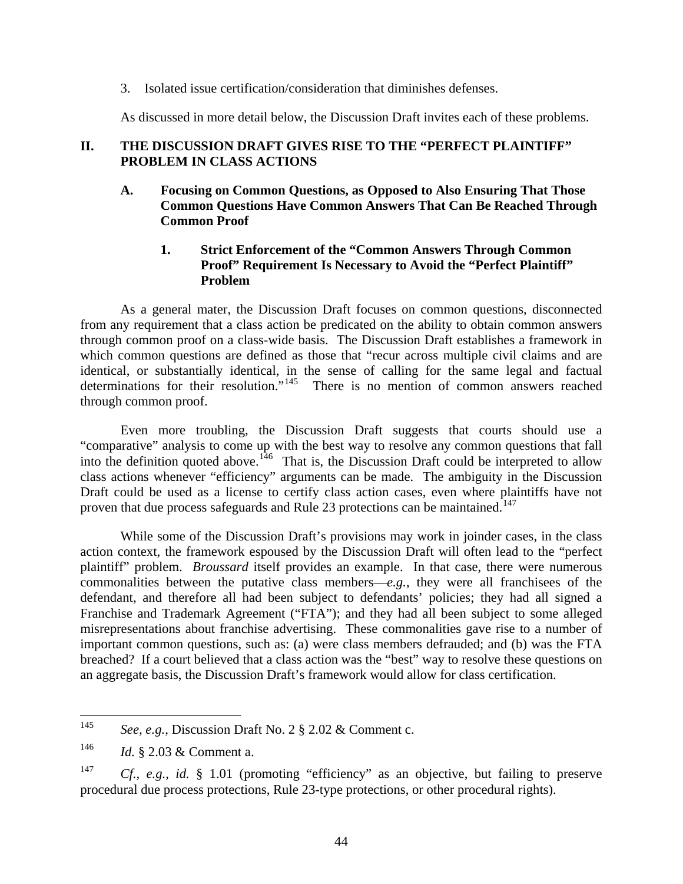3. Isolated issue certification/consideration that diminishes defenses.

As discussed in more detail below, the Discussion Draft invites each of these problems.

## II. THE DISCUSSION DRAFT GIVES RISE TO THE "PERFECT PLAINTIFF" PROBLEM IN CLASS ACTIONS

### A. Focusing on Common Questions, as Opposed to Also Ensuring That Those Common Questions Have Common Answers That Can Be Reached Through Common Proof

#### 1. Strict Enforcement of the "Common Answers Through Common Proof" Requirement Is Necessary to Avoid the "Perfect Plaintiff" Problem

As a general mater, the Discussion Draft focuses on common questions, disconnected from any requirement that a class action be predicated on the ability to obtain common answers through common proof on a class-wide basis. The Discussion Draft establishes a framework in which common questions are defined as those that "recur across multiple civil claims and are identical, or substantially identical, in the sense of calling for the same legal and factual determinations for their resolution."[145] There is no mention of common answers reached through common proof.

Even more troubling, the Discussion Draft suggests that courts should use a "comparative" analysis to come up with the best way to resolve any common questions that fall into the definition quoted above.[146] That is, the Discussion Draft could be interpreted to allow class actions whenever "efficiency" arguments can be made. The ambiguity in the Discussion Draft could be used as a license to certify class action cases, even where plaintiffs have not proven that due process safeguards and Rule 23 protections can be maintained.[147]

While some of the Discussion Draft's provisions may work in joinder cases, in the class action context, the framework espoused by the Discussion Draft will often lead to the "perfect plaintiff" problem. *Broussard* itself provides an example. In that case, there were numerous commonalities between the putative class members—*e.g.*, they were all franchisees of the defendant, and therefore all had been subject to defendants' policies; they had all signed a Franchise and Trademark Agreement ("FTA"); and they had all been subject to some alleged misrepresentations about franchise advertising. These commonalities gave rise to a number of important common questions, such as: (a) were class members defrauded; and (b) was the FTA breached? If a court believed that a class action was the "best" way to resolve these questions on an aggregate basis, the Discussion Draft's framework would allow for class certification.

---

[145] *See, e.g.*, Discussion Draft No. 2 § 2.02 & Comment c.

[146] *Id.* § 2.03 & Comment a.

[147] *Cf., e.g.*, *id.* § 1.01 (promoting "efficiency" as an objective, but failing to preserve procedural due process protections, Rule 23-type protections, or other procedural rights).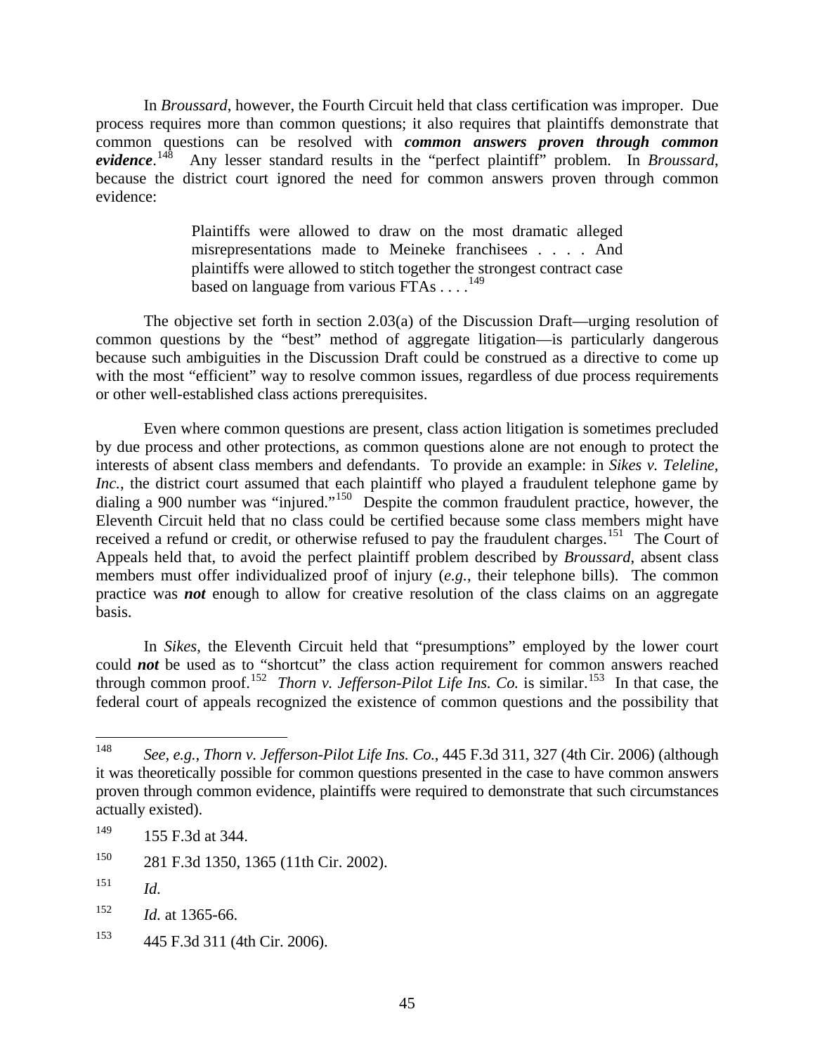In *Broussard*, however, the Fourth Circuit held that class certification was improper. Due process requires more than common questions; it also requires that plaintiffs demonstrate that common questions can be resolved with ***common answers proven through common evidence***.[148] Any lesser standard results in the "perfect plaintiff" problem. In *Broussard*, because the district court ignored the need for common answers proven through common evidence:

> Plaintiffs were allowed to draw on the most dramatic alleged misrepresentations made to Meineke franchisees . . . . And plaintiffs were allowed to stitch together the strongest contract case based on language from various FTAs . . . .[149]

The objective set forth in section 2.03(a) of the Discussion Draft—urging resolution of common questions by the "best" method of aggregate litigation—is particularly dangerous because such ambiguities in the Discussion Draft could be construed as a directive to come up with the most "efficient" way to resolve common issues, regardless of due process requirements or other well-established class actions prerequisites.

Even where common questions are present, class action litigation is sometimes precluded by due process and other protections, as common questions alone are not enough to protect the interests of absent class members and defendants. To provide an example: in *Sikes v. Teleline, Inc.*, the district court assumed that each plaintiff who played a fraudulent telephone game by dialing a 900 number was "injured."[150] Despite the common fraudulent practice, however, the Eleventh Circuit held that no class could be certified because some class members might have received a refund or credit, or otherwise refused to pay the fraudulent charges.[151] The Court of Appeals held that, to avoid the perfect plaintiff problem described by *Broussard*, absent class members must offer individualized proof of injury (*e.g.*, their telephone bills). The common practice was ***not*** enough to allow for creative resolution of the class claims on an aggregate basis.

In *Sikes*, the Eleventh Circuit held that "presumptions" employed by the lower court could ***not*** be used as to "shortcut" the class action requirement for common answers reached through common proof.[152] *Thorn v. Jefferson-Pilot Life Ins. Co.* is similar.[153] In that case, the federal court of appeals recognized the existence of common questions and the possibility that

---

[148] *See, e.g.*, *Thorn v. Jefferson-Pilot Life Ins. Co.*, 445 F.3d 311, 327 (4th Cir. 2006) (although it was theoretically possible for common questions presented in the case to have common answers proven through common evidence, plaintiffs were required to demonstrate that such circumstances actually existed).

[149] 155 F.3d at 344.

[150] 281 F.3d 1350, 1365 (11th Cir. 2002).

[151] *Id.*

[152] *Id.* at 1365-66.

[153] 445 F.3d 311 (4th Cir. 2006).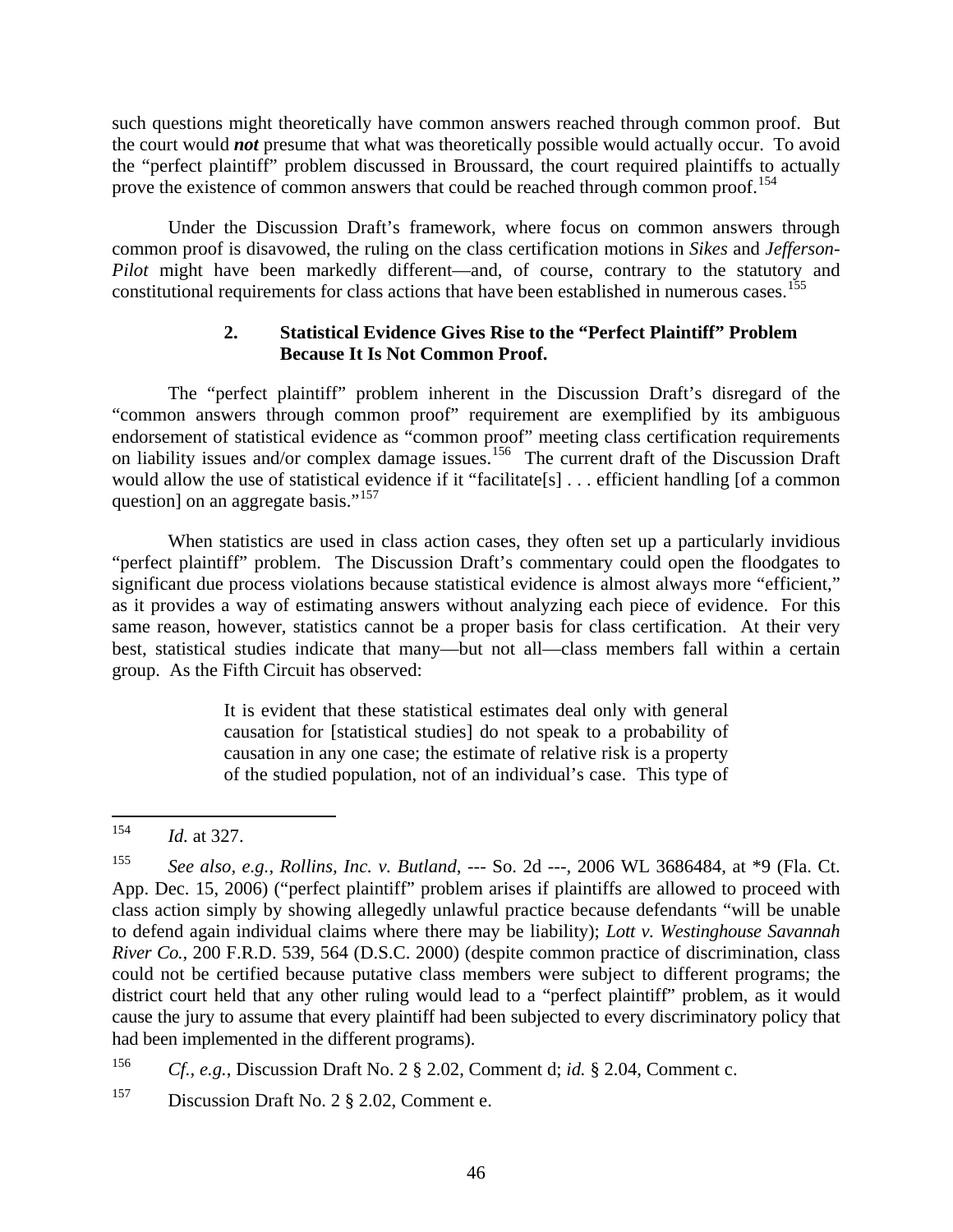such questions might theoretically have common answers reached through common proof. But the court would ***not*** presume that what was theoretically possible would actually occur. To avoid the "perfect plaintiff" problem discussed in Broussard, the court required plaintiffs to actually prove the existence of common answers that could be reached through common proof.[154]

Under the Discussion Draft's framework, where focus on common answers through common proof is disavowed, the ruling on the class certification motions in *Sikes* and *Jefferson-Pilot* might have been markedly different—and, of course, contrary to the statutory and constitutional requirements for class actions that have been established in numerous cases.[155]

### 2. Statistical Evidence Gives Rise to the "Perfect Plaintiff" Problem Because It Is Not Common Proof.

The "perfect plaintiff" problem inherent in the Discussion Draft's disregard of the "common answers through common proof" requirement are exemplified by its ambiguous endorsement of statistical evidence as "common proof" meeting class certification requirements on liability issues and/or complex damage issues.[156] The current draft of the Discussion Draft would allow the use of statistical evidence if it "facilitate[s] . . . efficient handling [of a common question] on an aggregate basis."[157]

When statistics are used in class action cases, they often set up a particularly invidious "perfect plaintiff" problem. The Discussion Draft's commentary could open the floodgates to significant due process violations because statistical evidence is almost always more "efficient," as it provides a way of estimating answers without analyzing each piece of evidence. For this same reason, however, statistics cannot be a proper basis for class certification. At their very best, statistical studies indicate that many—but not all—class members fall within a certain group. As the Fifth Circuit has observed:

> It is evident that these statistical estimates deal only with general causation for [statistical studies] do not speak to a probability of causation in any one case; the estimate of relative risk is a property of the studied population, not of an individual's case. This type of

---

[154] *Id.* at 327.

[155] *See also, e.g.*, *Rollins, Inc. v. Butland*, --- So. 2d ---, 2006 WL 3686484, at *9 (Fla. Ct. App. Dec. 15, 2006) ("perfect plaintiff" problem arises if plaintiffs are allowed to proceed with class action simply by showing allegedly unlawful practice because defendants "will be unable to defend again individual claims where there may be liability); *Lott v. Westinghouse Savannah River Co.*, 200 F.R.D. 539, 564 (D.S.C. 2000) (despite common practice of discrimination, class could not be certified because putative class members were subject to different programs; the district court held that any other ruling would lead to a "perfect plaintiff" problem, as it would cause the jury to assume that every plaintiff had been subjected to every discriminatory policy that had been implemented in the different programs).

[156] *Cf.*, *e.g.*, Discussion Draft No. 2 § 2.02, Comment d; *id.* § 2.04, Comment c.

[157] Discussion Draft No. 2 § 2.02, Comment e.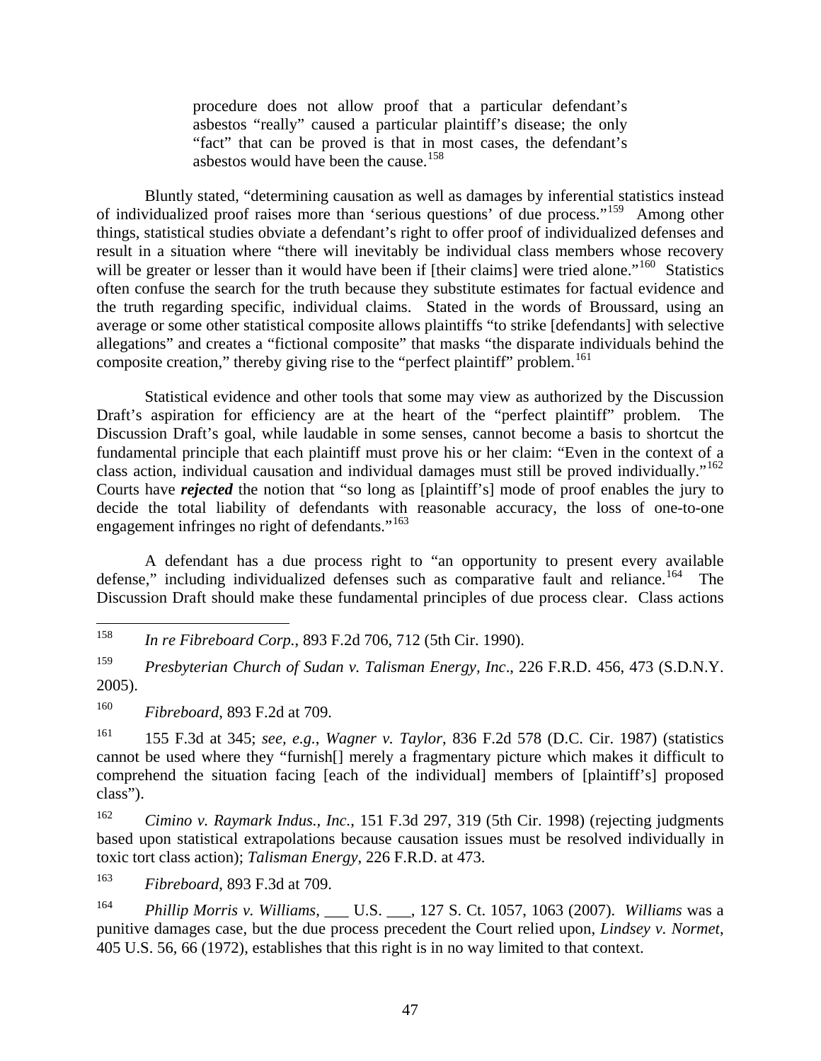> procedure does not allow proof that a particular defendant's asbestos "really" caused a particular plaintiff's disease; the only "fact" that can be proved is that in most cases, the defendant's asbestos would have been the cause.[158]

Bluntly stated, "determining causation as well as damages by inferential statistics instead of individualized proof raises more than 'serious questions' of due process."[159] Among other things, statistical studies obviate a defendant's right to offer proof of individualized defenses and result in a situation where "there will inevitably be individual class members whose recovery will be greater or lesser than it would have been if [their claims] were tried alone."[160] Statistics often confuse the search for the truth because they substitute estimates for factual evidence and the truth regarding specific, individual claims. Stated in the words of Broussard, using an average or some other statistical composite allows plaintiffs "to strike [defendants] with selective allegations" and creates a "fictional composite" that masks "the disparate individuals behind the composite creation," thereby giving rise to the "perfect plaintiff" problem.[161]

Statistical evidence and other tools that some may view as authorized by the Discussion Draft's aspiration for efficiency are at the heart of the "perfect plaintiff" problem. The Discussion Draft's goal, while laudable in some senses, cannot become a basis to shortcut the fundamental principle that each plaintiff must prove his or her claim: "Even in the context of a class action, individual causation and individual damages must still be proved individually."[162] Courts have ***rejected*** the notion that "so long as [plaintiff's] mode of proof enables the jury to decide the total liability of defendants with reasonable accuracy, the loss of one-to-one engagement infringes no right of defendants."[163]

A defendant has a due process right to "an opportunity to present every available defense," including individualized defenses such as comparative fault and reliance.[164] The Discussion Draft should make these fundamental principles of due process clear. Class actions

---

[158] *In re Fibreboard Corp.*, 893 F.2d 706, 712 (5th Cir. 1990).

[159] *Presbyterian Church of Sudan v. Talisman Energy, Inc*., 226 F.R.D. 456, 473 (S.D.N.Y. 2005).

[160] *Fibreboard*, 893 F.2d at 709.

[161] 155 F.3d at 345; *see, e.g.*, *Wagner v. Taylor*, 836 F.2d 578 (D.C. Cir. 1987) (statistics cannot be used where they "furnish[] merely a fragmentary picture which makes it difficult to comprehend the situation facing [each of the individual] members of [plaintiff's] proposed class").

[162] *Cimino v. Raymark Indus., Inc.*, 151 F.3d 297, 319 (5th Cir. 1998) (rejecting judgments based upon statistical extrapolations because causation issues must be resolved individually in toxic tort class action); *Talisman Energy*, 226 F.R.D. at 473.

[163] *Fibreboard*, 893 F.3d at 709.

[164] *Phillip Morris v. Williams*, ___ U.S. ___, 127 S. Ct. 1057, 1063 (2007). *Williams* was a punitive damages case, but the due process precedent the Court relied upon, *Lindsey v. Normet*, 405 U.S. 56, 66 (1972), establishes that this right is in no way limited to that context.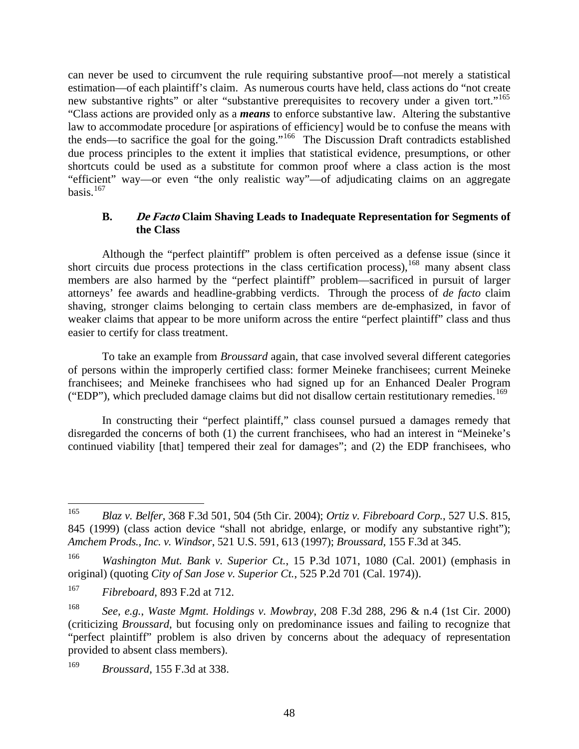can never be used to circumvent the rule requiring substantive proof—not merely a statistical estimation—of each plaintiff's claim. As numerous courts have held, class actions do "not create new substantive rights" or alter "substantive prerequisites to recovery under a given tort."[165] "Class actions are provided only as a ***means*** to enforce substantive law. Altering the substantive law to accommodate procedure [or aspirations of efficiency] would be to confuse the means with the ends—to sacrifice the goal for the going."[166] The Discussion Draft contradicts established due process principles to the extent it implies that statistical evidence, presumptions, or other shortcuts could be used as a substitute for common proof where a class action is the most "efficient" way—or even "the only realistic way"—of adjudicating claims on an aggregate basis.[167]

### B. *De Facto* Claim Shaving Leads to Inadequate Representation for Segments of the Class

Although the "perfect plaintiff" problem is often perceived as a defense issue (since it short circuits due process protections in the class certification process),[168] many absent class members are also harmed by the "perfect plaintiff" problem—sacrificed in pursuit of larger attorneys' fee awards and headline-grabbing verdicts. Through the process of *de facto* claim shaving, stronger claims belonging to certain class members are de-emphasized, in favor of weaker claims that appear to be more uniform across the entire "perfect plaintiff" class and thus easier to certify for class treatment.

To take an example from *Broussard* again, that case involved several different categories of persons within the improperly certified class: former Meineke franchisees; current Meineke franchisees; and Meineke franchisees who had signed up for an Enhanced Dealer Program ("EDP"), which precluded damage claims but did not disallow certain restitutionary remedies.[169]

In constructing their "perfect plaintiff," class counsel pursued a damages remedy that disregarded the concerns of both (1) the current franchisees, who had an interest in "Meineke's continued viability [that] tempered their zeal for damages"; and (2) the EDP franchisees, who

---

[165] *Blaz v. Belfer*, 368 F.3d 501, 504 (5th Cir. 2004); *Ortiz v. Fibreboard Corp.*, 527 U.S. 815, 845 (1999) (class action device "shall not abridge, enlarge, or modify any substantive right"); *Amchem Prods., Inc. v. Windsor*, 521 U.S. 591, 613 (1997); *Broussard*, 155 F.3d at 345.

[166] *Washington Mut. Bank v. Superior Ct.*, 15 P.3d 1071, 1080 (Cal. 2001) (emphasis in original) (quoting *City of San Jose v. Superior Ct.*, 525 P.2d 701 (Cal. 1974)).

[167] *Fibreboard*, 893 F.2d at 712.

[168] *See, e.g.*, *Waste Mgmt. Holdings v. Mowbray*, 208 F.3d 288, 296 & n.4 (1st Cir. 2000) (criticizing *Broussard*, but focusing only on predominance issues and failing to recognize that "perfect plaintiff" problem is also driven by concerns about the adequacy of representation provided to absent class members).

[169] *Broussard*, 155 F.3d at 338.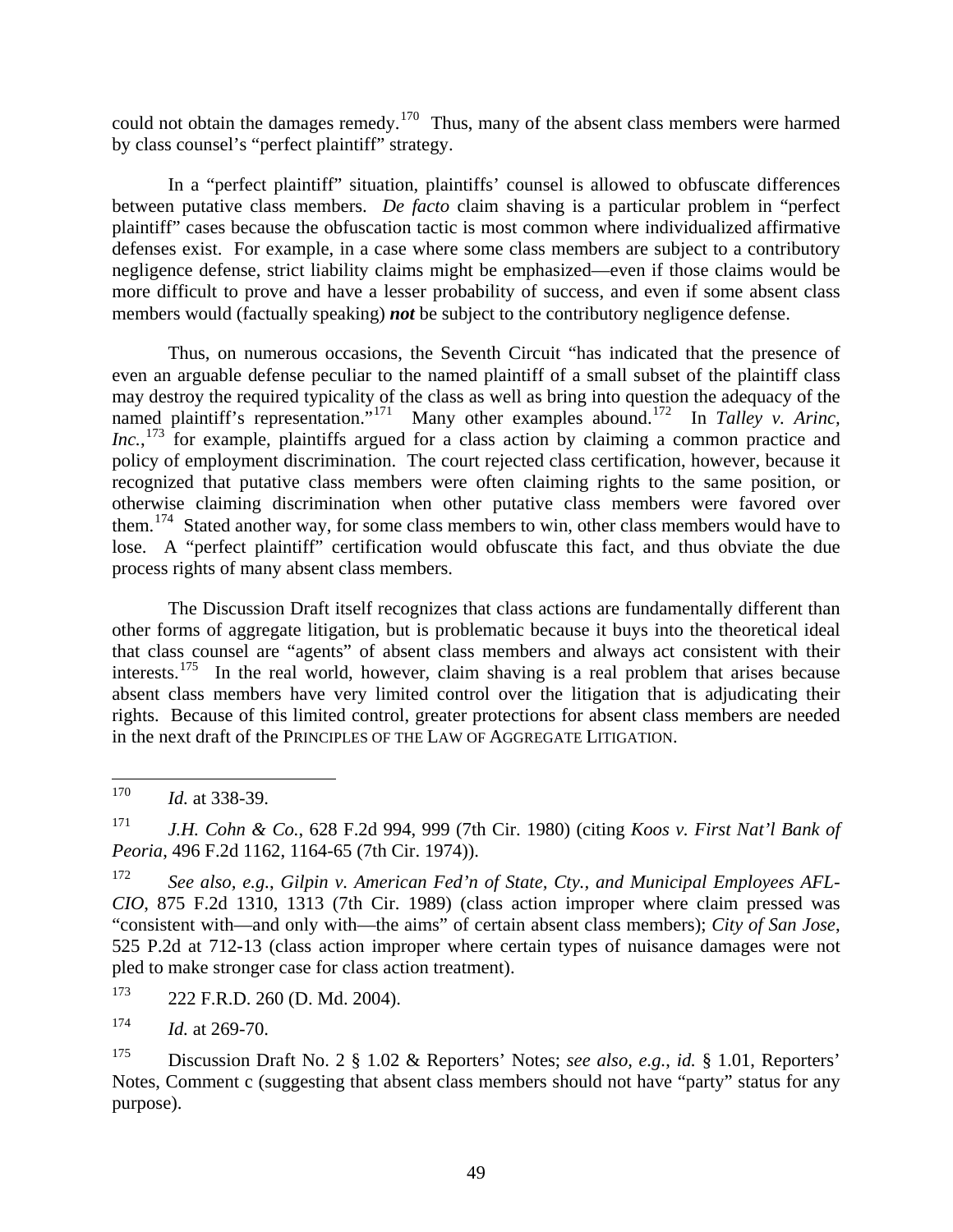could not obtain the damages remedy.[170] Thus, many of the absent class members were harmed by class counsel's "perfect plaintiff" strategy.

In a "perfect plaintiff" situation, plaintiffs' counsel is allowed to obfuscate differences between putative class members. *De facto* claim shaving is a particular problem in "perfect plaintiff" cases because the obfuscation tactic is most common where individualized affirmative defenses exist. For example, in a case where some class members are subject to a contributory negligence defense, strict liability claims might be emphasized—even if those claims would be more difficult to prove and have a lesser probability of success, and even if some absent class members would (factually speaking) ***not*** be subject to the contributory negligence defense.

Thus, on numerous occasions, the Seventh Circuit "has indicated that the presence of even an arguable defense peculiar to the named plaintiff of a small subset of the plaintiff class may destroy the required typicality of the class as well as bring into question the adequacy of the named plaintiff's representation."[171] Many other examples abound.[172] In *Talley v. Arinc, Inc.*,[173] for example, plaintiffs argued for a class action by claiming a common practice and policy of employment discrimination. The court rejected class certification, however, because it recognized that putative class members were often claiming rights to the same position, or otherwise claiming discrimination when other putative class members were favored over them.[174] Stated another way, for some class members to win, other class members would have to lose. A "perfect plaintiff" certification would obfuscate this fact, and thus obviate the due process rights of many absent class members.

The Discussion Draft itself recognizes that class actions are fundamentally different than other forms of aggregate litigation, but is problematic because it buys into the theoretical ideal that class counsel are "agents" of absent class members and always act consistent with their interests.[175] In the real world, however, claim shaving is a real problem that arises because absent class members have very limited control over the litigation that is adjudicating their rights. Because of this limited control, greater protections for absent class members are needed in the next draft of the PRINCIPLES OF THE LAW OF AGGREGATE LITIGATION.

---

[170] *Id.* at 338-39.

[171] *J.H. Cohn & Co.*, 628 F.2d 994, 999 (7th Cir. 1980) (citing *Koos v. First Nat'l Bank of Peoria*, 496 F.2d 1162, 1164-65 (7th Cir. 1974)).

[172] *See also, e.g.*, *Gilpin v. American Fed'n of State, Cty., and Municipal Employees AFL-CIO*, 875 F.2d 1310, 1313 (7th Cir. 1989) (class action improper where claim pressed was "consistent with—and only with—the aims" of certain absent class members); *City of San Jose*, 525 P.2d at 712-13 (class action improper where certain types of nuisance damages were not pled to make stronger case for class action treatment).

[173] 222 F.R.D. 260 (D. Md. 2004).

[174] *Id.* at 269-70.

[175] Discussion Draft No. 2 § 1.02 & Reporters' Notes; *see also, e.g., id.* § 1.01, Reporters' Notes, Comment c (suggesting that absent class members should not have "party" status for any purpose).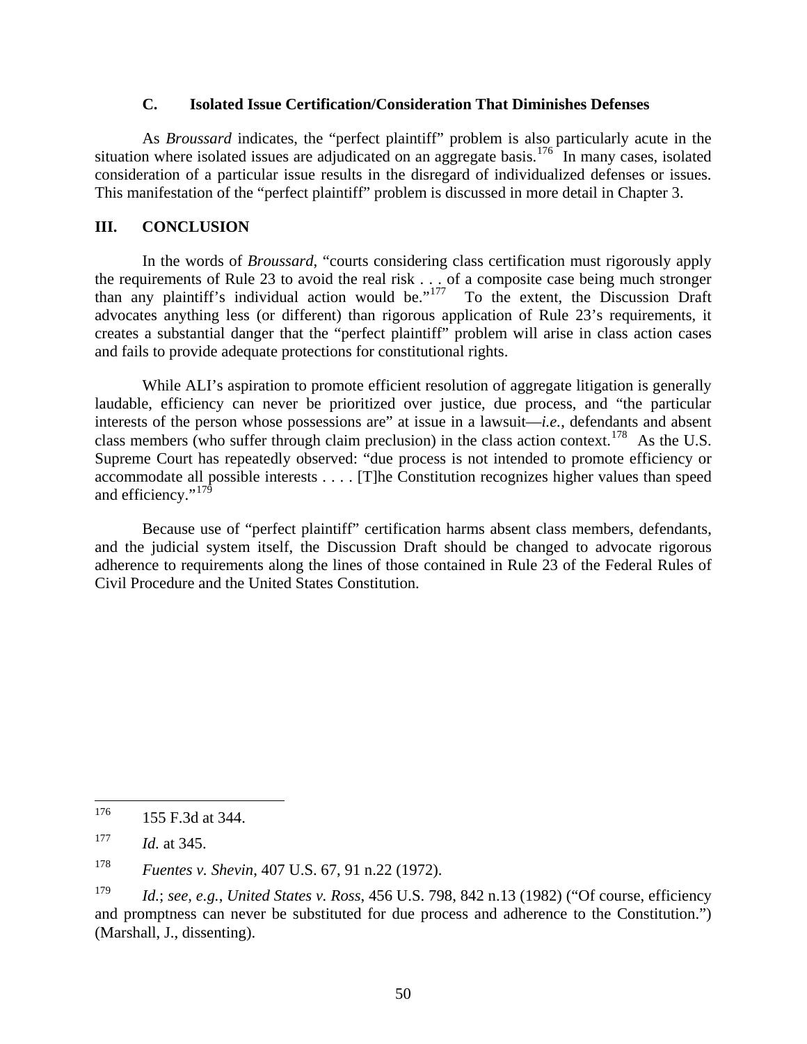### C. Isolated Issue Certification/Consideration That Diminishes Defenses

As *Broussard* indicates, the "perfect plaintiff" problem is also particularly acute in the situation where isolated issues are adjudicated on an aggregate basis.[176] In many cases, isolated consideration of a particular issue results in the disregard of individualized defenses or issues. This manifestation of the "perfect plaintiff" problem is discussed in more detail in Chapter 3.

## III. CONCLUSION

In the words of *Broussard*, "courts considering class certification must rigorously apply the requirements of Rule 23 to avoid the real risk . . . of a composite case being much stronger than any plaintiff's individual action would be."[177] To the extent, the Discussion Draft advocates anything less (or different) than rigorous application of Rule 23's requirements, it creates a substantial danger that the "perfect plaintiff" problem will arise in class action cases and fails to provide adequate protections for constitutional rights.

While ALI's aspiration to promote efficient resolution of aggregate litigation is generally laudable, efficiency can never be prioritized over justice, due process, and "the particular interests of the person whose possessions are" at issue in a lawsuit—*i.e.*, defendants and absent class members (who suffer through claim preclusion) in the class action context.[178] As the U.S. Supreme Court has repeatedly observed: "due process is not intended to promote efficiency or accommodate all possible interests . . . . [T]he Constitution recognizes higher values than speed and efficiency."[179]

Because use of "perfect plaintiff" certification harms absent class members, defendants, and the judicial system itself, the Discussion Draft should be changed to advocate rigorous adherence to requirements along the lines of those contained in Rule 23 of the Federal Rules of Civil Procedure and the United States Constitution.

---

[176] 155 F.3d at 344.

[177] *Id.* at 345.

[178] *Fuentes v. Shevin*, 407 U.S. 67, 91 n.22 (1972).

[179] *Id.*; *see, e.g.*, *United States v. Ross*, 456 U.S. 798, 842 n.13 (1982) ("Of course, efficiency and promptness can never be substituted for due process and adherence to the Constitution.") (Marshall, J., dissenting).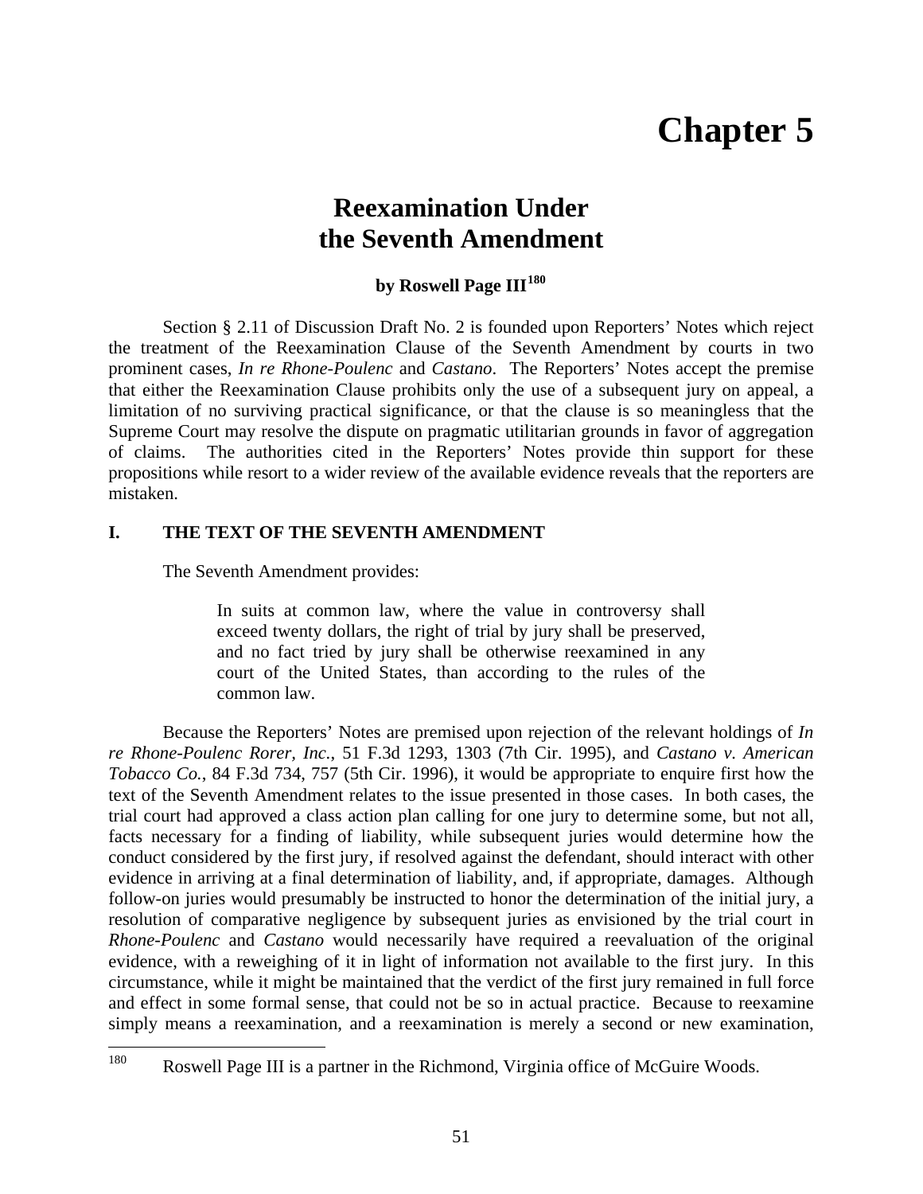# Chapter 5

## Reexamination Under the Seventh Amendment

**by Roswell Page III[180]**

Section § 2.11 of Discussion Draft No. 2 is founded upon Reporters' Notes which reject the treatment of the Reexamination Clause of the Seventh Amendment by courts in two prominent cases, *In re Rhone-Poulenc* and *Castano*. The Reporters' Notes accept the premise that either the Reexamination Clause prohibits only the use of a subsequent jury on appeal, a limitation of no surviving practical significance, or that the clause is so meaningless that the Supreme Court may resolve the dispute on pragmatic utilitarian grounds in favor of aggregation of claims. The authorities cited in the Reporters' Notes provide thin support for these propositions while resort to a wider review of the available evidence reveals that the reporters are mistaken.

### I. THE TEXT OF THE SEVENTH AMENDMENT

The Seventh Amendment provides:

> In suits at common law, where the value in controversy shall exceed twenty dollars, the right of trial by jury shall be preserved, and no fact tried by jury shall be otherwise reexamined in any court of the United States, than according to the rules of the common law.

Because the Reporters' Notes are premised upon rejection of the relevant holdings of *In re Rhone-Poulenc Rorer, Inc.*, 51 F.3d 1293, 1303 (7th Cir. 1995), and *Castano v. American Tobacco Co.*, 84 F.3d 734, 757 (5th Cir. 1996), it would be appropriate to enquire first how the text of the Seventh Amendment relates to the issue presented in those cases. In both cases, the trial court had approved a class action plan calling for one jury to determine some, but not all, facts necessary for a finding of liability, while subsequent juries would determine how the conduct considered by the first jury, if resolved against the defendant, should interact with other evidence in arriving at a final determination of liability, and, if appropriate, damages. Although follow-on juries would presumably be instructed to honor the determination of the initial jury, a resolution of comparative negligence by subsequent juries as envisioned by the trial court in *Rhone-Poulenc* and *Castano* would necessarily have required a reevaluation of the original evidence, with a reweighing of it in light of information not available to the first jury. In this circumstance, while it might be maintained that the verdict of the first jury remained in full force and effect in some formal sense, that could not be so in actual practice. Because to reexamine simply means a reexamination, and a reexamination is merely a second or new examination,

---

[180] Roswell Page III is a partner in the Richmond, Virginia office of McGuire Woods.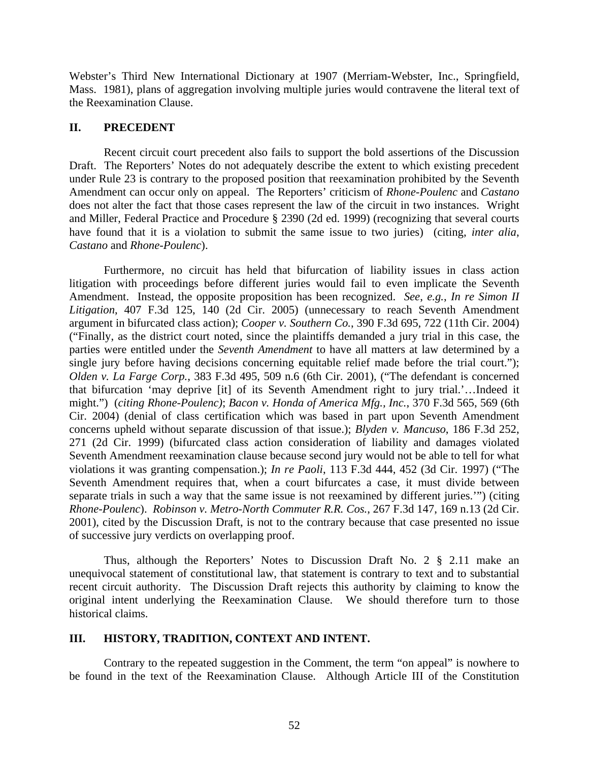Webster's Third New International Dictionary at 1907 (Merriam-Webster, Inc., Springfield, Mass. 1981), plans of aggregation involving multiple juries would contravene the literal text of the Reexamination Clause.

## II. PRECEDENT

Recent circuit court precedent also fails to support the bold assertions of the Discussion Draft. The Reporters' Notes do not adequately describe the extent to which existing precedent under Rule 23 is contrary to the proposed position that reexamination prohibited by the Seventh Amendment can occur only on appeal. The Reporters' criticism of *Rhone-Poulenc* and *Castano* does not alter the fact that those cases represent the law of the circuit in two instances. Wright and Miller, Federal Practice and Procedure § 2390 (2d ed. 1999) (recognizing that several courts have found that it is a violation to submit the same issue to two juries) (citing, *inter alia*, *Castano* and *Rhone-Poulenc*).

Furthermore, no circuit has held that bifurcation of liability issues in class action litigation with proceedings before different juries would fail to even implicate the Seventh Amendment. Instead, the opposite proposition has been recognized. *See, e.g.*, *In re Simon II Litigation*, 407 F.3d 125, 140 (2d Cir. 2005) (unnecessary to reach Seventh Amendment argument in bifurcated class action); *Cooper v. Southern Co.*, 390 F.3d 695, 722 (11th Cir. 2004) ("Finally, as the district court noted, since the plaintiffs demanded a jury trial in this case, the parties were entitled under the *Seventh Amendment* to have all matters at law determined by a single jury before having decisions concerning equitable relief made before the trial court."); *Olden v. La Farge Corp.*, 383 F.3d 495, 509 n.6 (6th Cir. 2001), ("The defendant is concerned that bifurcation 'may deprive [it] of its Seventh Amendment right to jury trial.'…Indeed it might.") (*citing Rhone-Poulenc)*; *Bacon v. Honda of America Mfg., Inc.*, 370 F.3d 565, 569 (6th Cir. 2004) (denial of class certification which was based in part upon Seventh Amendment concerns upheld without separate discussion of that issue.); *Blyden v. Mancuso*, 186 F.3d 252, 271 (2d Cir. 1999) (bifurcated class action consideration of liability and damages violated Seventh Amendment reexamination clause because second jury would not be able to tell for what violations it was granting compensation.); *In re Paoli*, 113 F.3d 444, 452 (3d Cir. 1997) ("The Seventh Amendment requires that, when a court bifurcates a case, it must divide between separate trials in such a way that the same issue is not reexamined by different juries.'") (citing *Rhone-Poulenc*). *Robinson v. Metro-North Commuter R.R. Cos.*, 267 F.3d 147, 169 n.13 (2d Cir. 2001), cited by the Discussion Draft, is not to the contrary because that case presented no issue of successive jury verdicts on overlapping proof.

Thus, although the Reporters' Notes to Discussion Draft No. 2 § 2.11 make an unequivocal statement of constitutional law, that statement is contrary to text and to substantial recent circuit authority. The Discussion Draft rejects this authority by claiming to know the original intent underlying the Reexamination Clause. We should therefore turn to those historical claims.

## III. HISTORY, TRADITION, CONTEXT AND INTENT.

Contrary to the repeated suggestion in the Comment, the term "on appeal" is nowhere to be found in the text of the Reexamination Clause. Although Article III of the Constitution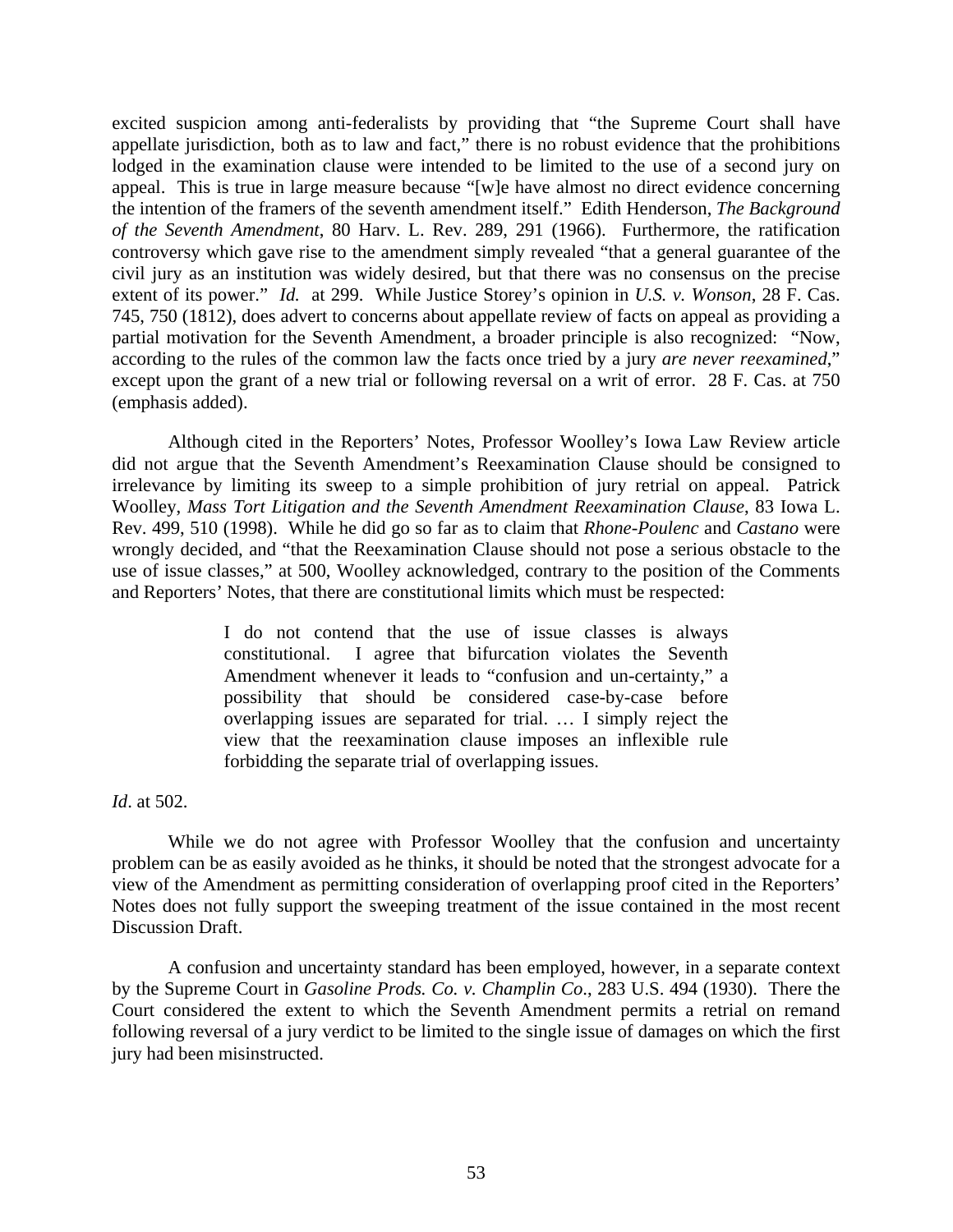excited suspicion among anti-federalists by providing that "the Supreme Court shall have appellate jurisdiction, both as to law and fact," there is no robust evidence that the prohibitions lodged in the examination clause were intended to be limited to the use of a second jury on appeal. This is true in large measure because "[w]e have almost no direct evidence concerning the intention of the framers of the seventh amendment itself." Edith Henderson, *The Background of the Seventh Amendment*, 80 Harv. L. Rev. 289, 291 (1966). Furthermore, the ratification controversy which gave rise to the amendment simply revealed "that a general guarantee of the civil jury as an institution was widely desired, but that there was no consensus on the precise extent of its power." *Id.* at 299. While Justice Storey's opinion in *U.S. v. Wonson*, 28 F. Cas. 745, 750 (1812), does advert to concerns about appellate review of facts on appeal as providing a partial motivation for the Seventh Amendment, a broader principle is also recognized: "Now, according to the rules of the common law the facts once tried by a jury *are never reexamined*," except upon the grant of a new trial or following reversal on a writ of error. 28 F. Cas. at 750 (emphasis added).

Although cited in the Reporters' Notes, Professor Woolley's Iowa Law Review article did not argue that the Seventh Amendment's Reexamination Clause should be consigned to irrelevance by limiting its sweep to a simple prohibition of jury retrial on appeal. Patrick Woolley, *Mass Tort Litigation and the Seventh Amendment Reexamination Clause*, 83 Iowa L. Rev. 499, 510 (1998). While he did go so far as to claim that *Rhone-Poulenc* and *Castano* were wrongly decided, and "that the Reexamination Clause should not pose a serious obstacle to the use of issue classes," at 500, Woolley acknowledged, contrary to the position of the Comments and Reporters' Notes, that there are constitutional limits which must be respected:

> I do not contend that the use of issue classes is always constitutional. I agree that bifurcation violates the Seventh Amendment whenever it leads to "confusion and un-certainty," a possibility that should be considered case-by-case before overlapping issues are separated for trial. … I simply reject the view that the reexamination clause imposes an inflexible rule forbidding the separate trial of overlapping issues.

*Id*. at 502.

While we do not agree with Professor Woolley that the confusion and uncertainty problem can be as easily avoided as he thinks, it should be noted that the strongest advocate for a view of the Amendment as permitting consideration of overlapping proof cited in the Reporters' Notes does not fully support the sweeping treatment of the issue contained in the most recent Discussion Draft.

A confusion and uncertainty standard has been employed, however, in a separate context by the Supreme Court in *Gasoline Prods. Co. v. Champlin Co*., 283 U.S. 494 (1930). There the Court considered the extent to which the Seventh Amendment permits a retrial on remand following reversal of a jury verdict to be limited to the single issue of damages on which the first jury had been misinstructed.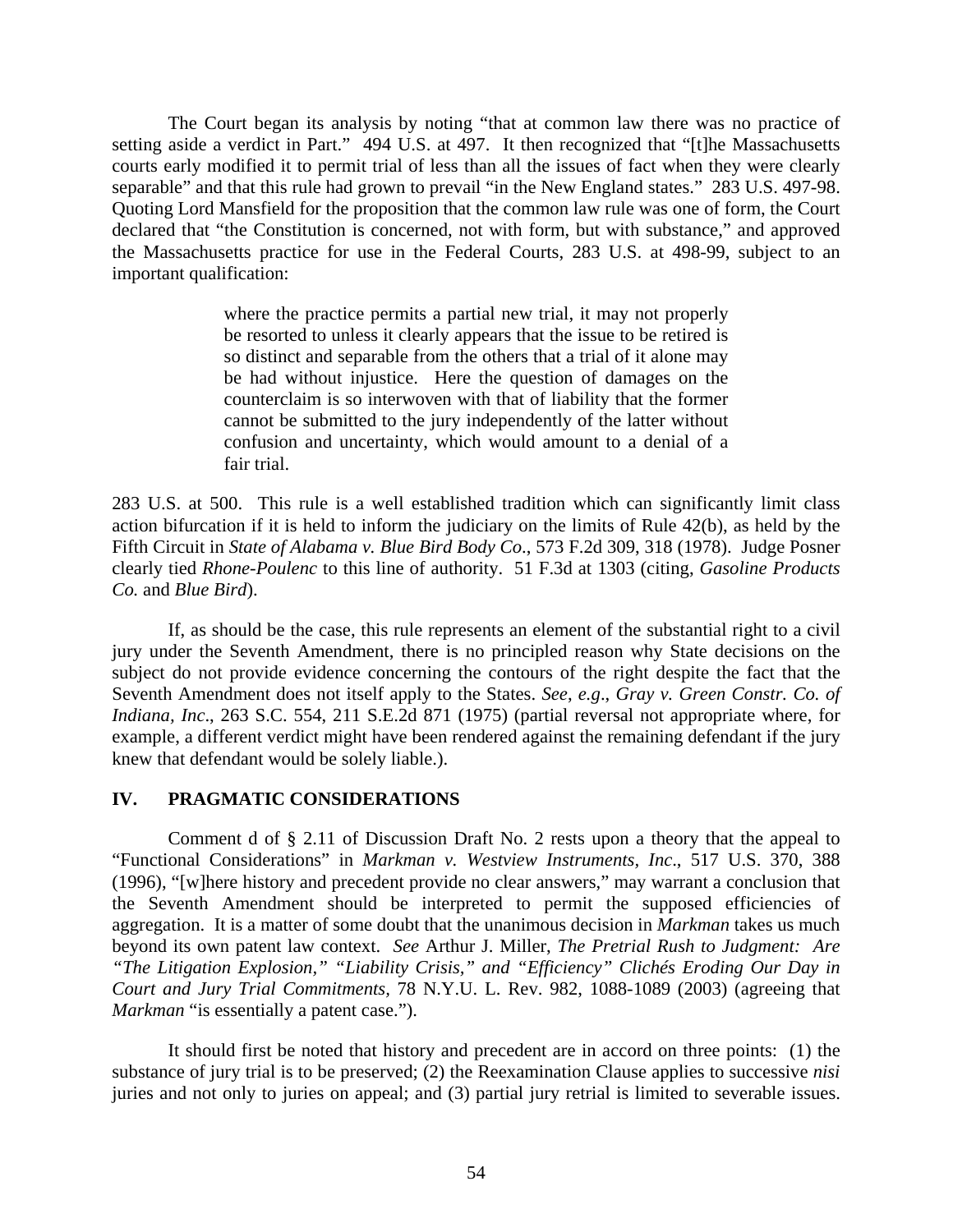The Court began its analysis by noting "that at common law there was no practice of setting aside a verdict in Part." 494 U.S. at 497. It then recognized that "[t]he Massachusetts courts early modified it to permit trial of less than all the issues of fact when they were clearly separable" and that this rule had grown to prevail "in the New England states." 283 U.S. 497-98. Quoting Lord Mansfield for the proposition that the common law rule was one of form, the Court declared that "the Constitution is concerned, not with form, but with substance," and approved the Massachusetts practice for use in the Federal Courts, 283 U.S. at 498-99, subject to an important qualification:

> where the practice permits a partial new trial, it may not properly be resorted to unless it clearly appears that the issue to be retired is so distinct and separable from the others that a trial of it alone may be had without injustice. Here the question of damages on the counterclaim is so interwoven with that of liability that the former cannot be submitted to the jury independently of the latter without confusion and uncertainty, which would amount to a denial of a fair trial.

283 U.S. at 500. This rule is a well established tradition which can significantly limit class action bifurcation if it is held to inform the judiciary on the limits of Rule 42(b), as held by the Fifth Circuit in *State of Alabama v. Blue Bird Body Co*., 573 F.2d 309, 318 (1978). Judge Posner clearly tied *Rhone-Poulenc* to this line of authority. 51 F.3d at 1303 (citing, *Gasoline Products Co.* and *Blue Bird*).

If, as should be the case, this rule represents an element of the substantial right to a civil jury under the Seventh Amendment, there is no principled reason why State decisions on the subject do not provide evidence concerning the contours of the right despite the fact that the Seventh Amendment does not itself apply to the States. *See*, *e.g*., *Gray v. Green Constr. Co. of Indiana, Inc*., 263 S.C. 554, 211 S.E.2d 871 (1975) (partial reversal not appropriate where, for example, a different verdict might have been rendered against the remaining defendant if the jury knew that defendant would be solely liable.).

## IV. PRAGMATIC CONSIDERATIONS

Comment d of § 2.11 of Discussion Draft No. 2 rests upon a theory that the appeal to "Functional Considerations" in *Markman v. Westview Instruments, Inc*., 517 U.S. 370, 388 (1996), "[w]here history and precedent provide no clear answers," may warrant a conclusion that the Seventh Amendment should be interpreted to permit the supposed efficiencies of aggregation. It is a matter of some doubt that the unanimous decision in *Markman* takes us much beyond its own patent law context. *See* Arthur J. Miller, *The Pretrial Rush to Judgment: Are "The Litigation Explosion," "Liability Crisis," and "Efficiency" Clichés Eroding Our Day in Court and Jury Trial Commitments*, 78 N.Y.U. L. Rev. 982, 1088-1089 (2003) (agreeing that *Markman* "is essentially a patent case.").

It should first be noted that history and precedent are in accord on three points: (1) the substance of jury trial is to be preserved; (2) the Reexamination Clause applies to successive *nisi* juries and not only to juries on appeal; and (3) partial jury retrial is limited to severable issues.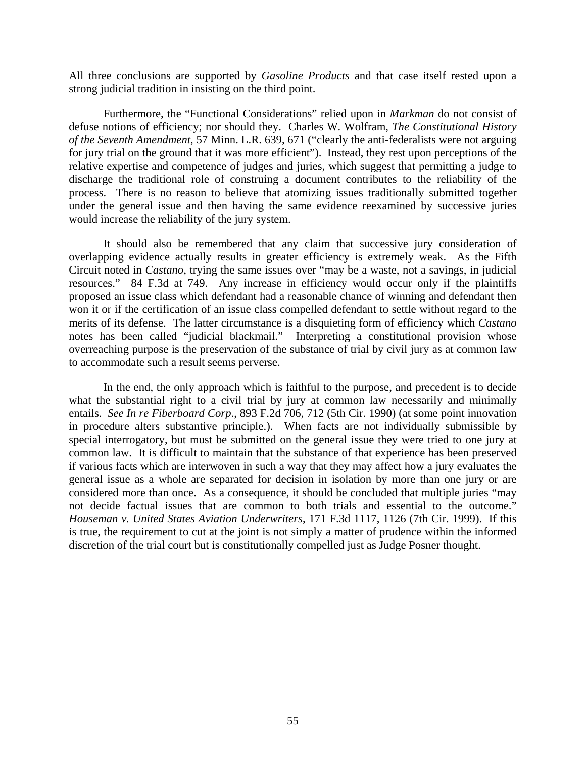All three conclusions are supported by *Gasoline Products* and that case itself rested upon a strong judicial tradition in insisting on the third point.

Furthermore, the "Functional Considerations" relied upon in *Markman* do not consist of defuse notions of efficiency; nor should they. Charles W. Wolfram, *The Constitutional History of the Seventh Amendment*, 57 Minn. L.R. 639, 671 ("clearly the anti-federalists were not arguing for jury trial on the ground that it was more efficient"). Instead, they rest upon perceptions of the relative expertise and competence of judges and juries, which suggest that permitting a judge to discharge the traditional role of construing a document contributes to the reliability of the process. There is no reason to believe that atomizing issues traditionally submitted together under the general issue and then having the same evidence reexamined by successive juries would increase the reliability of the jury system.

It should also be remembered that any claim that successive jury consideration of overlapping evidence actually results in greater efficiency is extremely weak. As the Fifth Circuit noted in *Castano*, trying the same issues over "may be a waste, not a savings, in judicial resources." 84 F.3d at 749. Any increase in efficiency would occur only if the plaintiffs proposed an issue class which defendant had a reasonable chance of winning and defendant then won it or if the certification of an issue class compelled defendant to settle without regard to the merits of its defense. The latter circumstance is a disquieting form of efficiency which *Castano* notes has been called "judicial blackmail." Interpreting a constitutional provision whose overreaching purpose is the preservation of the substance of trial by civil jury as at common law to accommodate such a result seems perverse.

In the end, the only approach which is faithful to the purpose, and precedent is to decide what the substantial right to a civil trial by jury at common law necessarily and minimally entails. *See In re Fiberboard Corp*., 893 F.2d 706, 712 (5th Cir. 1990) (at some point innovation in procedure alters substantive principle.). When facts are not individually submissible by special interrogatory, but must be submitted on the general issue they were tried to one jury at common law. It is difficult to maintain that the substance of that experience has been preserved if various facts which are interwoven in such a way that they may affect how a jury evaluates the general issue as a whole are separated for decision in isolation by more than one jury or are considered more than once. As a consequence, it should be concluded that multiple juries "may not decide factual issues that are common to both trials and essential to the outcome." *Houseman v. United States Aviation Underwriters*, 171 F.3d 1117, 1126 (7th Cir. 1999). If this is true, the requirement to cut at the joint is not simply a matter of prudence within the informed discretion of the trial court but is constitutionally compelled just as Judge Posner thought.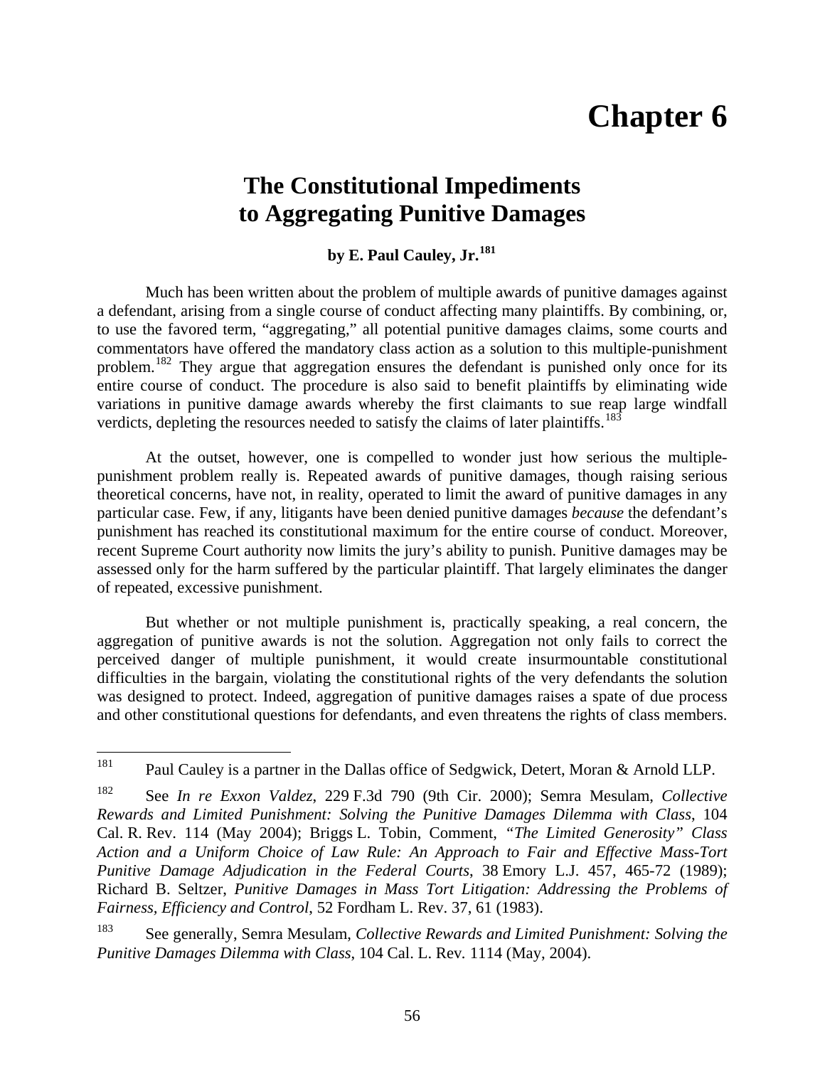# Chapter 6

## The Constitutional Impediments to Aggregating Punitive Damages

**by E. Paul Cauley, Jr.[181]**

Much has been written about the problem of multiple awards of punitive damages against a defendant, arising from a single course of conduct affecting many plaintiffs. By combining, or, to use the favored term, "aggregating," all potential punitive damages claims, some courts and commentators have offered the mandatory class action as a solution to this multiple-punishment problem.[182] They argue that aggregation ensures the defendant is punished only once for its entire course of conduct. The procedure is also said to benefit plaintiffs by eliminating wide variations in punitive damage awards whereby the first claimants to sue reap large windfall verdicts, depleting the resources needed to satisfy the claims of later plaintiffs.[183]

At the outset, however, one is compelled to wonder just how serious the multiple-punishment problem really is. Repeated awards of punitive damages, though raising serious theoretical concerns, have not, in reality, operated to limit the award of punitive damages in any particular case. Few, if any, litigants have been denied punitive damages *because* the defendant's punishment has reached its constitutional maximum for the entire course of conduct. Moreover, recent Supreme Court authority now limits the jury's ability to punish. Punitive damages may be assessed only for the harm suffered by the particular plaintiff. That largely eliminates the danger of repeated, excessive punishment.

But whether or not multiple punishment is, practically speaking, a real concern, the aggregation of punitive awards is not the solution. Aggregation not only fails to correct the perceived danger of multiple punishment, it would create insurmountable constitutional difficulties in the bargain, violating the constitutional rights of the very defendants the solution was designed to protect. Indeed, aggregation of punitive damages raises a spate of due process and other constitutional questions for defendants, and even threatens the rights of class members.

---

[181] Paul Cauley is a partner in the Dallas office of Sedgwick, Detert, Moran & Arnold LLP.

[182] See *In re Exxon Valdez*, 229 F.3d 790 (9th Cir. 2000); Semra Mesulam, *Collective Rewards and Limited Punishment: Solving the Punitive Damages Dilemma with Class*, 104 Cal. R. Rev. 114 (May 2004); Briggs L. Tobin, Comment, *"The Limited Generosity" Class Action and a Uniform Choice of Law Rule: An Approach to Fair and Effective Mass-Tort Punitive Damage Adjudication in the Federal Courts*, 38 Emory L.J. 457, 465-72 (1989); Richard B. Seltzer, *Punitive Damages in Mass Tort Litigation: Addressing the Problems of Fairness, Efficiency and Control*, 52 Fordham L. Rev. 37, 61 (1983).

[183] See generally, Semra Mesulam, *Collective Rewards and Limited Punishment: Solving the Punitive Damages Dilemma with Class*, 104 Cal. L. Rev. 1114 (May, 2004).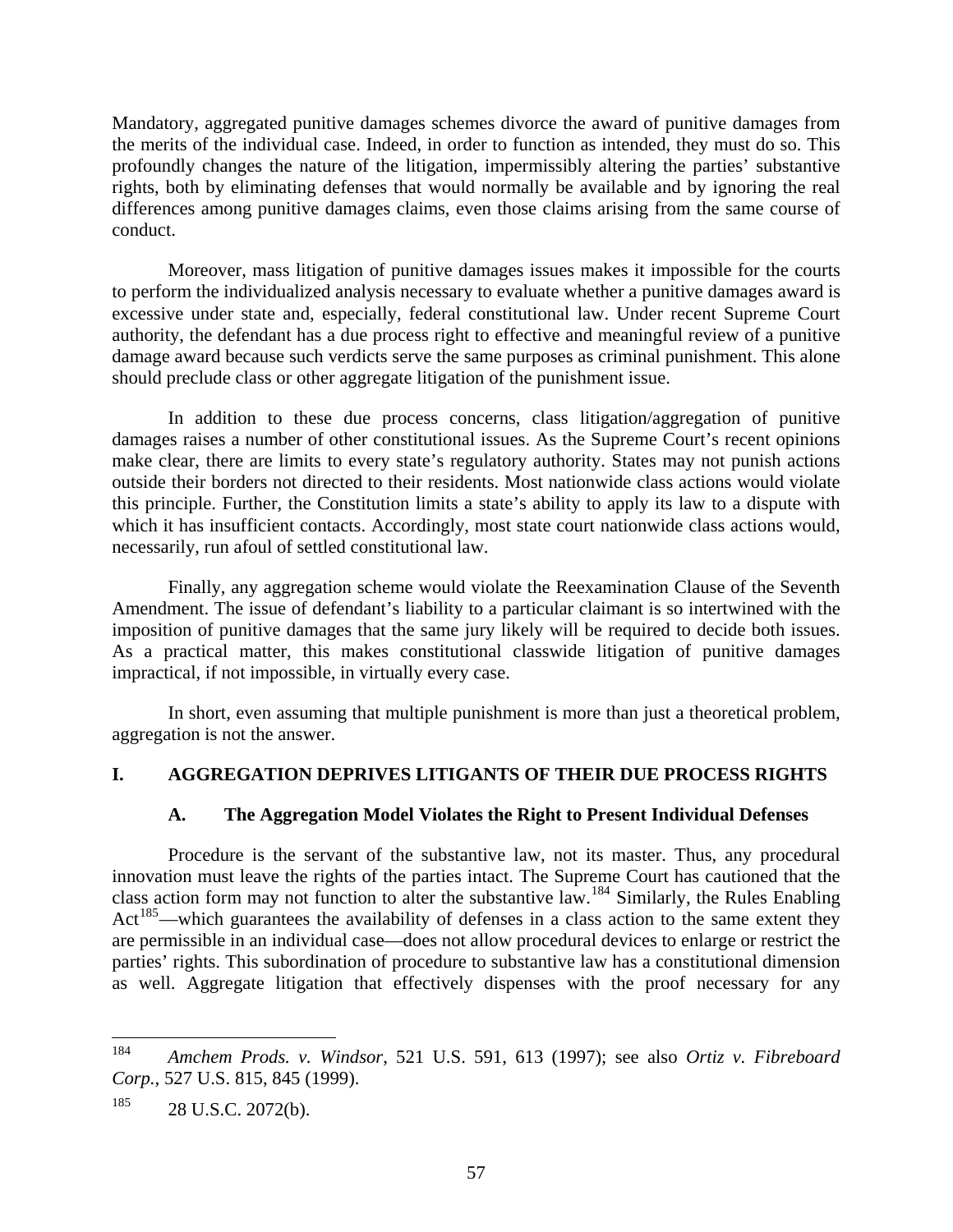Mandatory, aggregated punitive damages schemes divorce the award of punitive damages from the merits of the individual case. Indeed, in order to function as intended, they must do so. This profoundly changes the nature of the litigation, impermissibly altering the parties' substantive rights, both by eliminating defenses that would normally be available and by ignoring the real differences among punitive damages claims, even those claims arising from the same course of conduct.

Moreover, mass litigation of punitive damages issues makes it impossible for the courts to perform the individualized analysis necessary to evaluate whether a punitive damages award is excessive under state and, especially, federal constitutional law. Under recent Supreme Court authority, the defendant has a due process right to effective and meaningful review of a punitive damage award because such verdicts serve the same purposes as criminal punishment. This alone should preclude class or other aggregate litigation of the punishment issue.

In addition to these due process concerns, class litigation/aggregation of punitive damages raises a number of other constitutional issues. As the Supreme Court's recent opinions make clear, there are limits to every state's regulatory authority. States may not punish actions outside their borders not directed to their residents. Most nationwide class actions would violate this principle. Further, the Constitution limits a state's ability to apply its law to a dispute with which it has insufficient contacts. Accordingly, most state court nationwide class actions would, necessarily, run afoul of settled constitutional law.

Finally, any aggregation scheme would violate the Reexamination Clause of the Seventh Amendment. The issue of defendant's liability to a particular claimant is so intertwined with the imposition of punitive damages that the same jury likely will be required to decide both issues. As a practical matter, this makes constitutional classwide litigation of punitive damages impractical, if not impossible, in virtually every case.

In short, even assuming that multiple punishment is more than just a theoretical problem, aggregation is not the answer.

## I. AGGREGATION DEPRIVES LITIGANTS OF THEIR DUE PROCESS RIGHTS

### A. The Aggregation Model Violates the Right to Present Individual Defenses

Procedure is the servant of the substantive law, not its master. Thus, any procedural innovation must leave the rights of the parties intact. The Supreme Court has cautioned that the class action form may not function to alter the substantive law.[184] Similarly, the Rules Enabling Act[185]—which guarantees the availability of defenses in a class action to the same extent they are permissible in an individual case—does not allow procedural devices to enlarge or restrict the parties' rights. This subordination of procedure to substantive law has a constitutional dimension as well. Aggregate litigation that effectively dispenses with the proof necessary for any

---

[184] *Amchem Prods. v. Windsor*, 521 U.S. 591, 613 (1997); see also *Ortiz v. Fibreboard Corp.*, 527 U.S. 815, 845 (1999).

[185] 28 U.S.C. 2072(b).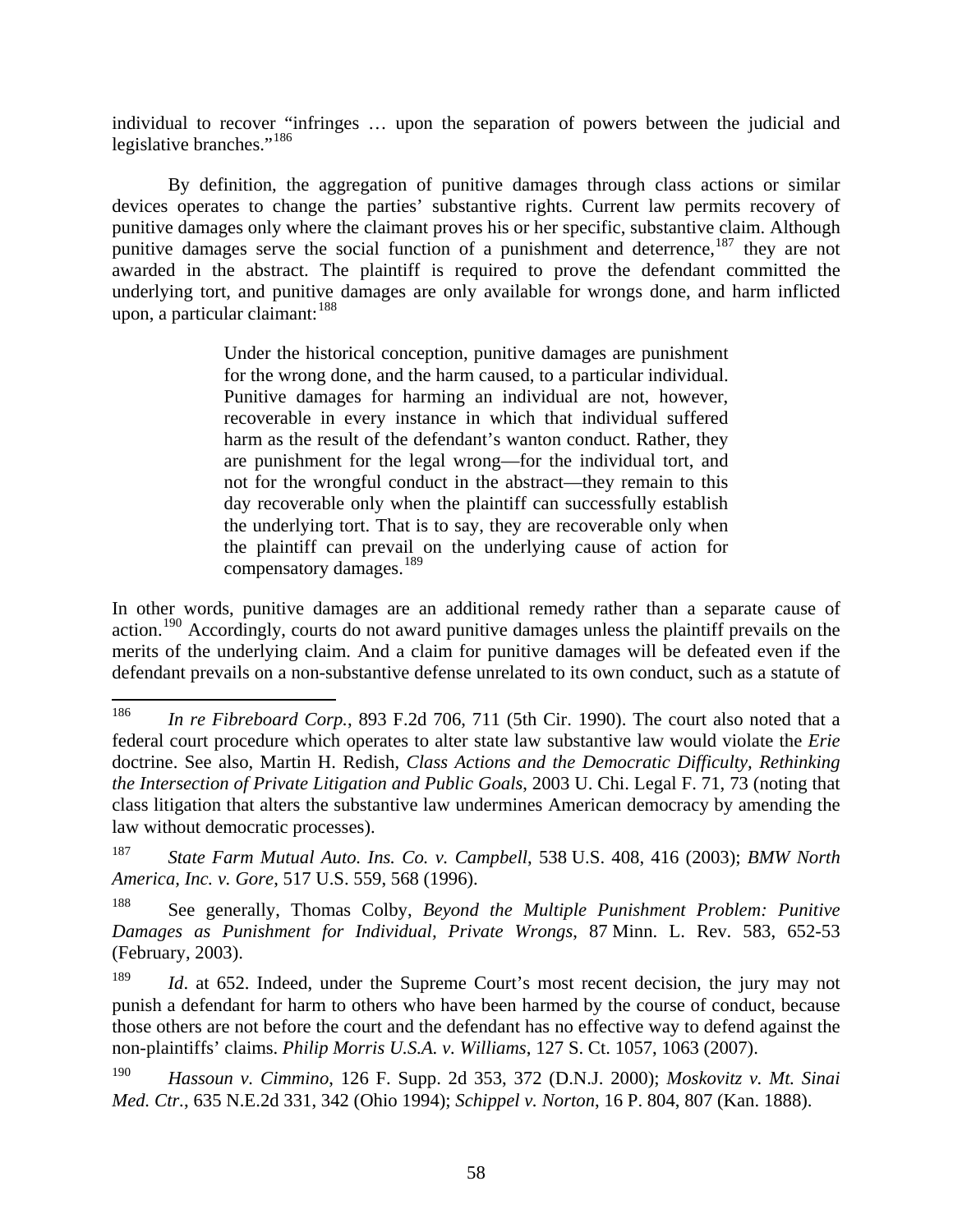individual to recover "infringes … upon the separation of powers between the judicial and legislative branches."[186]

By definition, the aggregation of punitive damages through class actions or similar devices operates to change the parties' substantive rights. Current law permits recovery of punitive damages only where the claimant proves his or her specific, substantive claim. Although punitive damages serve the social function of a punishment and deterrence,[187] they are not awarded in the abstract. The plaintiff is required to prove the defendant committed the underlying tort, and punitive damages are only available for wrongs done, and harm inflicted upon, a particular claimant:[188]

> Under the historical conception, punitive damages are punishment for the wrong done, and the harm caused, to a particular individual. Punitive damages for harming an individual are not, however, recoverable in every instance in which that individual suffered harm as the result of the defendant's wanton conduct. Rather, they are punishment for the legal wrong—for the individual tort, and not for the wrongful conduct in the abstract—they remain to this day recoverable only when the plaintiff can successfully establish the underlying tort. That is to say, they are recoverable only when the plaintiff can prevail on the underlying cause of action for compensatory damages.[189]

In other words, punitive damages are an additional remedy rather than a separate cause of action.[190] Accordingly, courts do not award punitive damages unless the plaintiff prevails on the merits of the underlying claim. And a claim for punitive damages will be defeated even if the defendant prevails on a non-substantive defense unrelated to its own conduct, such as a statute of

---

[186] *In re Fibreboard Corp.*, 893 F.2d 706, 711 (5th Cir. 1990). The court also noted that a federal court procedure which operates to alter state law substantive law would violate the *Erie* doctrine. See also, Martin H. Redish, *Class Actions and the Democratic Difficulty, Rethinking the Intersection of Private Litigation and Public Goals*, 2003 U. Chi. Legal F. 71, 73 (noting that class litigation that alters the substantive law undermines American democracy by amending the law without democratic processes).

[187] *State Farm Mutual Auto. Ins. Co. v. Campbell*, 538 U.S. 408, 416 (2003); *BMW North America, Inc. v. Gore*, 517 U.S. 559, 568 (1996).

[188] See generally, Thomas Colby, *Beyond the Multiple Punishment Problem: Punitive Damages as Punishment for Individual, Private Wrongs*, 87 Minn. L. Rev. 583, 652-53 (February, 2003).

[189] *Id*. at 652. Indeed, under the Supreme Court's most recent decision, the jury may not punish a defendant for harm to others who have been harmed by the course of conduct, because those others are not before the court and the defendant has no effective way to defend against the non-plaintiffs' claims. *Philip Morris U.S.A. v. Williams*, 127 S. Ct. 1057, 1063 (2007).

[190] *Hassoun v. Cimmino*, 126 F. Supp. 2d 353, 372 (D.N.J. 2000); *Moskovitz v. Mt. Sinai Med. Ctr.*, 635 N.E.2d 331, 342 (Ohio 1994); *Schippel v. Norton*, 16 P. 804, 807 (Kan. 1888).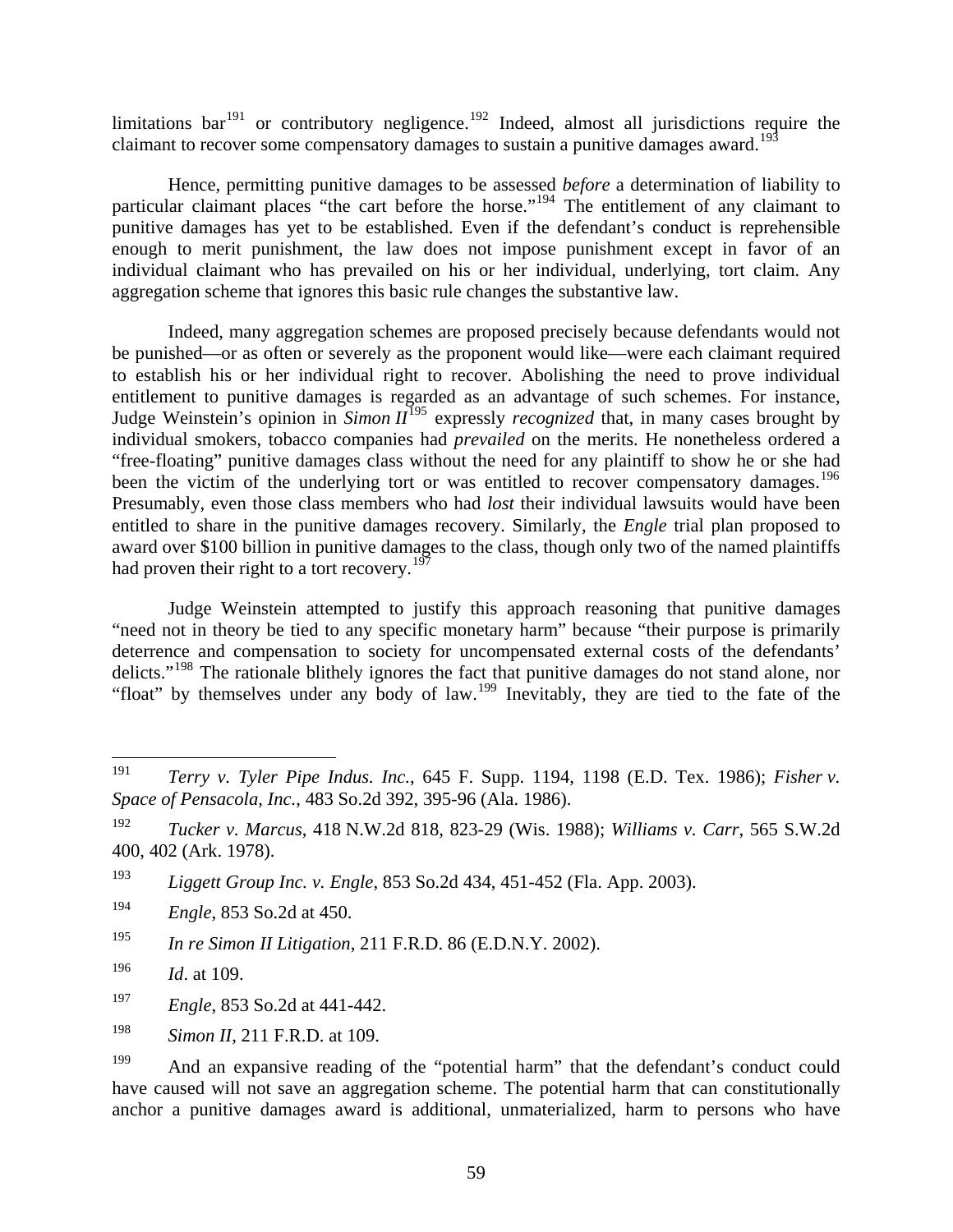limitations bar[191] or contributory negligence.[192] Indeed, almost all jurisdictions require the claimant to recover some compensatory damages to sustain a punitive damages award.[193]

Hence, permitting punitive damages to be assessed *before* a determination of liability to particular claimant places "the cart before the horse."[194] The entitlement of any claimant to punitive damages has yet to be established. Even if the defendant's conduct is reprehensible enough to merit punishment, the law does not impose punishment except in favor of an individual claimant who has prevailed on his or her individual, underlying, tort claim. Any aggregation scheme that ignores this basic rule changes the substantive law.

Indeed, many aggregation schemes are proposed precisely because defendants would not be punished—or as often or severely as the proponent would like—were each claimant required to establish his or her individual right to recover. Abolishing the need to prove individual entitlement to punitive damages is regarded as an advantage of such schemes. For instance, Judge Weinstein's opinion in *Simon II*[195] expressly *recognized* that, in many cases brought by individual smokers, tobacco companies had *prevailed* on the merits. He nonetheless ordered a "free-floating" punitive damages class without the need for any plaintiff to show he or she had been the victim of the underlying tort or was entitled to recover compensatory damages.[196] Presumably, even those class members who had *lost* their individual lawsuits would have been entitled to share in the punitive damages recovery. Similarly, the *Engle* trial plan proposed to award over $100 billion in punitive damages to the class, though only two of the named plaintiffs had proven their right to a tort recovery.[197]

Judge Weinstein attempted to justify this approach reasoning that punitive damages "need not in theory be tied to any specific monetary harm" because "their purpose is primarily deterrence and compensation to society for uncompensated external costs of the defendants' delicts."[198] The rationale blithely ignores the fact that punitive damages do not stand alone, nor "float" by themselves under any body of law.[199] Inevitably, they are tied to the fate of the

---

[191] *Terry v. Tyler Pipe Indus. Inc.*, 645 F. Supp. 1194, 1198 (E.D. Tex. 1986); *Fisher v. Space of Pensacola, Inc.*, 483 So.2d 392, 395-96 (Ala. 1986).

[192] *Tucker v. Marcus*, 418 N.W.2d 818, 823-29 (Wis. 1988); *Williams v. Carr*, 565 S.W.2d 400, 402 (Ark. 1978).

[193] *Liggett Group Inc. v. Engle*, 853 So.2d 434, 451-452 (Fla. App. 2003).

[194] *Engle*, 853 So.2d at 450.

[195] *In re Simon II Litigation*, 211 F.R.D. 86 (E.D.N.Y. 2002).

[196] *Id*. at 109.

[197] *Engle*, 853 So.2d at 441-442.

[198] *Simon II*, 211 F.R.D. at 109.

[199] And an expansive reading of the "potential harm" that the defendant's conduct could have caused will not save an aggregation scheme. The potential harm that can constitutionally anchor a punitive damages award is additional, unmaterialized, harm to persons who have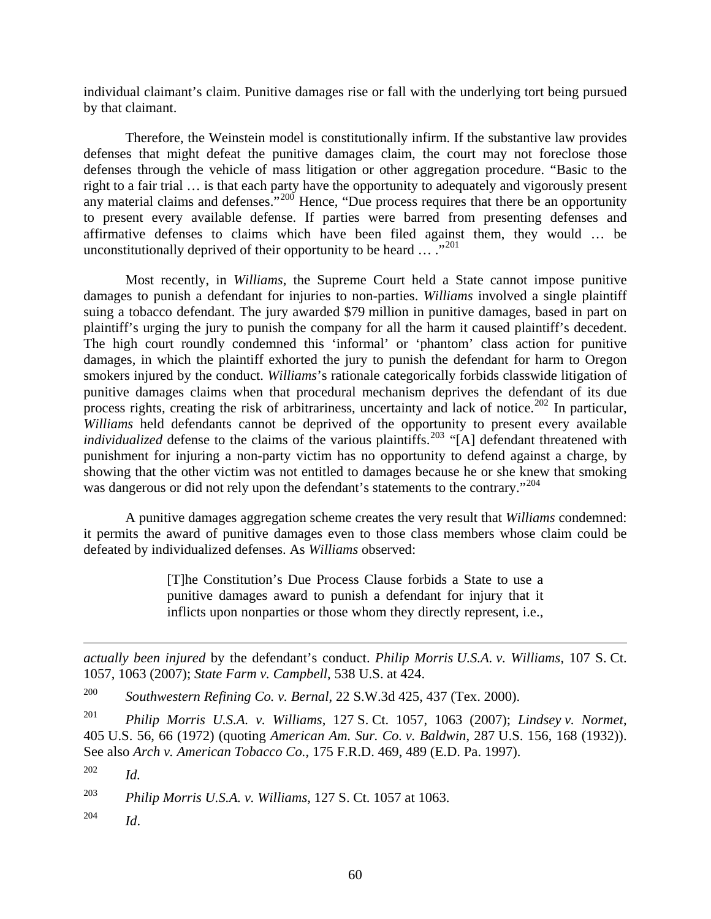individual claimant's claim. Punitive damages rise or fall with the underlying tort being pursued by that claimant.

Therefore, the Weinstein model is constitutionally infirm. If the substantive law provides defenses that might defeat the punitive damages claim, the court may not foreclose those defenses through the vehicle of mass litigation or other aggregation procedure. "Basic to the right to a fair trial … is that each party have the opportunity to adequately and vigorously present any material claims and defenses."[200] Hence, "Due process requires that there be an opportunity to present every available defense. If parties were barred from presenting defenses and affirmative defenses to claims which have been filed against them, they would … be unconstitutionally deprived of their opportunity to be heard … ."[201]

Most recently, in *Williams*, the Supreme Court held a State cannot impose punitive damages to punish a defendant for injuries to non-parties. *Williams* involved a single plaintiff suing a tobacco defendant. The jury awarded $79 million in punitive damages, based in part on plaintiff's urging the jury to punish the company for all the harm it caused plaintiff's decedent. The high court roundly condemned this 'informal' or 'phantom' class action for punitive damages, in which the plaintiff exhorted the jury to punish the defendant for harm to Oregon smokers injured by the conduct. *Williams*'s rationale categorically forbids classwide litigation of punitive damages claims when that procedural mechanism deprives the defendant of its due process rights, creating the risk of arbitrariness, uncertainty and lack of notice.[202] In particular, *Williams* held defendants cannot be deprived of the opportunity to present every available *individualized* defense to the claims of the various plaintiffs.[203] "[A] defendant threatened with punishment for injuring a non-party victim has no opportunity to defend against a charge, by showing that the other victim was not entitled to damages because he or she knew that smoking was dangerous or did not rely upon the defendant's statements to the contrary."[204]

A punitive damages aggregation scheme creates the very result that *Williams* condemned: it permits the award of punitive damages even to those class members whose claim could be defeated by individualized defenses. As *Williams* observed:

> [T]he Constitution's Due Process Clause forbids a State to use a punitive damages award to punish a defendant for injury that it inflicts upon nonparties or those whom they directly represent, i.e.,

---

*actually been injured* by the defendant's conduct. *Philip Morris U.S.A. v. Williams*, 107 S. Ct. 1057, 1063 (2007); *State Farm v. Campbell*, 538 U.S. at 424.

[200] *Southwestern Refining Co. v. Bernal*, 22 S.W.3d 425, 437 (Tex. 2000).

[201] *Philip Morris U.S.A. v. Williams*, 127 S. Ct. 1057, 1063 (2007); *Lindsey v. Normet*, 405 U.S. 56, 66 (1972) (quoting *American Am. Sur. Co. v. Baldwin*, 287 U.S. 156, 168 (1932)). See also *Arch v. American Tobacco Co.*, 175 F.R.D. 469, 489 (E.D. Pa. 1997).

[202] *Id.*

[203] *Philip Morris U.S.A. v. Williams*, 127 S. Ct. 1057 at 1063.

[204] *Id*.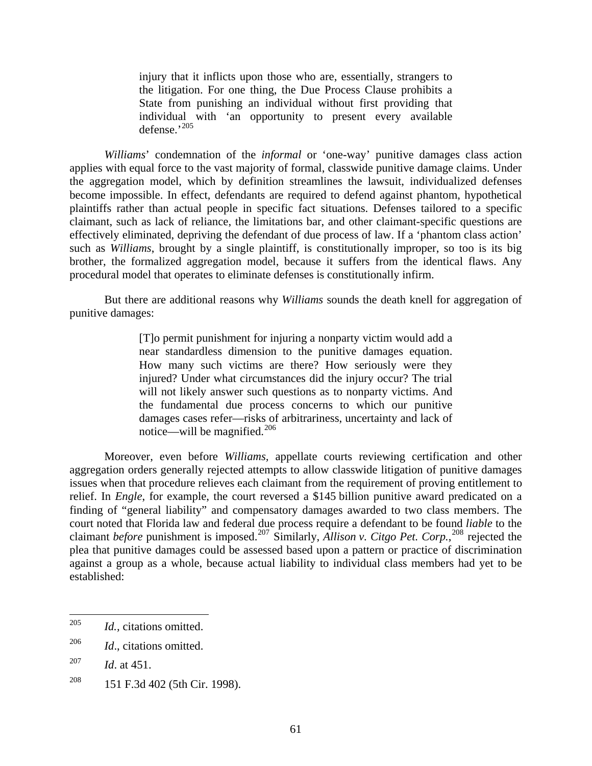> injury that it inflicts upon those who are, essentially, strangers to the litigation. For one thing, the Due Process Clause prohibits a State from punishing an individual without first providing that individual with 'an opportunity to present every available defense.'[205]

*Williams*' condemnation of the *informal* or 'one-way' punitive damages class action applies with equal force to the vast majority of formal, classwide punitive damage claims. Under the aggregation model, which by definition streamlines the lawsuit, individualized defenses become impossible. In effect, defendants are required to defend against phantom, hypothetical plaintiffs rather than actual people in specific fact situations. Defenses tailored to a specific claimant, such as lack of reliance, the limitations bar, and other claimant-specific questions are effectively eliminated, depriving the defendant of due process of law. If a 'phantom class action' such as *Williams*, brought by a single plaintiff, is constitutionally improper, so too is its big brother, the formalized aggregation model, because it suffers from the identical flaws. Any procedural model that operates to eliminate defenses is constitutionally infirm.

But there are additional reasons why *Williams* sounds the death knell for aggregation of punitive damages:

> [T]o permit punishment for injuring a nonparty victim would add a near standardless dimension to the punitive damages equation. How many such victims are there? How seriously were they injured? Under what circumstances did the injury occur? The trial will not likely answer such questions as to nonparty victims. And the fundamental due process concerns to which our punitive damages cases refer—risks of arbitrariness, uncertainty and lack of notice—will be magnified.[206]

Moreover, even before *Williams*, appellate courts reviewing certification and other aggregation orders generally rejected attempts to allow classwide litigation of punitive damages issues when that procedure relieves each claimant from the requirement of proving entitlement to relief. In *Engle*, for example, the court reversed a $145 billion punitive award predicated on a finding of "general liability" and compensatory damages awarded to two class members. The court noted that Florida law and federal due process require a defendant to be found *liable* to the claimant *before* punishment is imposed.[207] Similarly, *Allison v. Citgo Pet. Corp.*,[208] rejected the plea that punitive damages could be assessed based upon a pattern or practice of discrimination against a group as a whole, because actual liability to individual class members had yet to be established:

---

[205] *Id.*, citations omitted.

[206] *Id*., citations omitted.

[207] *Id*. at 451.

[208] 151 F.3d 402 (5th Cir. 1998).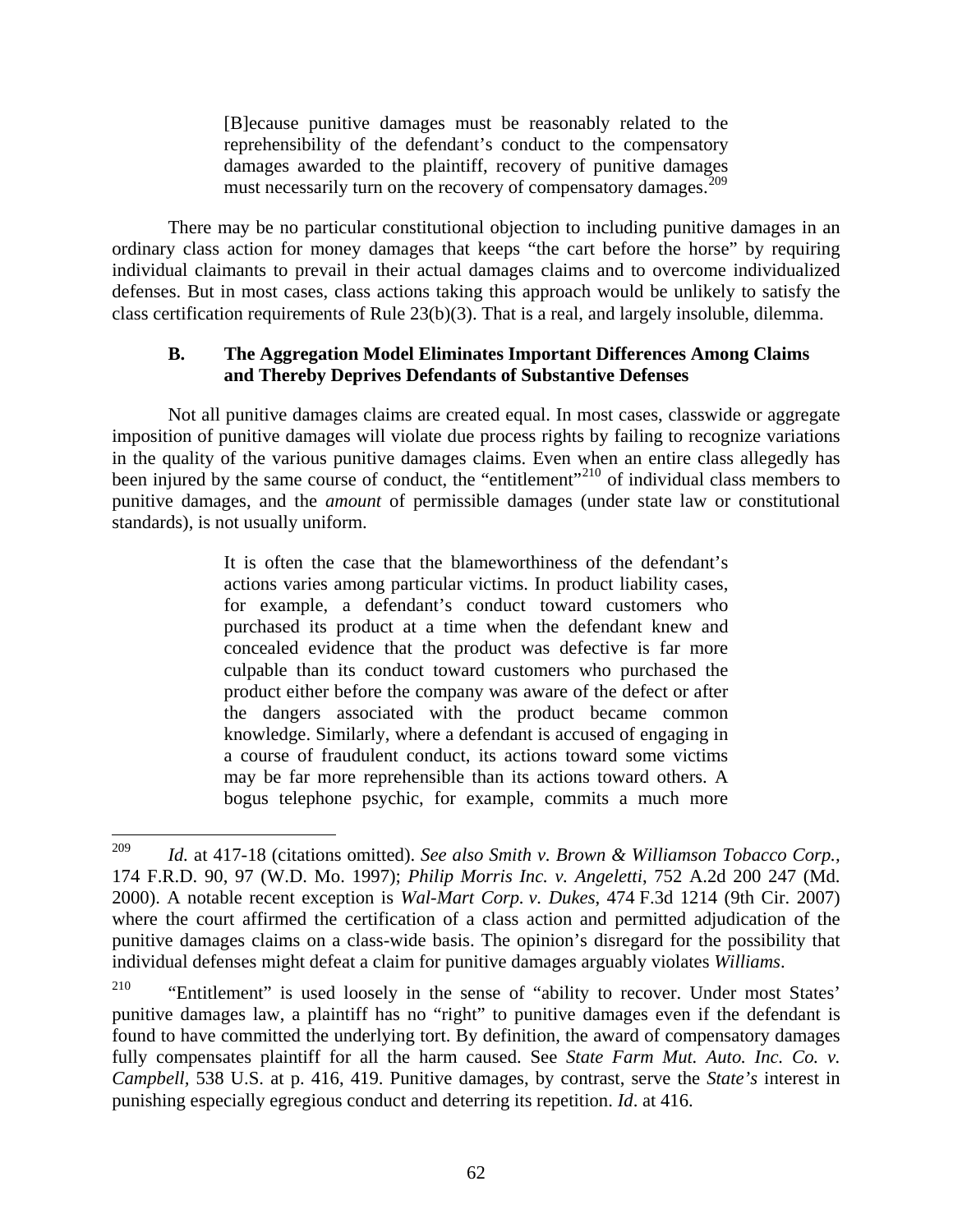> [B]ecause punitive damages must be reasonably related to the reprehensibility of the defendant's conduct to the compensatory damages awarded to the plaintiff, recovery of punitive damages must necessarily turn on the recovery of compensatory damages.[209]

There may be no particular constitutional objection to including punitive damages in an ordinary class action for money damages that keeps "the cart before the horse" by requiring individual claimants to prevail in their actual damages claims and to overcome individualized defenses. But in most cases, class actions taking this approach would be unlikely to satisfy the class certification requirements of Rule 23(b)(3). That is a real, and largely insoluble, dilemma.

### B. The Aggregation Model Eliminates Important Differences Among Claims and Thereby Deprives Defendants of Substantive Defenses

Not all punitive damages claims are created equal. In most cases, classwide or aggregate imposition of punitive damages will violate due process rights by failing to recognize variations in the quality of the various punitive damages claims. Even when an entire class allegedly has been injured by the same course of conduct, the "entitlement"[210] of individual class members to punitive damages, and the *amount* of permissible damages (under state law or constitutional standards), is not usually uniform.

> It is often the case that the blameworthiness of the defendant's actions varies among particular victims. In product liability cases, for example, a defendant's conduct toward customers who purchased its product at a time when the defendant knew and concealed evidence that the product was defective is far more culpable than its conduct toward customers who purchased the product either before the company was aware of the defect or after the dangers associated with the product became common knowledge. Similarly, where a defendant is accused of engaging in a course of fraudulent conduct, its actions toward some victims may be far more reprehensible than its actions toward others. A bogus telephone psychic, for example, commits a much more

---

[209] *Id.* at 417-18 (citations omitted). *See also Smith v. Brown & Williamson Tobacco Corp.*, 174 F.R.D. 90, 97 (W.D. Mo. 1997); *Philip Morris Inc. v. Angeletti*, 752 A.2d 200 247 (Md. 2000). A notable recent exception is *Wal-Mart Corp. v. Dukes*, 474 F.3d 1214 (9th Cir. 2007) where the court affirmed the certification of a class action and permitted adjudication of the punitive damages claims on a class-wide basis. The opinion's disregard for the possibility that individual defenses might defeat a claim for punitive damages arguably violates *Williams*.

[210] "Entitlement" is used loosely in the sense of "ability to recover. Under most States' punitive damages law, a plaintiff has no "right" to punitive damages even if the defendant is found to have committed the underlying tort. By definition, the award of compensatory damages fully compensates plaintiff for all the harm caused. See *State Farm Mut. Auto. Inc. Co. v. Campbell*, 538 U.S. at p. 416, 419. Punitive damages, by contrast, serve the *State's* interest in punishing especially egregious conduct and deterring its repetition. *Id*. at 416.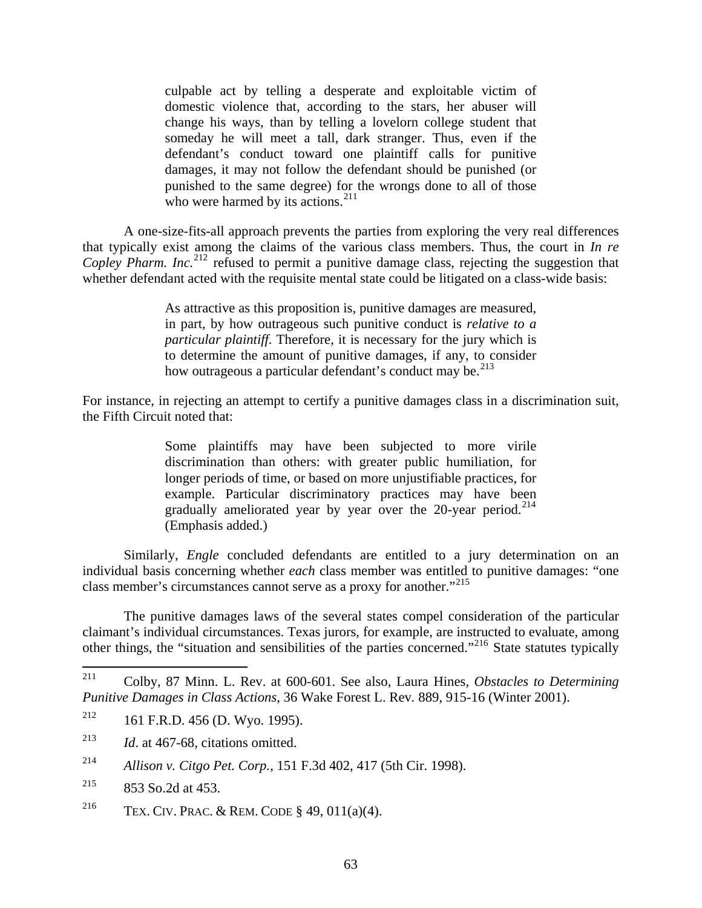> culpable act by telling a desperate and exploitable victim of domestic violence that, according to the stars, her abuser will change his ways, than by telling a lovelorn college student that someday he will meet a tall, dark stranger. Thus, even if the defendant's conduct toward one plaintiff calls for punitive damages, it may not follow the defendant should be punished (or punished to the same degree) for the wrongs done to all of those who were harmed by its actions.[211]

A one-size-fits-all approach prevents the parties from exploring the very real differences that typically exist among the claims of the various class members. Thus, the court in *In re Copley Pharm. Inc.*[212] refused to permit a punitive damage class, rejecting the suggestion that whether defendant acted with the requisite mental state could be litigated on a class-wide basis:

> As attractive as this proposition is, punitive damages are measured, in part, by how outrageous such punitive conduct is *relative to a particular plaintiff*. Therefore, it is necessary for the jury which is to determine the amount of punitive damages, if any, to consider how outrageous a particular defendant's conduct may be.[213]

For instance, in rejecting an attempt to certify a punitive damages class in a discrimination suit, the Fifth Circuit noted that:

> Some plaintiffs may have been subjected to more virile discrimination than others: with greater public humiliation, for longer periods of time, or based on more unjustifiable practices, for example. Particular discriminatory practices may have been gradually ameliorated year by year over the 20-year period.[214] (Emphasis added.)

Similarly, *Engle* concluded defendants are entitled to a jury determination on an individual basis concerning whether *each* class member was entitled to punitive damages: "one class member's circumstances cannot serve as a proxy for another."[215]

The punitive damages laws of the several states compel consideration of the particular claimant's individual circumstances. Texas jurors, for example, are instructed to evaluate, among other things, the "situation and sensibilities of the parties concerned."[216] State statutes typically

---

[211] Colby, 87 Minn. L. Rev. at 600-601. See also, Laura Hines, *Obstacles to Determining Punitive Damages in Class Actions*, 36 Wake Forest L. Rev. 889, 915-16 (Winter 2001).

[212] 161 F.R.D. 456 (D. Wyo. 1995).

[213] *Id*. at 467-68, citations omitted.

[214] *Allison v. Citgo Pet. Corp.*, 151 F.3d 402, 417 (5th Cir. 1998).

[215] 853 So.2d at 453.

[216] TEX. CIV. PRAC. & REM. CODE § 49, 011(a)(4).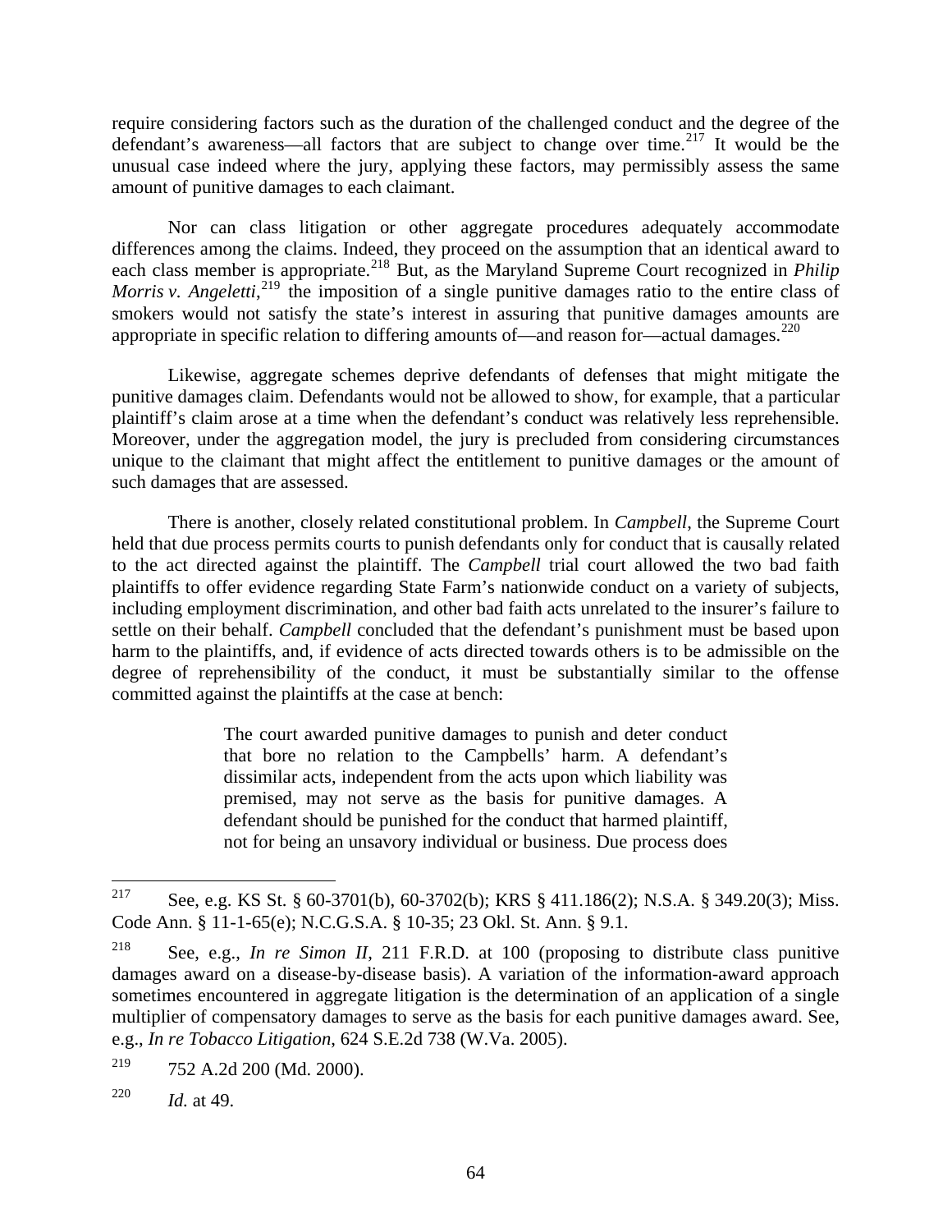require considering factors such as the duration of the challenged conduct and the degree of the defendant's awareness—all factors that are subject to change over time.[217] It would be the unusual case indeed where the jury, applying these factors, may permissibly assess the same amount of punitive damages to each claimant.

Nor can class litigation or other aggregate procedures adequately accommodate differences among the claims. Indeed, they proceed on the assumption that an identical award to each class member is appropriate.[218] But, as the Maryland Supreme Court recognized in *Philip Morris v. Angeletti*,[219] the imposition of a single punitive damages ratio to the entire class of smokers would not satisfy the state's interest in assuring that punitive damages amounts are appropriate in specific relation to differing amounts of—and reason for—actual damages.[220]

Likewise, aggregate schemes deprive defendants of defenses that might mitigate the punitive damages claim. Defendants would not be allowed to show, for example, that a particular plaintiff's claim arose at a time when the defendant's conduct was relatively less reprehensible. Moreover, under the aggregation model, the jury is precluded from considering circumstances unique to the claimant that might affect the entitlement to punitive damages or the amount of such damages that are assessed.

There is another, closely related constitutional problem. In *Campbell*, the Supreme Court held that due process permits courts to punish defendants only for conduct that is causally related to the act directed against the plaintiff. The *Campbell* trial court allowed the two bad faith plaintiffs to offer evidence regarding State Farm's nationwide conduct on a variety of subjects, including employment discrimination, and other bad faith acts unrelated to the insurer's failure to settle on their behalf. *Campbell* concluded that the defendant's punishment must be based upon harm to the plaintiffs, and, if evidence of acts directed towards others is to be admissible on the degree of reprehensibility of the conduct, it must be substantially similar to the offense committed against the plaintiffs at the case at bench:

> The court awarded punitive damages to punish and deter conduct that bore no relation to the Campbells' harm. A defendant's dissimilar acts, independent from the acts upon which liability was premised, may not serve as the basis for punitive damages. A defendant should be punished for the conduct that harmed plaintiff, not for being an unsavory individual or business. Due process does

---

[217] See, e.g. KS St. § 60-3701(b), 60-3702(b); KRS § 411.186(2); N.S.A. § 349.20(3); Miss. Code Ann. § 11-1-65(e); N.C.G.S.A. § 10-35; 23 Okl. St. Ann. § 9.1.

[218] See, e.g., *In re Simon II*, 211 F.R.D. at 100 (proposing to distribute class punitive damages award on a disease-by-disease basis). A variation of the information-award approach sometimes encountered in aggregate litigation is the determination of an application of a single multiplier of compensatory damages to serve as the basis for each punitive damages award. See, e.g., *In re Tobacco Litigation*, 624 S.E.2d 738 (W.Va. 2005).

[219] 752 A.2d 200 (Md. 2000).

[220] *Id.* at 49.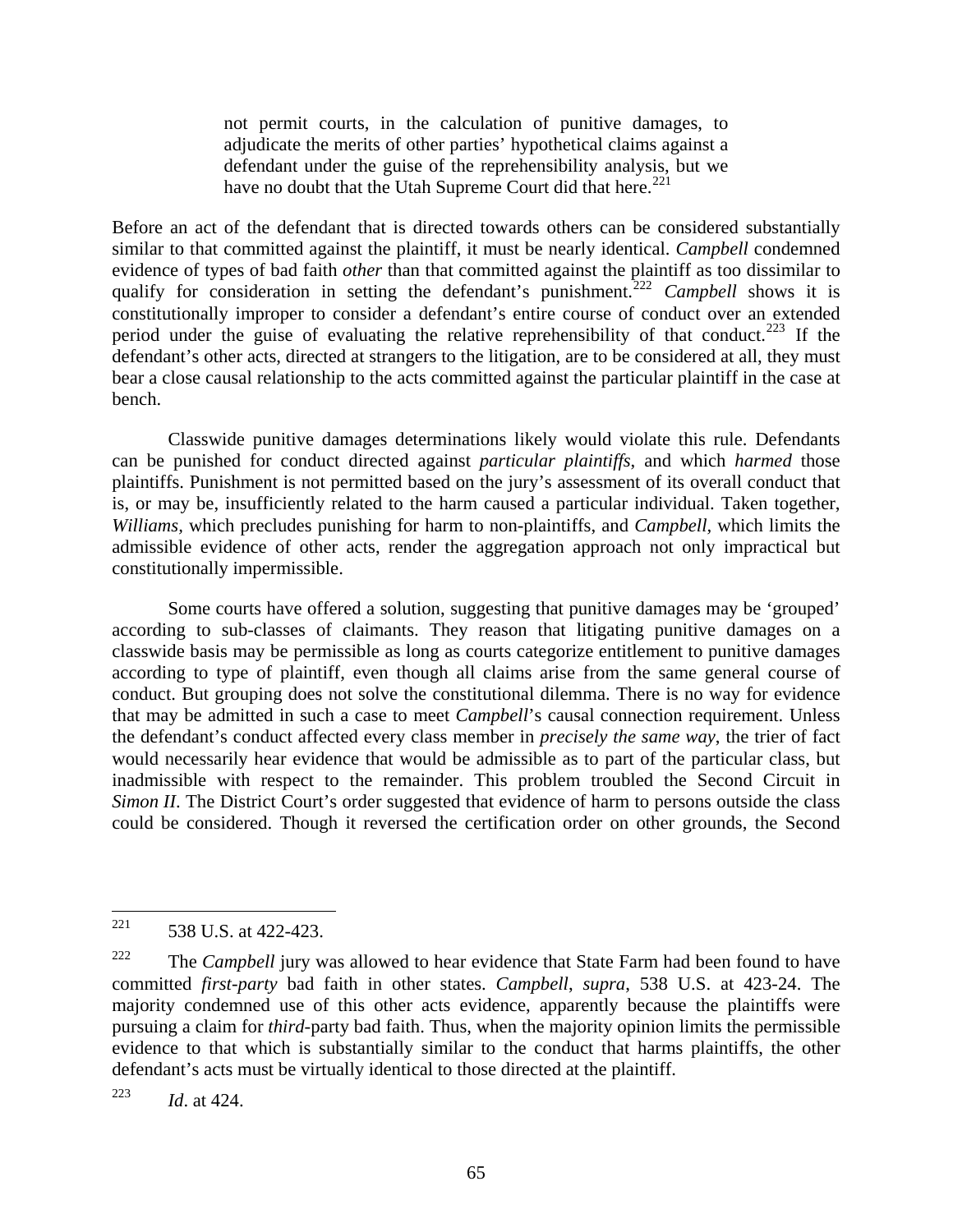> not permit courts, in the calculation of punitive damages, to adjudicate the merits of other parties' hypothetical claims against a defendant under the guise of the reprehensibility analysis, but we have no doubt that the Utah Supreme Court did that here.[221]

Before an act of the defendant that is directed towards others can be considered substantially similar to that committed against the plaintiff, it must be nearly identical. *Campbell* condemned evidence of types of bad faith *other* than that committed against the plaintiff as too dissimilar to qualify for consideration in setting the defendant's punishment.[222] *Campbell* shows it is constitutionally improper to consider a defendant's entire course of conduct over an extended period under the guise of evaluating the relative reprehensibility of that conduct.[223] If the defendant's other acts, directed at strangers to the litigation, are to be considered at all, they must bear a close causal relationship to the acts committed against the particular plaintiff in the case at bench.

Classwide punitive damages determinations likely would violate this rule. Defendants can be punished for conduct directed against *particular plaintiffs*, and which *harmed* those plaintiffs. Punishment is not permitted based on the jury's assessment of its overall conduct that is, or may be, insufficiently related to the harm caused a particular individual. Taken together, *Williams,* which precludes punishing for harm to non-plaintiffs, and *Campbell*, which limits the admissible evidence of other acts, render the aggregation approach not only impractical but constitutionally impermissible.

Some courts have offered a solution, suggesting that punitive damages may be 'grouped' according to sub-classes of claimants. They reason that litigating punitive damages on a classwide basis may be permissible as long as courts categorize entitlement to punitive damages according to type of plaintiff, even though all claims arise from the same general course of conduct. But grouping does not solve the constitutional dilemma. There is no way for evidence that may be admitted in such a case to meet *Campbell*'s causal connection requirement. Unless the defendant's conduct affected every class member in *precisely the same way*, the trier of fact would necessarily hear evidence that would be admissible as to part of the particular class, but inadmissible with respect to the remainder. This problem troubled the Second Circuit in *Simon II*. The District Court's order suggested that evidence of harm to persons outside the class could be considered. Though it reversed the certification order on other grounds, the Second

---

[221] 538 U.S. at 422-423.

[222] The *Campbell* jury was allowed to hear evidence that State Farm had been found to have committed *first-party* bad faith in other states. *Campbell*, *supra*, 538 U.S. at 423-24. The majority condemned use of this other acts evidence, apparently because the plaintiffs were pursuing a claim for *third*-party bad faith. Thus, when the majority opinion limits the permissible evidence to that which is substantially similar to the conduct that harms plaintiffs, the other defendant's acts must be virtually identical to those directed at the plaintiff.

[223] *Id*. at 424.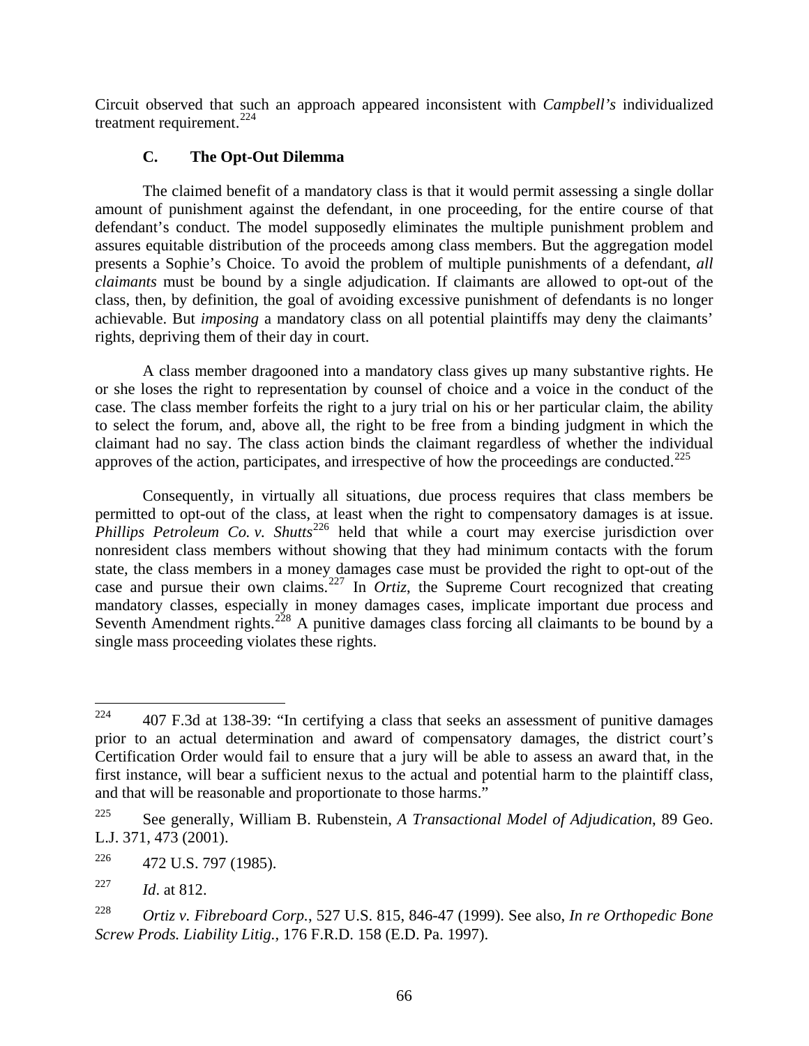Circuit observed that such an approach appeared inconsistent with *Campbell's* individualized treatment requirement.[224]

### C. The Opt-Out Dilemma

The claimed benefit of a mandatory class is that it would permit assessing a single dollar amount of punishment against the defendant, in one proceeding, for the entire course of that defendant's conduct. The model supposedly eliminates the multiple punishment problem and assures equitable distribution of the proceeds among class members. But the aggregation model presents a Sophie's Choice. To avoid the problem of multiple punishments of a defendant, *all claimants* must be bound by a single adjudication. If claimants are allowed to opt-out of the class, then, by definition, the goal of avoiding excessive punishment of defendants is no longer achievable. But *imposing* a mandatory class on all potential plaintiffs may deny the claimants' rights, depriving them of their day in court.

A class member dragooned into a mandatory class gives up many substantive rights. He or she loses the right to representation by counsel of choice and a voice in the conduct of the case. The class member forfeits the right to a jury trial on his or her particular claim, the ability to select the forum, and, above all, the right to be free from a binding judgment in which the claimant had no say. The class action binds the claimant regardless of whether the individual approves of the action, participates, and irrespective of how the proceedings are conducted.[225]

Consequently, in virtually all situations, due process requires that class members be permitted to opt-out of the class, at least when the right to compensatory damages is at issue. *Phillips Petroleum Co. v. Shutts*[226] held that while a court may exercise jurisdiction over nonresident class members without showing that they had minimum contacts with the forum state, the class members in a money damages case must be provided the right to opt-out of the case and pursue their own claims.[227] In *Ortiz*, the Supreme Court recognized that creating mandatory classes, especially in money damages cases, implicate important due process and Seventh Amendment rights.[228] A punitive damages class forcing all claimants to be bound by a single mass proceeding violates these rights.

---

[224] 407 F.3d at 138-39: "In certifying a class that seeks an assessment of punitive damages prior to an actual determination and award of compensatory damages, the district court's Certification Order would fail to ensure that a jury will be able to assess an award that, in the first instance, will bear a sufficient nexus to the actual and potential harm to the plaintiff class, and that will be reasonable and proportionate to those harms."

[225] See generally, William B. Rubenstein, *A Transactional Model of Adjudication*, 89 Geo. L.J. 371, 473 (2001).

[226] 472 U.S. 797 (1985).

[227] *Id*. at 812.

[228] *Ortiz v. Fibreboard Corp.*, 527 U.S. 815, 846-47 (1999). See also, *In re Orthopedic Bone Screw Prods. Liability Litig.,* 176 F.R.D. 158 (E.D. Pa. 1997).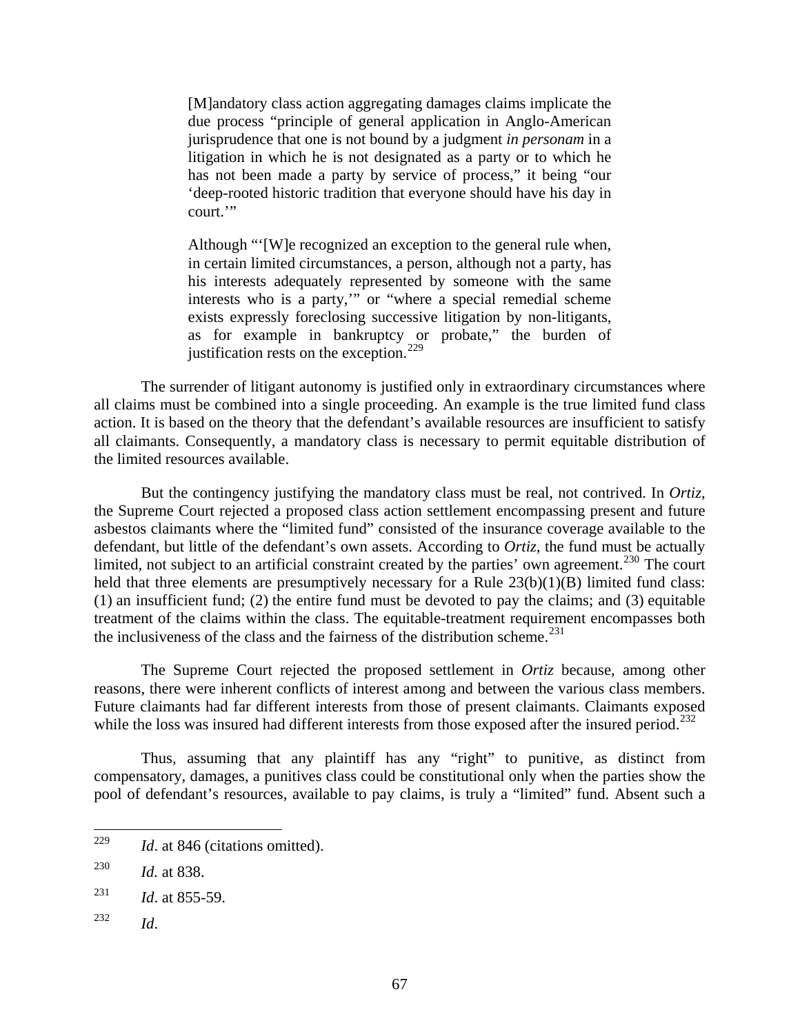> [M]andatory class action aggregating damages claims implicate the due process "principle of general application in Anglo-American jurisprudence that one is not bound by a judgment *in personam* in a litigation in which he is not designated as a party or to which he has not been made a party by service of process," it being "our 'deep-rooted historic tradition that everyone should have his day in court.'"
>
> Although "'[W]e recognized an exception to the general rule when, in certain limited circumstances, a person, although not a party, has his interests adequately represented by someone with the same interests who is a party,'" or "where a special remedial scheme exists expressly foreclosing successive litigation by non-litigants, as for example in bankruptcy or probate," the burden of justification rests on the exception.[229]

The surrender of litigant autonomy is justified only in extraordinary circumstances where all claims must be combined into a single proceeding. An example is the true limited fund class action. It is based on the theory that the defendant's available resources are insufficient to satisfy all claimants. Consequently, a mandatory class is necessary to permit equitable distribution of the limited resources available.

But the contingency justifying the mandatory class must be real, not contrived. In *Ortiz*, the Supreme Court rejected a proposed class action settlement encompassing present and future asbestos claimants where the "limited fund" consisted of the insurance coverage available to the defendant, but little of the defendant's own assets. According to *Ortiz*, the fund must be actually limited, not subject to an artificial constraint created by the parties' own agreement.[230] The court held that three elements are presumptively necessary for a Rule 23(b)(1)(B) limited fund class: (1) an insufficient fund; (2) the entire fund must be devoted to pay the claims; and (3) equitable treatment of the claims within the class. The equitable-treatment requirement encompasses both the inclusiveness of the class and the fairness of the distribution scheme.[231]

The Supreme Court rejected the proposed settlement in *Ortiz* because, among other reasons, there were inherent conflicts of interest among and between the various class members. Future claimants had far different interests from those of present claimants. Claimants exposed while the loss was insured had different interests from those exposed after the insured period.[232]

Thus, assuming that any plaintiff has any "right" to punitive, as distinct from compensatory, damages, a punitives class could be constitutional only when the parties show the pool of defendant's resources, available to pay claims, is truly a "limited" fund. Absent such a

---

[229] *Id*. at 846 (citations omitted).

[230] *Id.* at 838.

[231] *Id*. at 855-59.

[232] *Id*.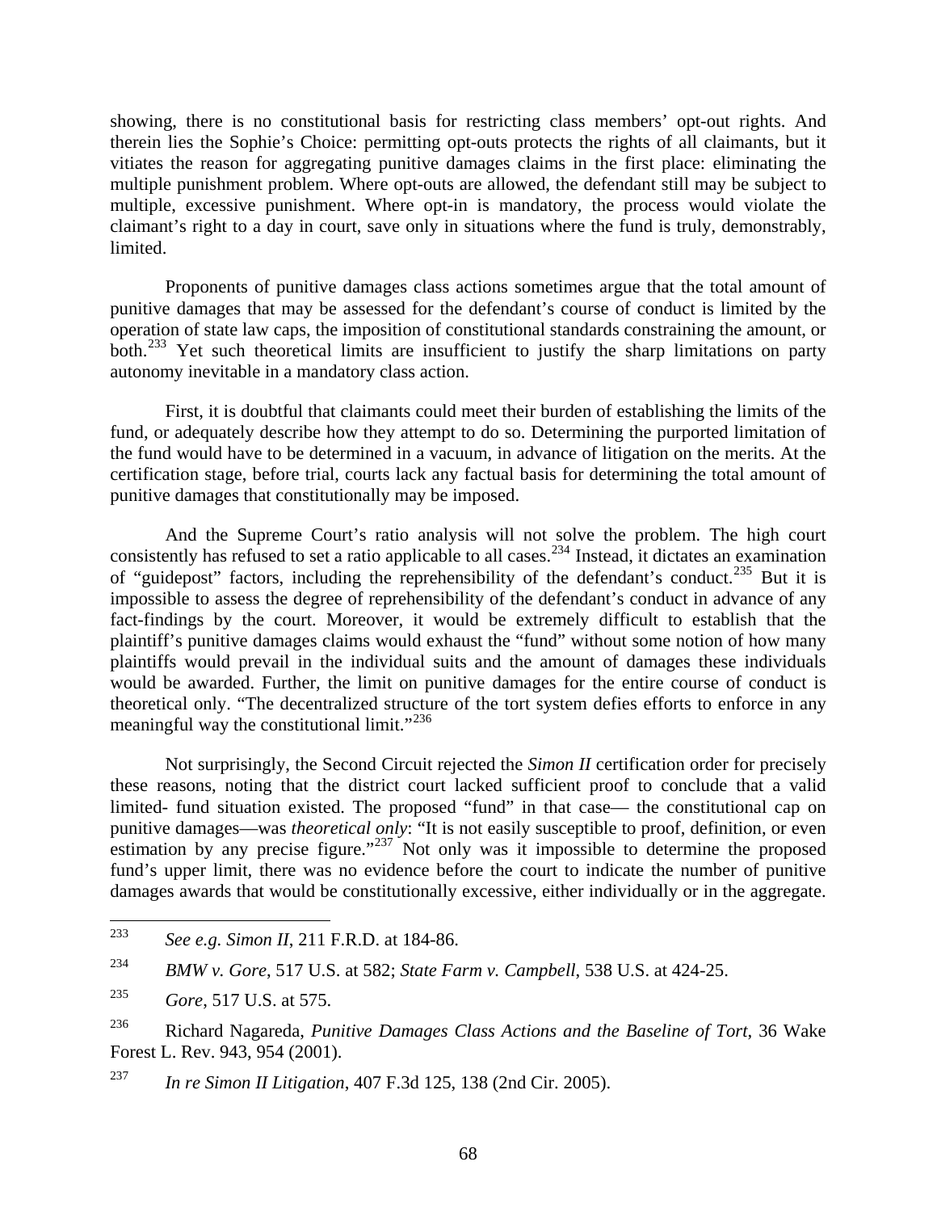showing, there is no constitutional basis for restricting class members' opt-out rights. And therein lies the Sophie's Choice: permitting opt-outs protects the rights of all claimants, but it vitiates the reason for aggregating punitive damages claims in the first place: eliminating the multiple punishment problem. Where opt-outs are allowed, the defendant still may be subject to multiple, excessive punishment. Where opt-in is mandatory, the process would violate the claimant's right to a day in court, save only in situations where the fund is truly, demonstrably, limited.

Proponents of punitive damages class actions sometimes argue that the total amount of punitive damages that may be assessed for the defendant's course of conduct is limited by the operation of state law caps, the imposition of constitutional standards constraining the amount, or both.[233] Yet such theoretical limits are insufficient to justify the sharp limitations on party autonomy inevitable in a mandatory class action.

First, it is doubtful that claimants could meet their burden of establishing the limits of the fund, or adequately describe how they attempt to do so. Determining the purported limitation of the fund would have to be determined in a vacuum, in advance of litigation on the merits. At the certification stage, before trial, courts lack any factual basis for determining the total amount of punitive damages that constitutionally may be imposed.

And the Supreme Court's ratio analysis will not solve the problem. The high court consistently has refused to set a ratio applicable to all cases.[234] Instead, it dictates an examination of "guidepost" factors, including the reprehensibility of the defendant's conduct.[235] But it is impossible to assess the degree of reprehensibility of the defendant's conduct in advance of any fact-findings by the court. Moreover, it would be extremely difficult to establish that the plaintiff's punitive damages claims would exhaust the "fund" without some notion of how many plaintiffs would prevail in the individual suits and the amount of damages these individuals would be awarded. Further, the limit on punitive damages for the entire course of conduct is theoretical only. "The decentralized structure of the tort system defies efforts to enforce in any meaningful way the constitutional limit."[236]

Not surprisingly, the Second Circuit rejected the *Simon II* certification order for precisely these reasons, noting that the district court lacked sufficient proof to conclude that a valid limited- fund situation existed. The proposed "fund" in that case— the constitutional cap on punitive damages—was *theoretical only*: "It is not easily susceptible to proof, definition, or even estimation by any precise figure."[237] Not only was it impossible to determine the proposed fund's upper limit, there was no evidence before the court to indicate the number of punitive damages awards that would be constitutionally excessive, either individually or in the aggregate.

---

[233] *See e.g. Simon II*, 211 F.R.D. at 184-86.

[234] *BMW v. Gore*, 517 U.S. at 582; *State Farm v. Campbell*, 538 U.S. at 424-25.

[235] *Gore*, 517 U.S. at 575.

[236] Richard Nagareda, *Punitive Damages Class Actions and the Baseline of Tort*, 36 Wake Forest L. Rev. 943, 954 (2001).

[237] *In re Simon II Litigation*, 407 F.3d 125, 138 (2nd Cir. 2005).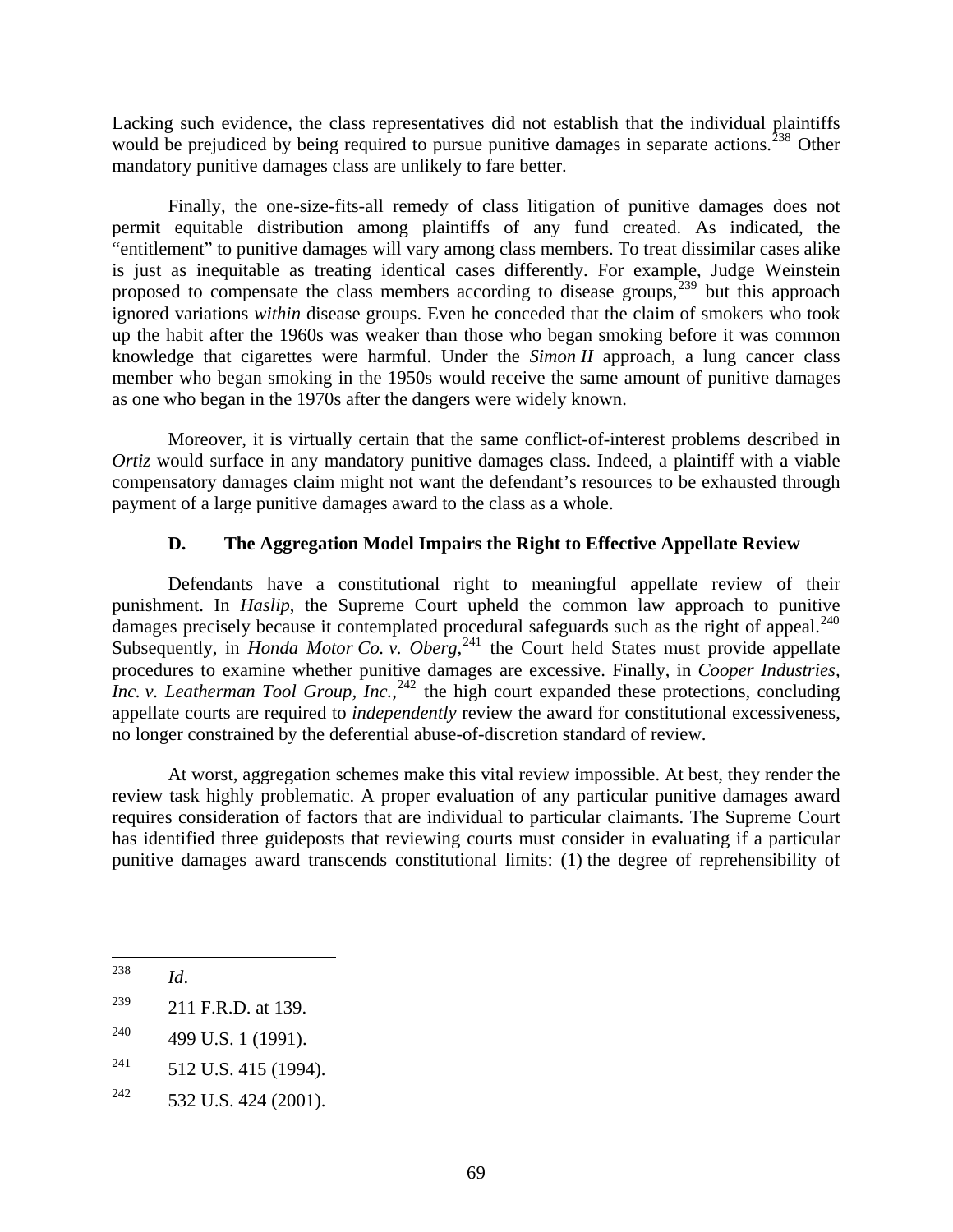Lacking such evidence, the class representatives did not establish that the individual plaintiffs would be prejudiced by being required to pursue punitive damages in separate actions.[238] Other mandatory punitive damages class are unlikely to fare better.

Finally, the one-size-fits-all remedy of class litigation of punitive damages does not permit equitable distribution among plaintiffs of any fund created. As indicated, the "entitlement" to punitive damages will vary among class members. To treat dissimilar cases alike is just as inequitable as treating identical cases differently. For example, Judge Weinstein proposed to compensate the class members according to disease groups,[239] but this approach ignored variations *within* disease groups. Even he conceded that the claim of smokers who took up the habit after the 1960s was weaker than those who began smoking before it was common knowledge that cigarettes were harmful. Under the *Simon II* approach, a lung cancer class member who began smoking in the 1950s would receive the same amount of punitive damages as one who began in the 1970s after the dangers were widely known.

Moreover, it is virtually certain that the same conflict-of-interest problems described in *Ortiz* would surface in any mandatory punitive damages class. Indeed, a plaintiff with a viable compensatory damages claim might not want the defendant's resources to be exhausted through payment of a large punitive damages award to the class as a whole.

### D. The Aggregation Model Impairs the Right to Effective Appellate Review

Defendants have a constitutional right to meaningful appellate review of their punishment. In *Haslip*, the Supreme Court upheld the common law approach to punitive damages precisely because it contemplated procedural safeguards such as the right of appeal.[240] Subsequently, in *Honda Motor Co. v. Oberg*,[241] the Court held States must provide appellate procedures to examine whether punitive damages are excessive. Finally, in *Cooper Industries, Inc. v. Leatherman Tool Group, Inc.*,[242] the high court expanded these protections, concluding appellate courts are required to *independently* review the award for constitutional excessiveness, no longer constrained by the deferential abuse-of-discretion standard of review.

At worst, aggregation schemes make this vital review impossible. At best, they render the review task highly problematic. A proper evaluation of any particular punitive damages award requires consideration of factors that are individual to particular claimants. The Supreme Court has identified three guideposts that reviewing courts must consider in evaluating if a particular punitive damages award transcends constitutional limits: (1) the degree of reprehensibility of

---

[238] *Id*.

[239] 211 F.R.D. at 139.

[240] 499 U.S. 1 (1991).

[241] 512 U.S. 415 (1994).

[242] 532 U.S. 424 (2001).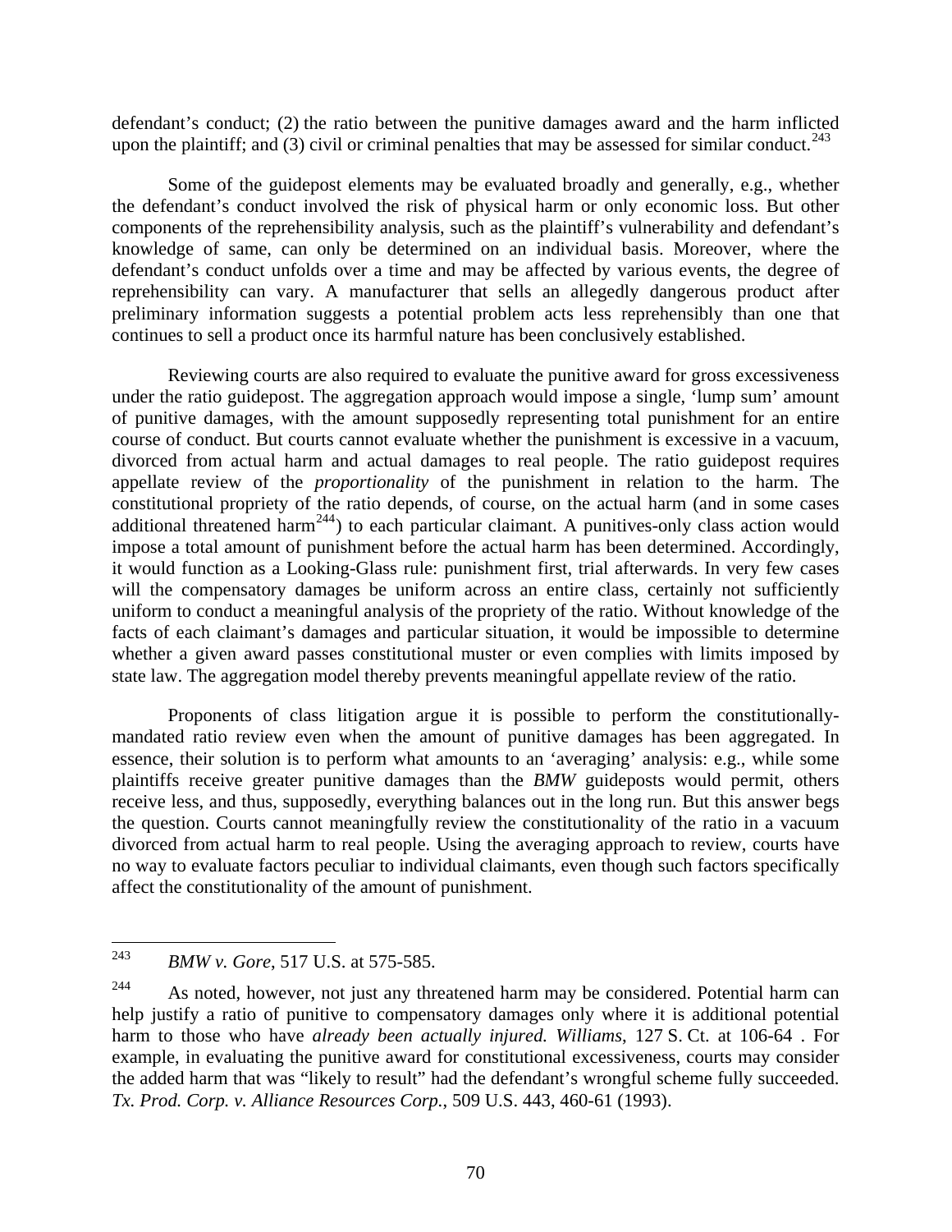defendant's conduct; (2) the ratio between the punitive damages award and the harm inflicted upon the plaintiff; and (3) civil or criminal penalties that may be assessed for similar conduct.[243]

Some of the guidepost elements may be evaluated broadly and generally, e.g., whether the defendant's conduct involved the risk of physical harm or only economic loss. But other components of the reprehensibility analysis, such as the plaintiff's vulnerability and defendant's knowledge of same, can only be determined on an individual basis. Moreover, where the defendant's conduct unfolds over a time and may be affected by various events, the degree of reprehensibility can vary. A manufacturer that sells an allegedly dangerous product after preliminary information suggests a potential problem acts less reprehensibly than one that continues to sell a product once its harmful nature has been conclusively established.

Reviewing courts are also required to evaluate the punitive award for gross excessiveness under the ratio guidepost. The aggregation approach would impose a single, 'lump sum' amount of punitive damages, with the amount supposedly representing total punishment for an entire course of conduct. But courts cannot evaluate whether the punishment is excessive in a vacuum, divorced from actual harm and actual damages to real people. The ratio guidepost requires appellate review of the *proportionality* of the punishment in relation to the harm. The constitutional propriety of the ratio depends, of course, on the actual harm (and in some cases additional threatened harm[244]) to each particular claimant. A punitives-only class action would impose a total amount of punishment before the actual harm has been determined. Accordingly, it would function as a Looking-Glass rule: punishment first, trial afterwards. In very few cases will the compensatory damages be uniform across an entire class, certainly not sufficiently uniform to conduct a meaningful analysis of the propriety of the ratio. Without knowledge of the facts of each claimant's damages and particular situation, it would be impossible to determine whether a given award passes constitutional muster or even complies with limits imposed by state law. The aggregation model thereby prevents meaningful appellate review of the ratio.

Proponents of class litigation argue it is possible to perform the constitutionally-mandated ratio review even when the amount of punitive damages has been aggregated. In essence, their solution is to perform what amounts to an 'averaging' analysis: e.g., while some plaintiffs receive greater punitive damages than the *BMW* guideposts would permit, others receive less, and thus, supposedly, everything balances out in the long run. But this answer begs the question. Courts cannot meaningfully review the constitutionality of the ratio in a vacuum divorced from actual harm to real people. Using the averaging approach to review, courts have no way to evaluate factors peculiar to individual claimants, even though such factors specifically affect the constitutionality of the amount of punishment.

---

[243] *BMW v. Gore*, 517 U.S. at 575-585.

[244] As noted, however, not just any threatened harm may be considered. Potential harm can help justify a ratio of punitive to compensatory damages only where it is additional potential harm to those who have *already been actually injured. Williams*, 127 S. Ct. at 106-64 . For example, in evaluating the punitive award for constitutional excessiveness, courts may consider the added harm that was "likely to result" had the defendant's wrongful scheme fully succeeded. *Tx. Prod. Corp. v. Alliance Resources Corp.*, 509 U.S. 443, 460-61 (1993).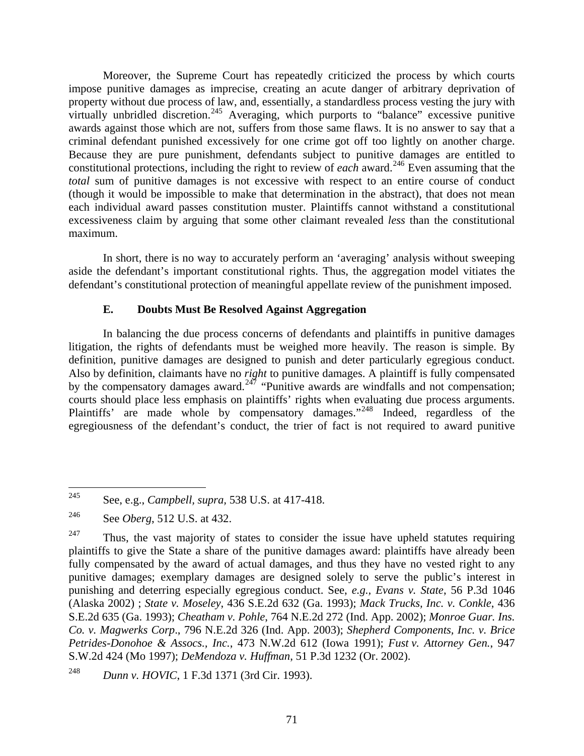Moreover, the Supreme Court has repeatedly criticized the process by which courts impose punitive damages as imprecise, creating an acute danger of arbitrary deprivation of property without due process of law, and, essentially, a standardless process vesting the jury with virtually unbridled discretion.[245] Averaging, which purports to "balance" excessive punitive awards against those which are not, suffers from those same flaws. It is no answer to say that a criminal defendant punished excessively for one crime got off too lightly on another charge. Because they are pure punishment, defendants subject to punitive damages are entitled to constitutional protections, including the right to review of *each* award.[246] Even assuming that the *total* sum of punitive damages is not excessive with respect to an entire course of conduct (though it would be impossible to make that determination in the abstract), that does not mean each individual award passes constitution muster. Plaintiffs cannot withstand a constitutional excessiveness claim by arguing that some other claimant revealed *less* than the constitutional maximum.

In short, there is no way to accurately perform an 'averaging' analysis without sweeping aside the defendant's important constitutional rights. Thus, the aggregation model vitiates the defendant's constitutional protection of meaningful appellate review of the punishment imposed.

### E. Doubts Must Be Resolved Against Aggregation

In balancing the due process concerns of defendants and plaintiffs in punitive damages litigation, the rights of defendants must be weighed more heavily. The reason is simple. By definition, punitive damages are designed to punish and deter particularly egregious conduct. Also by definition, claimants have no *right* to punitive damages. A plaintiff is fully compensated by the compensatory damages award.[247] "Punitive awards are windfalls and not compensation; courts should place less emphasis on plaintiffs' rights when evaluating due process arguments. Plaintiffs' are made whole by compensatory damages."[248] Indeed, regardless of the egregiousness of the defendant's conduct, the trier of fact is not required to award punitive

---

[245] See, e.g., *Campbell, supra,* 538 U.S. at 417-418.

[246] See *Oberg*, 512 U.S. at 432.

[247] Thus, the vast majority of states to consider the issue have upheld statutes requiring plaintiffs to give the State a share of the punitive damages award: plaintiffs have already been fully compensated by the award of actual damages, and thus they have no vested right to any punitive damages; exemplary damages are designed solely to serve the public's interest in punishing and deterring especially egregious conduct. See, *e.g., Evans v. State*, 56 P.3d 1046 (Alaska 2002) ; *State v. Moseley*, 436 S.E.2d 632 (Ga. 1993); *Mack Trucks, Inc. v. Conkle*, 436 S.E.2d 635 (Ga. 1993); *Cheatham v. Pohle*, 764 N.E.2d 272 (Ind. App. 2002); *Monroe Guar. Ins. Co. v. Magwerks Corp*., 796 N.E.2d 326 (Ind. App. 2003); *Shepherd Components, Inc. v. Brice Petrides-Donohoe & Assocs., Inc.*, 473 N.W.2d 612 (Iowa 1991); *Fust v. Attorney Gen.*, 947 S.W.2d 424 (Mo 1997); *DeMendoza v. Huffman*, 51 P.3d 1232 (Or. 2002).

[248] *Dunn v. HOVIC*, 1 F.3d 1371 (3rd Cir. 1993).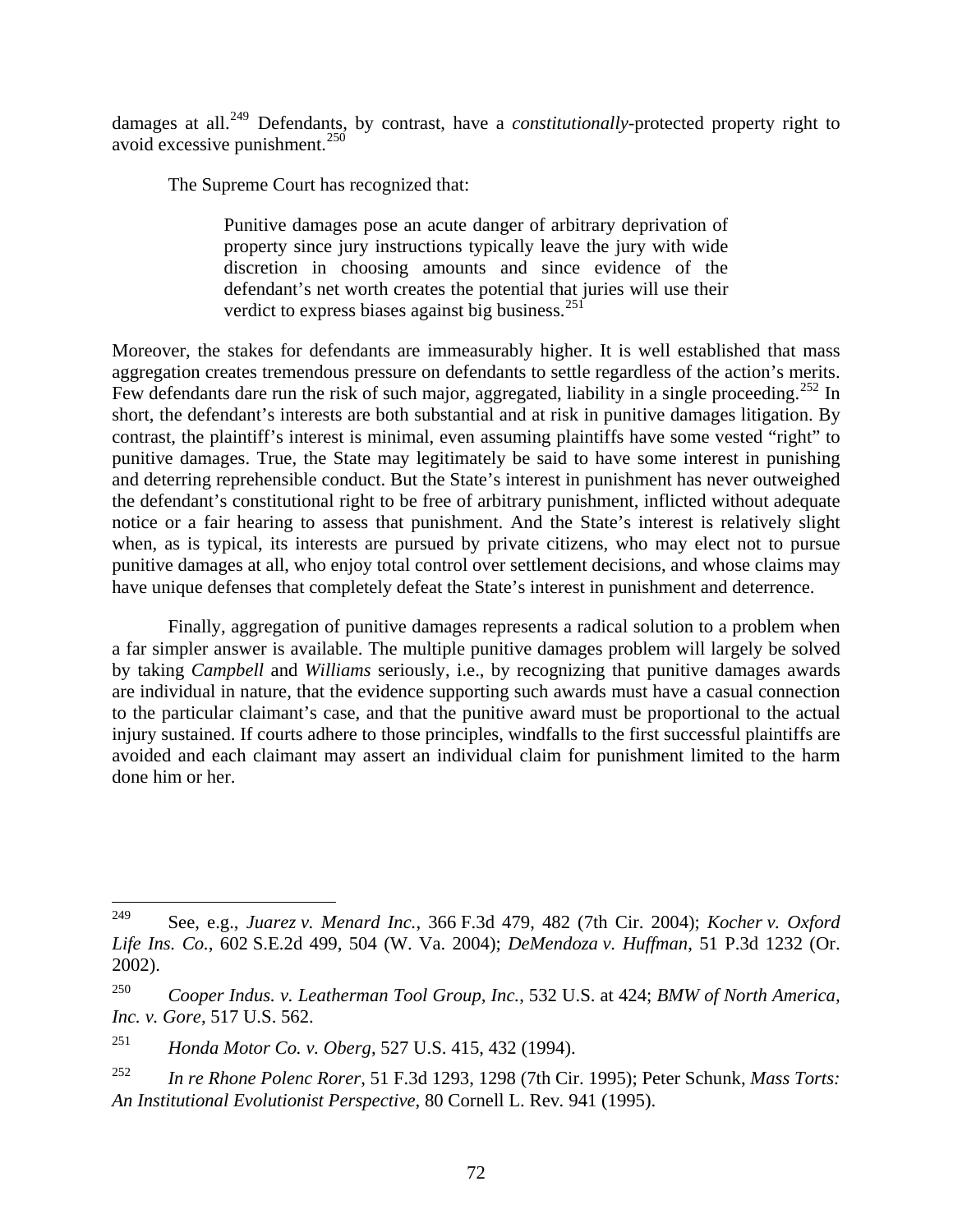damages at all.[249] Defendants, by contrast, have a *constitutionally*-protected property right to avoid excessive punishment.[250]

The Supreme Court has recognized that:

> Punitive damages pose an acute danger of arbitrary deprivation of property since jury instructions typically leave the jury with wide discretion in choosing amounts and since evidence of the defendant's net worth creates the potential that juries will use their verdict to express biases against big business.[251]

Moreover, the stakes for defendants are immeasurably higher. It is well established that mass aggregation creates tremendous pressure on defendants to settle regardless of the action's merits. Few defendants dare run the risk of such major, aggregated, liability in a single proceeding.[252] In short, the defendant's interests are both substantial and at risk in punitive damages litigation. By contrast, the plaintiff's interest is minimal, even assuming plaintiffs have some vested "right" to punitive damages. True, the State may legitimately be said to have some interest in punishing and deterring reprehensible conduct. But the State's interest in punishment has never outweighed the defendant's constitutional right to be free of arbitrary punishment, inflicted without adequate notice or a fair hearing to assess that punishment. And the State's interest is relatively slight when, as is typical, its interests are pursued by private citizens, who may elect not to pursue punitive damages at all, who enjoy total control over settlement decisions, and whose claims may have unique defenses that completely defeat the State's interest in punishment and deterrence.

Finally, aggregation of punitive damages represents a radical solution to a problem when a far simpler answer is available. The multiple punitive damages problem will largely be solved by taking *Campbell* and *Williams* seriously, i.e., by recognizing that punitive damages awards are individual in nature, that the evidence supporting such awards must have a casual connection to the particular claimant's case, and that the punitive award must be proportional to the actual injury sustained. If courts adhere to those principles, windfalls to the first successful plaintiffs are avoided and each claimant may assert an individual claim for punishment limited to the harm done him or her.

---

[249] See, e.g., *Juarez v. Menard Inc.*, 366 F.3d 479, 482 (7th Cir. 2004); *Kocher v. Oxford Life Ins. Co.*, 602 S.E.2d 499, 504 (W. Va. 2004); *DeMendoza v. Huffman*, 51 P.3d 1232 (Or. 2002).

[250] *Cooper Indus. v. Leatherman Tool Group, Inc.*, 532 U.S. at 424; *BMW of North America, Inc. v. Gore*, 517 U.S. 562.

[251] *Honda Motor Co. v. Oberg*, 527 U.S. 415, 432 (1994).

[252] *In re Rhone Polenc Rorer*, 51 F.3d 1293, 1298 (7th Cir. 1995); Peter Schunk, *Mass Torts: An Institutional Evolutionist Perspective*, 80 Cornell L. Rev. 941 (1995).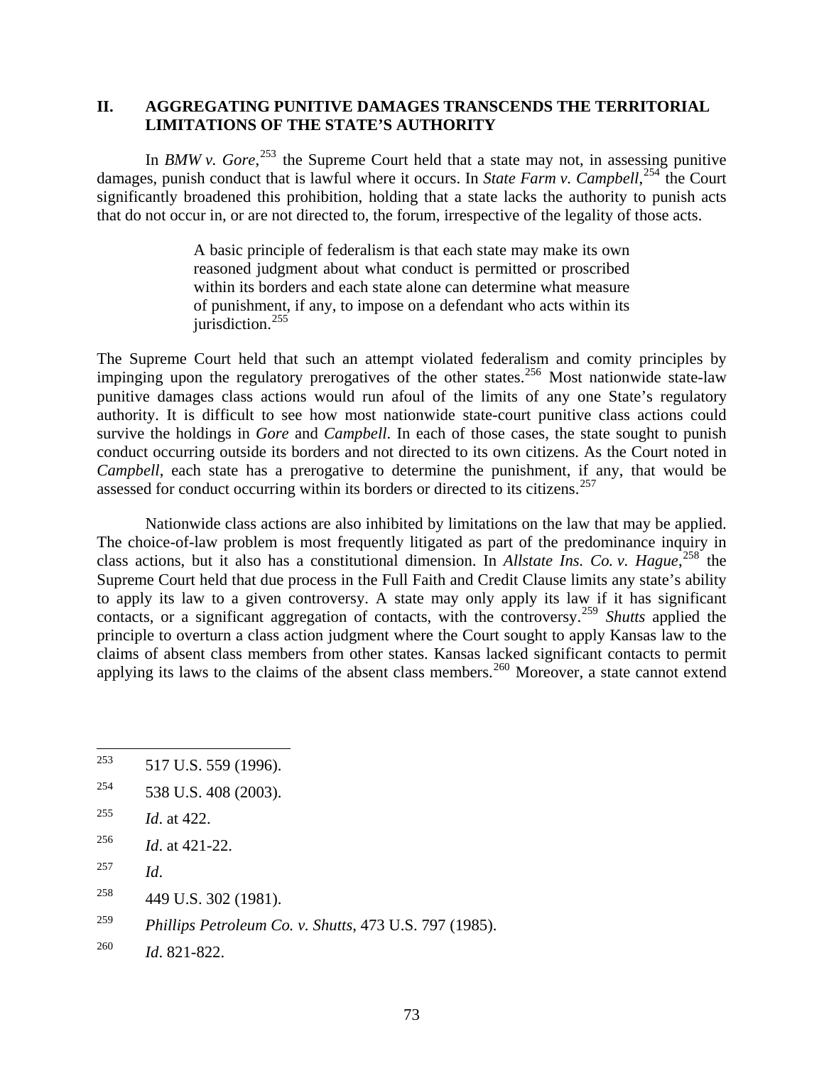## II. AGGREGATING PUNITIVE DAMAGES TRANSCENDS THE TERRITORIAL LIMITATIONS OF THE STATE'S AUTHORITY

In *BMW v. Gore*,[253] the Supreme Court held that a state may not, in assessing punitive damages, punish conduct that is lawful where it occurs. In *State Farm v. Campbell*,[254] the Court significantly broadened this prohibition, holding that a state lacks the authority to punish acts that do not occur in, or are not directed to, the forum, irrespective of the legality of those acts.

> A basic principle of federalism is that each state may make its own reasoned judgment about what conduct is permitted or proscribed within its borders and each state alone can determine what measure of punishment, if any, to impose on a defendant who acts within its jurisdiction.[255]

The Supreme Court held that such an attempt violated federalism and comity principles by impinging upon the regulatory prerogatives of the other states.[256] Most nationwide state-law punitive damages class actions would run afoul of the limits of any one State's regulatory authority. It is difficult to see how most nationwide state-court punitive class actions could survive the holdings in *Gore* and *Campbell*. In each of those cases, the state sought to punish conduct occurring outside its borders and not directed to its own citizens. As the Court noted in *Campbell*, each state has a prerogative to determine the punishment, if any, that would be assessed for conduct occurring within its borders or directed to its citizens.[257]

Nationwide class actions are also inhibited by limitations on the law that may be applied. The choice-of-law problem is most frequently litigated as part of the predominance inquiry in class actions, but it also has a constitutional dimension. In *Allstate Ins. Co. v. Hague*,[258] the Supreme Court held that due process in the Full Faith and Credit Clause limits any state's ability to apply its law to a given controversy. A state may only apply its law if it has significant contacts, or a significant aggregation of contacts, with the controversy.[259] *Shutts* applied the principle to overturn a class action judgment where the Court sought to apply Kansas law to the claims of absent class members from other states. Kansas lacked significant contacts to permit applying its laws to the claims of the absent class members.[260] Moreover, a state cannot extend

---

[253] 517 U.S. 559 (1996).

[254] 538 U.S. 408 (2003).

[255] *Id*. at 422.

[256] *Id*. at 421-22.

[257] *Id*.

[258] 449 U.S. 302 (1981).

[259] *Phillips Petroleum Co. v. Shutts*, 473 U.S. 797 (1985).

[260] *Id*. 821-822.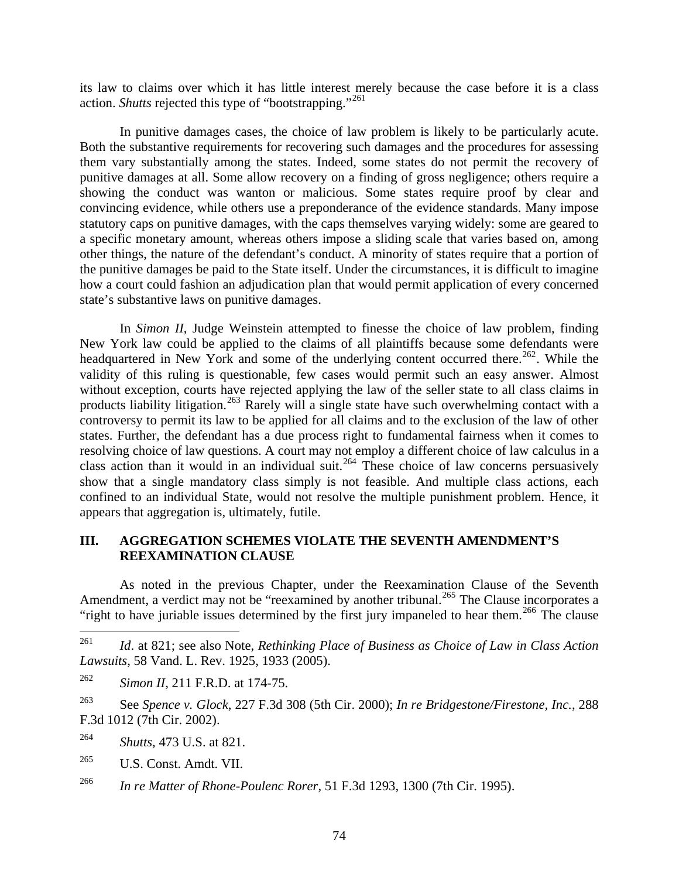its law to claims over which it has little interest merely because the case before it is a class action. *Shutts* rejected this type of "bootstrapping."[261]

In punitive damages cases, the choice of law problem is likely to be particularly acute. Both the substantive requirements for recovering such damages and the procedures for assessing them vary substantially among the states. Indeed, some states do not permit the recovery of punitive damages at all. Some allow recovery on a finding of gross negligence; others require a showing the conduct was wanton or malicious. Some states require proof by clear and convincing evidence, while others use a preponderance of the evidence standards. Many impose statutory caps on punitive damages, with the caps themselves varying widely: some are geared to a specific monetary amount, whereas others impose a sliding scale that varies based on, among other things, the nature of the defendant's conduct. A minority of states require that a portion of the punitive damages be paid to the State itself. Under the circumstances, it is difficult to imagine how a court could fashion an adjudication plan that would permit application of every concerned state's substantive laws on punitive damages.

In *Simon II*, Judge Weinstein attempted to finesse the choice of law problem, finding New York law could be applied to the claims of all plaintiffs because some defendants were headquartered in New York and some of the underlying content occurred there.[262]. While the validity of this ruling is questionable, few cases would permit such an easy answer. Almost without exception, courts have rejected applying the law of the seller state to all class claims in products liability litigation.[263] Rarely will a single state have such overwhelming contact with a controversy to permit its law to be applied for all claims and to the exclusion of the law of other states. Further, the defendant has a due process right to fundamental fairness when it comes to resolving choice of law questions. A court may not employ a different choice of law calculus in a class action than it would in an individual suit.[264] These choice of law concerns persuasively show that a single mandatory class simply is not feasible. And multiple class actions, each confined to an individual State, would not resolve the multiple punishment problem. Hence, it appears that aggregation is, ultimately, futile.

## III. AGGREGATION SCHEMES VIOLATE THE SEVENTH AMENDMENT'S REEXAMINATION CLAUSE

As noted in the previous Chapter, under the Reexamination Clause of the Seventh Amendment, a verdict may not be "reexamined by another tribunal.[265] The Clause incorporates a "right to have juriable issues determined by the first jury impaneled to hear them.[266] The clause

---

[261] *Id*. at 821; see also Note, *Rethinking Place of Business as Choice of Law in Class Action Lawsuits*, 58 Vand. L. Rev. 1925, 1933 (2005).

[262] *Simon II*, 211 F.R.D. at 174-75.

[263] See *Spence v. Glock*, 227 F.3d 308 (5th Cir. 2000); *In re Bridgestone/Firestone, Inc.*, 288 F.3d 1012 (7th Cir. 2002).

[264] *Shutts*, 473 U.S. at 821.

[265] U.S. Const. Amdt. VII.

[266] *In re Matter of Rhone-Poulenc Rorer*, 51 F.3d 1293, 1300 (7th Cir. 1995).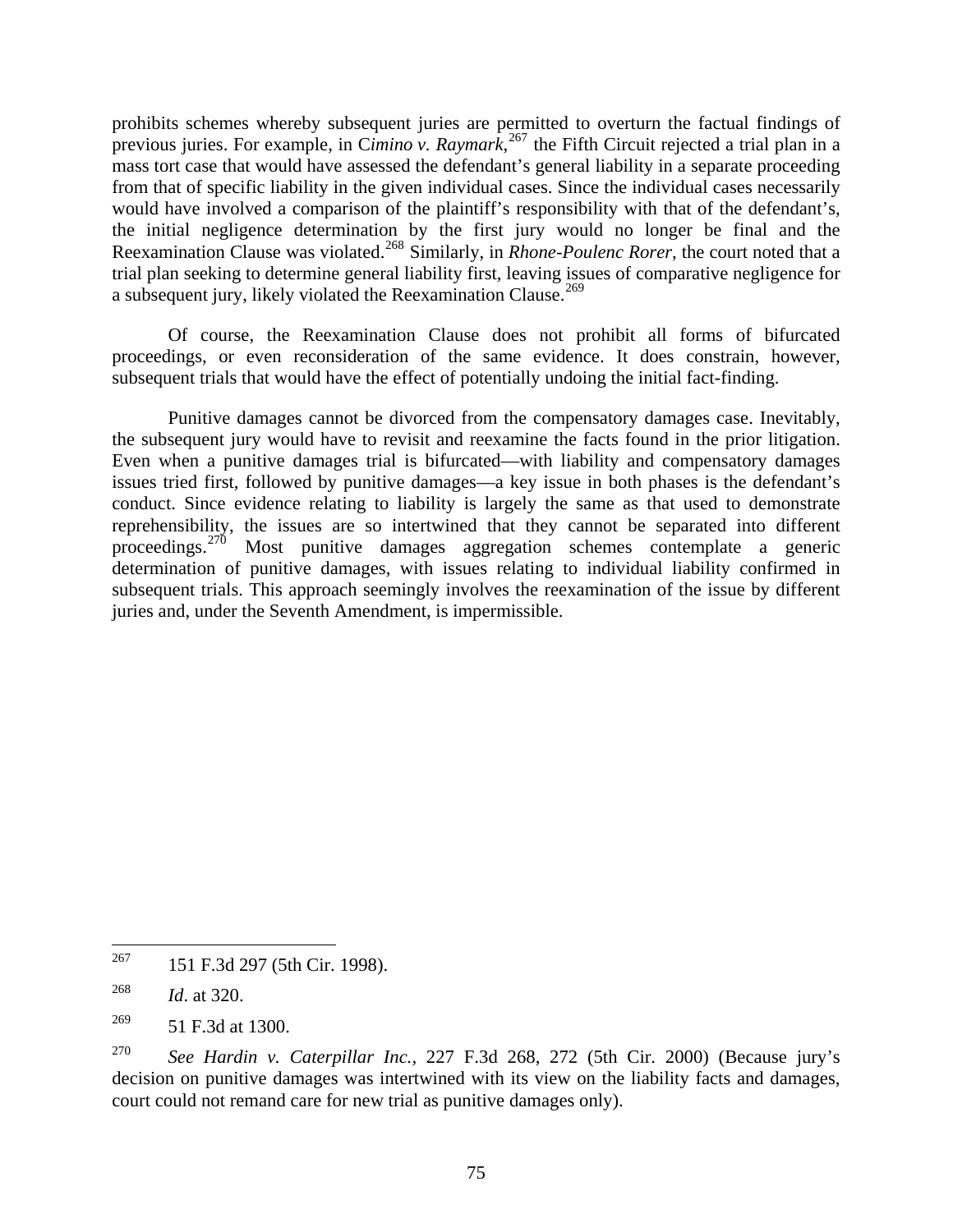prohibits schemes whereby subsequent juries are permitted to overturn the factual findings of previous juries. For example, in C*imino v. Raymark*,[267] the Fifth Circuit rejected a trial plan in a mass tort case that would have assessed the defendant's general liability in a separate proceeding from that of specific liability in the given individual cases. Since the individual cases necessarily would have involved a comparison of the plaintiff's responsibility with that of the defendant's, the initial negligence determination by the first jury would no longer be final and the Reexamination Clause was violated.[268] Similarly, in *Rhone-Poulenc Rorer*, the court noted that a trial plan seeking to determine general liability first, leaving issues of comparative negligence for a subsequent jury, likely violated the Reexamination Clause.[269]

Of course, the Reexamination Clause does not prohibit all forms of bifurcated proceedings, or even reconsideration of the same evidence. It does constrain, however, subsequent trials that would have the effect of potentially undoing the initial fact-finding.

Punitive damages cannot be divorced from the compensatory damages case. Inevitably, the subsequent jury would have to revisit and reexamine the facts found in the prior litigation. Even when a punitive damages trial is bifurcated—with liability and compensatory damages issues tried first, followed by punitive damages—a key issue in both phases is the defendant's conduct. Since evidence relating to liability is largely the same as that used to demonstrate reprehensibility, the issues are so intertwined that they cannot be separated into different proceedings.[270] Most punitive damages aggregation schemes contemplate a generic determination of punitive damages, with issues relating to individual liability confirmed in subsequent trials. This approach seemingly involves the reexamination of the issue by different juries and, under the Seventh Amendment, is impermissible.

---

[267] 151 F.3d 297 (5th Cir. 1998).

[268] *Id*. at 320.

[269] 51 F.3d at 1300.

[270] *See Hardin v. Caterpillar Inc.*, 227 F.3d 268, 272 (5th Cir. 2000) (Because jury's decision on punitive damages was intertwined with its view on the liability facts and damages, court could not remand care for new trial as punitive damages only).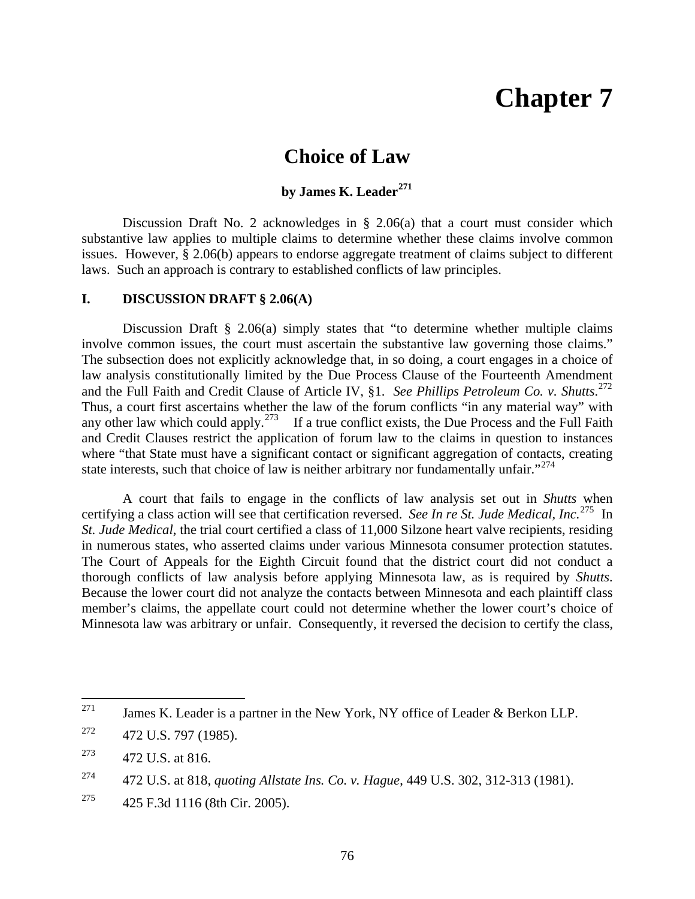# Chapter 7

## Choice of Law

**by James K. Leader[271]**

Discussion Draft No. 2 acknowledges in § 2.06(a) that a court must consider which substantive law applies to multiple claims to determine whether these claims involve common issues. However, § 2.06(b) appears to endorse aggregate treatment of claims subject to different laws. Such an approach is contrary to established conflicts of law principles.

### I. DISCUSSION DRAFT § 2.06(A)

Discussion Draft § 2.06(a) simply states that "to determine whether multiple claims involve common issues, the court must ascertain the substantive law governing those claims." The subsection does not explicitly acknowledge that, in so doing, a court engages in a choice of law analysis constitutionally limited by the Due Process Clause of the Fourteenth Amendment and the Full Faith and Credit Clause of Article IV, §1. *See Phillips Petroleum Co. v. Shutts*.[272] Thus, a court first ascertains whether the law of the forum conflicts "in any material way" with any other law which could apply.[273] If a true conflict exists, the Due Process and the Full Faith and Credit Clauses restrict the application of forum law to the claims in question to instances where "that State must have a significant contact or significant aggregation of contacts, creating state interests, such that choice of law is neither arbitrary nor fundamentally unfair."[274]

A court that fails to engage in the conflicts of law analysis set out in *Shutts* when certifying a class action will see that certification reversed. *See In re St. Jude Medical, Inc.*[275] In *St. Jude Medical*, the trial court certified a class of 11,000 Silzone heart valve recipients, residing in numerous states, who asserted claims under various Minnesota consumer protection statutes. The Court of Appeals for the Eighth Circuit found that the district court did not conduct a thorough conflicts of law analysis before applying Minnesota law, as is required by *Shutts*. Because the lower court did not analyze the contacts between Minnesota and each plaintiff class member's claims, the appellate court could not determine whether the lower court's choice of Minnesota law was arbitrary or unfair. Consequently, it reversed the decision to certify the class,

---

[271] James K. Leader is a partner in the New York, NY office of Leader & Berkon LLP.

[272] 472 U.S. 797 (1985).

[273] 472 U.S. at 816.

[274] 472 U.S. at 818, *quoting Allstate Ins. Co. v. Hague*, 449 U.S. 302, 312-313 (1981).

[275] 425 F.3d 1116 (8th Cir. 2005).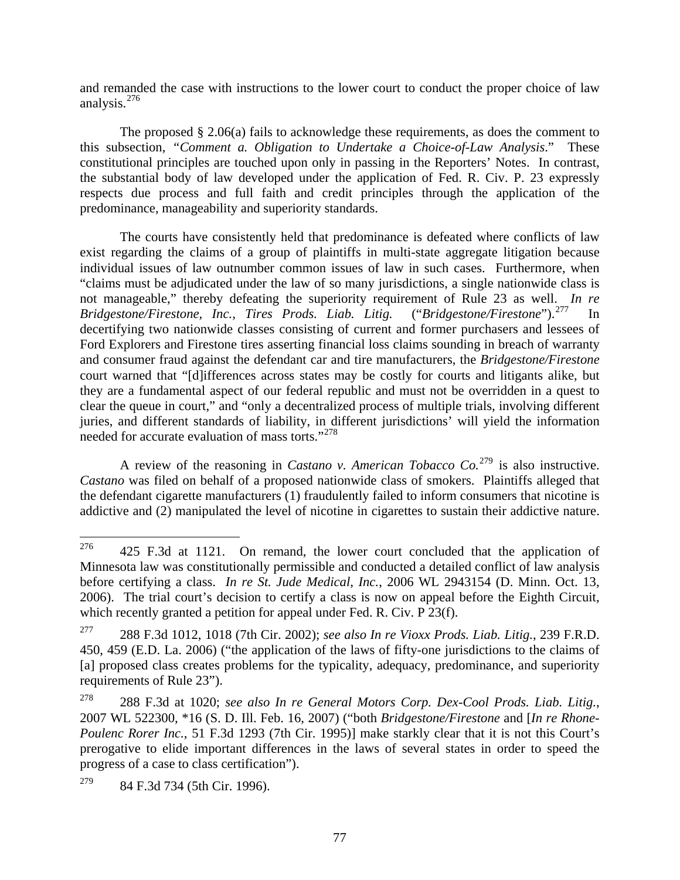and remanded the case with instructions to the lower court to conduct the proper choice of law analysis.[276]

The proposed § 2.06(a) fails to acknowledge these requirements, as does the comment to this subsection, "*Comment a. Obligation to Undertake a Choice-of-Law Analysis*." These constitutional principles are touched upon only in passing in the Reporters' Notes. In contrast, the substantial body of law developed under the application of Fed. R. Civ. P. 23 expressly respects due process and full faith and credit principles through the application of the predominance, manageability and superiority standards.

The courts have consistently held that predominance is defeated where conflicts of law exist regarding the claims of a group of plaintiffs in multi-state aggregate litigation because individual issues of law outnumber common issues of law in such cases. Furthermore, when "claims must be adjudicated under the law of so many jurisdictions, a single nationwide class is not manageable," thereby defeating the superiority requirement of Rule 23 as well. *In re Bridgestone/Firestone, Inc., Tires Prods. Liab. Litig.* ("*Bridgestone/Firestone*").[277] In decertifying two nationwide classes consisting of current and former purchasers and lessees of Ford Explorers and Firestone tires asserting financial loss claims sounding in breach of warranty and consumer fraud against the defendant car and tire manufacturers, the *Bridgestone/Firestone* court warned that "[d]ifferences across states may be costly for courts and litigants alike, but they are a fundamental aspect of our federal republic and must not be overridden in a quest to clear the queue in court," and "only a decentralized process of multiple trials, involving different juries, and different standards of liability, in different jurisdictions' will yield the information needed for accurate evaluation of mass torts."[278]

A review of the reasoning in *Castano v. American Tobacco Co.*[279] is also instructive. *Castano* was filed on behalf of a proposed nationwide class of smokers. Plaintiffs alleged that the defendant cigarette manufacturers (1) fraudulently failed to inform consumers that nicotine is addictive and (2) manipulated the level of nicotine in cigarettes to sustain their addictive nature.

---

[276] 425 F.3d at 1121. On remand, the lower court concluded that the application of Minnesota law was constitutionally permissible and conducted a detailed conflict of law analysis before certifying a class. *In re St. Jude Medical, Inc.*, 2006 WL 2943154 (D. Minn. Oct. 13, 2006). The trial court's decision to certify a class is now on appeal before the Eighth Circuit, which recently granted a petition for appeal under Fed. R. Civ. P 23(f).

[277] 288 F.3d 1012, 1018 (7th Cir. 2002); *see also In re Vioxx Prods. Liab. Litig.*, 239 F.R.D. 450, 459 (E.D. La. 2006) ("the application of the laws of fifty-one jurisdictions to the claims of [a] proposed class creates problems for the typicality, adequacy, predominance, and superiority requirements of Rule 23").

[278] 288 F.3d at 1020; *see also In re General Motors Corp. Dex-Cool Prods. Liab. Litig.*, 2007 WL 522300, *16 (S. D. Ill. Feb. 16, 2007) ("both *Bridgestone/Firestone* and [*In re Rhone-Poulenc Rorer Inc.*, 51 F.3d 1293 (7th Cir. 1995)] make starkly clear that it is not this Court's prerogative to elide important differences in the laws of several states in order to speed the progress of a case to class certification").

[279] 84 F.3d 734 (5th Cir. 1996).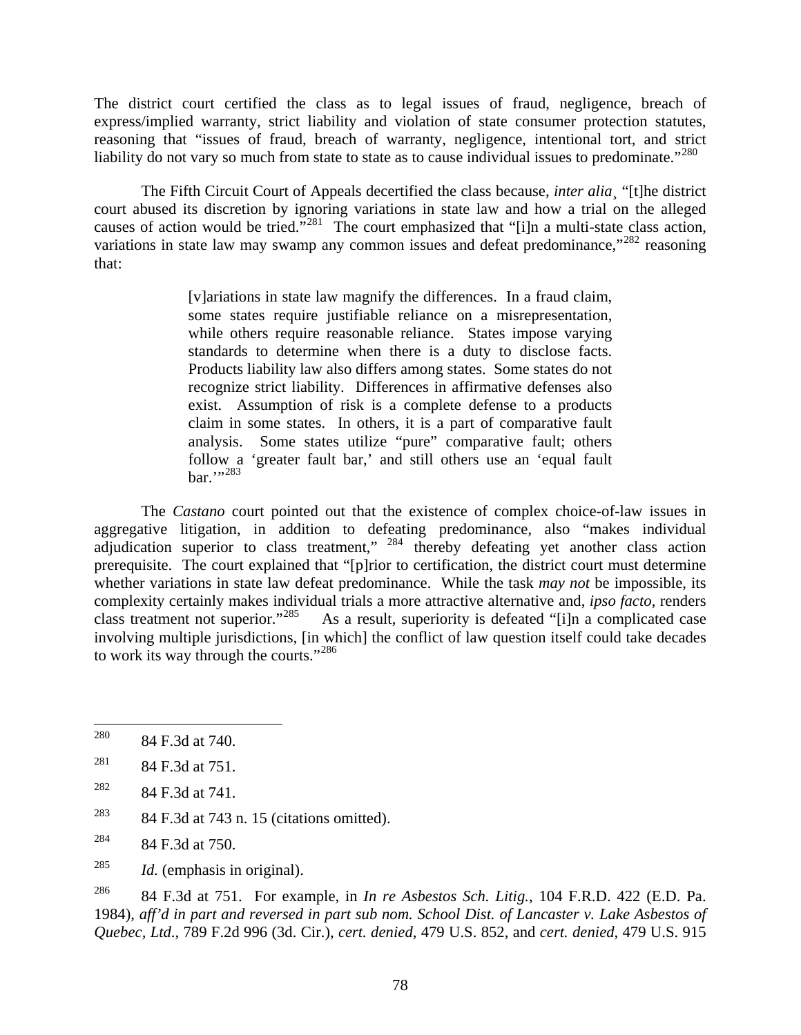The district court certified the class as to legal issues of fraud, negligence, breach of express/implied warranty, strict liability and violation of state consumer protection statutes, reasoning that "issues of fraud, breach of warranty, negligence, intentional tort, and strict liability do not vary so much from state to state as to cause individual issues to predominate."[280]

The Fifth Circuit Court of Appeals decertified the class because, *inter alia*¸ "[t]he district court abused its discretion by ignoring variations in state law and how a trial on the alleged causes of action would be tried."[281] The court emphasized that "[i]n a multi-state class action, variations in state law may swamp any common issues and defeat predominance,"[282] reasoning that:

> [v]ariations in state law magnify the differences. In a fraud claim, some states require justifiable reliance on a misrepresentation, while others require reasonable reliance. States impose varying standards to determine when there is a duty to disclose facts. Products liability law also differs among states. Some states do not recognize strict liability. Differences in affirmative defenses also exist. Assumption of risk is a complete defense to a products claim in some states. In others, it is a part of comparative fault analysis. Some states utilize "pure" comparative fault; others follow a 'greater fault bar,' and still others use an 'equal fault bar.'"[283]

The *Castano* court pointed out that the existence of complex choice-of-law issues in aggregative litigation, in addition to defeating predominance, also "makes individual adjudication superior to class treatment," [284] thereby defeating yet another class action prerequisite. The court explained that "[p]rior to certification, the district court must determine whether variations in state law defeat predominance. While the task *may not* be impossible, its complexity certainly makes individual trials a more attractive alternative and, *ipso facto*, renders class treatment not superior."[285] As a result, superiority is defeated "[i]n a complicated case involving multiple jurisdictions, [in which] the conflict of law question itself could take decades to work its way through the courts."[286]

---

[280] 84 F.3d at 740.

[281] 84 F.3d at 751.

[282] 84 F.3d at 741.

[283] 84 F.3d at 743 n. 15 (citations omitted).

[284] 84 F.3d at 750.

[285] *Id.* (emphasis in original).

[286] 84 F.3d at 751. For example, in *In re Asbestos Sch. Litig.*, 104 F.R.D. 422 (E.D. Pa. 1984), *aff'd in part and reversed in part sub nom. School Dist. of Lancaster v. Lake Asbestos of Quebec, Ltd*., 789 F.2d 996 (3d. Cir.), *cert. denied*, 479 U.S. 852, and *cert. denied*, 479 U.S. 915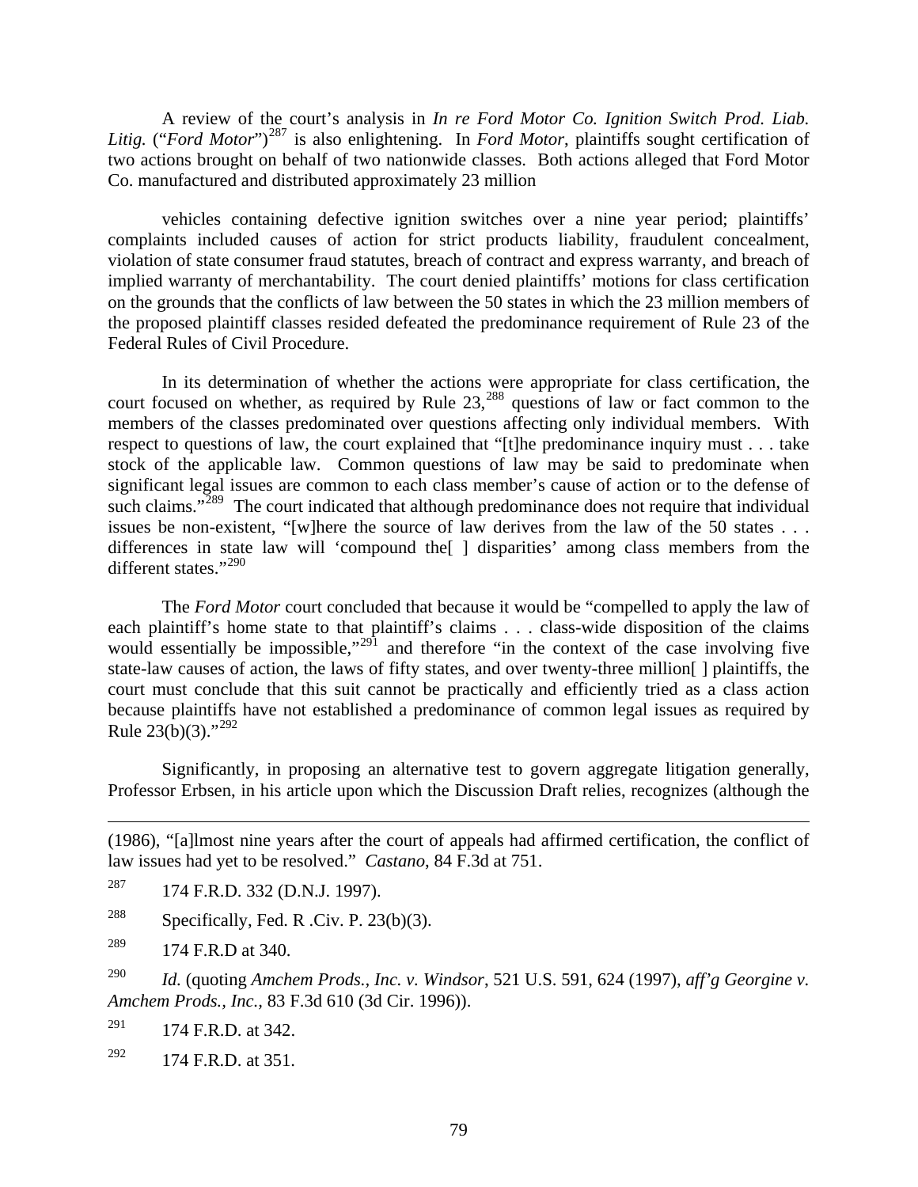A review of the court's analysis in *In re Ford Motor Co. Ignition Switch Prod. Liab. Litig.* ("*Ford Motor*")[287] is also enlightening. In *Ford Motor*, plaintiffs sought certification of two actions brought on behalf of two nationwide classes. Both actions alleged that Ford Motor Co. manufactured and distributed approximately 23 million

vehicles containing defective ignition switches over a nine year period; plaintiffs' complaints included causes of action for strict products liability, fraudulent concealment, violation of state consumer fraud statutes, breach of contract and express warranty, and breach of implied warranty of merchantability. The court denied plaintiffs' motions for class certification on the grounds that the conflicts of law between the 50 states in which the 23 million members of the proposed plaintiff classes resided defeated the predominance requirement of Rule 23 of the Federal Rules of Civil Procedure.

In its determination of whether the actions were appropriate for class certification, the court focused on whether, as required by Rule 23,[288] questions of law or fact common to the members of the classes predominated over questions affecting only individual members. With respect to questions of law, the court explained that "[t]he predominance inquiry must . . . take stock of the applicable law. Common questions of law may be said to predominate when significant legal issues are common to each class member's cause of action or to the defense of such claims."[289] The court indicated that although predominance does not require that individual issues be non-existent, "[w]here the source of law derives from the law of the 50 states . . . differences in state law will 'compound the[ ] disparities' among class members from the different states."[290]

The *Ford Motor* court concluded that because it would be "compelled to apply the law of each plaintiff's home state to that plaintiff's claims . . . class-wide disposition of the claims would essentially be impossible,"[291] and therefore "in the context of the case involving five state-law causes of action, the laws of fifty states, and over twenty-three million[ ] plaintiffs, the court must conclude that this suit cannot be practically and efficiently tried as a class action because plaintiffs have not established a predominance of common legal issues as required by Rule 23(b)(3)."[292]

Significantly, in proposing an alternative test to govern aggregate litigation generally, Professor Erbsen, in his article upon which the Discussion Draft relies, recognizes (although the

---

(1986), "[a]lmost nine years after the court of appeals had affirmed certification, the conflict of law issues had yet to be resolved." *Castano*, 84 F.3d at 751.

[287] 174 F.R.D. 332 (D.N.J. 1997).

[288] Specifically, Fed. R .Civ. P. 23(b)(3).

[289] 174 F.R.D at 340.

[290] *Id.* (quoting *Amchem Prods., Inc. v. Windsor*, 521 U.S. 591, 624 (1997), *aff'g Georgine v. Amchem Prods., Inc.*, 83 F.3d 610 (3d Cir. 1996)).

[291] 174 F.R.D. at 342.

[292] 174 F.R.D. at 351.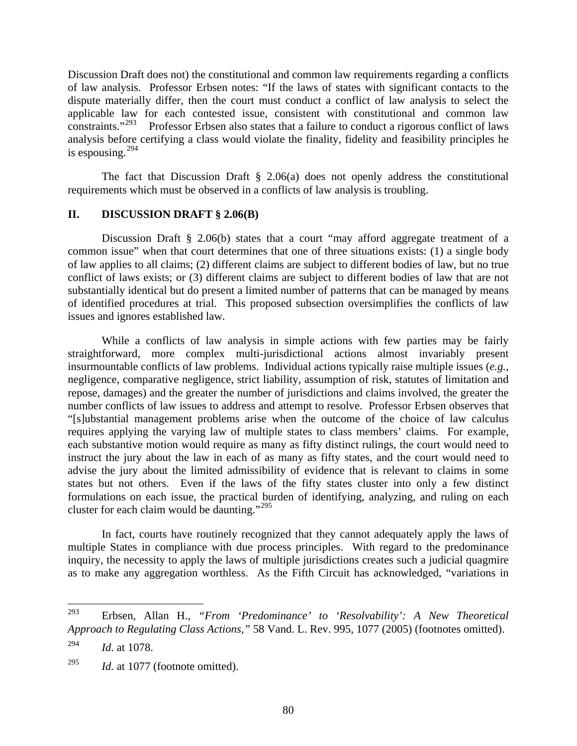Discussion Draft does not) the constitutional and common law requirements regarding a conflicts of law analysis. Professor Erbsen notes: "If the laws of states with significant contacts to the dispute materially differ, then the court must conduct a conflict of law analysis to select the applicable law for each contested issue, consistent with constitutional and common law constraints."[293] Professor Erbsen also states that a failure to conduct a rigorous conflict of laws analysis before certifying a class would violate the finality, fidelity and feasibility principles he is espousing.[294]

The fact that Discussion Draft § 2.06(a) does not openly address the constitutional requirements which must be observed in a conflicts of law analysis is troubling.

## II. DISCUSSION DRAFT § 2.06(B)

Discussion Draft § 2.06(b) states that a court "may afford aggregate treatment of a common issue" when that court determines that one of three situations exists: (1) a single body of law applies to all claims; (2) different claims are subject to different bodies of law, but no true conflict of laws exists; or (3) different claims are subject to different bodies of law that are not substantially identical but do present a limited number of patterns that can be managed by means of identified procedures at trial. This proposed subsection oversimplifies the conflicts of law issues and ignores established law.

While a conflicts of law analysis in simple actions with few parties may be fairly straightforward, more complex multi-jurisdictional actions almost invariably present insurmountable conflicts of law problems. Individual actions typically raise multiple issues (*e.g.*, negligence, comparative negligence, strict liability, assumption of risk, statutes of limitation and repose, damages) and the greater the number of jurisdictions and claims involved, the greater the number conflicts of law issues to address and attempt to resolve. Professor Erbsen observes that "[s]ubstantial management problems arise when the outcome of the choice of law calculus requires applying the varying law of multiple states to class members' claims. For example, each substantive motion would require as many as fifty distinct rulings, the court would need to instruct the jury about the law in each of as many as fifty states, and the court would need to advise the jury about the limited admissibility of evidence that is relevant to claims in some states but not others. Even if the laws of the fifty states cluster into only a few distinct formulations on each issue, the practical burden of identifying, analyzing, and ruling on each cluster for each claim would be daunting."[295]

In fact, courts have routinely recognized that they cannot adequately apply the laws of multiple States in compliance with due process principles. With regard to the predominance inquiry, the necessity to apply the laws of multiple jurisdictions creates such a judicial quagmire as to make any aggregation worthless. As the Fifth Circuit has acknowledged, "variations in

---

[293] Erbsen, Allan H., *"From 'Predominance' to 'Resolvability': A New Theoretical Approach to Regulating Class Actions,"* 58 Vand. L. Rev. 995, 1077 (2005) (footnotes omitted).

[294] *Id.* at 1078.

[295] *Id.* at 1077 (footnote omitted).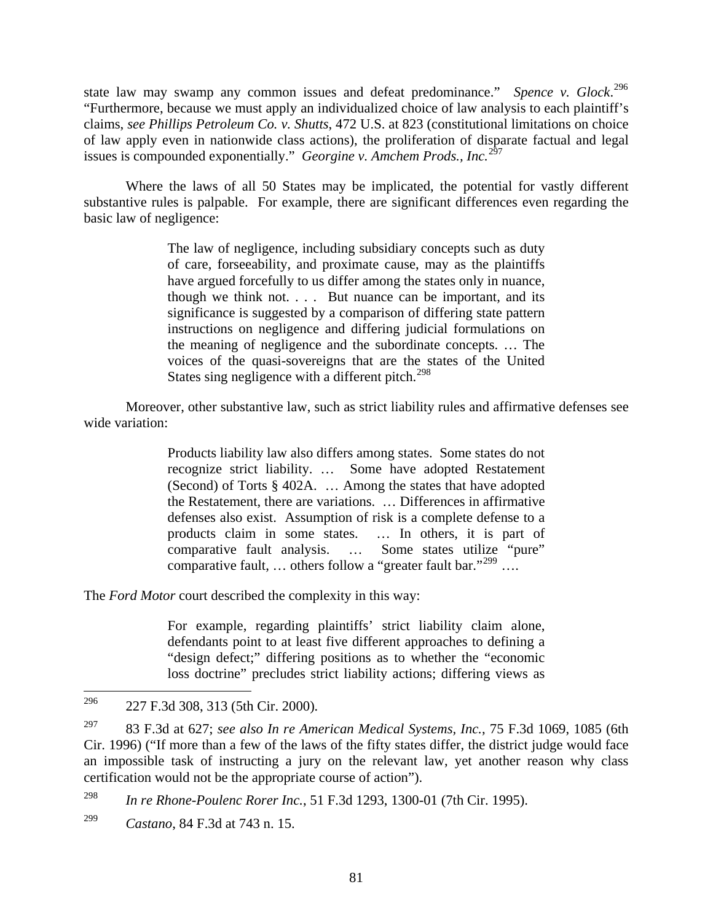state law may swamp any common issues and defeat predominance." *Spence v. Glock*.[296] "Furthermore, because we must apply an individualized choice of law analysis to each plaintiff's claims, *see Phillips Petroleum Co. v. Shutts*, 472 U.S. at 823 (constitutional limitations on choice of law apply even in nationwide class actions), the proliferation of disparate factual and legal issues is compounded exponentially." *Georgine v. Amchem Prods., Inc.*[297]

Where the laws of all 50 States may be implicated, the potential for vastly different substantive rules is palpable. For example, there are significant differences even regarding the basic law of negligence:

> The law of negligence, including subsidiary concepts such as duty of care, forseeability, and proximate cause, may as the plaintiffs have argued forcefully to us differ among the states only in nuance, though we think not. . . . But nuance can be important, and its significance is suggested by a comparison of differing state pattern instructions on negligence and differing judicial formulations on the meaning of negligence and the subordinate concepts. … The voices of the quasi-sovereigns that are the states of the United States sing negligence with a different pitch.[298]

Moreover, other substantive law, such as strict liability rules and affirmative defenses see wide variation:

> Products liability law also differs among states. Some states do not recognize strict liability. … Some have adopted Restatement (Second) of Torts § 402A. … Among the states that have adopted the Restatement, there are variations. … Differences in affirmative defenses also exist. Assumption of risk is a complete defense to a products claim in some states. … In others, it is part of comparative fault analysis. … Some states utilize "pure" comparative fault, … others follow a "greater fault bar."[299] ….

The *Ford Motor* court described the complexity in this way:

> For example, regarding plaintiffs' strict liability claim alone, defendants point to at least five different approaches to defining a "design defect;" differing positions as to whether the "economic loss doctrine" precludes strict liability actions; differing views as

---

[296] 227 F.3d 308, 313 (5th Cir. 2000).

[297] 83 F.3d at 627; *see also In re American Medical Systems, Inc.*, 75 F.3d 1069, 1085 (6th Cir. 1996) ("If more than a few of the laws of the fifty states differ, the district judge would face an impossible task of instructing a jury on the relevant law, yet another reason why class certification would not be the appropriate course of action").

[298] *In re Rhone-Poulenc Rorer Inc.*, 51 F.3d 1293, 1300-01 (7th Cir. 1995).

[299] *Castano*, 84 F.3d at 743 n. 15.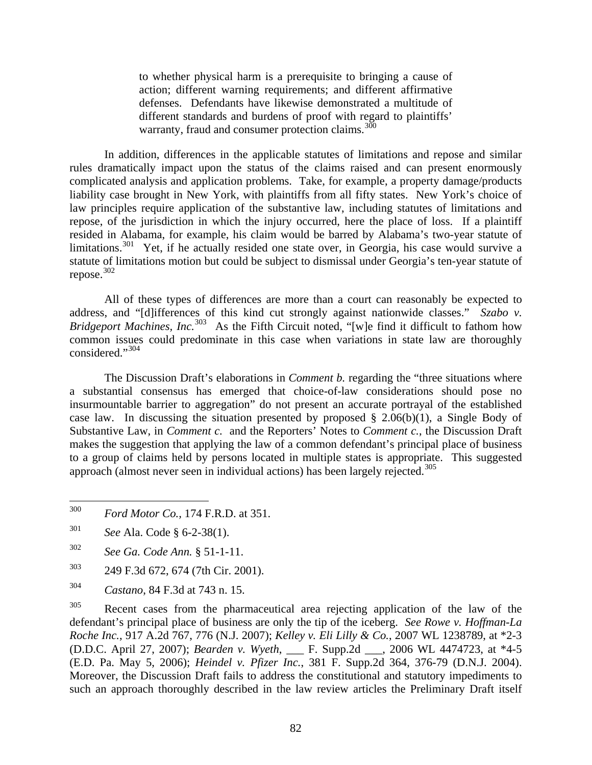> to whether physical harm is a prerequisite to bringing a cause of action; different warning requirements; and different affirmative defenses. Defendants have likewise demonstrated a multitude of different standards and burdens of proof with regard to plaintiffs' warranty, fraud and consumer protection claims.[300]

In addition, differences in the applicable statutes of limitations and repose and similar rules dramatically impact upon the status of the claims raised and can present enormously complicated analysis and application problems. Take, for example, a property damage/products liability case brought in New York, with plaintiffs from all fifty states. New York's choice of law principles require application of the substantive law, including statutes of limitations and repose, of the jurisdiction in which the injury occurred, here the place of loss. If a plaintiff resided in Alabama, for example, his claim would be barred by Alabama's two-year statute of limitations.[301] Yet, if he actually resided one state over, in Georgia, his case would survive a statute of limitations motion but could be subject to dismissal under Georgia's ten-year statute of repose.[302]

All of these types of differences are more than a court can reasonably be expected to address, and "[d]ifferences of this kind cut strongly against nationwide classes." *Szabo v. Bridgeport Machines, Inc.*[303] As the Fifth Circuit noted, "[w]e find it difficult to fathom how common issues could predominate in this case when variations in state law are thoroughly considered."[304]

The Discussion Draft's elaborations in *Comment b.* regarding the "three situations where a substantial consensus has emerged that choice-of-law considerations should pose no insurmountable barrier to aggregation" do not present an accurate portrayal of the established case law. In discussing the situation presented by proposed § 2.06(b)(1), a Single Body of Substantive Law, in *Comment c.* and the Reporters' Notes to *Comment c.*, the Discussion Draft makes the suggestion that applying the law of a common defendant's principal place of business to a group of claims held by persons located in multiple states is appropriate. This suggested approach (almost never seen in individual actions) has been largely rejected.[305]

---

[300] *Ford Motor Co.*, 174 F.R.D. at 351.

[301] *See* Ala. Code § 6-2-38(1).

[302] *See Ga. Code Ann.* § 51-1-11.

[303] 249 F.3d 672, 674 (7th Cir. 2001).

[304] *Castano*, 84 F.3d at 743 n. 15.

[305] Recent cases from the pharmaceutical area rejecting application of the law of the defendant's principal place of business are only the tip of the iceberg. *See Rowe v. Hoffman-La Roche Inc.*, 917 A.2d 767, 776 (N.J. 2007); *Kelley v. Eli Lilly & Co.*, 2007 WL 1238789, at *2-3 (D.D.C. April 27, 2007); *Bearden v. Wyeth*, ___ F. Supp.2d ___, 2006 WL 4474723, at *4-5 (E.D. Pa. May 5, 2006); *Heindel v. Pfizer Inc.*, 381 F. Supp.2d 364, 376-79 (D.N.J. 2004). Moreover, the Discussion Draft fails to address the constitutional and statutory impediments to such an approach thoroughly described in the law review articles the Preliminary Draft itself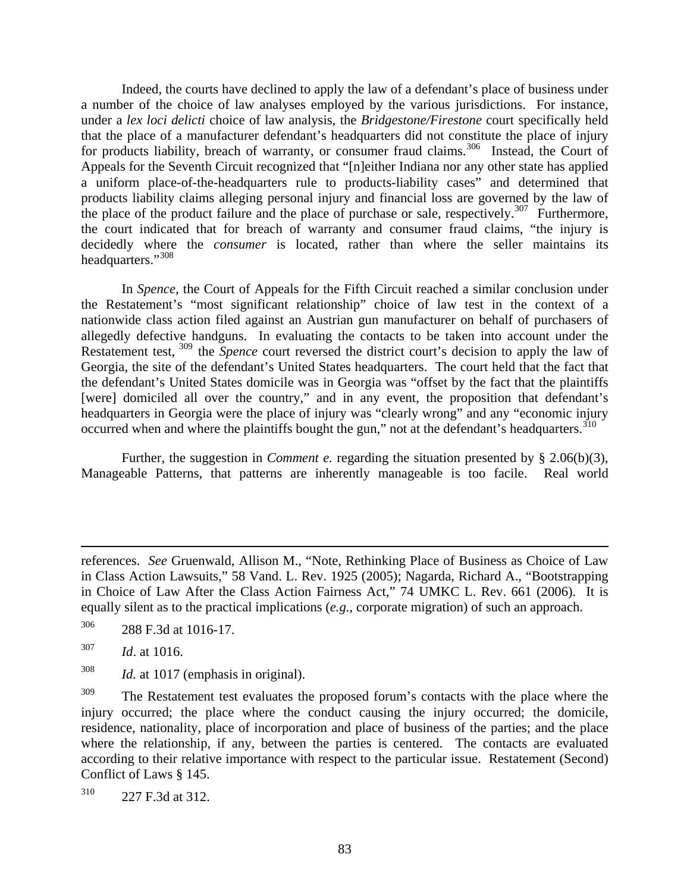Indeed, the courts have declined to apply the law of a defendant's place of business under a number of the choice of law analyses employed by the various jurisdictions. For instance, under a *lex loci delicti* choice of law analysis, the *Bridgestone/Firestone* court specifically held that the place of a manufacturer defendant's headquarters did not constitute the place of injury for products liability, breach of warranty, or consumer fraud claims.[306] Instead, the Court of Appeals for the Seventh Circuit recognized that "[n]either Indiana nor any other state has applied a uniform place-of-the-headquarters rule to products-liability cases" and determined that products liability claims alleging personal injury and financial loss are governed by the law of the place of the product failure and the place of purchase or sale, respectively.[307] Furthermore, the court indicated that for breach of warranty and consumer fraud claims, "the injury is decidedly where the *consumer* is located, rather than where the seller maintains its headquarters."[308]

In *Spence,* the Court of Appeals for the Fifth Circuit reached a similar conclusion under the Restatement's "most significant relationship" choice of law test in the context of a nationwide class action filed against an Austrian gun manufacturer on behalf of purchasers of allegedly defective handguns. In evaluating the contacts to be taken into account under the Restatement test, [309] the *Spence* court reversed the district court's decision to apply the law of Georgia, the site of the defendant's United States headquarters. The court held that the fact that the defendant's United States domicile was in Georgia was "offset by the fact that the plaintiffs [were] domiciled all over the country," and in any event, the proposition that defendant's headquarters in Georgia were the place of injury was "clearly wrong" and any "economic injury occurred when and where the plaintiffs bought the gun," not at the defendant's headquarters.[310]

Further, the suggestion in *Comment e.* regarding the situation presented by § 2.06(b)(3), Manageable Patterns, that patterns are inherently manageable is too facile. Real world

---

references. *See* Gruenwald, Allison M., "Note, Rethinking Place of Business as Choice of Law in Class Action Lawsuits," 58 Vand. L. Rev. 1925 (2005); Nagarda, Richard A., "Bootstrapping in Choice of Law After the Class Action Fairness Act," 74 UMKC L. Rev. 661 (2006). It is equally silent as to the practical implications (*e.g.*, corporate migration) of such an approach.

[306] 288 F.3d at 1016-17.

[307] *Id*. at 1016.

[308] *Id.* at 1017 (emphasis in original).

[309] The Restatement test evaluates the proposed forum's contacts with the place where the injury occurred; the place where the conduct causing the injury occurred; the domicile, residence, nationality, place of incorporation and place of business of the parties; and the place where the relationship, if any, between the parties is centered. The contacts are evaluated according to their relative importance with respect to the particular issue. Restatement (Second) Conflict of Laws § 145.

[310] 227 F.3d at 312.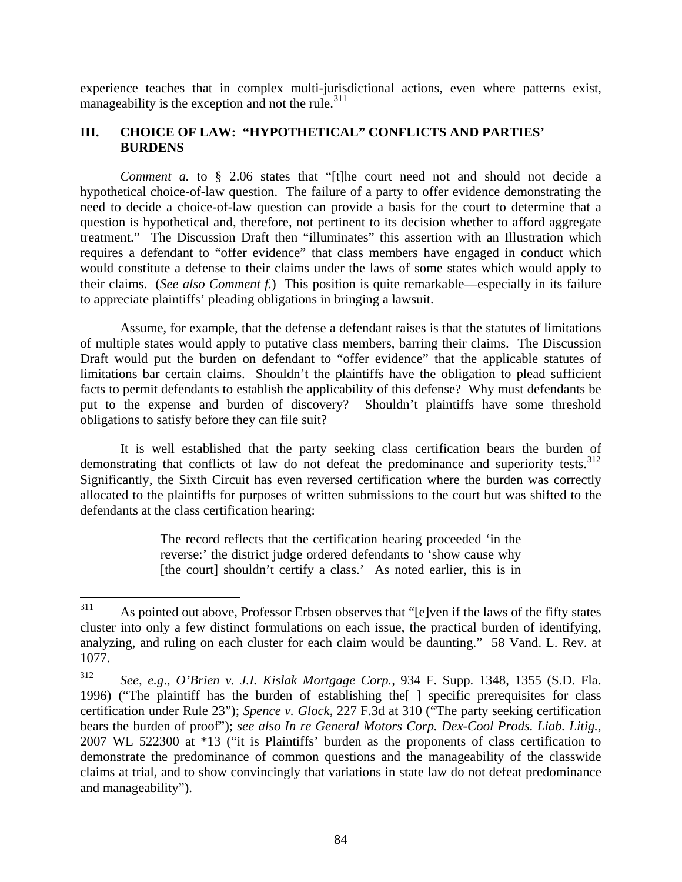experience teaches that in complex multi-jurisdictional actions, even where patterns exist, manageability is the exception and not the rule.[311]

## III. CHOICE OF LAW: "HYPOTHETICAL" CONFLICTS AND PARTIES' BURDENS

*Comment a.* to § 2.06 states that "[t]he court need not and should not decide a hypothetical choice-of-law question. The failure of a party to offer evidence demonstrating the need to decide a choice-of-law question can provide a basis for the court to determine that a question is hypothetical and, therefore, not pertinent to its decision whether to afford aggregate treatment." The Discussion Draft then "illuminates" this assertion with an Illustration which requires a defendant to "offer evidence" that class members have engaged in conduct which would constitute a defense to their claims under the laws of some states which would apply to their claims. (*See also Comment f.*) This position is quite remarkable—especially in its failure to appreciate plaintiffs' pleading obligations in bringing a lawsuit.

Assume, for example, that the defense a defendant raises is that the statutes of limitations of multiple states would apply to putative class members, barring their claims. The Discussion Draft would put the burden on defendant to "offer evidence" that the applicable statutes of limitations bar certain claims. Shouldn't the plaintiffs have the obligation to plead sufficient facts to permit defendants to establish the applicability of this defense? Why must defendants be put to the expense and burden of discovery? Shouldn't plaintiffs have some threshold obligations to satisfy before they can file suit?

It is well established that the party seeking class certification bears the burden of demonstrating that conflicts of law do not defeat the predominance and superiority tests.[312] Significantly, the Sixth Circuit has even reversed certification where the burden was correctly allocated to the plaintiffs for purposes of written submissions to the court but was shifted to the defendants at the class certification hearing:

> The record reflects that the certification hearing proceeded 'in the reverse:' the district judge ordered defendants to 'show cause why [the court] shouldn't certify a class.' As noted earlier, this is in

---

[311] As pointed out above, Professor Erbsen observes that "[e]ven if the laws of the fifty states cluster into only a few distinct formulations on each issue, the practical burden of identifying, analyzing, and ruling on each cluster for each claim would be daunting." 58 Vand. L. Rev. at 1077.

[312] *See, e.g*., *O'Brien v. J.I. Kislak Mortgage Corp.*, 934 F. Supp. 1348, 1355 (S.D. Fla. 1996) ("The plaintiff has the burden of establishing the[ ] specific prerequisites for class certification under Rule 23"); *Spence v. Glock*, 227 F.3d at 310 ("The party seeking certification bears the burden of proof"); *see also In re General Motors Corp. Dex-Cool Prods. Liab. Litig.*, 2007 WL 522300 at *13 ("it is Plaintiffs' burden as the proponents of class certification to demonstrate the predominance of common questions and the manageability of the classwide claims at trial, and to show convincingly that variations in state law do not defeat predominance and manageability").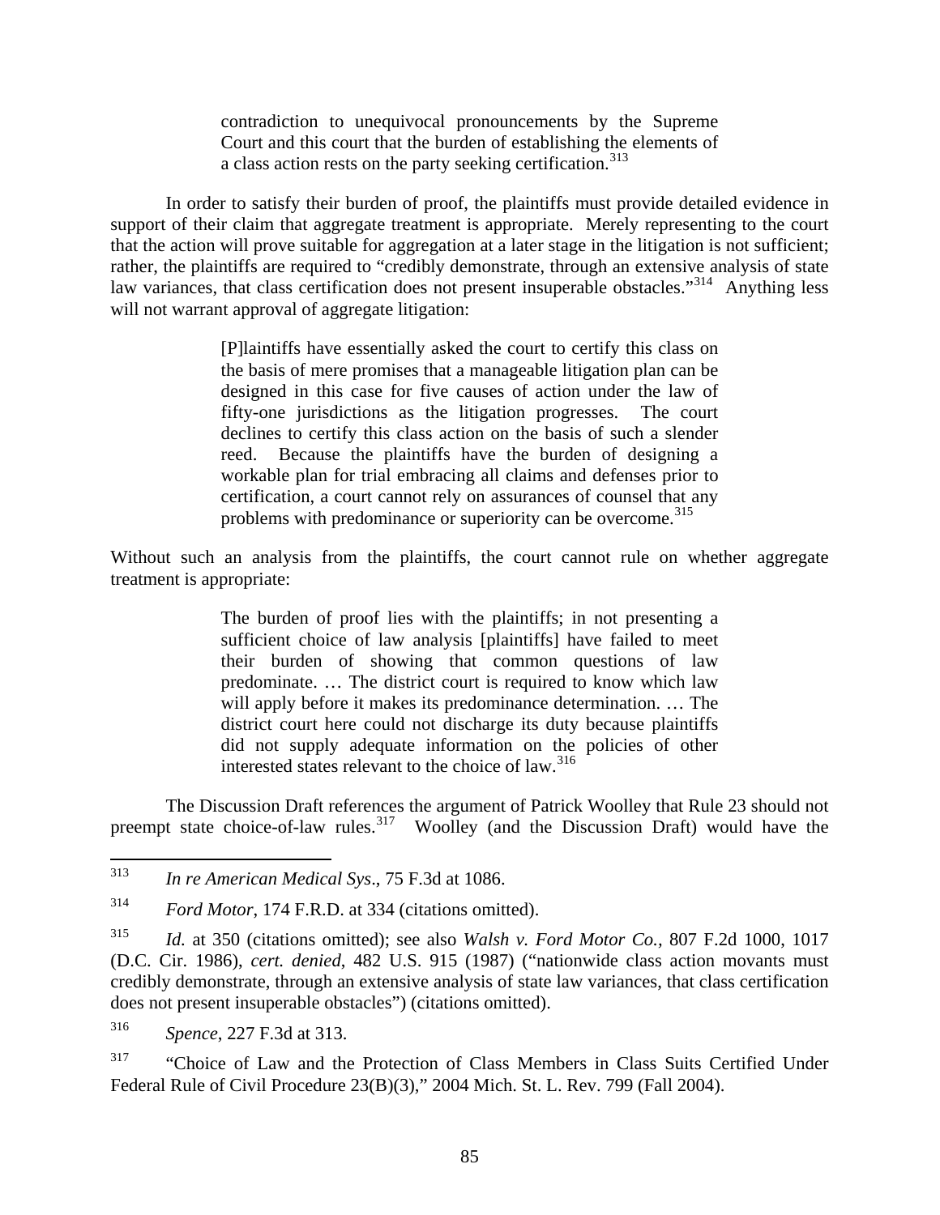> contradiction to unequivocal pronouncements by the Supreme Court and this court that the burden of establishing the elements of a class action rests on the party seeking certification.[313]

In order to satisfy their burden of proof, the plaintiffs must provide detailed evidence in support of their claim that aggregate treatment is appropriate. Merely representing to the court that the action will prove suitable for aggregation at a later stage in the litigation is not sufficient; rather, the plaintiffs are required to "credibly demonstrate, through an extensive analysis of state law variances, that class certification does not present insuperable obstacles."[314] Anything less will not warrant approval of aggregate litigation:

> [P]laintiffs have essentially asked the court to certify this class on the basis of mere promises that a manageable litigation plan can be designed in this case for five causes of action under the law of fifty-one jurisdictions as the litigation progresses. The court declines to certify this class action on the basis of such a slender reed. Because the plaintiffs have the burden of designing a workable plan for trial embracing all claims and defenses prior to certification, a court cannot rely on assurances of counsel that any problems with predominance or superiority can be overcome.[315]

Without such an analysis from the plaintiffs, the court cannot rule on whether aggregate treatment is appropriate:

> The burden of proof lies with the plaintiffs; in not presenting a sufficient choice of law analysis [plaintiffs] have failed to meet their burden of showing that common questions of law predominate. … The district court is required to know which law will apply before it makes its predominance determination. … The district court here could not discharge its duty because plaintiffs did not supply adequate information on the policies of other interested states relevant to the choice of law.[316]

The Discussion Draft references the argument of Patrick Woolley that Rule 23 should not preempt state choice-of-law rules.[317] Woolley (and the Discussion Draft) would have the

---

[313] *In re American Medical Sys*., 75 F.3d at 1086.

[314] *Ford Motor*, 174 F.R.D. at 334 (citations omitted).

[315] *Id.* at 350 (citations omitted); see also *Walsh v. Ford Motor Co.,* 807 F.2d 1000, 1017 (D.C. Cir. 1986), *cert. denied*, 482 U.S. 915 (1987) ("nationwide class action movants must credibly demonstrate, through an extensive analysis of state law variances, that class certification does not present insuperable obstacles") (citations omitted).

[316] *Spence*, 227 F.3d at 313.

[317] "Choice of Law and the Protection of Class Members in Class Suits Certified Under Federal Rule of Civil Procedure 23(B)(3)," 2004 Mich. St. L. Rev. 799 (Fall 2004).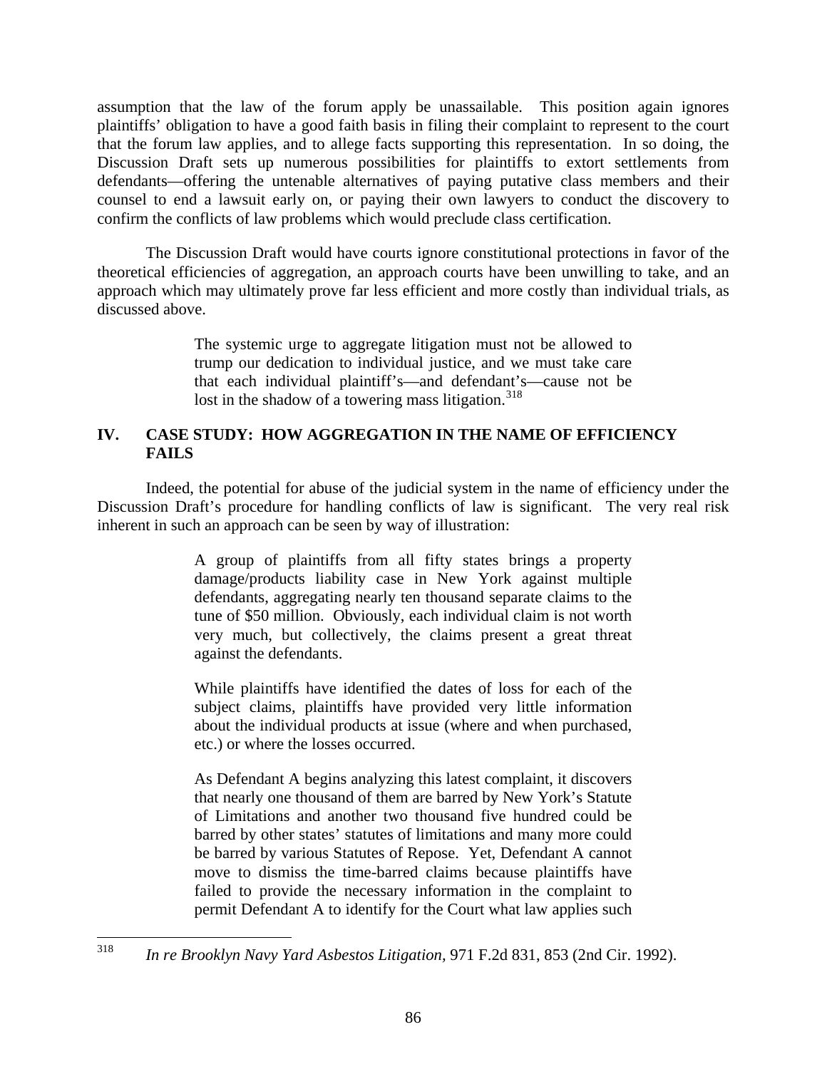assumption that the law of the forum apply be unassailable. This position again ignores plaintiffs' obligation to have a good faith basis in filing their complaint to represent to the court that the forum law applies, and to allege facts supporting this representation. In so doing, the Discussion Draft sets up numerous possibilities for plaintiffs to extort settlements from defendants—offering the untenable alternatives of paying putative class members and their counsel to end a lawsuit early on, or paying their own lawyers to conduct the discovery to confirm the conflicts of law problems which would preclude class certification.

The Discussion Draft would have courts ignore constitutional protections in favor of the theoretical efficiencies of aggregation, an approach courts have been unwilling to take, and an approach which may ultimately prove far less efficient and more costly than individual trials, as discussed above.

> The systemic urge to aggregate litigation must not be allowed to trump our dedication to individual justice, and we must take care that each individual plaintiff's—and defendant's—cause not be lost in the shadow of a towering mass litigation.[318]

## IV. CASE STUDY: HOW AGGREGATION IN THE NAME OF EFFICIENCY FAILS

Indeed, the potential for abuse of the judicial system in the name of efficiency under the Discussion Draft's procedure for handling conflicts of law is significant. The very real risk inherent in such an approach can be seen by way of illustration:

> A group of plaintiffs from all fifty states brings a property damage/products liability case in New York against multiple defendants, aggregating nearly ten thousand separate claims to the tune of \$50 million. Obviously, each individual claim is not worth very much, but collectively, the claims present a great threat against the defendants.
>
> While plaintiffs have identified the dates of loss for each of the subject claims, plaintiffs have provided very little information about the individual products at issue (where and when purchased, etc.) or where the losses occurred.
>
> As Defendant A begins analyzing this latest complaint, it discovers that nearly one thousand of them are barred by New York's Statute of Limitations and another two thousand five hundred could be barred by other states' statutes of limitations and many more could be barred by various Statutes of Repose. Yet, Defendant A cannot move to dismiss the time-barred claims because plaintiffs have failed to provide the necessary information in the complaint to permit Defendant A to identify for the Court what law applies such

---

[318] *In re Brooklyn Navy Yard Asbestos Litigation,* 971 F.2d 831, 853 (2nd Cir. 1992).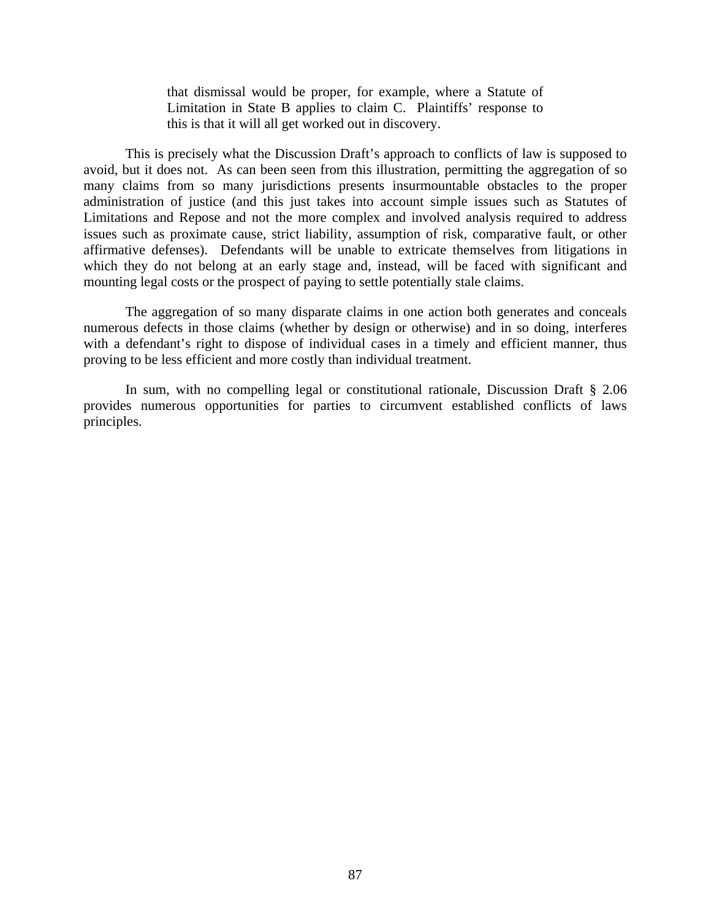> that dismissal would be proper, for example, where a Statute of Limitation in State B applies to claim C. Plaintiffs' response to this is that it will all get worked out in discovery.

This is precisely what the Discussion Draft's approach to conflicts of law is supposed to avoid, but it does not. As can been seen from this illustration, permitting the aggregation of so many claims from so many jurisdictions presents insurmountable obstacles to the proper administration of justice (and this just takes into account simple issues such as Statutes of Limitations and Repose and not the more complex and involved analysis required to address issues such as proximate cause, strict liability, assumption of risk, comparative fault, or other affirmative defenses). Defendants will be unable to extricate themselves from litigations in which they do not belong at an early stage and, instead, will be faced with significant and mounting legal costs or the prospect of paying to settle potentially stale claims.

The aggregation of so many disparate claims in one action both generates and conceals numerous defects in those claims (whether by design or otherwise) and in so doing, interferes with a defendant's right to dispose of individual cases in a timely and efficient manner, thus proving to be less efficient and more costly than individual treatment.

In sum, with no compelling legal or constitutional rationale, Discussion Draft § 2.06 provides numerous opportunities for parties to circumvent established conflicts of laws principles.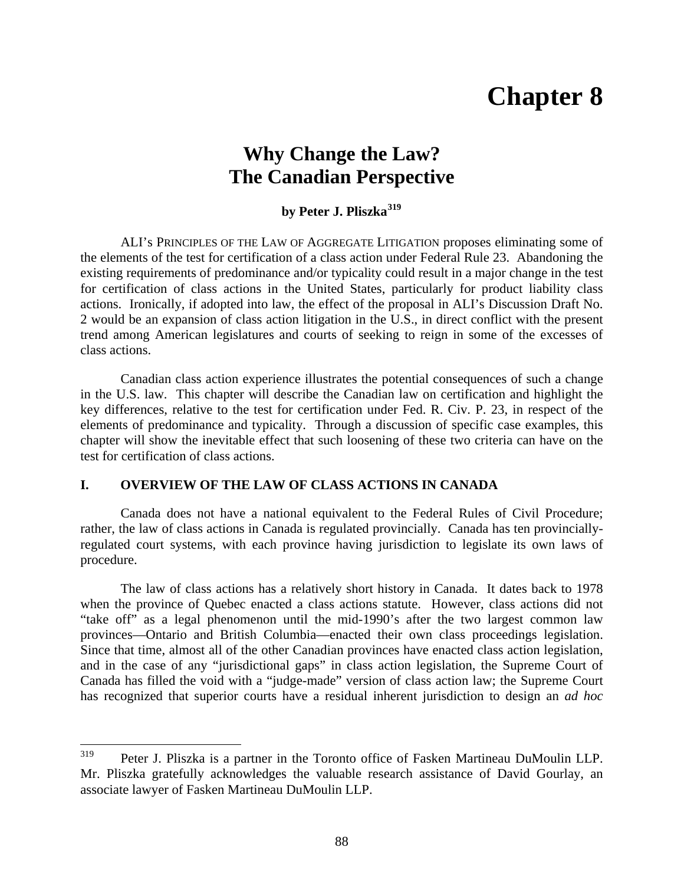# Chapter 8

## Why Change the Law? The Canadian Perspective

**by Peter J. Pliszka[319]**

ALI's PRINCIPLES OF THE LAW OF AGGREGATE LITIGATION proposes eliminating some of the elements of the test for certification of a class action under Federal Rule 23. Abandoning the existing requirements of predominance and/or typicality could result in a major change in the test for certification of class actions in the United States, particularly for product liability class actions. Ironically, if adopted into law, the effect of the proposal in ALI's Discussion Draft No. 2 would be an expansion of class action litigation in the U.S., in direct conflict with the present trend among American legislatures and courts of seeking to reign in some of the excesses of class actions.

Canadian class action experience illustrates the potential consequences of such a change in the U.S. law. This chapter will describe the Canadian law on certification and highlight the key differences, relative to the test for certification under Fed. R. Civ. P. 23, in respect of the elements of predominance and typicality. Through a discussion of specific case examples, this chapter will show the inevitable effect that such loosening of these two criteria can have on the test for certification of class actions.

### I. OVERVIEW OF THE LAW OF CLASS ACTIONS IN CANADA

Canada does not have a national equivalent to the Federal Rules of Civil Procedure; rather, the law of class actions in Canada is regulated provincially. Canada has ten provincially-regulated court systems, with each province having jurisdiction to legislate its own laws of procedure.

The law of class actions has a relatively short history in Canada. It dates back to 1978 when the province of Quebec enacted a class actions statute. However, class actions did not "take off" as a legal phenomenon until the mid-1990's after the two largest common law provinces—Ontario and British Columbia—enacted their own class proceedings legislation. Since that time, almost all of the other Canadian provinces have enacted class action legislation, and in the case of any "jurisdictional gaps" in class action legislation, the Supreme Court of Canada has filled the void with a "judge-made" version of class action law; the Supreme Court has recognized that superior courts have a residual inherent jurisdiction to design an *ad hoc*

---

[319] Peter J. Pliszka is a partner in the Toronto office of Fasken Martineau DuMoulin LLP. Mr. Pliszka gratefully acknowledges the valuable research assistance of David Gourlay, an associate lawyer of Fasken Martineau DuMoulin LLP.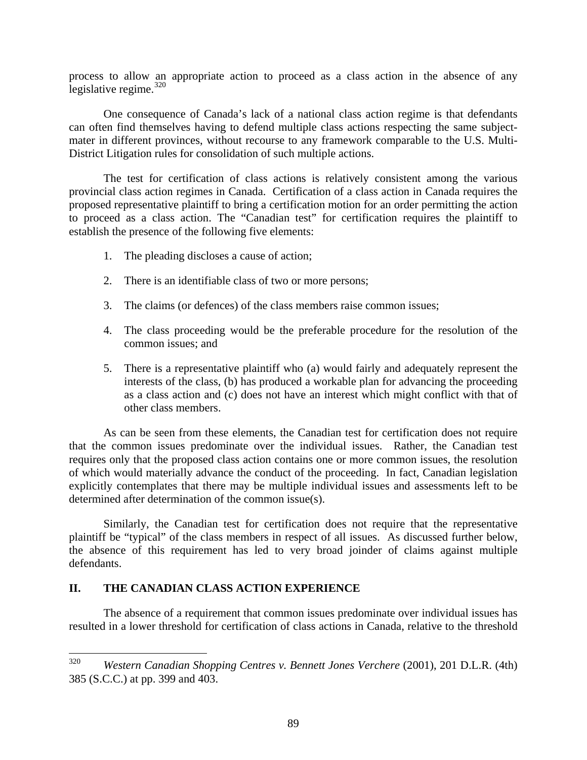process to allow an appropriate action to proceed as a class action in the absence of any legislative regime.[320]

One consequence of Canada's lack of a national class action regime is that defendants can often find themselves having to defend multiple class actions respecting the same subject-mater in different provinces, without recourse to any framework comparable to the U.S. Multi-District Litigation rules for consolidation of such multiple actions.

The test for certification of class actions is relatively consistent among the various provincial class action regimes in Canada. Certification of a class action in Canada requires the proposed representative plaintiff to bring a certification motion for an order permitting the action to proceed as a class action. The "Canadian test" for certification requires the plaintiff to establish the presence of the following five elements:

1. The pleading discloses a cause of action;
2. There is an identifiable class of two or more persons;
3. The claims (or defences) of the class members raise common issues;
4. The class proceeding would be the preferable procedure for the resolution of the common issues; and
5. There is a representative plaintiff who (a) would fairly and adequately represent the interests of the class, (b) has produced a workable plan for advancing the proceeding as a class action and (c) does not have an interest which might conflict with that of other class members.

As can be seen from these elements, the Canadian test for certification does not require that the common issues predominate over the individual issues. Rather, the Canadian test requires only that the proposed class action contains one or more common issues, the resolution of which would materially advance the conduct of the proceeding. In fact, Canadian legislation explicitly contemplates that there may be multiple individual issues and assessments left to be determined after determination of the common issue(s).

Similarly, the Canadian test for certification does not require that the representative plaintiff be "typical" of the class members in respect of all issues. As discussed further below, the absence of this requirement has led to very broad joinder of claims against multiple defendants.

## II. THE CANADIAN CLASS ACTION EXPERIENCE

The absence of a requirement that common issues predominate over individual issues has resulted in a lower threshold for certification of class actions in Canada, relative to the threshold

---

[320] *Western Canadian Shopping Centres v. Bennett Jones Verchere* (2001), 201 D.L.R. (4th) 385 (S.C.C.) at pp. 399 and 403.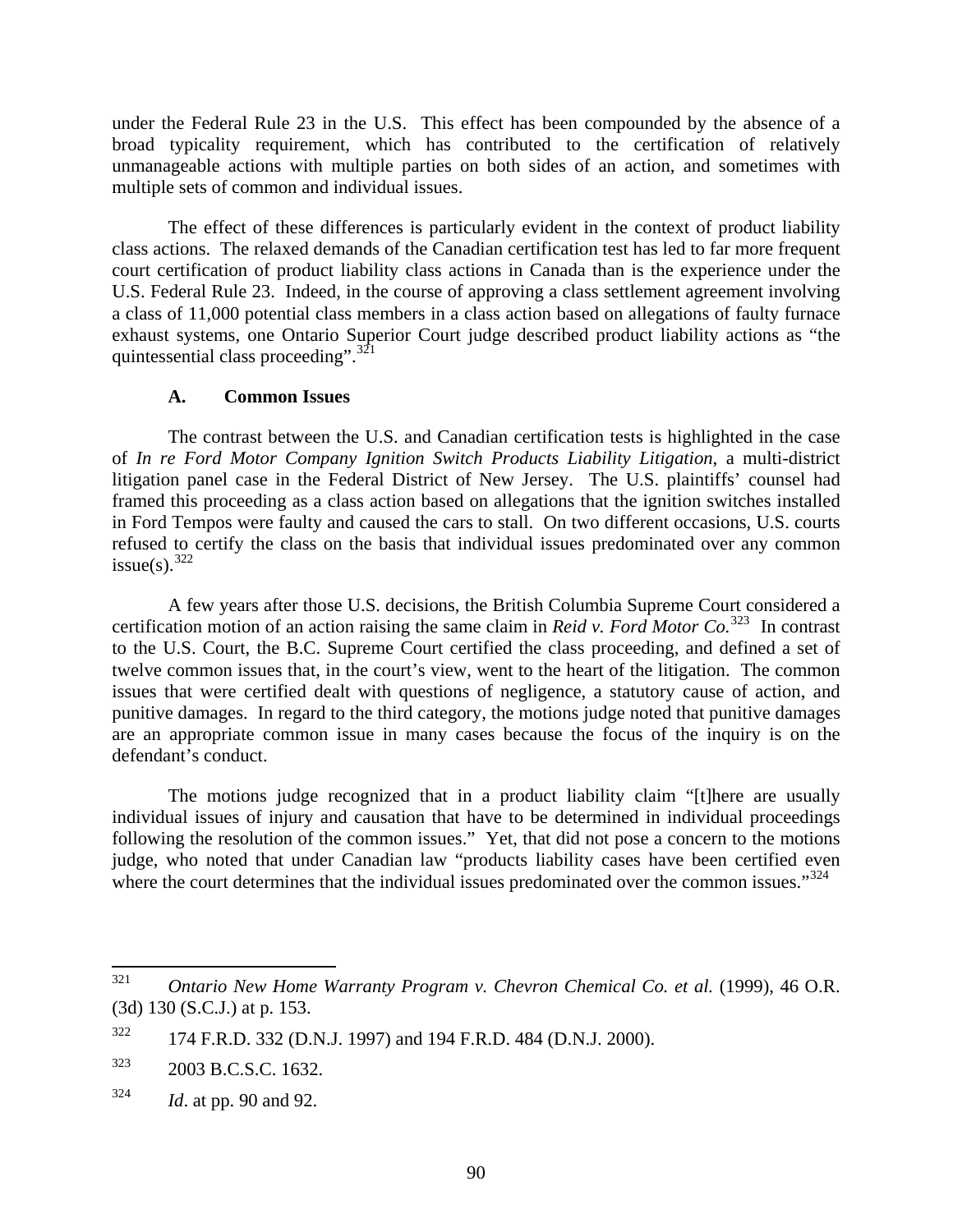under the Federal Rule 23 in the U.S. This effect has been compounded by the absence of a broad typicality requirement, which has contributed to the certification of relatively unmanageable actions with multiple parties on both sides of an action, and sometimes with multiple sets of common and individual issues.

The effect of these differences is particularly evident in the context of product liability class actions. The relaxed demands of the Canadian certification test has led to far more frequent court certification of product liability class actions in Canada than is the experience under the U.S. Federal Rule 23. Indeed, in the course of approving a class settlement agreement involving a class of 11,000 potential class members in a class action based on allegations of faulty furnace exhaust systems, one Ontario Superior Court judge described product liability actions as "the quintessential class proceeding".[321]

### A. Common Issues

The contrast between the U.S. and Canadian certification tests is highlighted in the case of *In re Ford Motor Company Ignition Switch Products Liability Litigation*, a multi-district litigation panel case in the Federal District of New Jersey. The U.S. plaintiffs' counsel had framed this proceeding as a class action based on allegations that the ignition switches installed in Ford Tempos were faulty and caused the cars to stall. On two different occasions, U.S. courts refused to certify the class on the basis that individual issues predominated over any common issue(s).[322]

A few years after those U.S. decisions, the British Columbia Supreme Court considered a certification motion of an action raising the same claim in *Reid v. Ford Motor Co.*[323] In contrast to the U.S. Court, the B.C. Supreme Court certified the class proceeding, and defined a set of twelve common issues that, in the court's view, went to the heart of the litigation. The common issues that were certified dealt with questions of negligence, a statutory cause of action, and punitive damages. In regard to the third category, the motions judge noted that punitive damages are an appropriate common issue in many cases because the focus of the inquiry is on the defendant's conduct.

The motions judge recognized that in a product liability claim "[t]here are usually individual issues of injury and causation that have to be determined in individual proceedings following the resolution of the common issues." Yet, that did not pose a concern to the motions judge, who noted that under Canadian law "products liability cases have been certified even where the court determines that the individual issues predominated over the common issues."[324]

---

[321] *Ontario New Home Warranty Program v. Chevron Chemical Co. et al.* (1999), 46 O.R. (3d) 130 (S.C.J.) at p. 153.

[322] 174 F.R.D. 332 (D.N.J. 1997) and 194 F.R.D. 484 (D.N.J. 2000).

[323] 2003 B.C.S.C. 1632.

[324] *Id*. at pp. 90 and 92.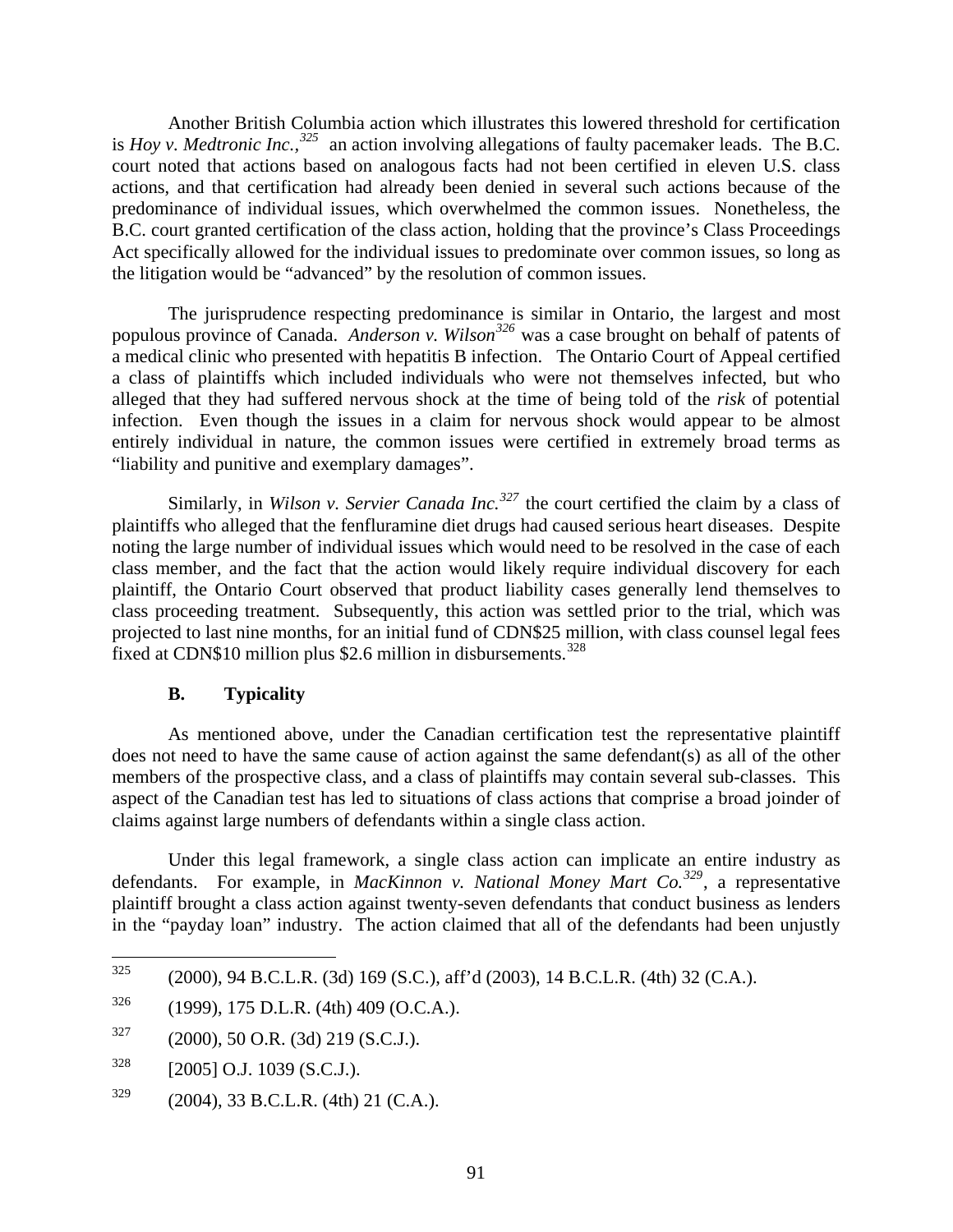Another British Columbia action which illustrates this lowered threshold for certification is *Hoy v. Medtronic Inc.,*[325] an action involving allegations of faulty pacemaker leads. The B.C. court noted that actions based on analogous facts had not been certified in eleven U.S. class actions, and that certification had already been denied in several such actions because of the predominance of individual issues, which overwhelmed the common issues. Nonetheless, the B.C. court granted certification of the class action, holding that the province's Class Proceedings Act specifically allowed for the individual issues to predominate over common issues, so long as the litigation would be "advanced" by the resolution of common issues.

The jurisprudence respecting predominance is similar in Ontario, the largest and most populous province of Canada. *Anderson v. Wilson*[326] was a case brought on behalf of patents of a medical clinic who presented with hepatitis B infection. The Ontario Court of Appeal certified a class of plaintiffs which included individuals who were not themselves infected, but who alleged that they had suffered nervous shock at the time of being told of the *risk* of potential infection. Even though the issues in a claim for nervous shock would appear to be almost entirely individual in nature, the common issues were certified in extremely broad terms as "liability and punitive and exemplary damages".

Similarly, in *Wilson v. Servier Canada Inc.*[327] the court certified the claim by a class of plaintiffs who alleged that the fenfluramine diet drugs had caused serious heart diseases. Despite noting the large number of individual issues which would need to be resolved in the case of each class member, and the fact that the action would likely require individual discovery for each plaintiff, the Ontario Court observed that product liability cases generally lend themselves to class proceeding treatment. Subsequently, this action was settled prior to the trial, which was projected to last nine months, for an initial fund of CDN$25 million, with class counsel legal fees fixed at CDN$10 million plus $2.6 million in disbursements.[328]

### B. Typicality

As mentioned above, under the Canadian certification test the representative plaintiff does not need to have the same cause of action against the same defendant(s) as all of the other members of the prospective class, and a class of plaintiffs may contain several sub-classes. This aspect of the Canadian test has led to situations of class actions that comprise a broad joinder of claims against large numbers of defendants within a single class action.

Under this legal framework, a single class action can implicate an entire industry as defendants. For example, in *MacKinnon v. National Money Mart Co.*[329], a representative plaintiff brought a class action against twenty-seven defendants that conduct business as lenders in the "payday loan" industry. The action claimed that all of the defendants had been unjustly

---

[325] (2000), 94 B.C.L.R. (3d) 169 (S.C.), aff'd (2003), 14 B.C.L.R. (4th) 32 (C.A.).

[326] (1999), 175 D.L.R. (4th) 409 (O.C.A.).

[327] (2000), 50 O.R. (3d) 219 (S.C.J.).

[328] [2005] O.J. 1039 (S.C.J.).

[329] (2004), 33 B.C.L.R. (4th) 21 (C.A.).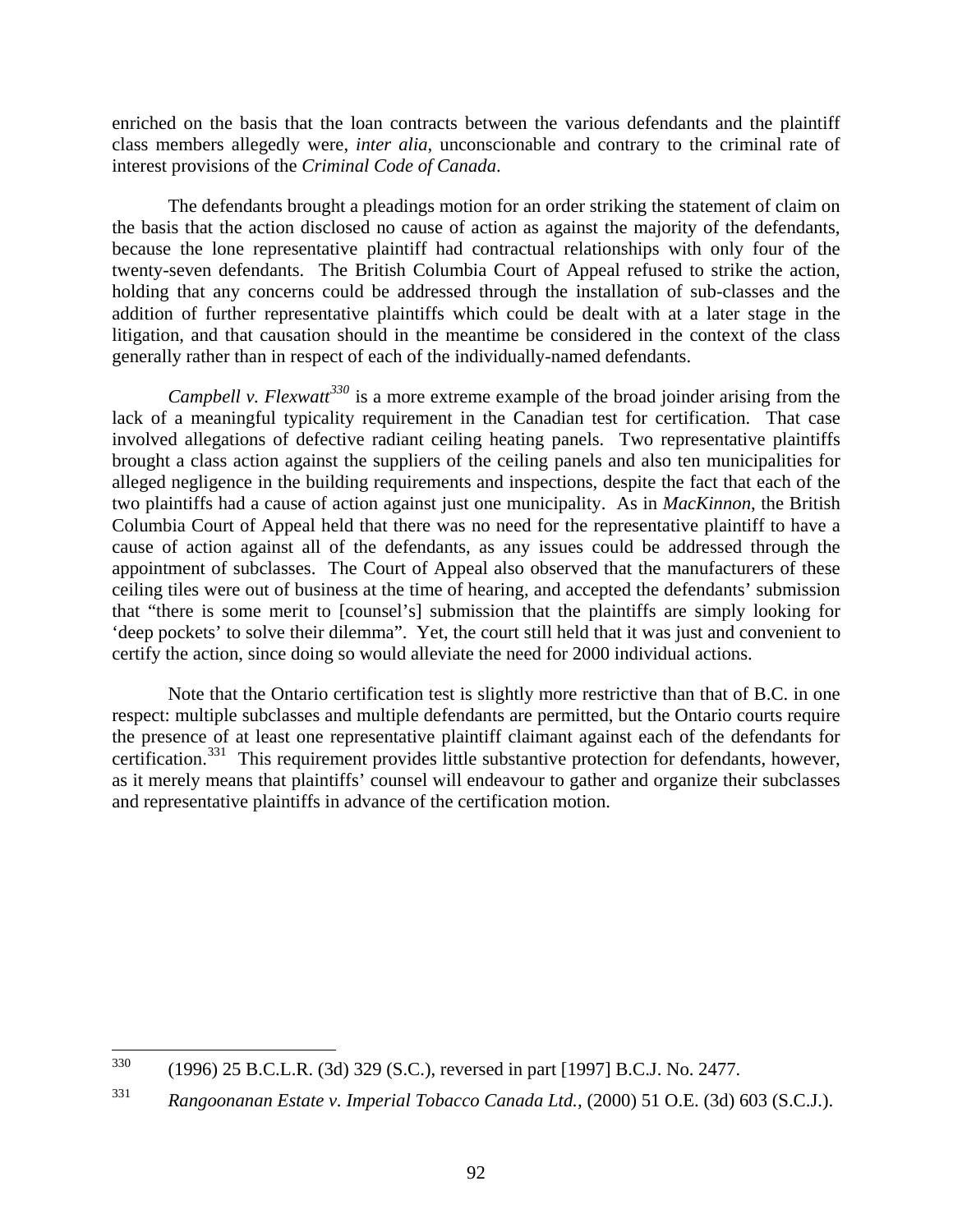enriched on the basis that the loan contracts between the various defendants and the plaintiff class members allegedly were, *inter alia*, unconscionable and contrary to the criminal rate of interest provisions of the *Criminal Code of Canada*.

The defendants brought a pleadings motion for an order striking the statement of claim on the basis that the action disclosed no cause of action as against the majority of the defendants, because the lone representative plaintiff had contractual relationships with only four of the twenty-seven defendants. The British Columbia Court of Appeal refused to strike the action, holding that any concerns could be addressed through the installation of sub-classes and the addition of further representative plaintiffs which could be dealt with at a later stage in the litigation, and that causation should in the meantime be considered in the context of the class generally rather than in respect of each of the individually-named defendants.

*Campbell v. Flexwatt*[330] is a more extreme example of the broad joinder arising from the lack of a meaningful typicality requirement in the Canadian test for certification. That case involved allegations of defective radiant ceiling heating panels. Two representative plaintiffs brought a class action against the suppliers of the ceiling panels and also ten municipalities for alleged negligence in the building requirements and inspections, despite the fact that each of the two plaintiffs had a cause of action against just one municipality. As in *MacKinnon*, the British Columbia Court of Appeal held that there was no need for the representative plaintiff to have a cause of action against all of the defendants, as any issues could be addressed through the appointment of subclasses. The Court of Appeal also observed that the manufacturers of these ceiling tiles were out of business at the time of hearing, and accepted the defendants' submission that "there is some merit to [counsel's] submission that the plaintiffs are simply looking for 'deep pockets' to solve their dilemma". Yet, the court still held that it was just and convenient to certify the action, since doing so would alleviate the need for 2000 individual actions.

Note that the Ontario certification test is slightly more restrictive than that of B.C. in one respect: multiple subclasses and multiple defendants are permitted, but the Ontario courts require the presence of at least one representative plaintiff claimant against each of the defendants for certification.[331] This requirement provides little substantive protection for defendants, however, as it merely means that plaintiffs' counsel will endeavour to gather and organize their subclasses and representative plaintiffs in advance of the certification motion.

---

[330] (1996) 25 B.C.L.R. (3d) 329 (S.C.), reversed in part [1997] B.C.J. No. 2477.

[331] *Rangoonanan Estate v. Imperial Tobacco Canada Ltd.*, (2000) 51 O.E. (3d) 603 (S.C.J.).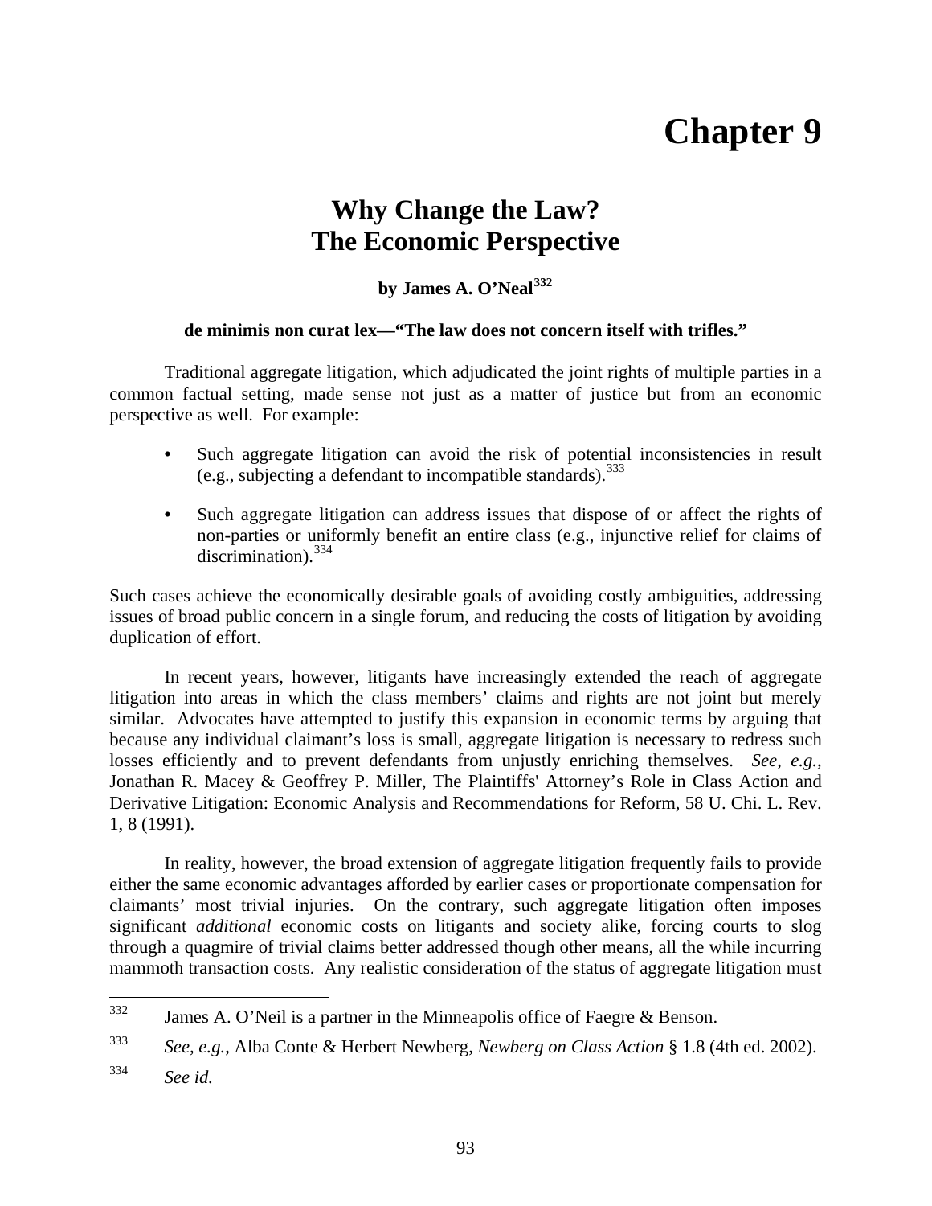# Chapter 9

## Why Change the Law? The Economic Perspective

**by James A. O'Neal[332]**

**de minimis non curat lex—"The law does not concern itself with trifles."**

Traditional aggregate litigation, which adjudicated the joint rights of multiple parties in a common factual setting, made sense not just as a matter of justice but from an economic perspective as well. For example:

- Such aggregate litigation can avoid the risk of potential inconsistencies in result (e.g., subjecting a defendant to incompatible standards).[333]
- Such aggregate litigation can address issues that dispose of or affect the rights of non-parties or uniformly benefit an entire class (e.g., injunctive relief for claims of discrimination).[334]

Such cases achieve the economically desirable goals of avoiding costly ambiguities, addressing issues of broad public concern in a single forum, and reducing the costs of litigation by avoiding duplication of effort.

In recent years, however, litigants have increasingly extended the reach of aggregate litigation into areas in which the class members' claims and rights are not joint but merely similar. Advocates have attempted to justify this expansion in economic terms by arguing that because any individual claimant's loss is small, aggregate litigation is necessary to redress such losses efficiently and to prevent defendants from unjustly enriching themselves. *See, e.g.*, Jonathan R. Macey & Geoffrey P. Miller, The Plaintiffs' Attorney's Role in Class Action and Derivative Litigation: Economic Analysis and Recommendations for Reform, 58 U. Chi. L. Rev. 1, 8 (1991).

In reality, however, the broad extension of aggregate litigation frequently fails to provide either the same economic advantages afforded by earlier cases or proportionate compensation for claimants' most trivial injuries. On the contrary, such aggregate litigation often imposes significant *additional* economic costs on litigants and society alike, forcing courts to slog through a quagmire of trivial claims better addressed though other means, all the while incurring mammoth transaction costs. Any realistic consideration of the status of aggregate litigation must

---

[332] James A. O'Neil is a partner in the Minneapolis office of Faegre & Benson.

[333] *See, e.g.*, Alba Conte & Herbert Newberg, *Newberg on Class Action* § 1.8 (4th ed. 2002).

[334] *See id.*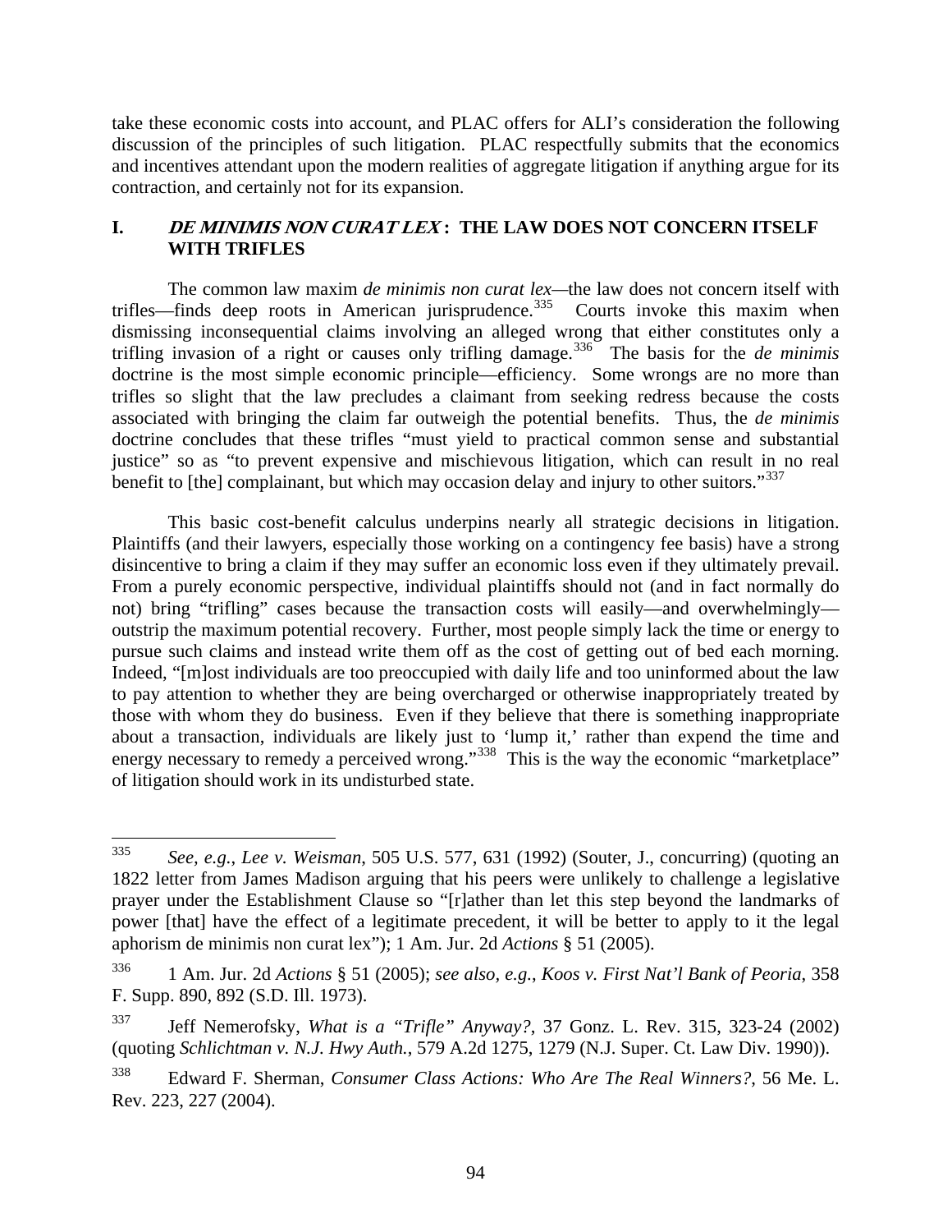take these economic costs into account, and PLAC offers for ALI's consideration the following discussion of the principles of such litigation. PLAC respectfully submits that the economics and incentives attendant upon the modern realities of aggregate litigation if anything argue for its contraction, and certainly not for its expansion.

## I. *DE MINIMIS NON CURAT LEX*: THE LAW DOES NOT CONCERN ITSELF WITH TRIFLES

The common law maxim *de minimis non curat lex*—the law does not concern itself with trifles—finds deep roots in American jurisprudence.[335] Courts invoke this maxim when dismissing inconsequential claims involving an alleged wrong that either constitutes only a trifling invasion of a right or causes only trifling damage.[336] The basis for the *de minimis* doctrine is the most simple economic principle—efficiency. Some wrongs are no more than trifles so slight that the law precludes a claimant from seeking redress because the costs associated with bringing the claim far outweigh the potential benefits. Thus, the *de minimis* doctrine concludes that these trifles "must yield to practical common sense and substantial justice" so as "to prevent expensive and mischievous litigation, which can result in no real benefit to [the] complainant, but which may occasion delay and injury to other suitors."[337]

This basic cost-benefit calculus underpins nearly all strategic decisions in litigation. Plaintiffs (and their lawyers, especially those working on a contingency fee basis) have a strong disincentive to bring a claim if they may suffer an economic loss even if they ultimately prevail. From a purely economic perspective, individual plaintiffs should not (and in fact normally do not) bring "trifling" cases because the transaction costs will easily—and overwhelmingly—outstrip the maximum potential recovery. Further, most people simply lack the time or energy to pursue such claims and instead write them off as the cost of getting out of bed each morning. Indeed, "[m]ost individuals are too preoccupied with daily life and too uninformed about the law to pay attention to whether they are being overcharged or otherwise inappropriately treated by those with whom they do business. Even if they believe that there is something inappropriate about a transaction, individuals are likely just to 'lump it,' rather than expend the time and energy necessary to remedy a perceived wrong."[338] This is the way the economic "marketplace" of litigation should work in its undisturbed state.

---

[335] *See, e.g.*, *Lee v. Weisman*, 505 U.S. 577, 631 (1992) (Souter, J., concurring) (quoting an 1822 letter from James Madison arguing that his peers were unlikely to challenge a legislative prayer under the Establishment Clause so "[r]ather than let this step beyond the landmarks of power [that] have the effect of a legitimate precedent, it will be better to apply to it the legal aphorism de minimis non curat lex"); 1 Am. Jur. 2d *Actions* § 51 (2005).

[336] 1 Am. Jur. 2d *Actions* § 51 (2005); *see also, e.g.*, *Koos v. First Nat'l Bank of Peoria*, 358 F. Supp. 890, 892 (S.D. Ill. 1973).

[337] Jeff Nemerofsky, *What is a "Trifle" Anyway?*, 37 Gonz. L. Rev. 315, 323-24 (2002) (quoting *Schlichtman v. N.J. Hwy Auth.*, 579 A.2d 1275, 1279 (N.J. Super. Ct. Law Div. 1990)).

[338] Edward F. Sherman, *Consumer Class Actions: Who Are The Real Winners?*, 56 Me. L. Rev. 223, 227 (2004).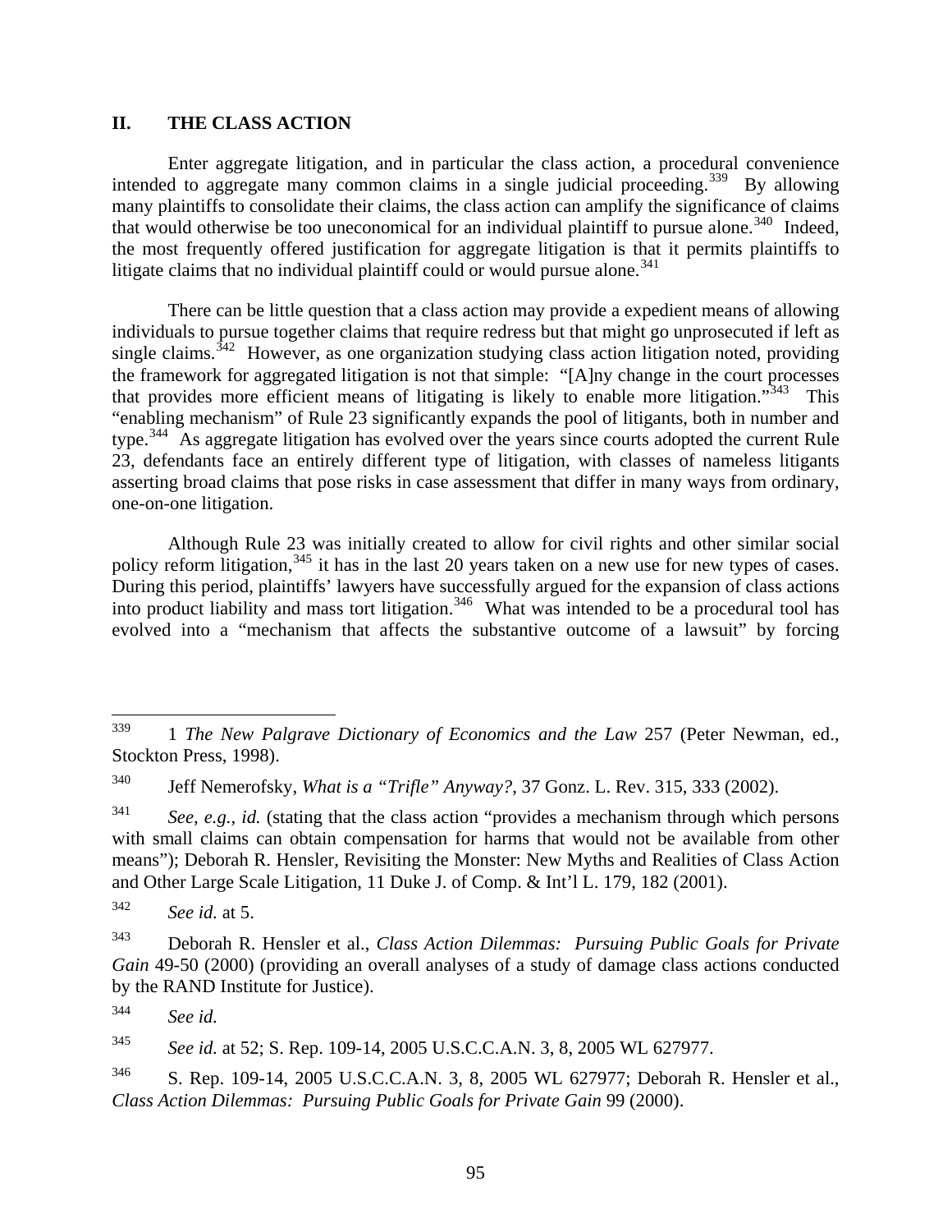## II. THE CLASS ACTION

Enter aggregate litigation, and in particular the class action, a procedural convenience intended to aggregate many common claims in a single judicial proceeding.[339] By allowing many plaintiffs to consolidate their claims, the class action can amplify the significance of claims that would otherwise be too uneconomical for an individual plaintiff to pursue alone.[340] Indeed, the most frequently offered justification for aggregate litigation is that it permits plaintiffs to litigate claims that no individual plaintiff could or would pursue alone.[341]

There can be little question that a class action may provide a expedient means of allowing individuals to pursue together claims that require redress but that might go unprosecuted if left as single claims.[342] However, as one organization studying class action litigation noted, providing the framework for aggregated litigation is not that simple: "[A]ny change in the court processes that provides more efficient means of litigating is likely to enable more litigation."[343] This "enabling mechanism" of Rule 23 significantly expands the pool of litigants, both in number and type.[344] As aggregate litigation has evolved over the years since courts adopted the current Rule 23, defendants face an entirely different type of litigation, with classes of nameless litigants asserting broad claims that pose risks in case assessment that differ in many ways from ordinary, one-on-one litigation.

Although Rule 23 was initially created to allow for civil rights and other similar social policy reform litigation,[345] it has in the last 20 years taken on a new use for new types of cases. During this period, plaintiffs' lawyers have successfully argued for the expansion of class actions into product liability and mass tort litigation.[346] What was intended to be a procedural tool has evolved into a "mechanism that affects the substantive outcome of a lawsuit" by forcing

---

[339] 1 *The New Palgrave Dictionary of Economics and the Law* 257 (Peter Newman, ed., Stockton Press, 1998).

[340] Jeff Nemerofsky, *What is a "Trifle" Anyway?*, 37 Gonz. L. Rev. 315, 333 (2002).

[341] *See, e.g.*, *id.* (stating that the class action "provides a mechanism through which persons with small claims can obtain compensation for harms that would not be available from other means"); Deborah R. Hensler, Revisiting the Monster: New Myths and Realities of Class Action and Other Large Scale Litigation, 11 Duke J. of Comp. & Int'l L. 179, 182 (2001).

[342] *See id.* at 5.

[343] Deborah R. Hensler et al., *Class Action Dilemmas: Pursuing Public Goals for Private Gain* 49-50 (2000) (providing an overall analyses of a study of damage class actions conducted by the RAND Institute for Justice).

[344] *See id.*

[345] *See id.* at 52; S. Rep. 109-14, 2005 U.S.C.C.A.N. 3, 8, 2005 WL 627977.

[346] S. Rep. 109-14, 2005 U.S.C.C.A.N. 3, 8, 2005 WL 627977; Deborah R. Hensler et al., *Class Action Dilemmas: Pursuing Public Goals for Private Gain* 99 (2000).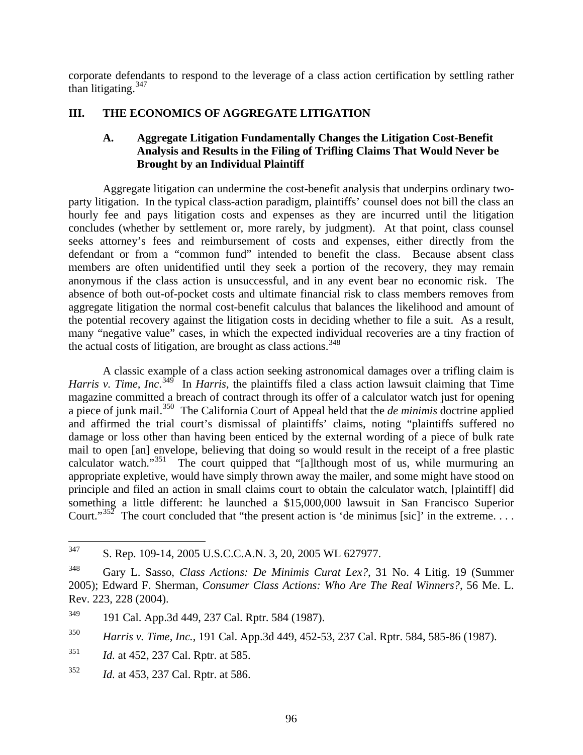corporate defendants to respond to the leverage of a class action certification by settling rather than litigating.[347]

## III. THE ECONOMICS OF AGGREGATE LITIGATION

### A. Aggregate Litigation Fundamentally Changes the Litigation Cost-Benefit Analysis and Results in the Filing of Trifling Claims That Would Never be Brought by an Individual Plaintiff

Aggregate litigation can undermine the cost-benefit analysis that underpins ordinary two-party litigation. In the typical class-action paradigm, plaintiffs' counsel does not bill the class an hourly fee and pays litigation costs and expenses as they are incurred until the litigation concludes (whether by settlement or, more rarely, by judgment). At that point, class counsel seeks attorney's fees and reimbursement of costs and expenses, either directly from the defendant or from a "common fund" intended to benefit the class. Because absent class members are often unidentified until they seek a portion of the recovery, they may remain anonymous if the class action is unsuccessful, and in any event bear no economic risk. The absence of both out-of-pocket costs and ultimate financial risk to class members removes from aggregate litigation the normal cost-benefit calculus that balances the likelihood and amount of the potential recovery against the litigation costs in deciding whether to file a suit. As a result, many "negative value" cases, in which the expected individual recoveries are a tiny fraction of the actual costs of litigation, are brought as class actions.[348]

A classic example of a class action seeking astronomical damages over a trifling claim is *Harris v. Time, Inc.*[349] In *Harris*, the plaintiffs filed a class action lawsuit claiming that Time magazine committed a breach of contract through its offer of a calculator watch just for opening a piece of junk mail.[350] The California Court of Appeal held that the *de minimis* doctrine applied and affirmed the trial court's dismissal of plaintiffs' claims, noting "plaintiffs suffered no damage or loss other than having been enticed by the external wording of a piece of bulk rate mail to open [an] envelope, believing that doing so would result in the receipt of a free plastic calculator watch."[351] The court quipped that "[a]lthough most of us, while murmuring an appropriate expletive, would have simply thrown away the mailer, and some might have stood on principle and filed an action in small claims court to obtain the calculator watch, [plaintiff] did something a little different: he launched a $15,000,000 lawsuit in San Francisco Superior Court."[352] The court concluded that "the present action is 'de minimus [sic]' in the extreme. . . .

---

347 S. Rep. 109-14, 2005 U.S.C.C.A.N. 3, 20, 2005 WL 627977.

348 Gary L. Sasso, *Class Actions: De Minimis Curat Lex?*, 31 No. 4 Litig. 19 (Summer 2005); Edward F. Sherman, *Consumer Class Actions: Who Are The Real Winners?*, 56 Me. L. Rev. 223, 228 (2004).

349 191 Cal. App.3d 449, 237 Cal. Rptr. 584 (1987).

350 *Harris v. Time, Inc.*, 191 Cal. App.3d 449, 452-53, 237 Cal. Rptr. 584, 585-86 (1987).

351 *Id.* at 452, 237 Cal. Rptr. at 585.

352 *Id.* at 453, 237 Cal. Rptr. at 586.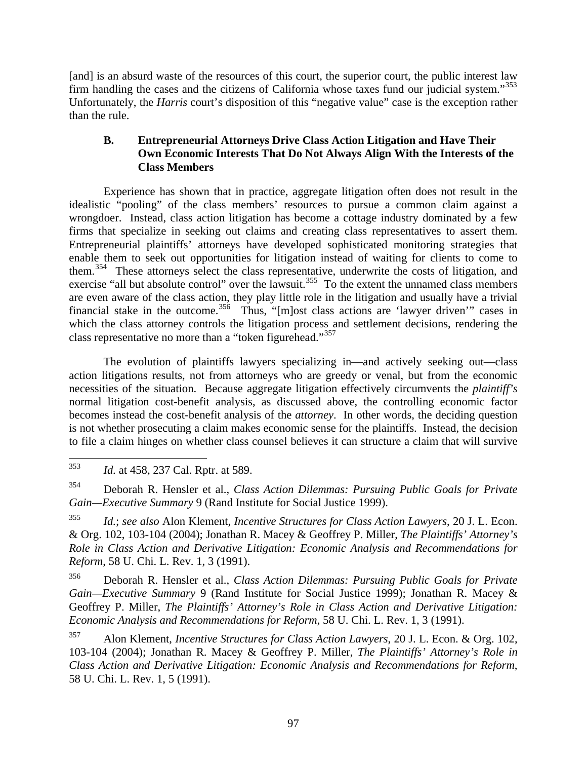[and] is an absurd waste of the resources of this court, the superior court, the public interest law firm handling the cases and the citizens of California whose taxes fund our judicial system."[353] Unfortunately, the *Harris* court's disposition of this "negative value" case is the exception rather than the rule.

### B. Entrepreneurial Attorneys Drive Class Action Litigation and Have Their Own Economic Interests That Do Not Always Align With the Interests of the Class Members

Experience has shown that in practice, aggregate litigation often does not result in the idealistic "pooling" of the class members' resources to pursue a common claim against a wrongdoer. Instead, class action litigation has become a cottage industry dominated by a few firms that specialize in seeking out claims and creating class representatives to assert them. Entrepreneurial plaintiffs' attorneys have developed sophisticated monitoring strategies that enable them to seek out opportunities for litigation instead of waiting for clients to come to them.[354] These attorneys select the class representative, underwrite the costs of litigation, and exercise "all but absolute control" over the lawsuit.[355] To the extent the unnamed class members are even aware of the class action, they play little role in the litigation and usually have a trivial financial stake in the outcome.[356] Thus, "[m]ost class actions are 'lawyer driven'" cases in which the class attorney controls the litigation process and settlement decisions, rendering the class representative no more than a "token figurehead."[357]

The evolution of plaintiffs lawyers specializing in—and actively seeking out—class action litigations results, not from attorneys who are greedy or venal, but from the economic necessities of the situation. Because aggregate litigation effectively circumvents the *plaintiff's* normal litigation cost-benefit analysis, as discussed above, the controlling economic factor becomes instead the cost-benefit analysis of the *attorney*. In other words, the deciding question is not whether prosecuting a claim makes economic sense for the plaintiffs. Instead, the decision to file a claim hinges on whether class counsel believes it can structure a claim that will survive

---

[353] *Id.* at 458, 237 Cal. Rptr. at 589.

[354] Deborah R. Hensler et al., *Class Action Dilemmas: Pursuing Public Goals for Private Gain—Executive Summary* 9 (Rand Institute for Social Justice 1999).

[355] *Id.*; *see also* Alon Klement, *Incentive Structures for Class Action Lawyers*, 20 J. L. Econ. & Org. 102, 103-104 (2004); Jonathan R. Macey & Geoffrey P. Miller, *The Plaintiffs' Attorney's Role in Class Action and Derivative Litigation: Economic Analysis and Recommendations for Reform*, 58 U. Chi. L. Rev. 1, 3 (1991).

[356] Deborah R. Hensler et al., *Class Action Dilemmas: Pursuing Public Goals for Private Gain—Executive Summary* 9 (Rand Institute for Social Justice 1999); Jonathan R. Macey & Geoffrey P. Miller, *The Plaintiffs' Attorney's Role in Class Action and Derivative Litigation: Economic Analysis and Recommendations for Reform*, 58 U. Chi. L. Rev. 1, 3 (1991).

[357] Alon Klement, *Incentive Structures for Class Action Lawyers*, 20 J. L. Econ. & Org. 102, 103-104 (2004); Jonathan R. Macey & Geoffrey P. Miller, *The Plaintiffs' Attorney's Role in Class Action and Derivative Litigation: Economic Analysis and Recommendations for Reform*, 58 U. Chi. L. Rev. 1, 5 (1991).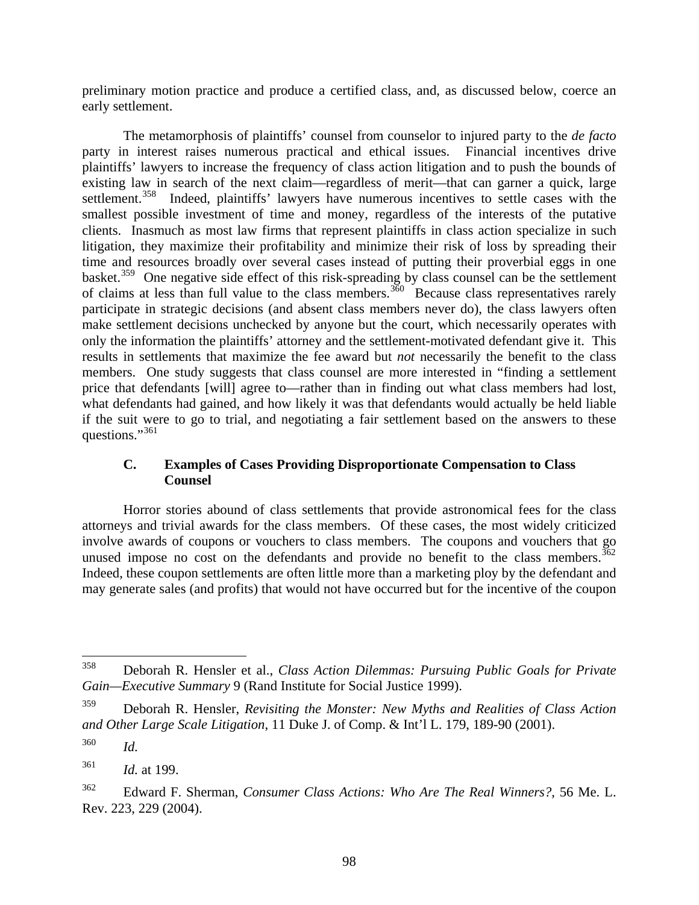preliminary motion practice and produce a certified class, and, as discussed below, coerce an early settlement.

The metamorphosis of plaintiffs' counsel from counselor to injured party to the *de facto* party in interest raises numerous practical and ethical issues. Financial incentives drive plaintiffs' lawyers to increase the frequency of class action litigation and to push the bounds of existing law in search of the next claim—regardless of merit—that can garner a quick, large settlement.[358] Indeed, plaintiffs' lawyers have numerous incentives to settle cases with the smallest possible investment of time and money, regardless of the interests of the putative clients. Inasmuch as most law firms that represent plaintiffs in class action specialize in such litigation, they maximize their profitability and minimize their risk of loss by spreading their time and resources broadly over several cases instead of putting their proverbial eggs in one basket.[359] One negative side effect of this risk-spreading by class counsel can be the settlement of claims at less than full value to the class members.[360] Because class representatives rarely participate in strategic decisions (and absent class members never do), the class lawyers often make settlement decisions unchecked by anyone but the court, which necessarily operates with only the information the plaintiffs' attorney and the settlement-motivated defendant give it. This results in settlements that maximize the fee award but *not* necessarily the benefit to the class members. One study suggests that class counsel are more interested in "finding a settlement price that defendants [will] agree to—rather than in finding out what class members had lost, what defendants had gained, and how likely it was that defendants would actually be held liable if the suit were to go to trial, and negotiating a fair settlement based on the answers to these questions."[361]

### C. Examples of Cases Providing Disproportionate Compensation to Class Counsel

Horror stories abound of class settlements that provide astronomical fees for the class attorneys and trivial awards for the class members. Of these cases, the most widely criticized involve awards of coupons or vouchers to class members. The coupons and vouchers that go unused impose no cost on the defendants and provide no benefit to the class members.[362] Indeed, these coupon settlements are often little more than a marketing ploy by the defendant and may generate sales (and profits) that would not have occurred but for the incentive of the coupon

---

[358] Deborah R. Hensler et al., *Class Action Dilemmas: Pursuing Public Goals for Private Gain—Executive Summary* 9 (Rand Institute for Social Justice 1999).

[359] Deborah R. Hensler, *Revisiting the Monster: New Myths and Realities of Class Action and Other Large Scale Litigation*, 11 Duke J. of Comp. & Int'l L. 179, 189-90 (2001).

[360] *Id.*

[361] *Id.* at 199.

[362] Edward F. Sherman, *Consumer Class Actions: Who Are The Real Winners?*, 56 Me. L. Rev. 223, 229 (2004).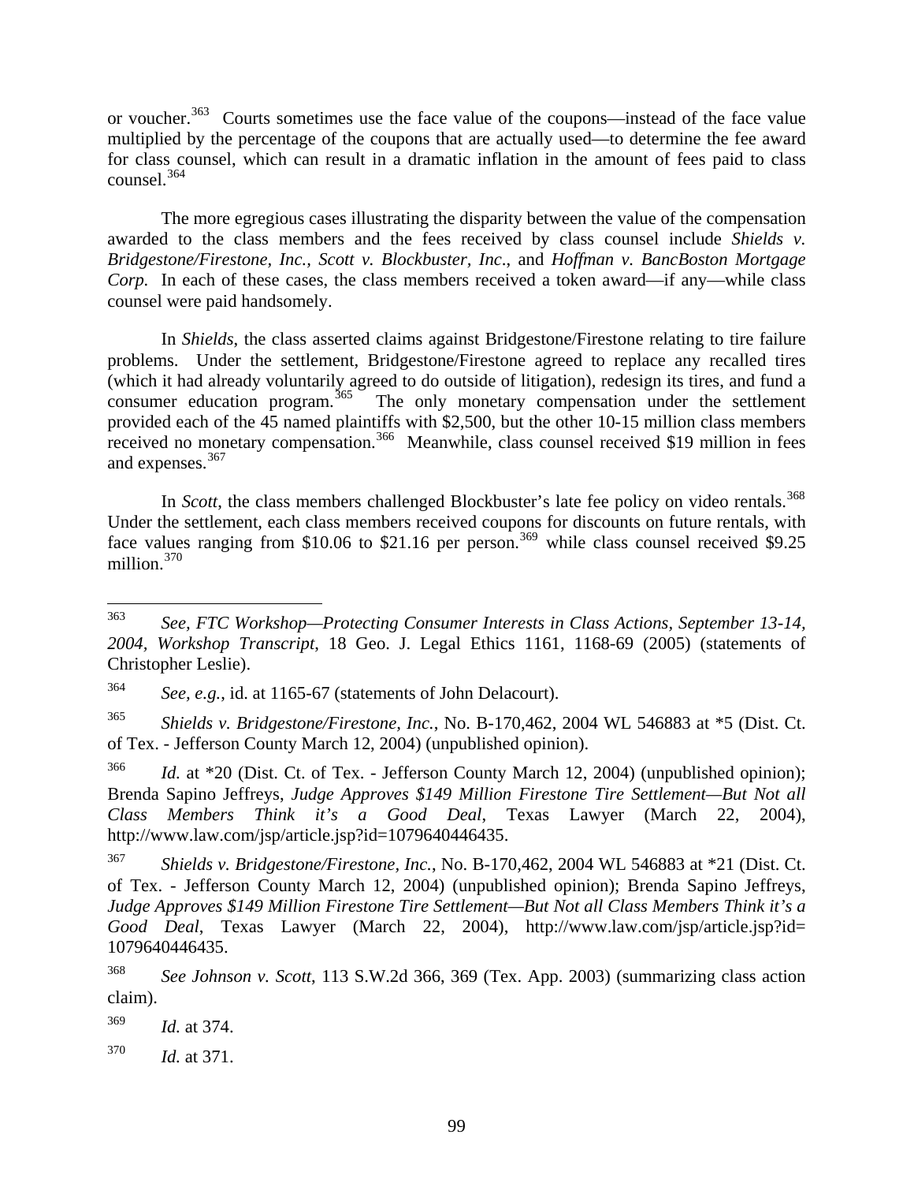or voucher.[363] Courts sometimes use the face value of the coupons—instead of the face value multiplied by the percentage of the coupons that are actually used—to determine the fee award for class counsel, which can result in a dramatic inflation in the amount of fees paid to class counsel.[364]

The more egregious cases illustrating the disparity between the value of the compensation awarded to the class members and the fees received by class counsel include *Shields v. Bridgestone/Firestone, Inc.*, *Scott v. Blockbuster, Inc.*, and *Hoffman v. BancBoston Mortgage Corp.* In each of these cases, the class members received a token award—if any—while class counsel were paid handsomely.

In *Shields*, the class asserted claims against Bridgestone/Firestone relating to tire failure problems. Under the settlement, Bridgestone/Firestone agreed to replace any recalled tires (which it had already voluntarily agreed to do outside of litigation), redesign its tires, and fund a consumer education program.[365] The only monetary compensation under the settlement provided each of the 45 named plaintiffs with $2,500, but the other 10-15 million class members received no monetary compensation.[366] Meanwhile, class counsel received $19 million in fees and expenses.[367]

In *Scott*, the class members challenged Blockbuster's late fee policy on video rentals.[368] Under the settlement, each class members received coupons for discounts on future rentals, with face values ranging from $10.06 to $21.16 per person.[369] while class counsel received $9.25 million.[370]

---

[363] *See*, *FTC Workshop—Protecting Consumer Interests in Class Actions, September 13-14, 2004, Workshop Transcript*, 18 Geo. J. Legal Ethics 1161, 1168-69 (2005) (statements of Christopher Leslie).

[364] *See, e.g.*, id. at 1165-67 (statements of John Delacourt).

[365] *Shields v. Bridgestone/Firestone, Inc.*, No. B-170,462, 2004 WL 546883 at *5 (Dist. Ct. of Tex. - Jefferson County March 12, 2004) (unpublished opinion).

[366] *Id.* at *20 (Dist. Ct. of Tex. - Jefferson County March 12, 2004) (unpublished opinion); Brenda Sapino Jeffreys, *Judge Approves $149 Million Firestone Tire Settlement—But Not all Class Members Think it's a Good Deal*, Texas Lawyer (March 22, 2004), http://www.law.com/jsp/article.jsp?id=1079640446435.

[367] *Shields v. Bridgestone/Firestone, Inc.*, No. B-170,462, 2004 WL 546883 at *21 (Dist. Ct. of Tex. - Jefferson County March 12, 2004) (unpublished opinion); Brenda Sapino Jeffreys, *Judge Approves $149 Million Firestone Tire Settlement—But Not all Class Members Think it's a Good Deal*, Texas Lawyer (March 22, 2004), http://www.law.com/jsp/article.jsp?id=1079640446435.

[368] *See Johnson v. Scott*, 113 S.W.2d 366, 369 (Tex. App. 2003) (summarizing class action claim).

[369] *Id.* at 374.

[370] *Id.* at 371.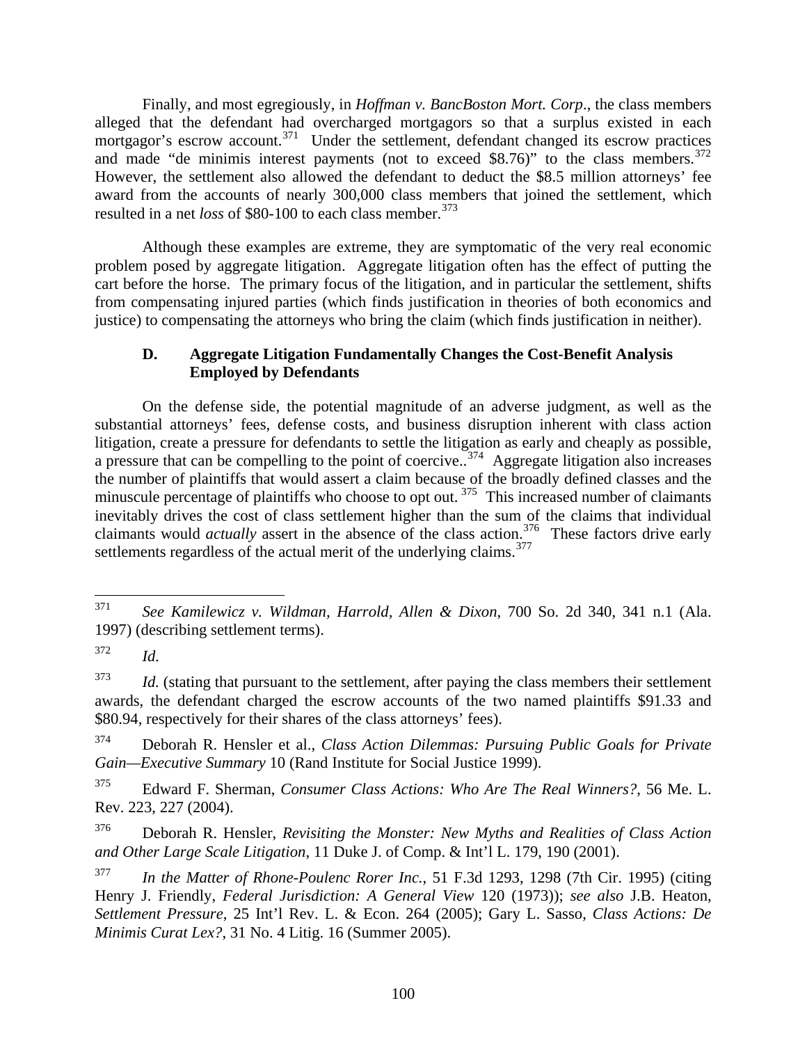Finally, and most egregiously, in *Hoffman v. BancBoston Mort. Corp*., the class members alleged that the defendant had overcharged mortgagors so that a surplus existed in each mortgagor's escrow account.[371] Under the settlement, defendant changed its escrow practices and made "de minimis interest payments (not to exceed $8.76)" to the class members.[372] However, the settlement also allowed the defendant to deduct the $8.5 million attorneys' fee award from the accounts of nearly 300,000 class members that joined the settlement, which resulted in a net *loss* of $80-100 to each class member.[373]

Although these examples are extreme, they are symptomatic of the very real economic problem posed by aggregate litigation. Aggregate litigation often has the effect of putting the cart before the horse. The primary focus of the litigation, and in particular the settlement, shifts from compensating injured parties (which finds justification in theories of both economics and justice) to compensating the attorneys who bring the claim (which finds justification in neither).

### D. Aggregate Litigation Fundamentally Changes the Cost-Benefit Analysis Employed by Defendants

On the defense side, the potential magnitude of an adverse judgment, as well as the substantial attorneys' fees, defense costs, and business disruption inherent with class action litigation, create a pressure for defendants to settle the litigation as early and cheaply as possible, a pressure that can be compelling to the point of coercive..[374] Aggregate litigation also increases the number of plaintiffs that would assert a claim because of the broadly defined classes and the minuscule percentage of plaintiffs who choose to opt out.[375] This increased number of claimants inevitably drives the cost of class settlement higher than the sum of the claims that individual claimants would *actually* assert in the absence of the class action.[376] These factors drive early settlements regardless of the actual merit of the underlying claims.[377]

---

[371] *See Kamilewicz v. Wildman, Harrold, Allen & Dixon*, 700 So. 2d 340, 341 n.1 (Ala. 1997) (describing settlement terms).

[372] *Id.*

[373] *Id.* (stating that pursuant to the settlement, after paying the class members their settlement awards, the defendant charged the escrow accounts of the two named plaintiffs $91.33 and $80.94, respectively for their shares of the class attorneys' fees).

[374] Deborah R. Hensler et al., *Class Action Dilemmas: Pursuing Public Goals for Private Gain—Executive Summary* 10 (Rand Institute for Social Justice 1999).

[375] Edward F. Sherman, *Consumer Class Actions: Who Are The Real Winners?*, 56 Me. L. Rev. 223, 227 (2004).

[376] Deborah R. Hensler, *Revisiting the Monster: New Myths and Realities of Class Action and Other Large Scale Litigation*, 11 Duke J. of Comp. & Int'l L. 179, 190 (2001).

[377] *In the Matter of Rhone-Poulenc Rorer Inc.*, 51 F.3d 1293, 1298 (7th Cir. 1995) (citing Henry J. Friendly, *Federal Jurisdiction: A General View* 120 (1973)); *see also* J.B. Heaton, *Settlement Pressure*, 25 Int'l Rev. L. & Econ. 264 (2005); Gary L. Sasso, *Class Actions: De Minimis Curat Lex?*, 31 No. 4 Litig. 16 (Summer 2005).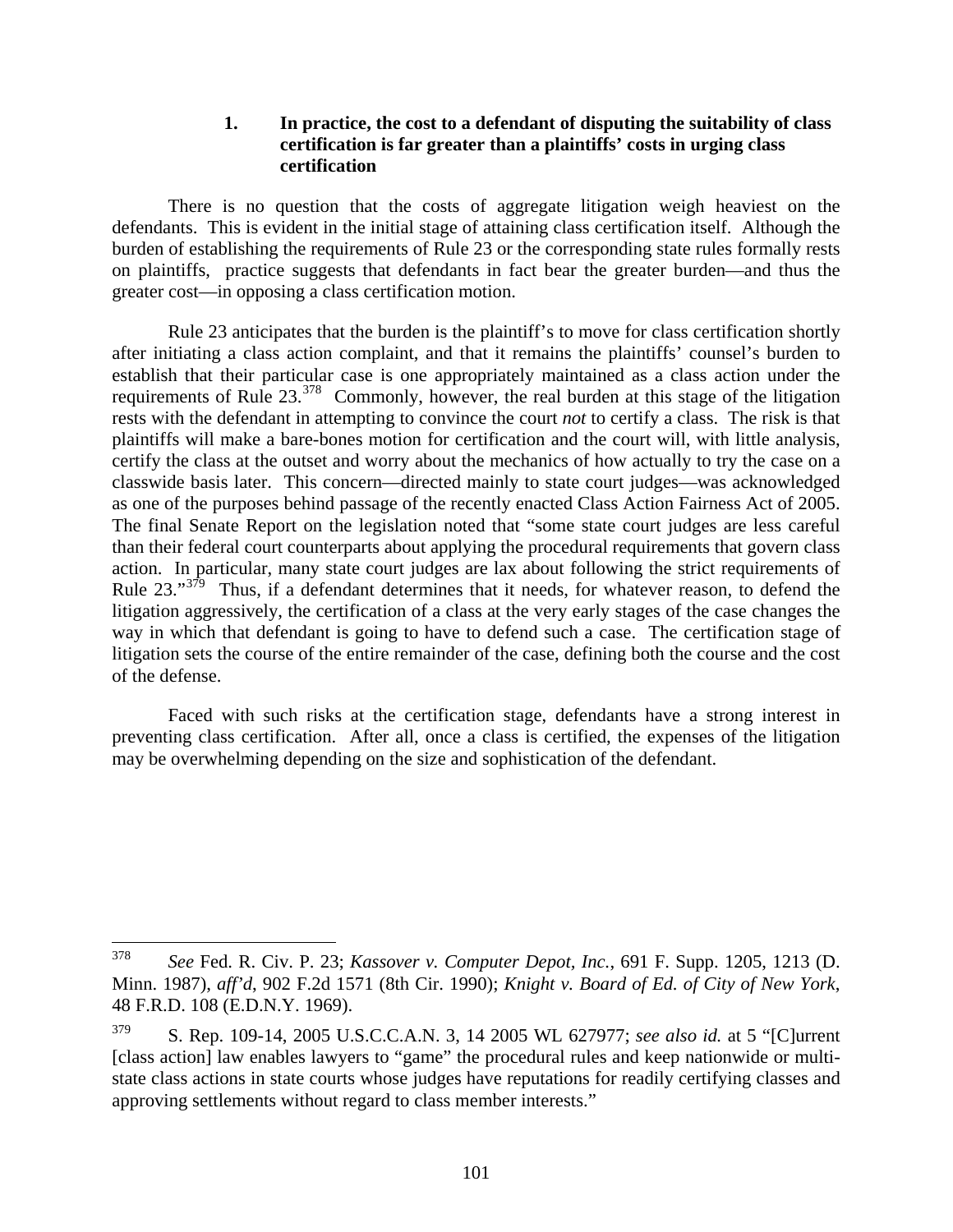### 1. In practice, the cost to a defendant of disputing the suitability of class certification is far greater than a plaintiffs' costs in urging class certification

There is no question that the costs of aggregate litigation weigh heaviest on the defendants. This is evident in the initial stage of attaining class certification itself. Although the burden of establishing the requirements of Rule 23 or the corresponding state rules formally rests on plaintiffs, practice suggests that defendants in fact bear the greater burden—and thus the greater cost—in opposing a class certification motion.

Rule 23 anticipates that the burden is the plaintiff's to move for class certification shortly after initiating a class action complaint, and that it remains the plaintiffs' counsel's burden to establish that their particular case is one appropriately maintained as a class action under the requirements of Rule 23.[378] Commonly, however, the real burden at this stage of the litigation rests with the defendant in attempting to convince the court *not* to certify a class. The risk is that plaintiffs will make a bare-bones motion for certification and the court will, with little analysis, certify the class at the outset and worry about the mechanics of how actually to try the case on a classwide basis later. This concern—directed mainly to state court judges—was acknowledged as one of the purposes behind passage of the recently enacted Class Action Fairness Act of 2005. The final Senate Report on the legislation noted that "some state court judges are less careful than their federal court counterparts about applying the procedural requirements that govern class action. In particular, many state court judges are lax about following the strict requirements of Rule 23."[379] Thus, if a defendant determines that it needs, for whatever reason, to defend the litigation aggressively, the certification of a class at the very early stages of the case changes the way in which that defendant is going to have to defend such a case. The certification stage of litigation sets the course of the entire remainder of the case, defining both the course and the cost of the defense.

Faced with such risks at the certification stage, defendants have a strong interest in preventing class certification. After all, once a class is certified, the expenses of the litigation may be overwhelming depending on the size and sophistication of the defendant.

---

[378] *See* Fed. R. Civ. P. 23; *Kassover v. Computer Depot, Inc.*, 691 F. Supp. 1205, 1213 (D. Minn. 1987), *aff'd*, 902 F.2d 1571 (8th Cir. 1990); *Knight v. Board of Ed. of City of New York*, 48 F.R.D. 108 (E.D.N.Y. 1969).

[379] S. Rep. 109-14, 2005 U.S.C.C.A.N. 3, 14 2005 WL 627977; *see also id.* at 5 "[C]urrent [class action] law enables lawyers to "game" the procedural rules and keep nationwide or multi-state class actions in state courts whose judges have reputations for readily certifying classes and approving settlements without regard to class member interests."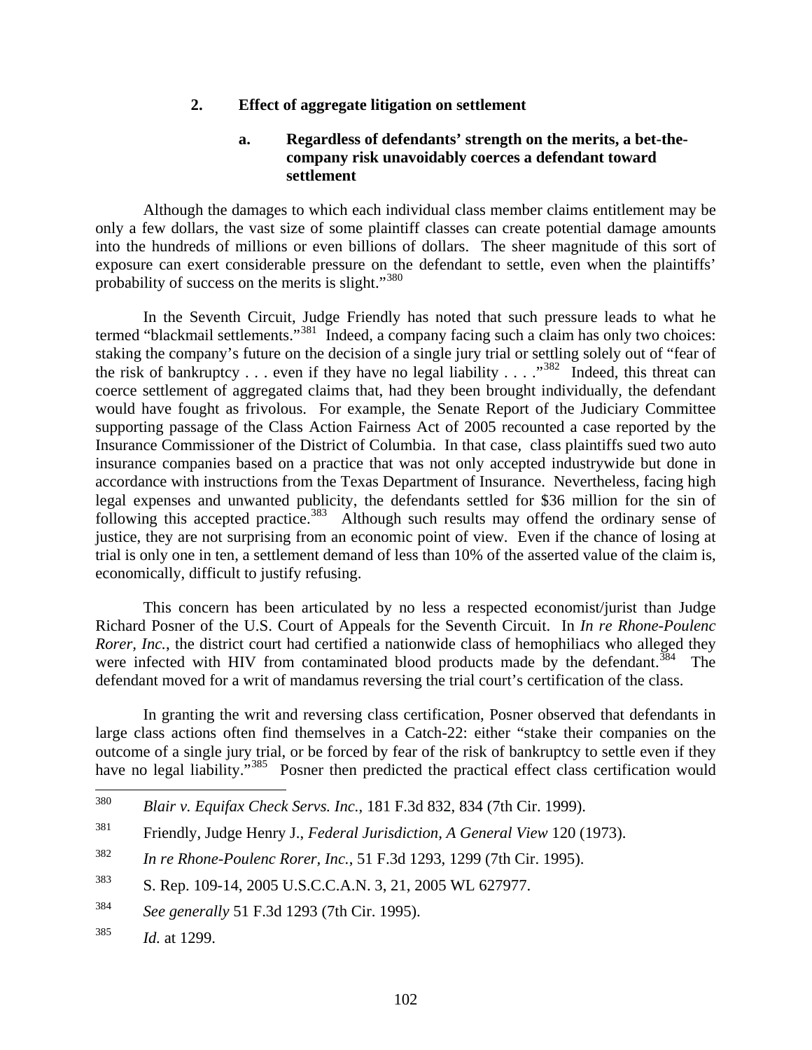### 2. Effect of aggregate litigation on settlement

#### a. Regardless of defendants' strength on the merits, a bet-the-company risk unavoidably coerces a defendant toward settlement

Although the damages to which each individual class member claims entitlement may be only a few dollars, the vast size of some plaintiff classes can create potential damage amounts into the hundreds of millions or even billions of dollars. The sheer magnitude of this sort of exposure can exert considerable pressure on the defendant to settle, even when the plaintiffs' probability of success on the merits is slight."[380]

In the Seventh Circuit, Judge Friendly has noted that such pressure leads to what he termed "blackmail settlements."[381] Indeed, a company facing such a claim has only two choices: staking the company's future on the decision of a single jury trial or settling solely out of "fear of the risk of bankruptcy . . . even if they have no legal liability . . . ."[382] Indeed, this threat can coerce settlement of aggregated claims that, had they been brought individually, the defendant would have fought as frivolous. For example, the Senate Report of the Judiciary Committee supporting passage of the Class Action Fairness Act of 2005 recounted a case reported by the Insurance Commissioner of the District of Columbia. In that case, class plaintiffs sued two auto insurance companies based on a practice that was not only accepted industrywide but done in accordance with instructions from the Texas Department of Insurance. Nevertheless, facing high legal expenses and unwanted publicity, the defendants settled for $36 million for the sin of following this accepted practice.[383] Although such results may offend the ordinary sense of justice, they are not surprising from an economic point of view. Even if the chance of losing at trial is only one in ten, a settlement demand of less than 10% of the asserted value of the claim is, economically, difficult to justify refusing.

This concern has been articulated by no less a respected economist/jurist than Judge Richard Posner of the U.S. Court of Appeals for the Seventh Circuit. In *In re Rhone-Poulenc Rorer, Inc.*, the district court had certified a nationwide class of hemophiliacs who alleged they were infected with HIV from contaminated blood products made by the defendant.[384] The defendant moved for a writ of mandamus reversing the trial court's certification of the class.

In granting the writ and reversing class certification, Posner observed that defendants in large class actions often find themselves in a Catch-22: either "stake their companies on the outcome of a single jury trial, or be forced by fear of the risk of bankruptcy to settle even if they have no legal liability."[385] Posner then predicted the practical effect class certification would

---

[380] *Blair v. Equifax Check Servs. Inc.*, 181 F.3d 832, 834 (7th Cir. 1999).

[381] Friendly, Judge Henry J., *Federal Jurisdiction, A General View* 120 (1973).

[382] *In re Rhone-Poulenc Rorer, Inc.*, 51 F.3d 1293, 1299 (7th Cir. 1995).

[383] S. Rep. 109-14, 2005 U.S.C.C.A.N. 3, 21, 2005 WL 627977.

[384] *See generally* 51 F.3d 1293 (7th Cir. 1995).

[385] *Id.* at 1299.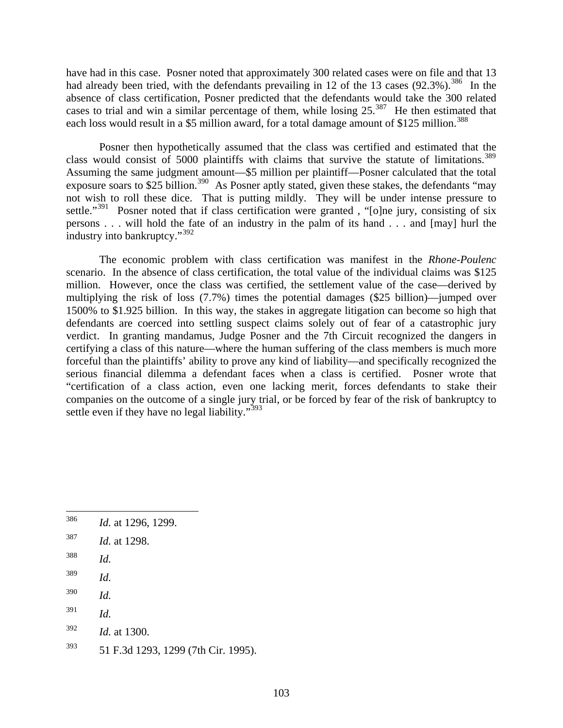have had in this case. Posner noted that approximately 300 related cases were on file and that 13 had already been tried, with the defendants prevailing in 12 of the 13 cases (92.3%).[386] In the absence of class certification, Posner predicted that the defendants would take the 300 related cases to trial and win a similar percentage of them, while losing 25.[387] He then estimated that each loss would result in a $5 million award, for a total damage amount of $125 million.[388]

Posner then hypothetically assumed that the class was certified and estimated that the class would consist of 5000 plaintiffs with claims that survive the statute of limitations.[389] Assuming the same judgment amount—$5 million per plaintiff—Posner calculated that the total exposure soars to $25 billion.[390] As Posner aptly stated, given these stakes, the defendants "may not wish to roll these dice. That is putting mildly. They will be under intense pressure to settle."[391] Posner noted that if class certification were granted , "[o]ne jury, consisting of six persons . . . will hold the fate of an industry in the palm of its hand . . . and [may] hurl the industry into bankruptcy."[392]

The economic problem with class certification was manifest in the *Rhone-Poulenc* scenario. In the absence of class certification, the total value of the individual claims was $125 million. However, once the class was certified, the settlement value of the case—derived by multiplying the risk of loss (7.7%) times the potential damages ($25 billion)—jumped over 1500% to $1.925 billion. In this way, the stakes in aggregate litigation can become so high that defendants are coerced into settling suspect claims solely out of fear of a catastrophic jury verdict. In granting mandamus, Judge Posner and the 7th Circuit recognized the dangers in certifying a class of this nature—where the human suffering of the class members is much more forceful than the plaintiffs' ability to prove any kind of liability—and specifically recognized the serious financial dilemma a defendant faces when a class is certified. Posner wrote that "certification of a class action, even one lacking merit, forces defendants to stake their companies on the outcome of a single jury trial, or be forced by fear of the risk of bankruptcy to settle even if they have no legal liability."[393]

---

[386] *Id.* at 1296, 1299.

[387] *Id.* at 1298.

[388] *Id.*

[389] *Id.*

[390] *Id.*

[391] *Id.*

[392] *Id.* at 1300.

[393] 51 F.3d 1293, 1299 (7th Cir. 1995).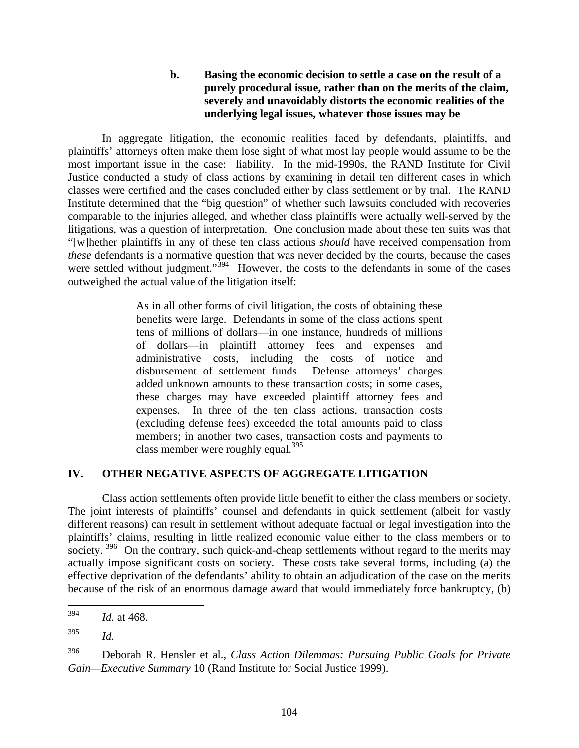#### b. Basing the economic decision to settle a case on the result of a purely procedural issue, rather than on the merits of the claim, severely and unavoidably distorts the economic realities of the underlying legal issues, whatever those issues may be

In aggregate litigation, the economic realities faced by defendants, plaintiffs, and plaintiffs' attorneys often make them lose sight of what most lay people would assume to be the most important issue in the case: liability. In the mid-1990s, the RAND Institute for Civil Justice conducted a study of class actions by examining in detail ten different cases in which classes were certified and the cases concluded either by class settlement or by trial. The RAND Institute determined that the "big question" of whether such lawsuits concluded with recoveries comparable to the injuries alleged, and whether class plaintiffs were actually well-served by the litigations, was a question of interpretation. One conclusion made about these ten suits was that "[w]hether plaintiffs in any of these ten class actions *should* have received compensation from *these* defendants is a normative question that was never decided by the courts, because the cases were settled without judgment."[394] However, the costs to the defendants in some of the cases outweighed the actual value of the litigation itself:

> As in all other forms of civil litigation, the costs of obtaining these benefits were large. Defendants in some of the class actions spent tens of millions of dollars—in one instance, hundreds of millions of dollars—in plaintiff attorney fees and expenses and administrative costs, including the costs of notice and disbursement of settlement funds. Defense attorneys' charges added unknown amounts to these transaction costs; in some cases, these charges may have exceeded plaintiff attorney fees and expenses. In three of the ten class actions, transaction costs (excluding defense fees) exceeded the total amounts paid to class members; in another two cases, transaction costs and payments to class member were roughly equal.[395]

## IV. OTHER NEGATIVE ASPECTS OF AGGREGATE LITIGATION

Class action settlements often provide little benefit to either the class members or society. The joint interests of plaintiffs' counsel and defendants in quick settlement (albeit for vastly different reasons) can result in settlement without adequate factual or legal investigation into the plaintiffs' claims, resulting in little realized economic value either to the class members or to society.[396] On the contrary, such quick-and-cheap settlements without regard to the merits may actually impose significant costs on society. These costs take several forms, including (a) the effective deprivation of the defendants' ability to obtain an adjudication of the case on the merits because of the risk of an enormous damage award that would immediately force bankruptcy, (b)

---

[394] *Id.* at 468.

[395] *Id.*

[396] Deborah R. Hensler et al., *Class Action Dilemmas: Pursuing Public Goals for Private Gain—Executive Summary* 10 (Rand Institute for Social Justice 1999).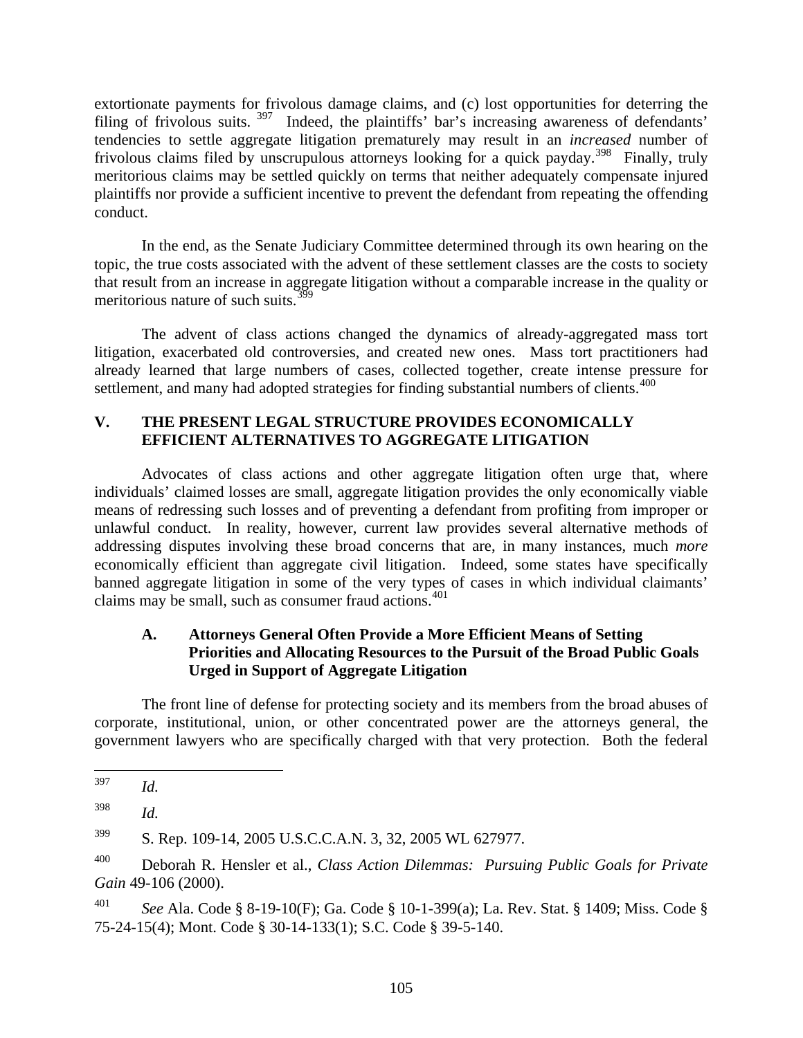extortionate payments for frivolous damage claims, and (c) lost opportunities for deterring the filing of frivolous suits. [397] Indeed, the plaintiffs' bar's increasing awareness of defendants' tendencies to settle aggregate litigation prematurely may result in an *increased* number of frivolous claims filed by unscrupulous attorneys looking for a quick payday.[398] Finally, truly meritorious claims may be settled quickly on terms that neither adequately compensate injured plaintiffs nor provide a sufficient incentive to prevent the defendant from repeating the offending conduct.

In the end, as the Senate Judiciary Committee determined through its own hearing on the topic, the true costs associated with the advent of these settlement classes are the costs to society that result from an increase in aggregate litigation without a comparable increase in the quality or meritorious nature of such suits.[399]

The advent of class actions changed the dynamics of already-aggregated mass tort litigation, exacerbated old controversies, and created new ones. Mass tort practitioners had already learned that large numbers of cases, collected together, create intense pressure for settlement, and many had adopted strategies for finding substantial numbers of clients.[400]

## V. THE PRESENT LEGAL STRUCTURE PROVIDES ECONOMICALLY EFFICIENT ALTERNATIVES TO AGGREGATE LITIGATION

Advocates of class actions and other aggregate litigation often urge that, where individuals' claimed losses are small, aggregate litigation provides the only economically viable means of redressing such losses and of preventing a defendant from profiting from improper or unlawful conduct. In reality, however, current law provides several alternative methods of addressing disputes involving these broad concerns that are, in many instances, much *more* economically efficient than aggregate civil litigation. Indeed, some states have specifically banned aggregate litigation in some of the very types of cases in which individual claimants' claims may be small, such as consumer fraud actions.[401]

### A. Attorneys General Often Provide a More Efficient Means of Setting Priorities and Allocating Resources to the Pursuit of the Broad Public Goals Urged in Support of Aggregate Litigation

The front line of defense for protecting society and its members from the broad abuses of corporate, institutional, union, or other concentrated power are the attorneys general, the government lawyers who are specifically charged with that very protection. Both the federal

---

[397] *Id.*

[398] *Id.*

[399] S. Rep. 109-14, 2005 U.S.C.C.A.N. 3, 32, 2005 WL 627977.

[400] Deborah R. Hensler et al., *Class Action Dilemmas: Pursuing Public Goals for Private Gain* 49-106 (2000).

[401] *See* Ala. Code § 8-19-10(F); Ga. Code § 10-1-399(a); La. Rev. Stat. § 1409; Miss. Code § 75-24-15(4); Mont. Code § 30-14-133(1); S.C. Code § 39-5-140.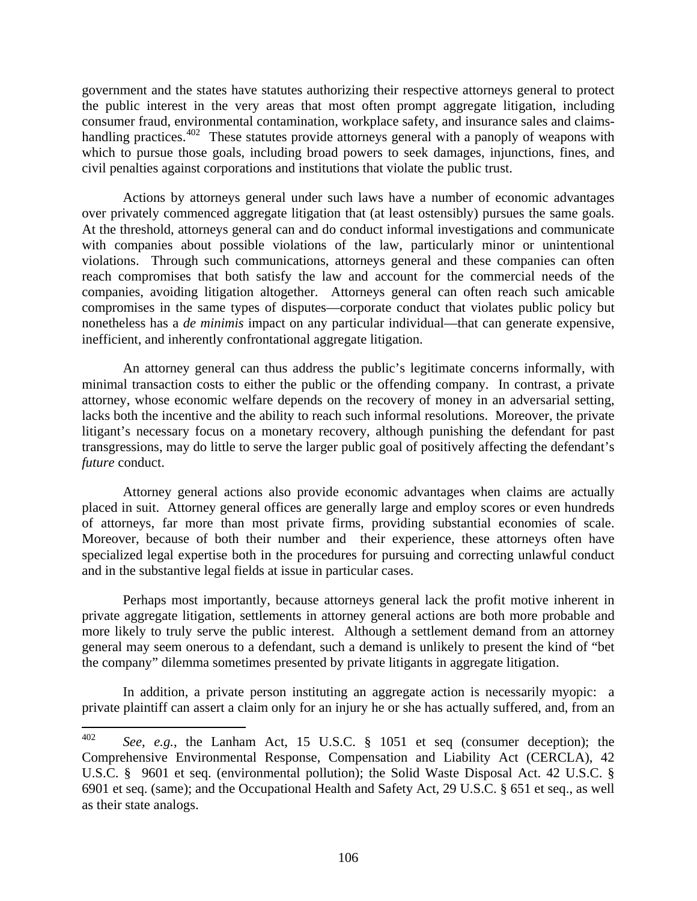government and the states have statutes authorizing their respective attorneys general to protect the public interest in the very areas that most often prompt aggregate litigation, including consumer fraud, environmental contamination, workplace safety, and insurance sales and claims-handling practices.[402] These statutes provide attorneys general with a panoply of weapons with which to pursue those goals, including broad powers to seek damages, injunctions, fines, and civil penalties against corporations and institutions that violate the public trust.

Actions by attorneys general under such laws have a number of economic advantages over privately commenced aggregate litigation that (at least ostensibly) pursues the same goals. At the threshold, attorneys general can and do conduct informal investigations and communicate with companies about possible violations of the law, particularly minor or unintentional violations. Through such communications, attorneys general and these companies can often reach compromises that both satisfy the law and account for the commercial needs of the companies, avoiding litigation altogether. Attorneys general can often reach such amicable compromises in the same types of disputes—corporate conduct that violates public policy but nonetheless has a *de minimis* impact on any particular individual—that can generate expensive, inefficient, and inherently confrontational aggregate litigation.

An attorney general can thus address the public's legitimate concerns informally, with minimal transaction costs to either the public or the offending company. In contrast, a private attorney, whose economic welfare depends on the recovery of money in an adversarial setting, lacks both the incentive and the ability to reach such informal resolutions. Moreover, the private litigant's necessary focus on a monetary recovery, although punishing the defendant for past transgressions, may do little to serve the larger public goal of positively affecting the defendant's *future* conduct.

Attorney general actions also provide economic advantages when claims are actually placed in suit. Attorney general offices are generally large and employ scores or even hundreds of attorneys, far more than most private firms, providing substantial economies of scale. Moreover, because of both their number and their experience, these attorneys often have specialized legal expertise both in the procedures for pursuing and correcting unlawful conduct and in the substantive legal fields at issue in particular cases.

Perhaps most importantly, because attorneys general lack the profit motive inherent in private aggregate litigation, settlements in attorney general actions are both more probable and more likely to truly serve the public interest. Although a settlement demand from an attorney general may seem onerous to a defendant, such a demand is unlikely to present the kind of "bet the company" dilemma sometimes presented by private litigants in aggregate litigation.

In addition, a private person instituting an aggregate action is necessarily myopic: a private plaintiff can assert a claim only for an injury he or she has actually suffered, and, from an

---

[402] *See*, *e.g.*, the Lanham Act, 15 U.S.C. § 1051 et seq (consumer deception); the Comprehensive Environmental Response, Compensation and Liability Act (CERCLA), 42 U.S.C. § 9601 et seq. (environmental pollution); the Solid Waste Disposal Act. 42 U.S.C. § 6901 et seq. (same); and the Occupational Health and Safety Act, 29 U.S.C. § 651 et seq., as well as their state analogs.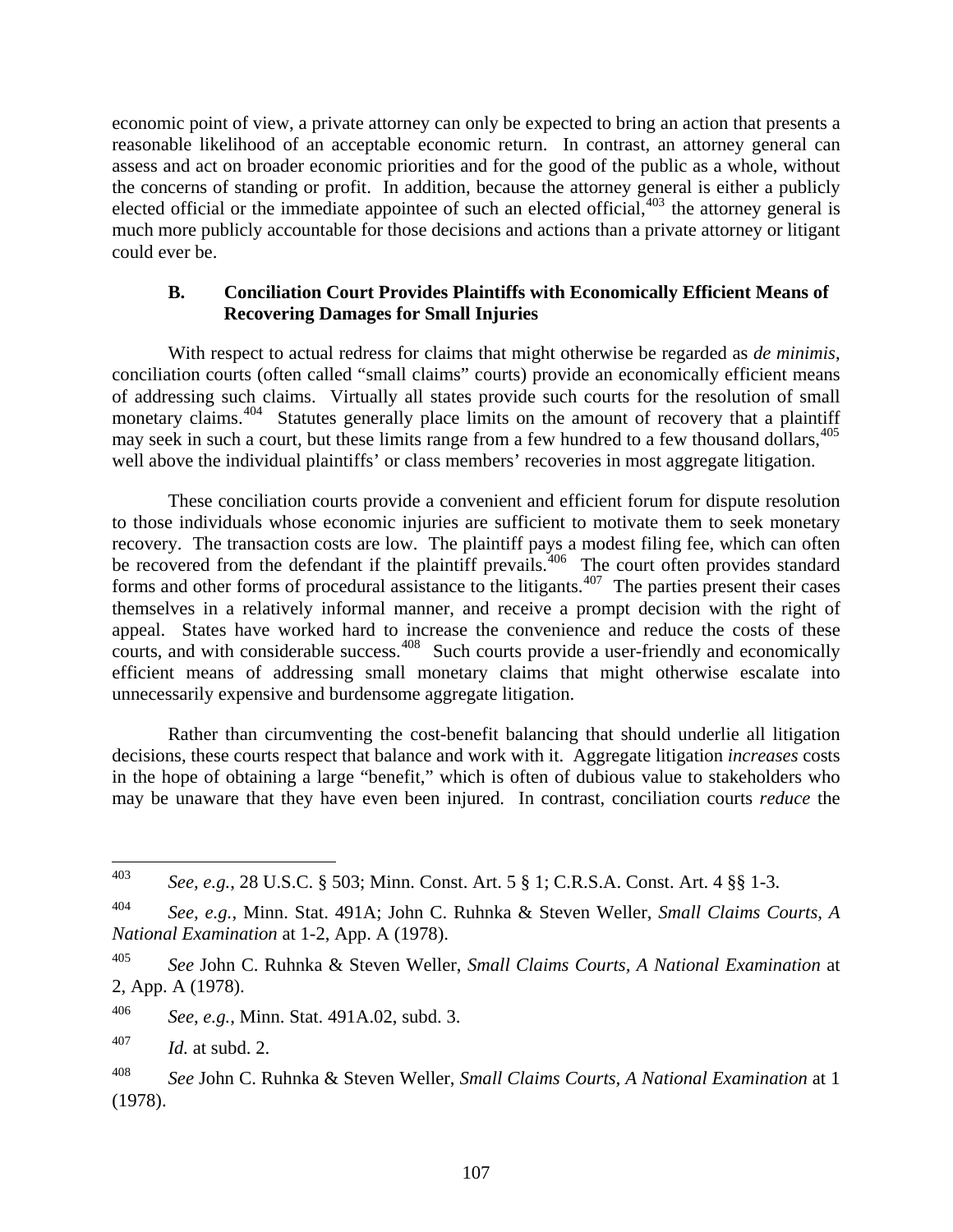economic point of view, a private attorney can only be expected to bring an action that presents a reasonable likelihood of an acceptable economic return. In contrast, an attorney general can assess and act on broader economic priorities and for the good of the public as a whole, without the concerns of standing or profit. In addition, because the attorney general is either a publicly elected official or the immediate appointee of such an elected official,[403] the attorney general is much more publicly accountable for those decisions and actions than a private attorney or litigant could ever be.

### B. Conciliation Court Provides Plaintiffs with Economically Efficient Means of Recovering Damages for Small Injuries

With respect to actual redress for claims that might otherwise be regarded as *de minimis*, conciliation courts (often called "small claims" courts) provide an economically efficient means of addressing such claims. Virtually all states provide such courts for the resolution of small monetary claims.[404] Statutes generally place limits on the amount of recovery that a plaintiff may seek in such a court, but these limits range from a few hundred to a few thousand dollars,[405] well above the individual plaintiffs' or class members' recoveries in most aggregate litigation.

These conciliation courts provide a convenient and efficient forum for dispute resolution to those individuals whose economic injuries are sufficient to motivate them to seek monetary recovery. The transaction costs are low. The plaintiff pays a modest filing fee, which can often be recovered from the defendant if the plaintiff prevails.[406] The court often provides standard forms and other forms of procedural assistance to the litigants.[407] The parties present their cases themselves in a relatively informal manner, and receive a prompt decision with the right of appeal. States have worked hard to increase the convenience and reduce the costs of these courts, and with considerable success.[408] Such courts provide a user-friendly and economically efficient means of addressing small monetary claims that might otherwise escalate into unnecessarily expensive and burdensome aggregate litigation.

Rather than circumventing the cost-benefit balancing that should underlie all litigation decisions, these courts respect that balance and work with it. Aggregate litigation *increases* costs in the hope of obtaining a large "benefit," which is often of dubious value to stakeholders who may be unaware that they have even been injured. In contrast, conciliation courts *reduce* the

---

[403] *See, e.g.*, 28 U.S.C. § 503; Minn. Const. Art. 5 § 1; C.R.S.A. Const. Art. 4 §§ 1-3.

[404] *See, e.g.*, Minn. Stat. 491A; John C. Ruhnka & Steven Weller, *Small Claims Courts, A National Examination* at 1-2, App. A (1978).

[405] *See* John C. Ruhnka & Steven Weller, *Small Claims Courts, A National Examination* at 2, App. A (1978).

[406] *See, e.g.*, Minn. Stat. 491A.02, subd. 3.

[407] *Id.* at subd. 2.

[408] *See* John C. Ruhnka & Steven Weller, *Small Claims Courts, A National Examination* at 1 (1978).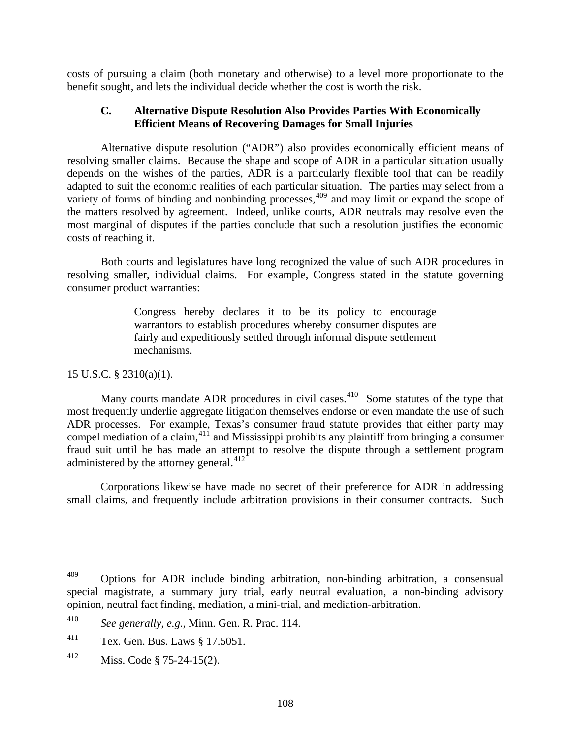costs of pursuing a claim (both monetary and otherwise) to a level more proportionate to the benefit sought, and lets the individual decide whether the cost is worth the risk.

### C. Alternative Dispute Resolution Also Provides Parties With Economically Efficient Means of Recovering Damages for Small Injuries

Alternative dispute resolution ("ADR") also provides economically efficient means of resolving smaller claims. Because the shape and scope of ADR in a particular situation usually depends on the wishes of the parties, ADR is a particularly flexible tool that can be readily adapted to suit the economic realities of each particular situation. The parties may select from a variety of forms of binding and nonbinding processes,[409] and may limit or expand the scope of the matters resolved by agreement. Indeed, unlike courts, ADR neutrals may resolve even the most marginal of disputes if the parties conclude that such a resolution justifies the economic costs of reaching it.

Both courts and legislatures have long recognized the value of such ADR procedures in resolving smaller, individual claims. For example, Congress stated in the statute governing consumer product warranties:

> Congress hereby declares it to be its policy to encourage warrantors to establish procedures whereby consumer disputes are fairly and expeditiously settled through informal dispute settlement mechanisms.

15 U.S.C. § 2310(a)(1).

Many courts mandate ADR procedures in civil cases.[410] Some statutes of the type that most frequently underlie aggregate litigation themselves endorse or even mandate the use of such ADR processes. For example, Texas's consumer fraud statute provides that either party may compel mediation of a claim,[411] and Mississippi prohibits any plaintiff from bringing a consumer fraud suit until he has made an attempt to resolve the dispute through a settlement program administered by the attorney general.[412]

Corporations likewise have made no secret of their preference for ADR in addressing small claims, and frequently include arbitration provisions in their consumer contracts. Such

---

[409] Options for ADR include binding arbitration, non-binding arbitration, a consensual special magistrate, a summary jury trial, early neutral evaluation, a non-binding advisory opinion, neutral fact finding, mediation, a mini-trial, and mediation-arbitration.

[410] *See generally*, *e.g.*, Minn. Gen. R. Prac. 114.

[411] Tex. Gen. Bus. Laws § 17.5051.

[412] Miss. Code § 75-24-15(2).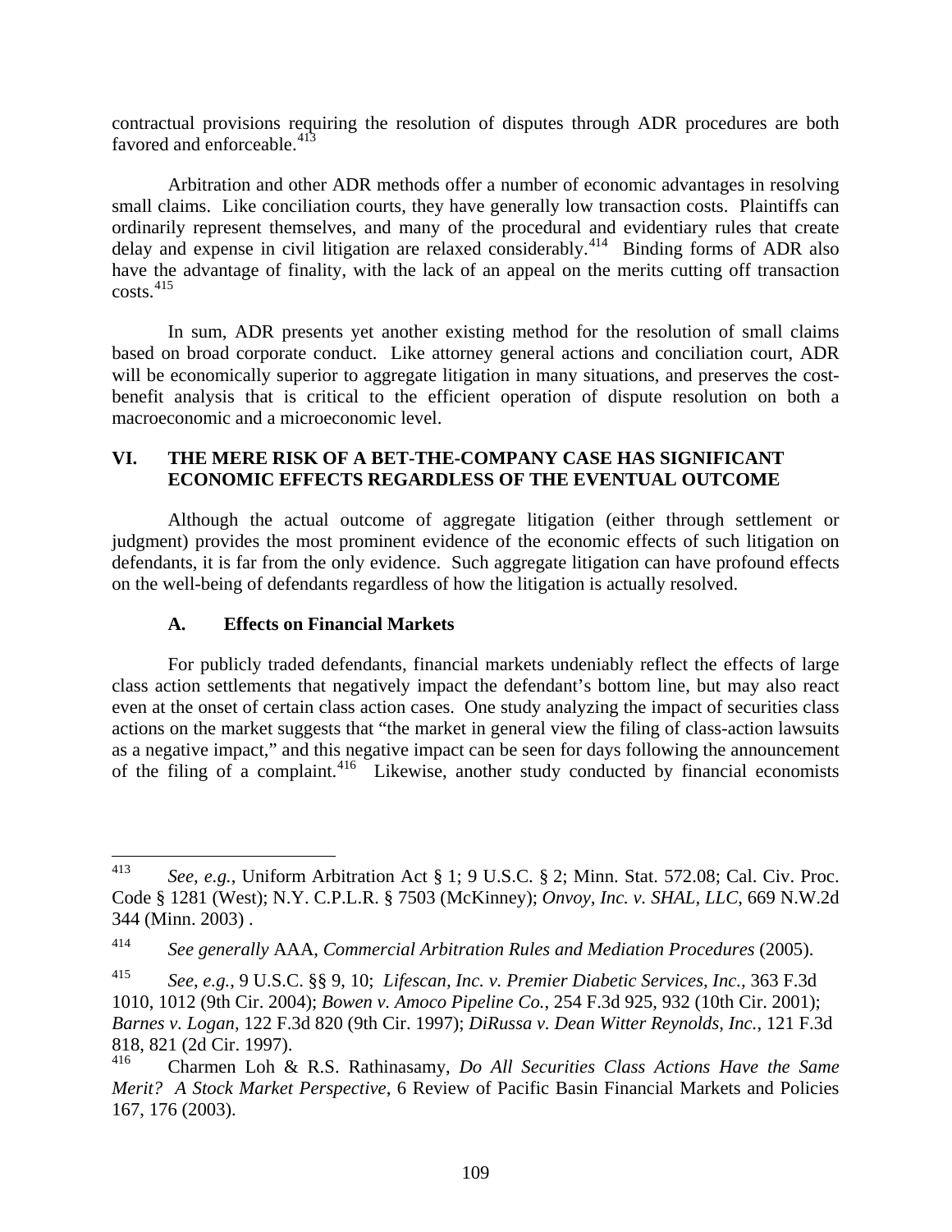contractual provisions requiring the resolution of disputes through ADR procedures are both favored and enforceable.[413]

Arbitration and other ADR methods offer a number of economic advantages in resolving small claims. Like conciliation courts, they have generally low transaction costs. Plaintiffs can ordinarily represent themselves, and many of the procedural and evidentiary rules that create delay and expense in civil litigation are relaxed considerably.[414] Binding forms of ADR also have the advantage of finality, with the lack of an appeal on the merits cutting off transaction costs.[415]

In sum, ADR presents yet another existing method for the resolution of small claims based on broad corporate conduct. Like attorney general actions and conciliation court, ADR will be economically superior to aggregate litigation in many situations, and preserves the cost-benefit analysis that is critical to the efficient operation of dispute resolution on both a macroeconomic and a microeconomic level.

## VI. THE MERE RISK OF A BET-THE-COMPANY CASE HAS SIGNIFICANT ECONOMIC EFFECTS REGARDLESS OF THE EVENTUAL OUTCOME

Although the actual outcome of aggregate litigation (either through settlement or judgment) provides the most prominent evidence of the economic effects of such litigation on defendants, it is far from the only evidence. Such aggregate litigation can have profound effects on the well-being of defendants regardless of how the litigation is actually resolved.

### A. Effects on Financial Markets

For publicly traded defendants, financial markets undeniably reflect the effects of large class action settlements that negatively impact the defendant's bottom line, but may also react even at the onset of certain class action cases. One study analyzing the impact of securities class actions on the market suggests that "the market in general view the filing of class-action lawsuits as a negative impact," and this negative impact can be seen for days following the announcement of the filing of a complaint.[416] Likewise, another study conducted by financial economists

---

[413] *See, e.g.*, Uniform Arbitration Act § 1; 9 U.S.C. § 2; Minn. Stat. 572.08; Cal. Civ. Proc. Code § 1281 (West); N.Y. C.P.L.R. § 7503 (McKinney); *Onvoy, Inc. v. SHAL, LLC*, 669 N.W.2d 344 (Minn. 2003) .

[414] *See generally* AAA, *Commercial Arbitration Rules and Mediation Procedures* (2005).

[415] *See, e.g.*, 9 U.S.C. §§ 9, 10; *Lifescan, Inc. v. Premier Diabetic Services, Inc.*, 363 F.3d 1010, 1012 (9th Cir. 2004); *Bowen v. Amoco Pipeline Co.*, 254 F.3d 925, 932 (10th Cir. 2001); *Barnes v. Logan*, 122 F.3d 820 (9th Cir. 1997); *DiRussa v. Dean Witter Reynolds, Inc.*, 121 F.3d 818, 821 (2d Cir. 1997).

[416] Charmen Loh & R.S. Rathinasamy, *Do All Securities Class Actions Have the Same Merit? A Stock Market Perspective*, 6 Review of Pacific Basin Financial Markets and Policies 167, 176 (2003).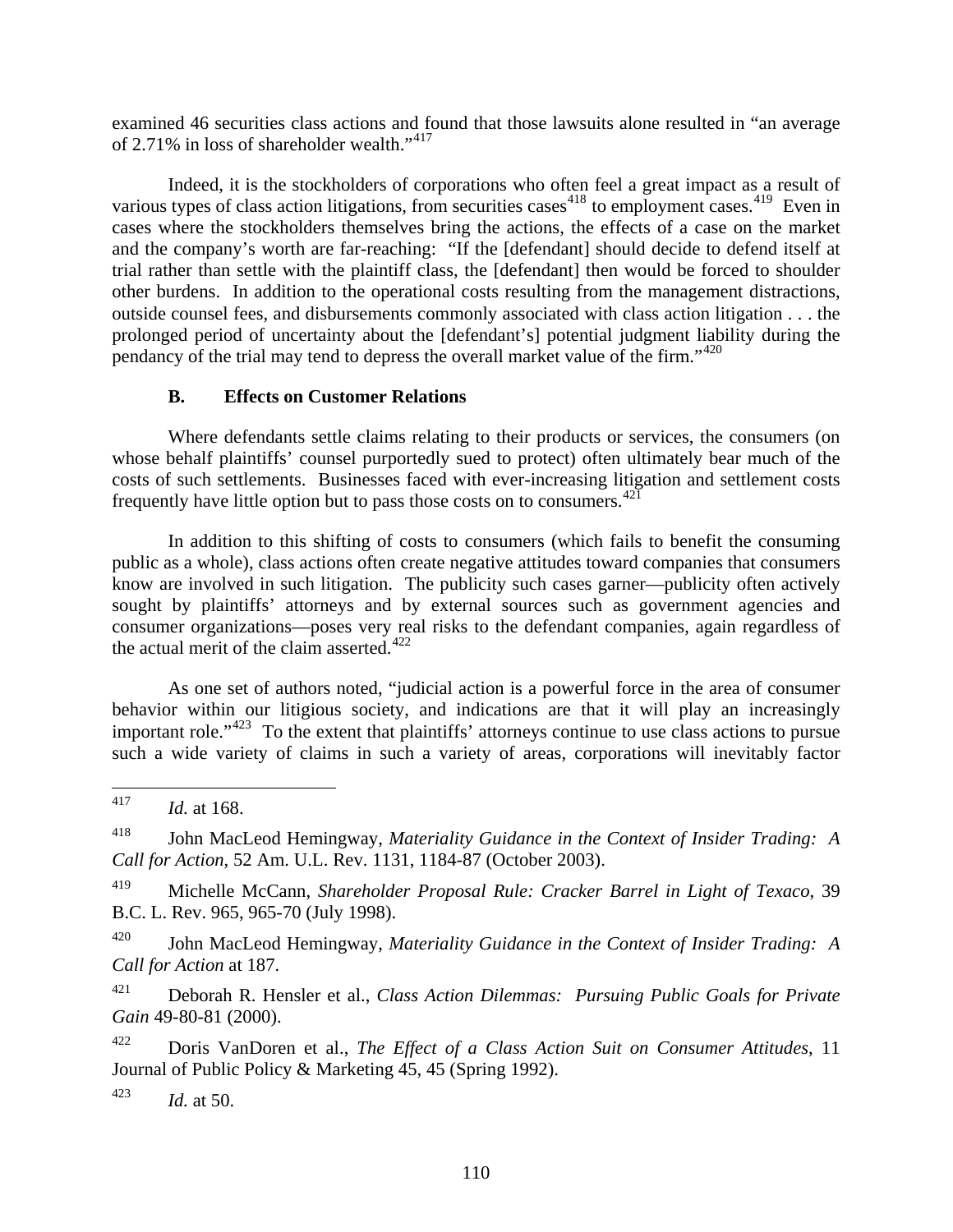examined 46 securities class actions and found that those lawsuits alone resulted in "an average of 2.71% in loss of shareholder wealth."[417]

Indeed, it is the stockholders of corporations who often feel a great impact as a result of various types of class action litigations, from securities cases[418] to employment cases.[419] Even in cases where the stockholders themselves bring the actions, the effects of a case on the market and the company's worth are far-reaching: "If the [defendant] should decide to defend itself at trial rather than settle with the plaintiff class, the [defendant] then would be forced to shoulder other burdens. In addition to the operational costs resulting from the management distractions, outside counsel fees, and disbursements commonly associated with class action litigation . . . the prolonged period of uncertainty about the [defendant's] potential judgment liability during the pendancy of the trial may tend to depress the overall market value of the firm."[420]

### B. Effects on Customer Relations

Where defendants settle claims relating to their products or services, the consumers (on whose behalf plaintiffs' counsel purportedly sued to protect) often ultimately bear much of the costs of such settlements. Businesses faced with ever-increasing litigation and settlement costs frequently have little option but to pass those costs on to consumers.[421]

In addition to this shifting of costs to consumers (which fails to benefit the consuming public as a whole), class actions often create negative attitudes toward companies that consumers know are involved in such litigation. The publicity such cases garner—publicity often actively sought by plaintiffs' attorneys and by external sources such as government agencies and consumer organizations—poses very real risks to the defendant companies, again regardless of the actual merit of the claim asserted.[422]

As one set of authors noted, "judicial action is a powerful force in the area of consumer behavior within our litigious society, and indications are that it will play an increasingly important role."[423] To the extent that plaintiffs' attorneys continue to use class actions to pursue such a wide variety of claims in such a variety of areas, corporations will inevitably factor

---

[417] *Id.* at 168.

[418] John MacLeod Hemingway, *Materiality Guidance in the Context of Insider Trading: A Call for Action*, 52 Am. U.L. Rev. 1131, 1184-87 (October 2003).

[419] Michelle McCann, *Shareholder Proposal Rule: Cracker Barrel in Light of Texaco*, 39 B.C. L. Rev. 965, 965-70 (July 1998).

[420] John MacLeod Hemingway, *Materiality Guidance in the Context of Insider Trading: A Call for Action* at 187.

[421] Deborah R. Hensler et al., *Class Action Dilemmas: Pursuing Public Goals for Private Gain* 49-80-81 (2000).

[422] Doris VanDoren et al., *The Effect of a Class Action Suit on Consumer Attitudes*, 11 Journal of Public Policy & Marketing 45, 45 (Spring 1992).

[423] *Id.* at 50.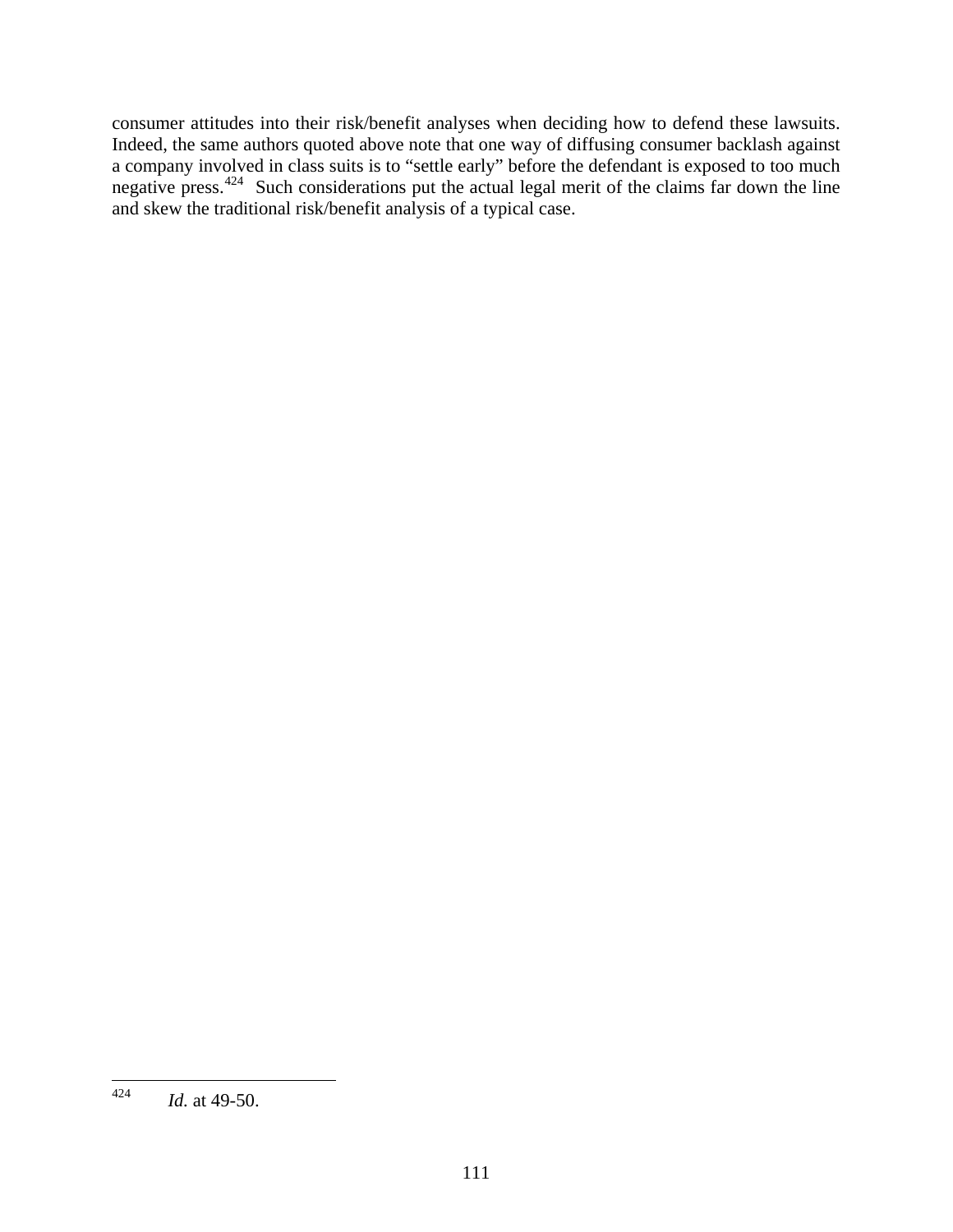consumer attitudes into their risk/benefit analyses when deciding how to defend these lawsuits. Indeed, the same authors quoted above note that one way of diffusing consumer backlash against a company involved in class suits is to "settle early" before the defendant is exposed to too much negative press.[424] Such considerations put the actual legal merit of the claims far down the line and skew the traditional risk/benefit analysis of a typical case.

---

[424] *Id.* at 49-50.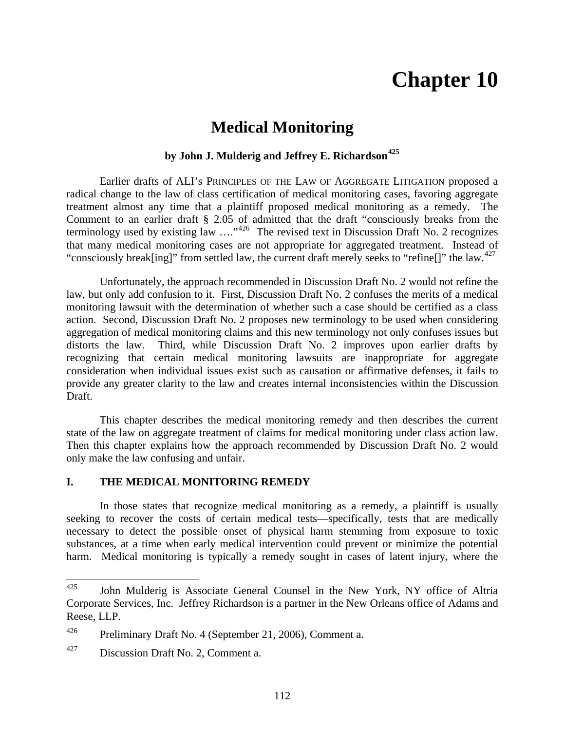# Chapter 10

## Medical Monitoring

**by John J. Mulderig and Jeffrey E. Richardson**[425]

Earlier drafts of ALI's PRINCIPLES OF THE LAW OF AGGREGATE LITIGATION proposed a radical change to the law of class certification of medical monitoring cases, favoring aggregate treatment almost any time that a plaintiff proposed medical monitoring as a remedy. The Comment to an earlier draft § 2.05 of admitted that the draft "consciously breaks from the terminology used by existing law …."[426] The revised text in Discussion Draft No. 2 recognizes that many medical monitoring cases are not appropriate for aggregated treatment. Instead of "consciously break[ing]" from settled law, the current draft merely seeks to "refine[]" the law.[427]

Unfortunately, the approach recommended in Discussion Draft No. 2 would not refine the law, but only add confusion to it. First, Discussion Draft No. 2 confuses the merits of a medical monitoring lawsuit with the determination of whether such a case should be certified as a class action. Second, Discussion Draft No. 2 proposes new terminology to be used when considering aggregation of medical monitoring claims and this new terminology not only confuses issues but distorts the law. Third, while Discussion Draft No. 2 improves upon earlier drafts by recognizing that certain medical monitoring lawsuits are inappropriate for aggregate consideration when individual issues exist such as causation or affirmative defenses, it fails to provide any greater clarity to the law and creates internal inconsistencies within the Discussion Draft.

This chapter describes the medical monitoring remedy and then describes the current state of the law on aggregate treatment of claims for medical monitoring under class action law. Then this chapter explains how the approach recommended by Discussion Draft No. 2 would only make the law confusing and unfair.

### I. THE MEDICAL MONITORING REMEDY

In those states that recognize medical monitoring as a remedy, a plaintiff is usually seeking to recover the costs of certain medical tests—specifically, tests that are medically necessary to detect the possible onset of physical harm stemming from exposure to toxic substances, at a time when early medical intervention could prevent or minimize the potential harm. Medical monitoring is typically a remedy sought in cases of latent injury, where the

---

[425] John Mulderig is Associate General Counsel in the New York, NY office of Altria Corporate Services, Inc. Jeffrey Richardson is a partner in the New Orleans office of Adams and Reese, LLP.

[426] Preliminary Draft No. 4 (September 21, 2006), Comment a.

[427] Discussion Draft No. 2, Comment a.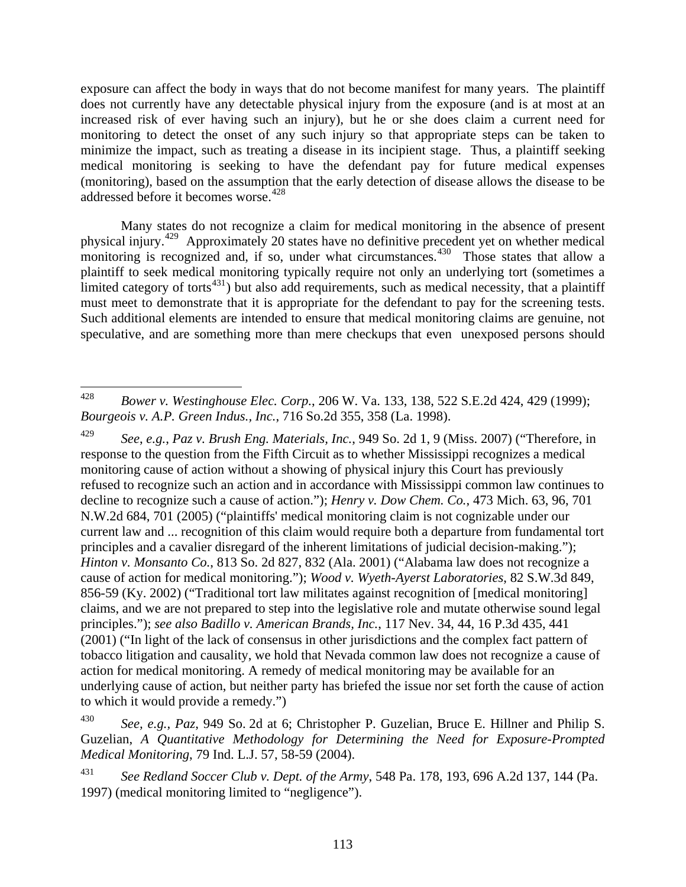exposure can affect the body in ways that do not become manifest for many years. The plaintiff does not currently have any detectable physical injury from the exposure (and is at most at an increased risk of ever having such an injury), but he or she does claim a current need for monitoring to detect the onset of any such injury so that appropriate steps can be taken to minimize the impact, such as treating a disease in its incipient stage. Thus, a plaintiff seeking medical monitoring is seeking to have the defendant pay for future medical expenses (monitoring), based on the assumption that the early detection of disease allows the disease to be addressed before it becomes worse.[428]

Many states do not recognize a claim for medical monitoring in the absence of present physical injury.[429] Approximately 20 states have no definitive precedent yet on whether medical monitoring is recognized and, if so, under what circumstances.[430] Those states that allow a plaintiff to seek medical monitoring typically require not only an underlying tort (sometimes a limited category of torts[431]) but also add requirements, such as medical necessity, that a plaintiff must meet to demonstrate that it is appropriate for the defendant to pay for the screening tests. Such additional elements are intended to ensure that medical monitoring claims are genuine, not speculative, and are something more than mere checkups that even unexposed persons should

---

[428] *Bower v. Westinghouse Elec. Corp.*, 206 W. Va. 133, 138, 522 S.E.2d 424, 429 (1999); *Bourgeois v. A.P. Green Indus., Inc.*, 716 So.2d 355, 358 (La. 1998).

[429] *See, e.g.*, *Paz v. Brush Eng. Materials, Inc.*, 949 So. 2d 1, 9 (Miss. 2007) ("Therefore, in response to the question from the Fifth Circuit as to whether Mississippi recognizes a medical monitoring cause of action without a showing of physical injury this Court has previously refused to recognize such an action and in accordance with Mississippi common law continues to decline to recognize such a cause of action."); *Henry v. Dow Chem. Co.*, 473 Mich. 63, 96, 701 N.W.2d 684, 701 (2005) ("plaintiffs' medical monitoring claim is not cognizable under our current law and ... recognition of this claim would require both a departure from fundamental tort principles and a cavalier disregard of the inherent limitations of judicial decision-making."); *Hinton v. Monsanto Co.*, 813 So. 2d 827, 832 (Ala. 2001) ("Alabama law does not recognize a cause of action for medical monitoring."); *Wood v. Wyeth-Ayerst Laboratories*, 82 S.W.3d 849, 856-59 (Ky. 2002) ("Traditional tort law militates against recognition of [medical monitoring] claims, and we are not prepared to step into the legislative role and mutate otherwise sound legal principles."); *see also Badillo v. American Brands, Inc.*, 117 Nev. 34, 44, 16 P.3d 435, 441 (2001) ("In light of the lack of consensus in other jurisdictions and the complex fact pattern of tobacco litigation and causality, we hold that Nevada common law does not recognize a cause of action for medical monitoring. A remedy of medical monitoring may be available for an underlying cause of action, but neither party has briefed the issue nor set forth the cause of action to which it would provide a remedy.")

[430] *See, e.g., Paz*, 949 So. 2d at 6; Christopher P. Guzelian, Bruce E. Hillner and Philip S. Guzelian, *A Quantitative Methodology for Determining the Need for Exposure-Prompted Medical Monitoring*, 79 Ind. L.J. 57, 58-59 (2004).

[431] *See Redland Soccer Club v. Dept. of the Army*, 548 Pa. 178, 193, 696 A.2d 137, 144 (Pa. 1997) (medical monitoring limited to "negligence").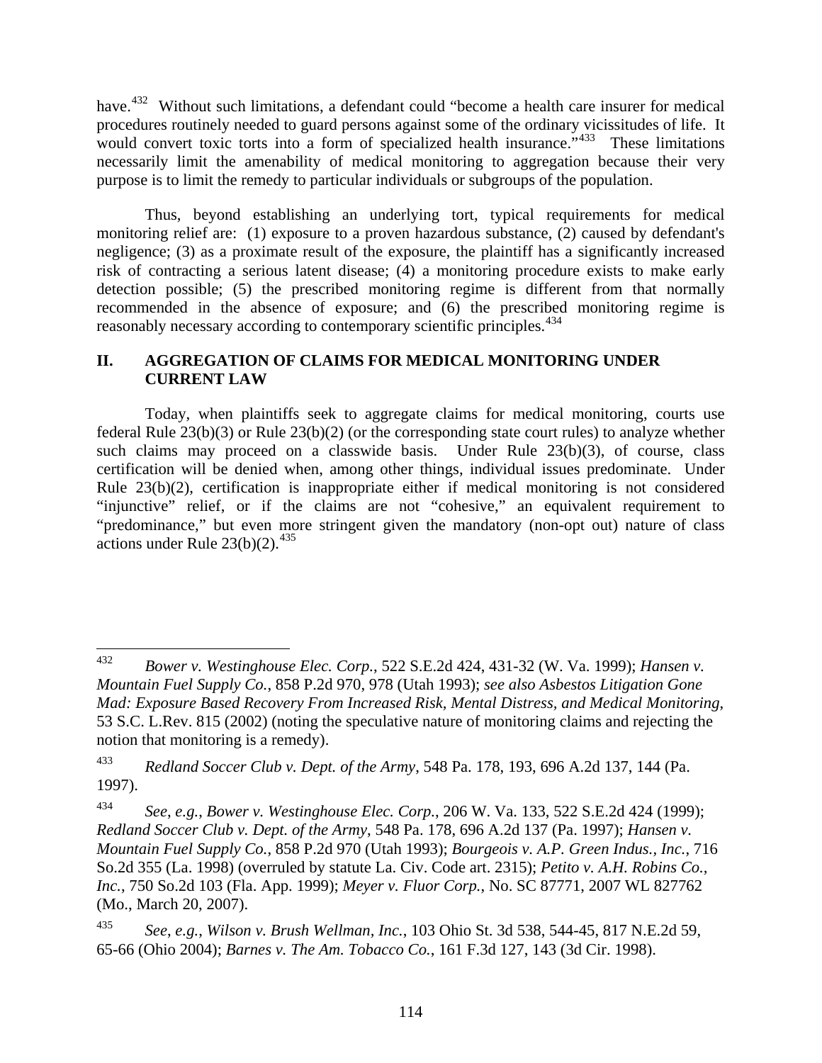have.[432] Without such limitations, a defendant could "become a health care insurer for medical procedures routinely needed to guard persons against some of the ordinary vicissitudes of life. It would convert toxic torts into a form of specialized health insurance."[433] These limitations necessarily limit the amenability of medical monitoring to aggregation because their very purpose is to limit the remedy to particular individuals or subgroups of the population.

Thus, beyond establishing an underlying tort, typical requirements for medical monitoring relief are: (1) exposure to a proven hazardous substance, (2) caused by defendant's negligence; (3) as a proximate result of the exposure, the plaintiff has a significantly increased risk of contracting a serious latent disease; (4) a monitoring procedure exists to make early detection possible; (5) the prescribed monitoring regime is different from that normally recommended in the absence of exposure; and (6) the prescribed monitoring regime is reasonably necessary according to contemporary scientific principles.[434]

## II. AGGREGATION OF CLAIMS FOR MEDICAL MONITORING UNDER CURRENT LAW

Today, when plaintiffs seek to aggregate claims for medical monitoring, courts use federal Rule 23(b)(3) or Rule 23(b)(2) (or the corresponding state court rules) to analyze whether such claims may proceed on a classwide basis. Under Rule 23(b)(3), of course, class certification will be denied when, among other things, individual issues predominate. Under Rule 23(b)(2), certification is inappropriate either if medical monitoring is not considered "injunctive" relief, or if the claims are not "cohesive," an equivalent requirement to "predominance," but even more stringent given the mandatory (non-opt out) nature of class actions under Rule 23(b)(2).[435]

---

[432] *Bower v. Westinghouse Elec. Corp.*, 522 S.E.2d 424, 431-32 (W. Va. 1999); *Hansen v. Mountain Fuel Supply Co.*, 858 P.2d 970, 978 (Utah 1993); *see also Asbestos Litigation Gone Mad: Exposure Based Recovery From Increased Risk, Mental Distress, and Medical Monitoring*, 53 S.C. L.Rev. 815 (2002) (noting the speculative nature of monitoring claims and rejecting the notion that monitoring is a remedy).

[433] *Redland Soccer Club v. Dept. of the Army*, 548 Pa. 178, 193, 696 A.2d 137, 144 (Pa. 1997).

[434] *See, e.g.*, *Bower v. Westinghouse Elec. Corp.*, 206 W. Va. 133, 522 S.E.2d 424 (1999); *Redland Soccer Club v. Dept. of the Army*, 548 Pa. 178, 696 A.2d 137 (Pa. 1997); *Hansen v. Mountain Fuel Supply Co.*, 858 P.2d 970 (Utah 1993); *Bourgeois v. A.P. Green Indus., Inc.*, 716 So.2d 355 (La. 1998) (overruled by statute La. Civ. Code art. 2315); *Petito v. A.H. Robins Co., Inc.*, 750 So.2d 103 (Fla. App. 1999); *Meyer v. Fluor Corp.*, No. SC 87771, 2007 WL 827762 (Mo., March 20, 2007).

[435] *See, e.g.*, *Wilson v. Brush Wellman, Inc.*, 103 Ohio St. 3d 538, 544-45, 817 N.E.2d 59, 65-66 (Ohio 2004); *Barnes v. The Am. Tobacco Co.*, 161 F.3d 127, 143 (3d Cir. 1998).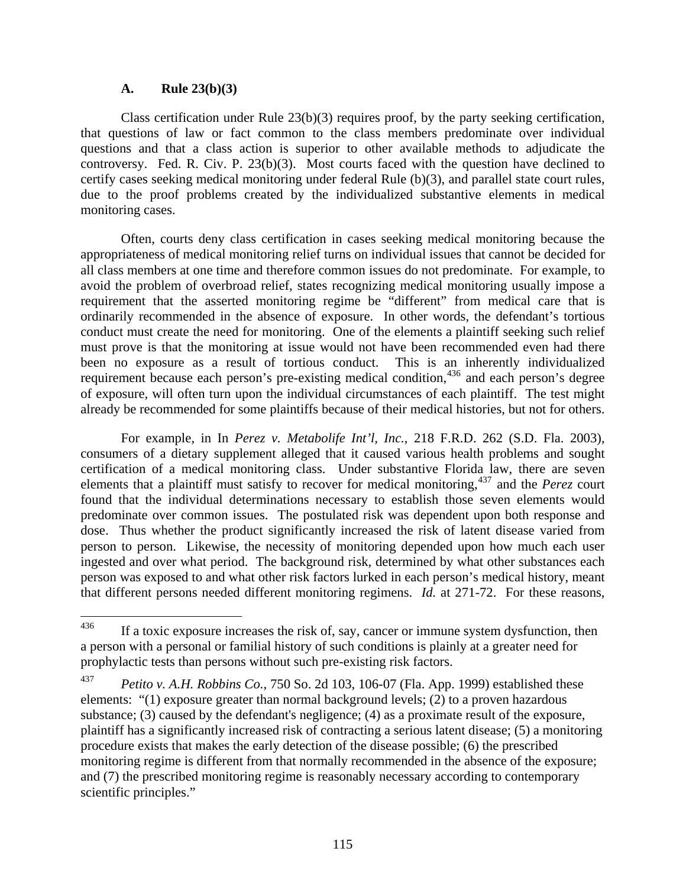### A. Rule 23(b)(3)

Class certification under Rule 23(b)(3) requires proof, by the party seeking certification, that questions of law or fact common to the class members predominate over individual questions and that a class action is superior to other available methods to adjudicate the controversy. Fed. R. Civ. P. 23(b)(3). Most courts faced with the question have declined to certify cases seeking medical monitoring under federal Rule (b)(3), and parallel state court rules, due to the proof problems created by the individualized substantive elements in medical monitoring cases.

Often, courts deny class certification in cases seeking medical monitoring because the appropriateness of medical monitoring relief turns on individual issues that cannot be decided for all class members at one time and therefore common issues do not predominate. For example, to avoid the problem of overbroad relief, states recognizing medical monitoring usually impose a requirement that the asserted monitoring regime be "different" from medical care that is ordinarily recommended in the absence of exposure. In other words, the defendant's tortious conduct must create the need for monitoring. One of the elements a plaintiff seeking such relief must prove is that the monitoring at issue would not have been recommended even had there been no exposure as a result of tortious conduct. This is an inherently individualized requirement because each person's pre-existing medical condition,[436] and each person's degree of exposure, will often turn upon the individual circumstances of each plaintiff. The test might already be recommended for some plaintiffs because of their medical histories, but not for others.

For example, in In *Perez v. Metabolife Int'l, Inc.*, 218 F.R.D. 262 (S.D. Fla. 2003), consumers of a dietary supplement alleged that it caused various health problems and sought certification of a medical monitoring class. Under substantive Florida law, there are seven elements that a plaintiff must satisfy to recover for medical monitoring,[437] and the *Perez* court found that the individual determinations necessary to establish those seven elements would predominate over common issues. The postulated risk was dependent upon both response and dose. Thus whether the product significantly increased the risk of latent disease varied from person to person. Likewise, the necessity of monitoring depended upon how much each user ingested and over what period. The background risk, determined by what other substances each person was exposed to and what other risk factors lurked in each person's medical history, meant that different persons needed different monitoring regimens. *Id.* at 271-72. For these reasons,

---

[436] If a toxic exposure increases the risk of, say, cancer or immune system dysfunction, then a person with a personal or familial history of such conditions is plainly at a greater need for prophylactic tests than persons without such pre-existing risk factors.

[437] *Petito v. A.H. Robbins Co.*, 750 So. 2d 103, 106-07 (Fla. App. 1999) established these elements: "(1) exposure greater than normal background levels; (2) to a proven hazardous substance; (3) caused by the defendant's negligence; (4) as a proximate result of the exposure, plaintiff has a significantly increased risk of contracting a serious latent disease; (5) a monitoring procedure exists that makes the early detection of the disease possible; (6) the prescribed monitoring regime is different from that normally recommended in the absence of the exposure; and (7) the prescribed monitoring regime is reasonably necessary according to contemporary scientific principles."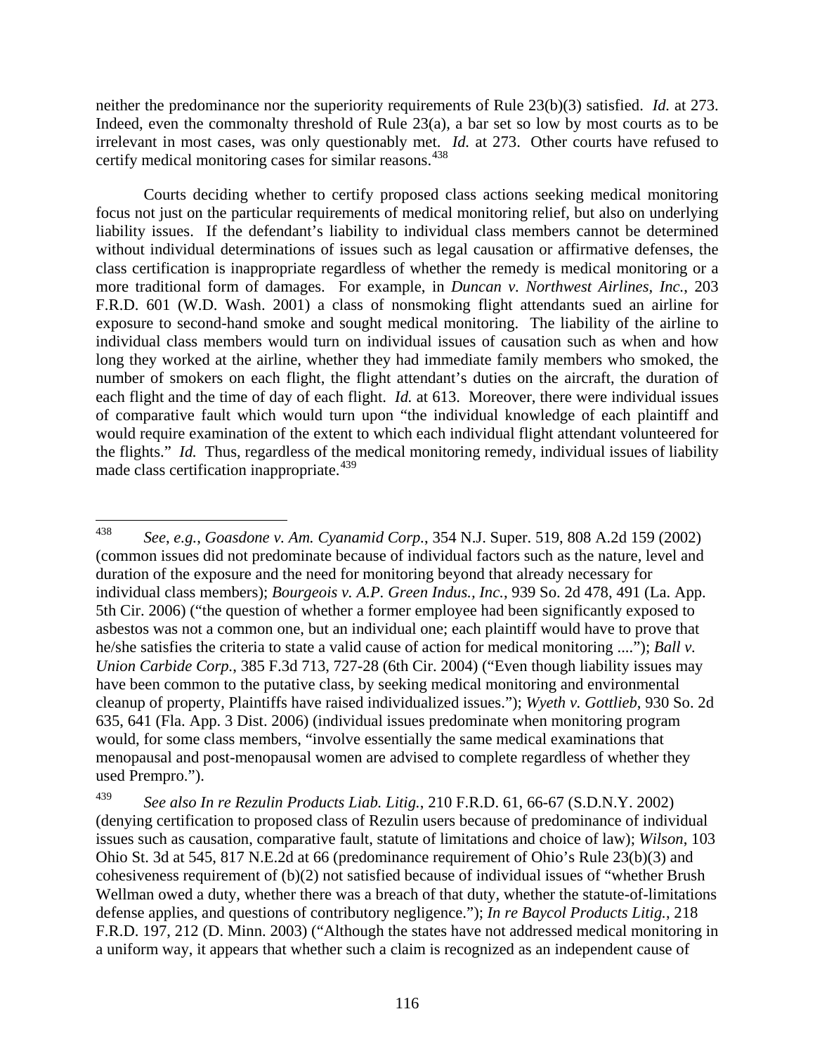neither the predominance nor the superiority requirements of Rule 23(b)(3) satisfied. *Id.* at 273. Indeed, even the commonalty threshold of Rule 23(a), a bar set so low by most courts as to be irrelevant in most cases, was only questionably met. *Id.* at 273. Other courts have refused to certify medical monitoring cases for similar reasons.[438]

Courts deciding whether to certify proposed class actions seeking medical monitoring focus not just on the particular requirements of medical monitoring relief, but also on underlying liability issues. If the defendant's liability to individual class members cannot be determined without individual determinations of issues such as legal causation or affirmative defenses, the class certification is inappropriate regardless of whether the remedy is medical monitoring or a more traditional form of damages. For example, in *Duncan v. Northwest Airlines, Inc.*, 203 F.R.D. 601 (W.D. Wash. 2001) a class of nonsmoking flight attendants sued an airline for exposure to second-hand smoke and sought medical monitoring. The liability of the airline to individual class members would turn on individual issues of causation such as when and how long they worked at the airline, whether they had immediate family members who smoked, the number of smokers on each flight, the flight attendant's duties on the aircraft, the duration of each flight and the time of day of each flight. *Id.* at 613. Moreover, there were individual issues of comparative fault which would turn upon "the individual knowledge of each plaintiff and would require examination of the extent to which each individual flight attendant volunteered for the flights." *Id.* Thus, regardless of the medical monitoring remedy, individual issues of liability made class certification inappropriate.[439]

---

[438] *See, e.g.*, *Goasdone v. Am. Cyanamid Corp.*, 354 N.J. Super. 519, 808 A.2d 159 (2002) (common issues did not predominate because of individual factors such as the nature, level and duration of the exposure and the need for monitoring beyond that already necessary for individual class members); *Bourgeois v. A.P. Green Indus., Inc.*, 939 So. 2d 478, 491 (La. App. 5th Cir. 2006) ("the question of whether a former employee had been significantly exposed to asbestos was not a common one, but an individual one; each plaintiff would have to prove that he/she satisfies the criteria to state a valid cause of action for medical monitoring ...."); *Ball v. Union Carbide Corp.*, 385 F.3d 713, 727-28 (6th Cir. 2004) ("Even though liability issues may have been common to the putative class, by seeking medical monitoring and environmental cleanup of property, Plaintiffs have raised individualized issues."); *Wyeth v. Gottlieb*, 930 So. 2d 635, 641 (Fla. App. 3 Dist. 2006) (individual issues predominate when monitoring program would, for some class members, "involve essentially the same medical examinations that menopausal and post-menopausal women are advised to complete regardless of whether they used Prempro.").

[439] *See also In re Rezulin Products Liab. Litig.*, 210 F.R.D. 61, 66-67 (S.D.N.Y. 2002) (denying certification to proposed class of Rezulin users because of predominance of individual issues such as causation, comparative fault, statute of limitations and choice of law); *Wilson*, 103 Ohio St. 3d at 545, 817 N.E.2d at 66 (predominance requirement of Ohio's Rule 23(b)(3) and cohesiveness requirement of (b)(2) not satisfied because of individual issues of "whether Brush Wellman owed a duty, whether there was a breach of that duty, whether the statute-of-limitations defense applies, and questions of contributory negligence."); *In re Baycol Products Litig.*, 218 F.R.D. 197, 212 (D. Minn. 2003) ("Although the states have not addressed medical monitoring in a uniform way, it appears that whether such a claim is recognized as an independent cause of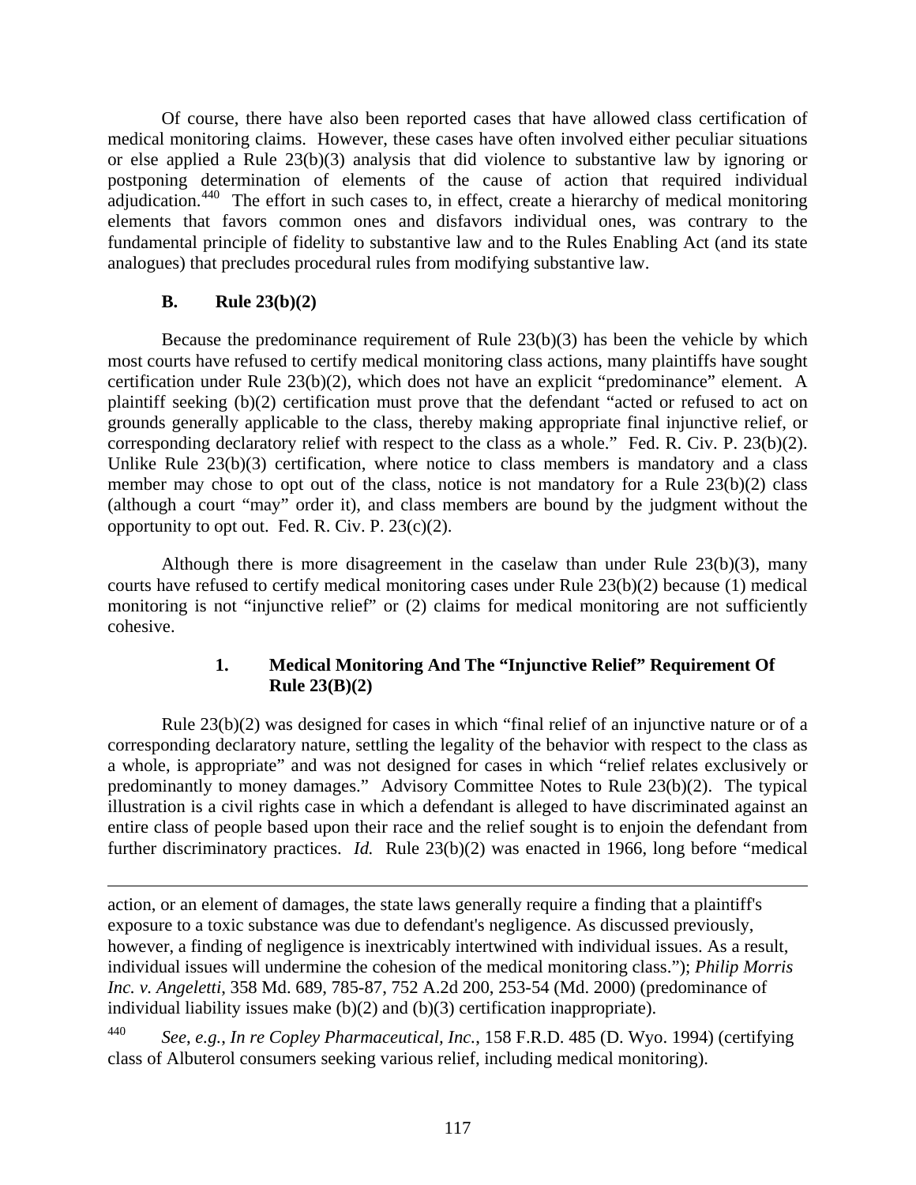Of course, there have also been reported cases that have allowed class certification of medical monitoring claims. However, these cases have often involved either peculiar situations or else applied a Rule 23(b)(3) analysis that did violence to substantive law by ignoring or postponing determination of elements of the cause of action that required individual adjudication.[440] The effort in such cases to, in effect, create a hierarchy of medical monitoring elements that favors common ones and disfavors individual ones, was contrary to the fundamental principle of fidelity to substantive law and to the Rules Enabling Act (and its state analogues) that precludes procedural rules from modifying substantive law.

### B. Rule 23(b)(2)

Because the predominance requirement of Rule 23(b)(3) has been the vehicle by which most courts have refused to certify medical monitoring class actions, many plaintiffs have sought certification under Rule 23(b)(2), which does not have an explicit "predominance" element. A plaintiff seeking (b)(2) certification must prove that the defendant "acted or refused to act on grounds generally applicable to the class, thereby making appropriate final injunctive relief, or corresponding declaratory relief with respect to the class as a whole." Fed. R. Civ. P. 23(b)(2). Unlike Rule 23(b)(3) certification, where notice to class members is mandatory and a class member may chose to opt out of the class, notice is not mandatory for a Rule 23(b)(2) class (although a court "may" order it), and class members are bound by the judgment without the opportunity to opt out. Fed. R. Civ. P. 23(c)(2).

Although there is more disagreement in the caselaw than under Rule 23(b)(3), many courts have refused to certify medical monitoring cases under Rule 23(b)(2) because (1) medical monitoring is not "injunctive relief" or (2) claims for medical monitoring are not sufficiently cohesive.

#### 1. Medical Monitoring And The "Injunctive Relief" Requirement Of Rule 23(B)(2)

Rule 23(b)(2) was designed for cases in which "final relief of an injunctive nature or of a corresponding declaratory nature, settling the legality of the behavior with respect to the class as a whole, is appropriate" and was not designed for cases in which "relief relates exclusively or predominantly to money damages." Advisory Committee Notes to Rule 23(b)(2). The typical illustration is a civil rights case in which a defendant is alleged to have discriminated against an entire class of people based upon their race and the relief sought is to enjoin the defendant from further discriminatory practices. *Id.* Rule 23(b)(2) was enacted in 1966, long before "medical

---

action, or an element of damages, the state laws generally require a finding that a plaintiff's exposure to a toxic substance was due to defendant's negligence. As discussed previously, however, a finding of negligence is inextricably intertwined with individual issues. As a result, individual issues will undermine the cohesion of the medical monitoring class."); *Philip Morris Inc. v. Angeletti*, 358 Md. 689, 785-87, 752 A.2d 200, 253-54 (Md. 2000) (predominance of individual liability issues make (b)(2) and (b)(3) certification inappropriate).

[440] *See, e.g.*, *In re Copley Pharmaceutical, Inc.*, 158 F.R.D. 485 (D. Wyo. 1994) (certifying class of Albuterol consumers seeking various relief, including medical monitoring).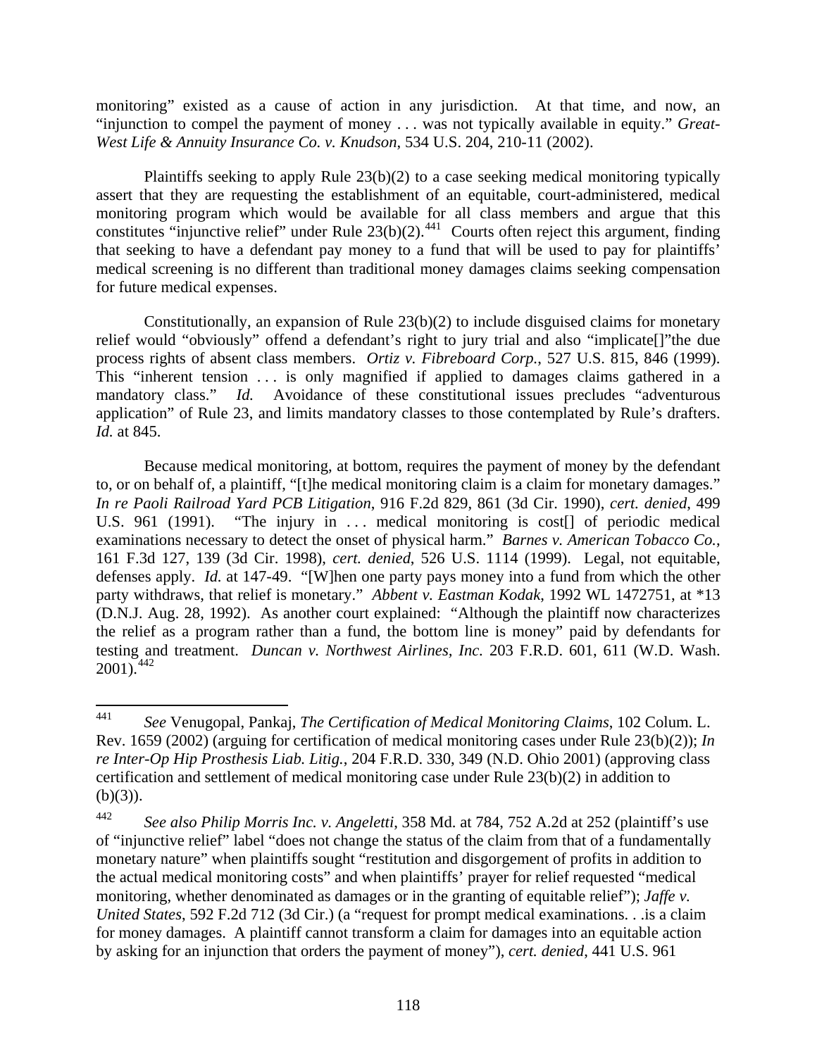monitoring" existed as a cause of action in any jurisdiction. At that time, and now, an "injunction to compel the payment of money . . . was not typically available in equity." *Great-West Life & Annuity Insurance Co. v. Knudson*, 534 U.S. 204, 210-11 (2002).

Plaintiffs seeking to apply Rule 23(b)(2) to a case seeking medical monitoring typically assert that they are requesting the establishment of an equitable, court-administered, medical monitoring program which would be available for all class members and argue that this constitutes "injunctive relief" under Rule 23(b)(2).[441] Courts often reject this argument, finding that seeking to have a defendant pay money to a fund that will be used to pay for plaintiffs' medical screening is no different than traditional money damages claims seeking compensation for future medical expenses.

Constitutionally, an expansion of Rule 23(b)(2) to include disguised claims for monetary relief would "obviously" offend a defendant's right to jury trial and also "implicate[]"the due process rights of absent class members. *Ortiz v. Fibreboard Corp.*, 527 U.S. 815, 846 (1999). This "inherent tension . . . is only magnified if applied to damages claims gathered in a mandatory class." *Id.* Avoidance of these constitutional issues precludes "adventurous application" of Rule 23, and limits mandatory classes to those contemplated by Rule's drafters. *Id.* at 845.

Because medical monitoring, at bottom, requires the payment of money by the defendant to, or on behalf of, a plaintiff, "[t]he medical monitoring claim is a claim for monetary damages." *In re Paoli Railroad Yard PCB Litigation*, 916 F.2d 829, 861 (3d Cir. 1990), *cert. denied*, 499 U.S. 961 (1991). "The injury in . . . medical monitoring is cost[] of periodic medical examinations necessary to detect the onset of physical harm." *Barnes v. American Tobacco Co.*, 161 F.3d 127, 139 (3d Cir. 1998), *cert. denied*, 526 U.S. 1114 (1999). Legal, not equitable, defenses apply. *Id.* at 147-49. "[W]hen one party pays money into a fund from which the other party withdraws, that relief is monetary." *Abbent v. Eastman Kodak*, 1992 WL 1472751, at *13 (D.N.J. Aug. 28, 1992). As another court explained: "Although the plaintiff now characterizes the relief as a program rather than a fund, the bottom line is money" paid by defendants for testing and treatment. *Duncan v. Northwest Airlines, Inc.* 203 F.R.D. 601, 611 (W.D. Wash. 2001).[442]

---

[441] *See* Venugopal, Pankaj, *The Certification of Medical Monitoring Claims*, 102 Colum. L. Rev. 1659 (2002) (arguing for certification of medical monitoring cases under Rule 23(b)(2)); *In re Inter-Op Hip Prosthesis Liab. Litig.*, 204 F.R.D. 330, 349 (N.D. Ohio 2001) (approving class certification and settlement of medical monitoring case under Rule 23(b)(2) in addition to (b)(3)).

[442] *See also Philip Morris Inc. v. Angeletti*, 358 Md. at 784, 752 A.2d at 252 (plaintiff's use of "injunctive relief" label "does not change the status of the claim from that of a fundamentally monetary nature" when plaintiffs sought "restitution and disgorgement of profits in addition to the actual medical monitoring costs" and when plaintiffs' prayer for relief requested "medical monitoring, whether denominated as damages or in the granting of equitable relief"); *Jaffe v. United States*, 592 F.2d 712 (3d Cir.) (a "request for prompt medical examinations. . .is a claim for money damages. A plaintiff cannot transform a claim for damages into an equitable action by asking for an injunction that orders the payment of money"), *cert. denied*, 441 U.S. 961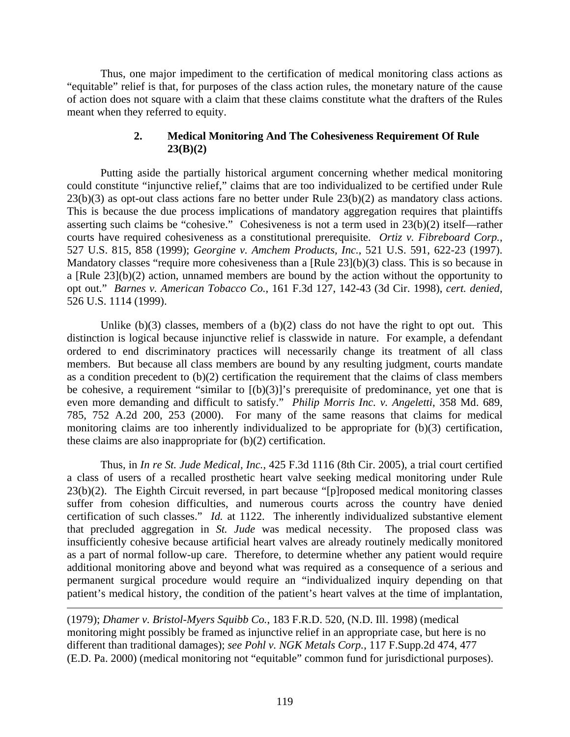Thus, one major impediment to the certification of medical monitoring class actions as "equitable" relief is that, for purposes of the class action rules, the monetary nature of the cause of action does not square with a claim that these claims constitute what the drafters of the Rules meant when they referred to equity.

### 2. Medical Monitoring And The Cohesiveness Requirement Of Rule 23(B)(2)

Putting aside the partially historical argument concerning whether medical monitoring could constitute "injunctive relief," claims that are too individualized to be certified under Rule 23(b)(3) as opt-out class actions fare no better under Rule 23(b)(2) as mandatory class actions. This is because the due process implications of mandatory aggregation requires that plaintiffs asserting such claims be "cohesive." Cohesiveness is not a term used in 23(b)(2) itself—rather courts have required cohesiveness as a constitutional prerequisite. *Ortiz v. Fibreboard Corp.*, 527 U.S. 815, 858 (1999); *Georgine v. Amchem Products, Inc.*, 521 U.S. 591, 622-23 (1997). Mandatory classes "require more cohesiveness than a [Rule 23](b)(3) class. This is so because in a [Rule 23](b)(2) action, unnamed members are bound by the action without the opportunity to opt out." *Barnes v. American Tobacco Co.*, 161 F.3d 127, 142-43 (3d Cir. 1998), *cert. denied*, 526 U.S. 1114 (1999).

Unlike (b)(3) classes, members of a (b)(2) class do not have the right to opt out. This distinction is logical because injunctive relief is classwide in nature. For example, a defendant ordered to end discriminatory practices will necessarily change its treatment of all class members. But because all class members are bound by any resulting judgment, courts mandate as a condition precedent to (b)(2) certification the requirement that the claims of class members be cohesive, a requirement "similar to [(b)(3)]'s prerequisite of predominance, yet one that is even more demanding and difficult to satisfy." *Philip Morris Inc. v. Angeletti*, 358 Md. 689, 785, 752 A.2d 200, 253 (2000). For many of the same reasons that claims for medical monitoring claims are too inherently individualized to be appropriate for (b)(3) certification, these claims are also inappropriate for (b)(2) certification.

Thus, in *In re St. Jude Medical, Inc.*, 425 F.3d 1116 (8th Cir. 2005), a trial court certified a class of users of a recalled prosthetic heart valve seeking medical monitoring under Rule 23(b)(2). The Eighth Circuit reversed, in part because "[p]roposed medical monitoring classes suffer from cohesion difficulties, and numerous courts across the country have denied certification of such classes." *Id.* at 1122. The inherently individualized substantive element that precluded aggregation in *St. Jude* was medical necessity. The proposed class was insufficiently cohesive because artificial heart valves are already routinely medically monitored as a part of normal follow-up care. Therefore, to determine whether any patient would require additional monitoring above and beyond what was required as a consequence of a serious and permanent surgical procedure would require an "individualized inquiry depending on that patient's medical history, the condition of the patient's heart valves at the time of implantation,

---

(1979); *Dhamer v. Bristol-Myers Squibb Co.*, 183 F.R.D. 520, (N.D. Ill. 1998) (medical monitoring might possibly be framed as injunctive relief in an appropriate case, but here is no different than traditional damages); *see Pohl v. NGK Metals Corp.*, 117 F.Supp.2d 474, 477 (E.D. Pa. 2000) (medical monitoring not "equitable" common fund for jurisdictional purposes).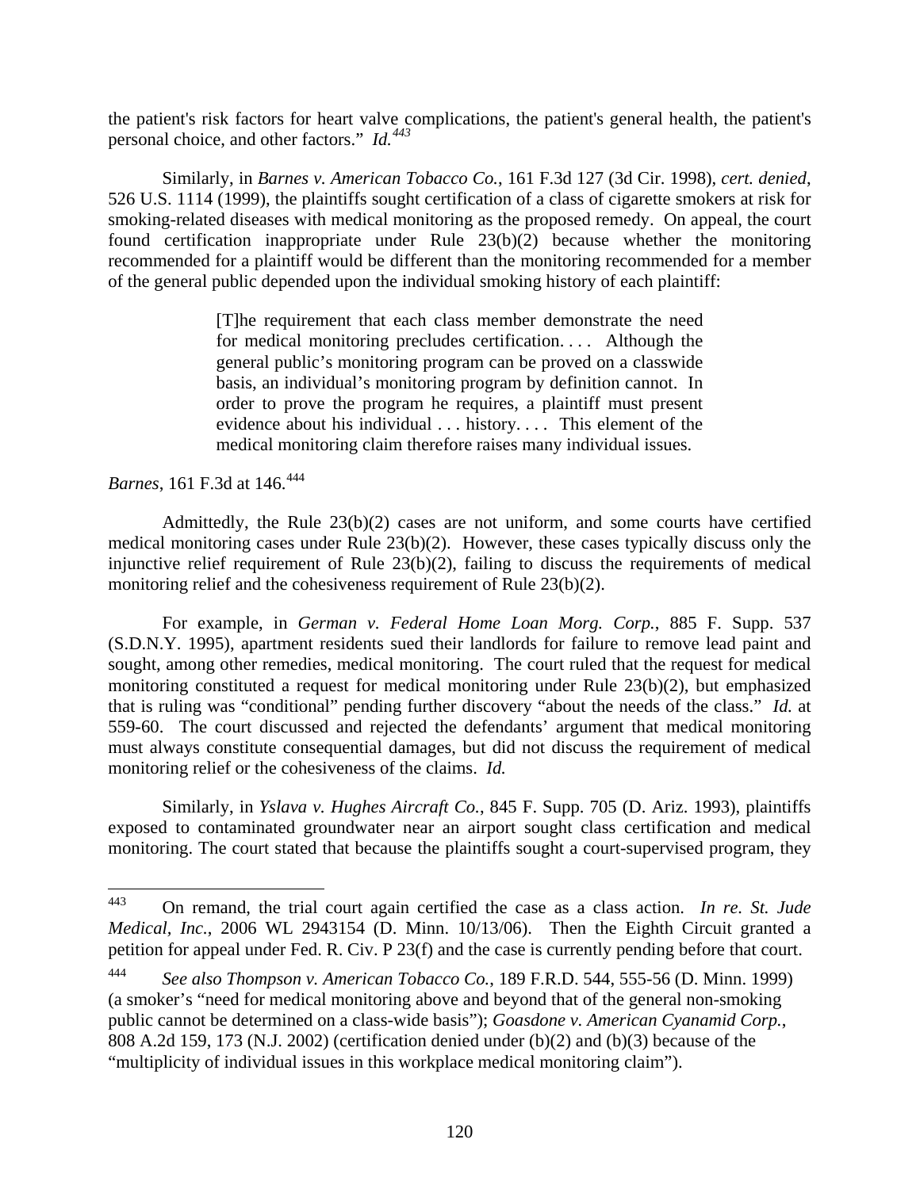the patient's risk factors for heart valve complications, the patient's general health, the patient's personal choice, and other factors." *Id.*[443]

Similarly, in *Barnes v. American Tobacco Co.*, 161 F.3d 127 (3d Cir. 1998), *cert. denied*, 526 U.S. 1114 (1999), the plaintiffs sought certification of a class of cigarette smokers at risk for smoking-related diseases with medical monitoring as the proposed remedy. On appeal, the court found certification inappropriate under Rule 23(b)(2) because whether the monitoring recommended for a plaintiff would be different than the monitoring recommended for a member of the general public depended upon the individual smoking history of each plaintiff:

> [T]he requirement that each class member demonstrate the need for medical monitoring precludes certification. . . . Although the general public's monitoring program can be proved on a classwide basis, an individual's monitoring program by definition cannot. In order to prove the program he requires, a plaintiff must present evidence about his individual . . . history. . . . This element of the medical monitoring claim therefore raises many individual issues.

*Barnes*, 161 F.3d at 146.[444]

Admittedly, the Rule 23(b)(2) cases are not uniform, and some courts have certified medical monitoring cases under Rule 23(b)(2). However, these cases typically discuss only the injunctive relief requirement of Rule 23(b)(2), failing to discuss the requirements of medical monitoring relief and the cohesiveness requirement of Rule 23(b)(2).

For example, in *German v. Federal Home Loan Morg. Corp.*, 885 F. Supp. 537 (S.D.N.Y. 1995), apartment residents sued their landlords for failure to remove lead paint and sought, among other remedies, medical monitoring. The court ruled that the request for medical monitoring constituted a request for medical monitoring under Rule 23(b)(2), but emphasized that is ruling was "conditional" pending further discovery "about the needs of the class." *Id.* at 559-60. The court discussed and rejected the defendants' argument that medical monitoring must always constitute consequential damages, but did not discuss the requirement of medical monitoring relief or the cohesiveness of the claims. *Id.*

Similarly, in *Yslava v. Hughes Aircraft Co.*, 845 F. Supp. 705 (D. Ariz. 1993), plaintiffs exposed to contaminated groundwater near an airport sought class certification and medical monitoring. The court stated that because the plaintiffs sought a court-supervised program, they

---

[443] On remand, the trial court again certified the case as a class action. *In re. St. Jude Medical, Inc.*, 2006 WL 2943154 (D. Minn. 10/13/06). Then the Eighth Circuit granted a petition for appeal under Fed. R. Civ. P 23(f) and the case is currently pending before that court.

[444] *See also Thompson v. American Tobacco Co.*, 189 F.R.D. 544, 555-56 (D. Minn. 1999) (a smoker's "need for medical monitoring above and beyond that of the general non-smoking public cannot be determined on a class-wide basis"); *Goasdone v. American Cyanamid Corp.*, 808 A.2d 159, 173 (N.J. 2002) (certification denied under (b)(2) and (b)(3) because of the "multiplicity of individual issues in this workplace medical monitoring claim").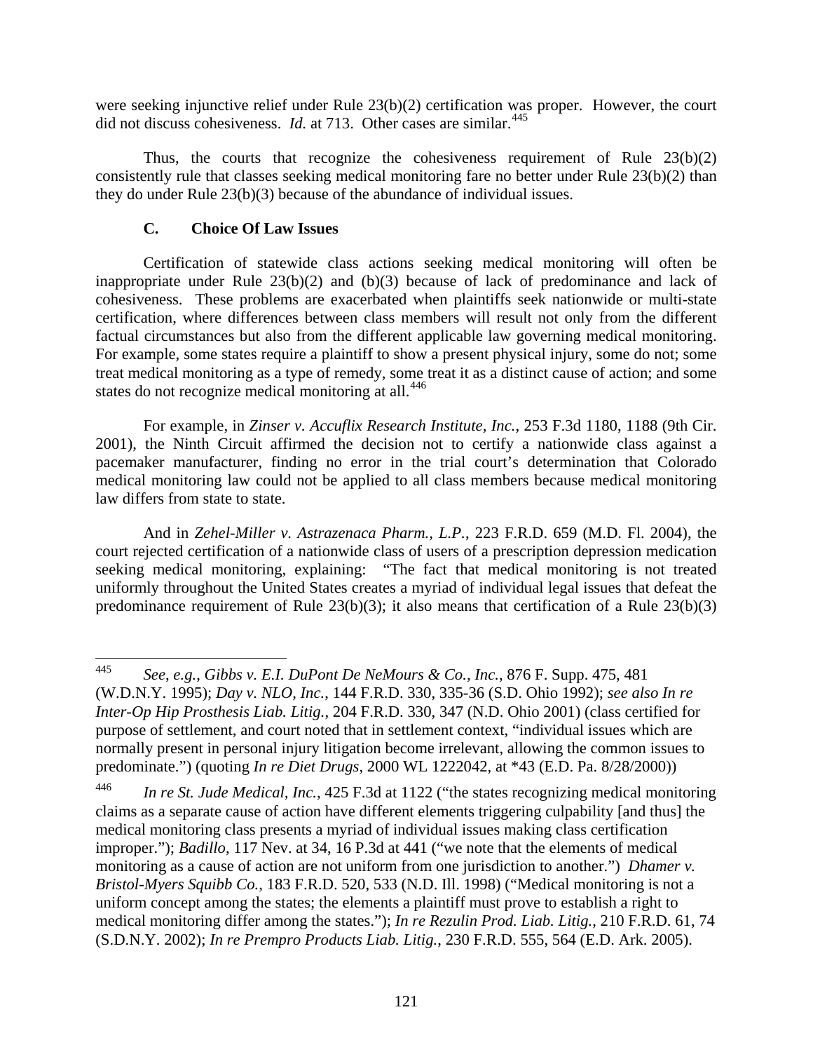were seeking injunctive relief under Rule 23(b)(2) certification was proper. However, the court did not discuss cohesiveness. *Id.* at 713. Other cases are similar.[445]

Thus, the courts that recognize the cohesiveness requirement of Rule 23(b)(2) consistently rule that classes seeking medical monitoring fare no better under Rule 23(b)(2) than they do under Rule 23(b)(3) because of the abundance of individual issues.

### C. Choice Of Law Issues

Certification of statewide class actions seeking medical monitoring will often be inappropriate under Rule 23(b)(2) and (b)(3) because of lack of predominance and lack of cohesiveness. These problems are exacerbated when plaintiffs seek nationwide or multi-state certification, where differences between class members will result not only from the different factual circumstances but also from the different applicable law governing medical monitoring. For example, some states require a plaintiff to show a present physical injury, some do not; some treat medical monitoring as a type of remedy, some treat it as a distinct cause of action; and some states do not recognize medical monitoring at all.[446]

For example, in *Zinser v. Accuflix Research Institute, Inc.*, 253 F.3d 1180, 1188 (9th Cir. 2001), the Ninth Circuit affirmed the decision not to certify a nationwide class against a pacemaker manufacturer, finding no error in the trial court's determination that Colorado medical monitoring law could not be applied to all class members because medical monitoring law differs from state to state.

And in *Zehel-Miller v. Astrazenaca Pharm., L.P.*, 223 F.R.D. 659 (M.D. Fl. 2004), the court rejected certification of a nationwide class of users of a prescription depression medication seeking medical monitoring, explaining: "The fact that medical monitoring is not treated uniformly throughout the United States creates a myriad of individual legal issues that defeat the predominance requirement of Rule 23(b)(3); it also means that certification of a Rule 23(b)(3)

---

[445] *See, e.g.*, *Gibbs v. E.I. DuPont De NeMours & Co., Inc.*, 876 F. Supp. 475, 481 (W.D.N.Y. 1995); *Day v. NLO, Inc.*, 144 F.R.D. 330, 335-36 (S.D. Ohio 1992); *see also In re Inter-Op Hip Prosthesis Liab. Litig.*, 204 F.R.D. 330, 347 (N.D. Ohio 2001) (class certified for purpose of settlement, and court noted that in settlement context, "individual issues which are normally present in personal injury litigation become irrelevant, allowing the common issues to predominate.") (quoting *In re Diet Drugs*, 2000 WL 1222042, at *43 (E.D. Pa. 8/28/2000))

[446] *In re St. Jude Medical, Inc.*, 425 F.3d at 1122 ("the states recognizing medical monitoring claims as a separate cause of action have different elements triggering culpability [and thus] the medical monitoring class presents a myriad of individual issues making class certification improper."); *Badillo*, 117 Nev. at 34, 16 P.3d at 441 ("we note that the elements of medical monitoring as a cause of action are not uniform from one jurisdiction to another.") *Dhamer v. Bristol-Myers Squibb Co.*, 183 F.R.D. 520, 533 (N.D. Ill. 1998) ("Medical monitoring is not a uniform concept among the states; the elements a plaintiff must prove to establish a right to medical monitoring differ among the states."); *In re Rezulin Prod. Liab. Litig.*, 210 F.R.D. 61, 74 (S.D.N.Y. 2002); *In re Prempro Products Liab. Litig.*, 230 F.R.D. 555, 564 (E.D. Ark. 2005).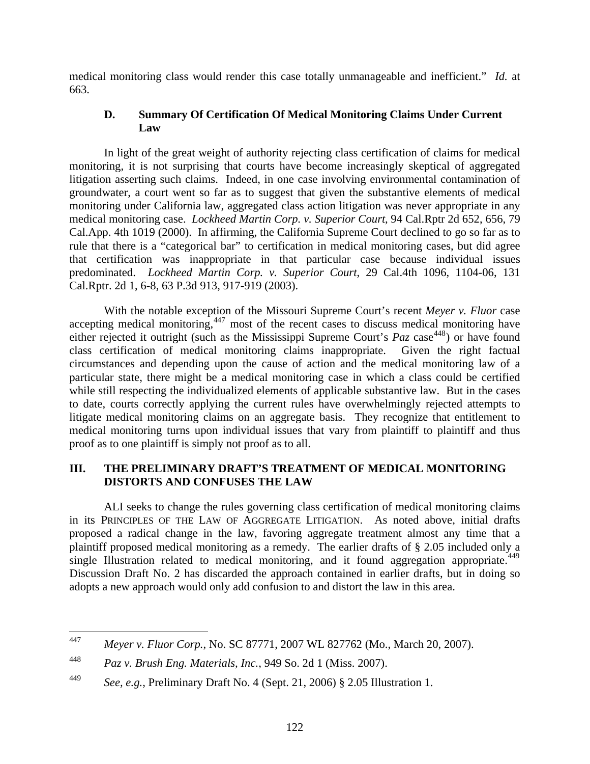medical monitoring class would render this case totally unmanageable and inefficient." *Id.* at 663.

### D. Summary Of Certification Of Medical Monitoring Claims Under Current Law

In light of the great weight of authority rejecting class certification of claims for medical monitoring, it is not surprising that courts have become increasingly skeptical of aggregated litigation asserting such claims. Indeed, in one case involving environmental contamination of groundwater, a court went so far as to suggest that given the substantive elements of medical monitoring under California law, aggregated class action litigation was never appropriate in any medical monitoring case. *Lockheed Martin Corp. v. Superior Court*, 94 Cal.Rptr 2d 652, 656, 79 Cal.App. 4th 1019 (2000). In affirming, the California Supreme Court declined to go so far as to rule that there is a "categorical bar" to certification in medical monitoring cases, but did agree that certification was inappropriate in that particular case because individual issues predominated. *Lockheed Martin Corp. v. Superior Court*, 29 Cal.4th 1096, 1104-06, 131 Cal.Rptr. 2d 1, 6-8, 63 P.3d 913, 917-919 (2003).

With the notable exception of the Missouri Supreme Court's recent *Meyer v. Fluor* case accepting medical monitoring,[447] most of the recent cases to discuss medical monitoring have either rejected it outright (such as the Mississippi Supreme Court's *Paz* case[448]) or have found class certification of medical monitoring claims inappropriate. Given the right factual circumstances and depending upon the cause of action and the medical monitoring law of a particular state, there might be a medical monitoring case in which a class could be certified while still respecting the individualized elements of applicable substantive law. But in the cases to date, courts correctly applying the current rules have overwhelmingly rejected attempts to litigate medical monitoring claims on an aggregate basis. They recognize that entitlement to medical monitoring turns upon individual issues that vary from plaintiff to plaintiff and thus proof as to one plaintiff is simply not proof as to all.

## III. THE PRELIMINARY DRAFT'S TREATMENT OF MEDICAL MONITORING DISTORTS AND CONFUSES THE LAW

ALI seeks to change the rules governing class certification of medical monitoring claims in its PRINCIPLES OF THE LAW OF AGGREGATE LITIGATION. As noted above, initial drafts proposed a radical change in the law, favoring aggregate treatment almost any time that a plaintiff proposed medical monitoring as a remedy. The earlier drafts of § 2.05 included only a single Illustration related to medical monitoring, and it found aggregation appropriate.[449] Discussion Draft No. 2 has discarded the approach contained in earlier drafts, but in doing so adopts a new approach would only add confusion to and distort the law in this area.

---

[447] *Meyer v. Fluor Corp.*, No. SC 87771, 2007 WL 827762 (Mo., March 20, 2007).

[448] *Paz v. Brush Eng. Materials, Inc.*, 949 So. 2d 1 (Miss. 2007).

[449] *See, e.g.*, Preliminary Draft No. 4 (Sept. 21, 2006) § 2.05 Illustration 1.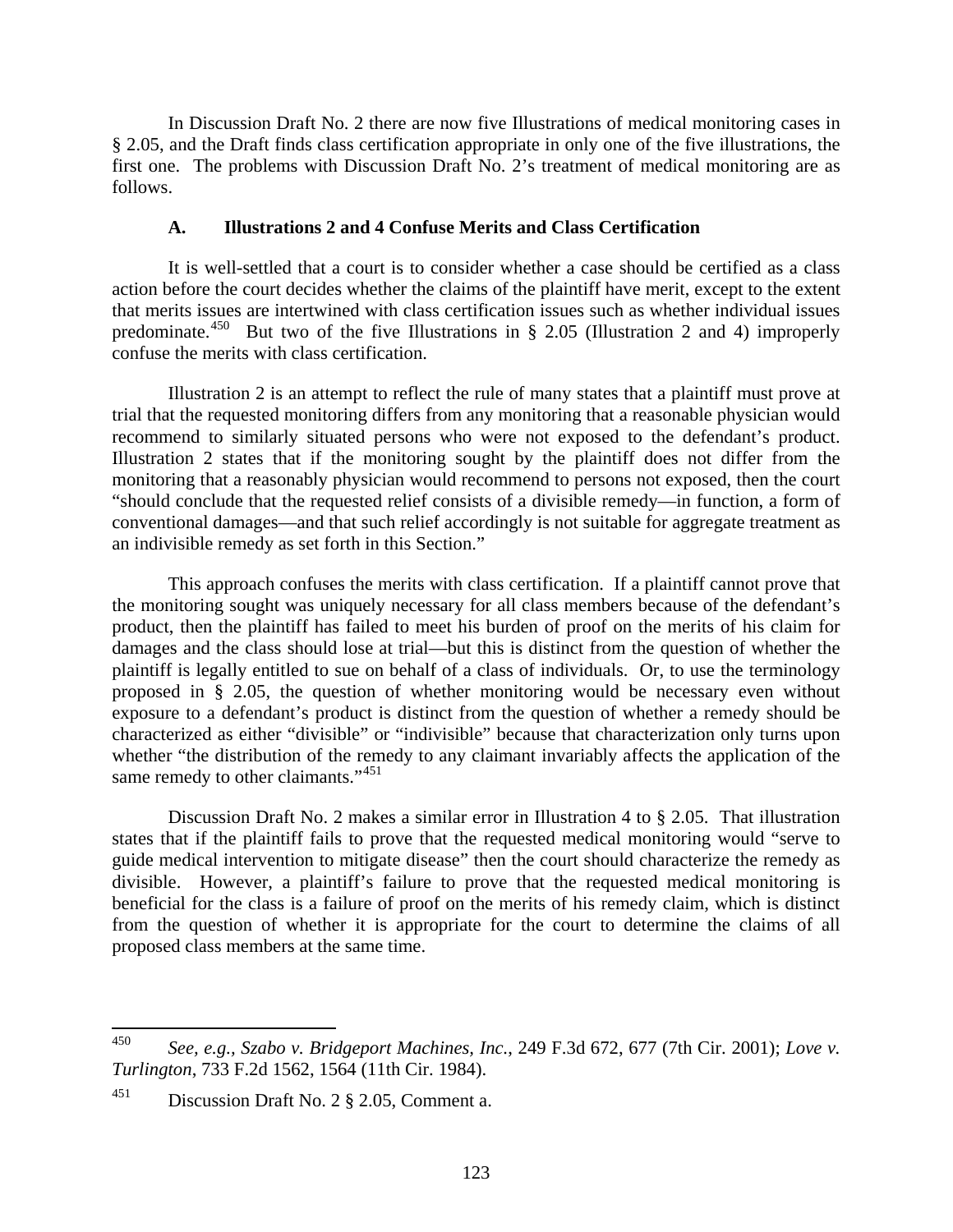In Discussion Draft No. 2 there are now five Illustrations of medical monitoring cases in § 2.05, and the Draft finds class certification appropriate in only one of the five illustrations, the first one. The problems with Discussion Draft No. 2's treatment of medical monitoring are as follows.

### A. Illustrations 2 and 4 Confuse Merits and Class Certification

It is well-settled that a court is to consider whether a case should be certified as a class action before the court decides whether the claims of the plaintiff have merit, except to the extent that merits issues are intertwined with class certification issues such as whether individual issues predominate.[450] But two of the five Illustrations in § 2.05 (Illustration 2 and 4) improperly confuse the merits with class certification.

Illustration 2 is an attempt to reflect the rule of many states that a plaintiff must prove at trial that the requested monitoring differs from any monitoring that a reasonable physician would recommend to similarly situated persons who were not exposed to the defendant's product. Illustration 2 states that if the monitoring sought by the plaintiff does not differ from the monitoring that a reasonably physician would recommend to persons not exposed, then the court "should conclude that the requested relief consists of a divisible remedy—in function, a form of conventional damages—and that such relief accordingly is not suitable for aggregate treatment as an indivisible remedy as set forth in this Section."

This approach confuses the merits with class certification. If a plaintiff cannot prove that the monitoring sought was uniquely necessary for all class members because of the defendant's product, then the plaintiff has failed to meet his burden of proof on the merits of his claim for damages and the class should lose at trial—but this is distinct from the question of whether the plaintiff is legally entitled to sue on behalf of a class of individuals. Or, to use the terminology proposed in § 2.05, the question of whether monitoring would be necessary even without exposure to a defendant's product is distinct from the question of whether a remedy should be characterized as either "divisible" or "indivisible" because that characterization only turns upon whether "the distribution of the remedy to any claimant invariably affects the application of the same remedy to other claimants."[451]

Discussion Draft No. 2 makes a similar error in Illustration 4 to § 2.05. That illustration states that if the plaintiff fails to prove that the requested medical monitoring would "serve to guide medical intervention to mitigate disease" then the court should characterize the remedy as divisible. However, a plaintiff's failure to prove that the requested medical monitoring is beneficial for the class is a failure of proof on the merits of his remedy claim, which is distinct from the question of whether it is appropriate for the court to determine the claims of all proposed class members at the same time.

---

[450] *See, e.g., Szabo v. Bridgeport Machines, Inc.*, 249 F.3d 672, 677 (7th Cir. 2001); *Love v. Turlington*, 733 F.2d 1562, 1564 (11th Cir. 1984).

[451] Discussion Draft No. 2 § 2.05, Comment a.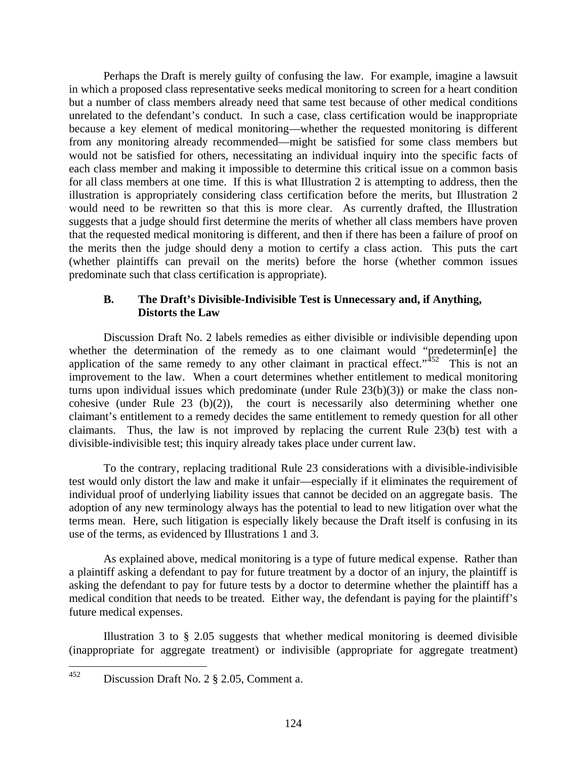Perhaps the Draft is merely guilty of confusing the law. For example, imagine a lawsuit in which a proposed class representative seeks medical monitoring to screen for a heart condition but a number of class members already need that same test because of other medical conditions unrelated to the defendant's conduct. In such a case, class certification would be inappropriate because a key element of medical monitoring—whether the requested monitoring is different from any monitoring already recommended—might be satisfied for some class members but would not be satisfied for others, necessitating an individual inquiry into the specific facts of each class member and making it impossible to determine this critical issue on a common basis for all class members at one time. If this is what Illustration 2 is attempting to address, then the illustration is appropriately considering class certification before the merits, but Illustration 2 would need to be rewritten so that this is more clear. As currently drafted, the Illustration suggests that a judge should first determine the merits of whether all class members have proven that the requested medical monitoring is different, and then if there has been a failure of proof on the merits then the judge should deny a motion to certify a class action. This puts the cart (whether plaintiffs can prevail on the merits) before the horse (whether common issues predominate such that class certification is appropriate).

### B. The Draft's Divisible-Indivisible Test is Unnecessary and, if Anything, Distorts the Law

Discussion Draft No. 2 labels remedies as either divisible or indivisible depending upon whether the determination of the remedy as to one claimant would "predetermin[e] the application of the same remedy to any other claimant in practical effect."[452] This is not an improvement to the law. When a court determines whether entitlement to medical monitoring turns upon individual issues which predominate (under Rule 23(b)(3)) or make the class non-cohesive (under Rule 23 (b)(2)), the court is necessarily also determining whether one claimant's entitlement to a remedy decides the same entitlement to remedy question for all other claimants. Thus, the law is not improved by replacing the current Rule 23(b) test with a divisible-indivisible test; this inquiry already takes place under current law.

To the contrary, replacing traditional Rule 23 considerations with a divisible-indivisible test would only distort the law and make it unfair—especially if it eliminates the requirement of individual proof of underlying liability issues that cannot be decided on an aggregate basis. The adoption of any new terminology always has the potential to lead to new litigation over what the terms mean. Here, such litigation is especially likely because the Draft itself is confusing in its use of the terms, as evidenced by Illustrations 1 and 3.

As explained above, medical monitoring is a type of future medical expense. Rather than a plaintiff asking a defendant to pay for future treatment by a doctor of an injury, the plaintiff is asking the defendant to pay for future tests by a doctor to determine whether the plaintiff has a medical condition that needs to be treated. Either way, the defendant is paying for the plaintiff's future medical expenses.

Illustration 3 to § 2.05 suggests that whether medical monitoring is deemed divisible (inappropriate for aggregate treatment) or indivisible (appropriate for aggregate treatment)

---

[452] Discussion Draft No. 2 § 2.05, Comment a.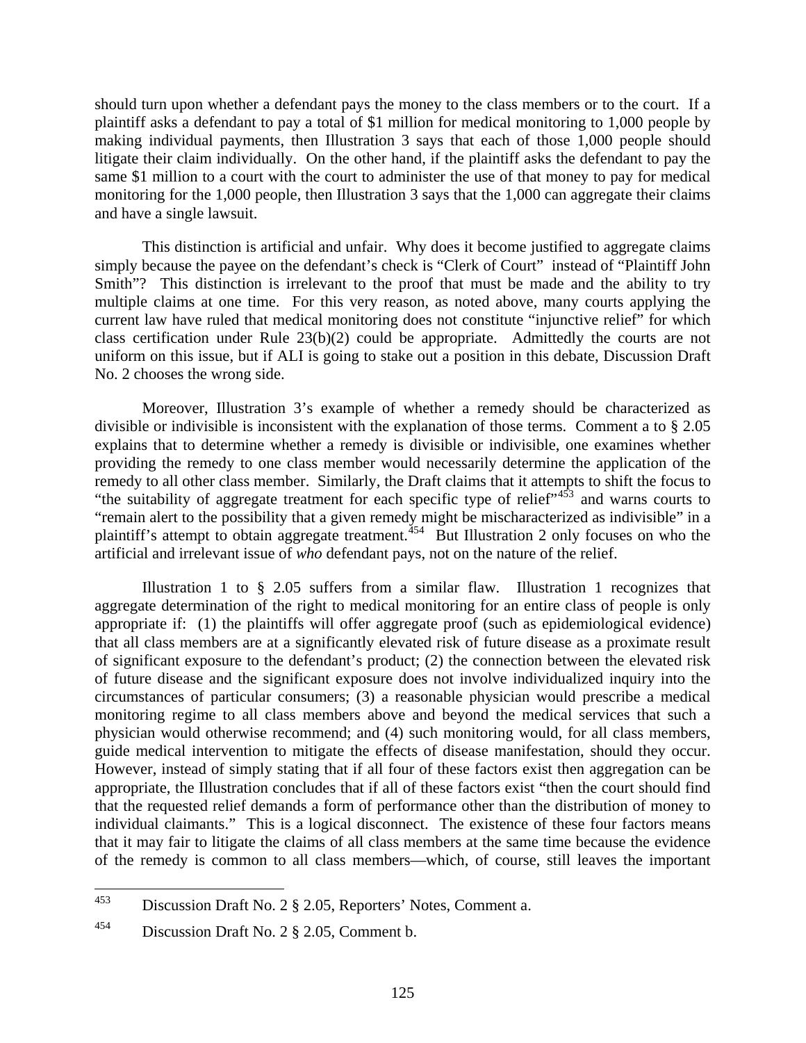should turn upon whether a defendant pays the money to the class members or to the court. If a plaintiff asks a defendant to pay a total of $1 million for medical monitoring to 1,000 people by making individual payments, then Illustration 3 says that each of those 1,000 people should litigate their claim individually. On the other hand, if the plaintiff asks the defendant to pay the same $1 million to a court with the court to administer the use of that money to pay for medical monitoring for the 1,000 people, then Illustration 3 says that the 1,000 can aggregate their claims and have a single lawsuit.

This distinction is artificial and unfair. Why does it become justified to aggregate claims simply because the payee on the defendant's check is "Clerk of Court" instead of "Plaintiff John Smith"? This distinction is irrelevant to the proof that must be made and the ability to try multiple claims at one time. For this very reason, as noted above, many courts applying the current law have ruled that medical monitoring does not constitute "injunctive relief" for which class certification under Rule 23(b)(2) could be appropriate. Admittedly the courts are not uniform on this issue, but if ALI is going to stake out a position in this debate, Discussion Draft No. 2 chooses the wrong side.

Moreover, Illustration 3's example of whether a remedy should be characterized as divisible or indivisible is inconsistent with the explanation of those terms. Comment a to § 2.05 explains that to determine whether a remedy is divisible or indivisible, one examines whether providing the remedy to one class member would necessarily determine the application of the remedy to all other class member. Similarly, the Draft claims that it attempts to shift the focus to "the suitability of aggregate treatment for each specific type of relief"[453] and warns courts to "remain alert to the possibility that a given remedy might be mischaracterized as indivisible" in a plaintiff's attempt to obtain aggregate treatment.[454] But Illustration 2 only focuses on who the artificial and irrelevant issue of *who* defendant pays, not on the nature of the relief.

Illustration 1 to § 2.05 suffers from a similar flaw. Illustration 1 recognizes that aggregate determination of the right to medical monitoring for an entire class of people is only appropriate if: (1) the plaintiffs will offer aggregate proof (such as epidemiological evidence) that all class members are at a significantly elevated risk of future disease as a proximate result of significant exposure to the defendant's product; (2) the connection between the elevated risk of future disease and the significant exposure does not involve individualized inquiry into the circumstances of particular consumers; (3) a reasonable physician would prescribe a medical monitoring regime to all class members above and beyond the medical services that such a physician would otherwise recommend; and (4) such monitoring would, for all class members, guide medical intervention to mitigate the effects of disease manifestation, should they occur. However, instead of simply stating that if all four of these factors exist then aggregation can be appropriate, the Illustration concludes that if all of these factors exist "then the court should find that the requested relief demands a form of performance other than the distribution of money to individual claimants." This is a logical disconnect. The existence of these four factors means that it may fair to litigate the claims of all class members at the same time because the evidence of the remedy is common to all class members—which, of course, still leaves the important

---

[453] Discussion Draft No. 2 § 2.05, Reporters' Notes, Comment a.

[454] Discussion Draft No. 2 § 2.05, Comment b.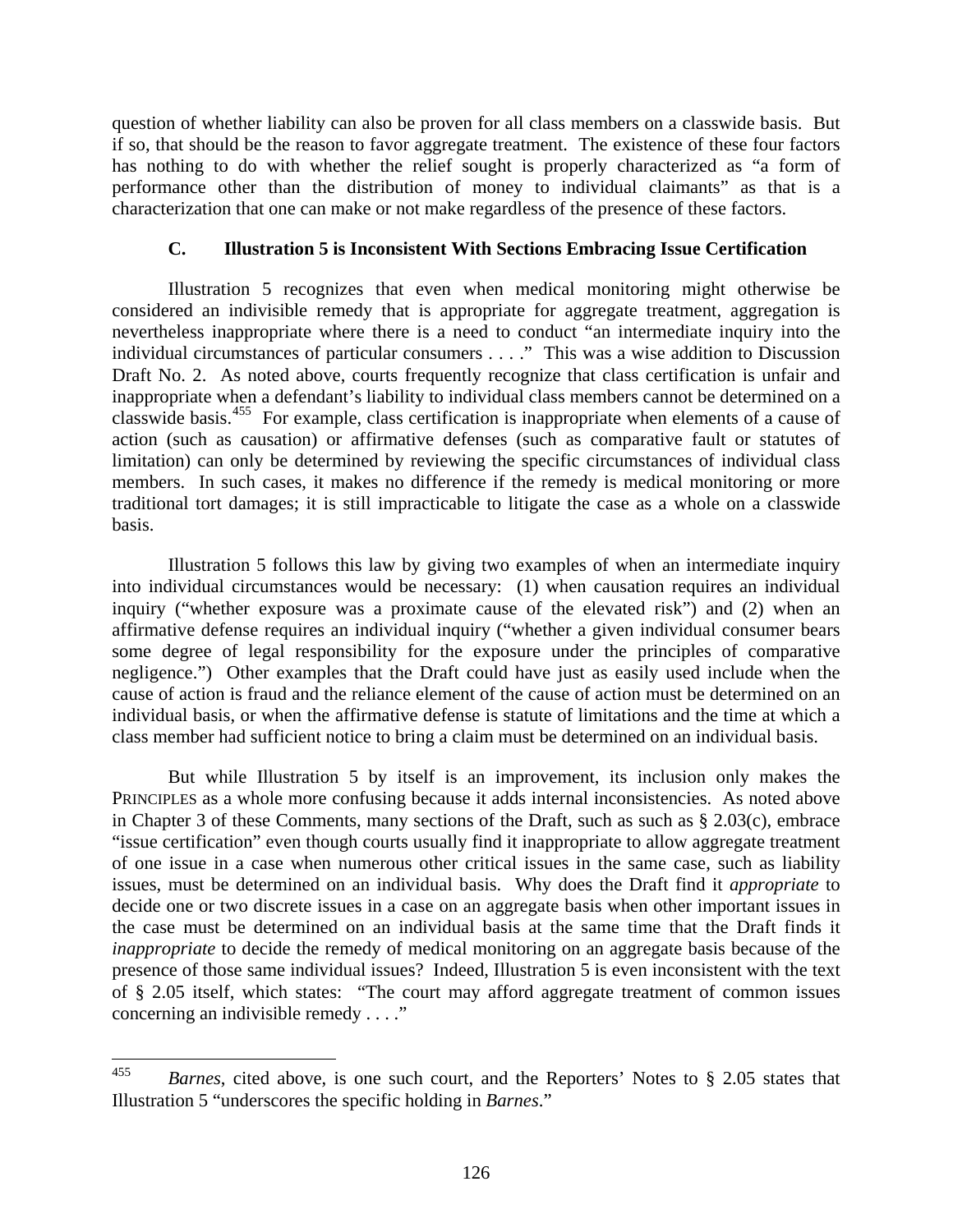question of whether liability can also be proven for all class members on a classwide basis. But if so, that should be the reason to favor aggregate treatment. The existence of these four factors has nothing to do with whether the relief sought is properly characterized as "a form of performance other than the distribution of money to individual claimants" as that is a characterization that one can make or not make regardless of the presence of these factors.

### C. Illustration 5 is Inconsistent With Sections Embracing Issue Certification

Illustration 5 recognizes that even when medical monitoring might otherwise be considered an indivisible remedy that is appropriate for aggregate treatment, aggregation is nevertheless inappropriate where there is a need to conduct "an intermediate inquiry into the individual circumstances of particular consumers . . . ." This was a wise addition to Discussion Draft No. 2. As noted above, courts frequently recognize that class certification is unfair and inappropriate when a defendant's liability to individual class members cannot be determined on a classwide basis.[455] For example, class certification is inappropriate when elements of a cause of action (such as causation) or affirmative defenses (such as comparative fault or statutes of limitation) can only be determined by reviewing the specific circumstances of individual class members. In such cases, it makes no difference if the remedy is medical monitoring or more traditional tort damages; it is still impracticable to litigate the case as a whole on a classwide basis.

Illustration 5 follows this law by giving two examples of when an intermediate inquiry into individual circumstances would be necessary: (1) when causation requires an individual inquiry ("whether exposure was a proximate cause of the elevated risk") and (2) when an affirmative defense requires an individual inquiry ("whether a given individual consumer bears some degree of legal responsibility for the exposure under the principles of comparative negligence.") Other examples that the Draft could have just as easily used include when the cause of action is fraud and the reliance element of the cause of action must be determined on an individual basis, or when the affirmative defense is statute of limitations and the time at which a class member had sufficient notice to bring a claim must be determined on an individual basis.

But while Illustration 5 by itself is an improvement, its inclusion only makes the PRINCIPLES as a whole more confusing because it adds internal inconsistencies. As noted above in Chapter 3 of these Comments, many sections of the Draft, such as such as § 2.03(c), embrace "issue certification" even though courts usually find it inappropriate to allow aggregate treatment of one issue in a case when numerous other critical issues in the same case, such as liability issues, must be determined on an individual basis. Why does the Draft find it *appropriate* to decide one or two discrete issues in a case on an aggregate basis when other important issues in the case must be determined on an individual basis at the same time that the Draft finds it *inappropriate* to decide the remedy of medical monitoring on an aggregate basis because of the presence of those same individual issues? Indeed, Illustration 5 is even inconsistent with the text of § 2.05 itself, which states: "The court may afford aggregate treatment of common issues concerning an indivisible remedy . . . ."

---

[455] *Barnes*, cited above, is one such court, and the Reporters' Notes to § 2.05 states that Illustration 5 "underscores the specific holding in *Barnes*."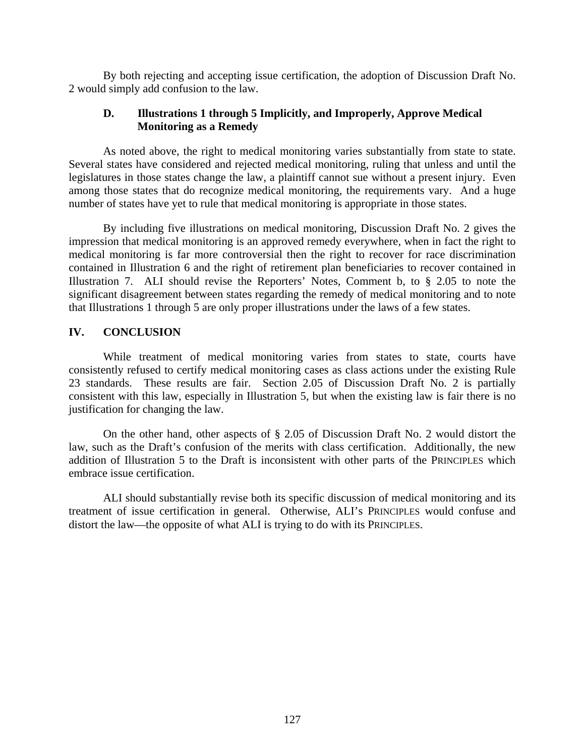By both rejecting and accepting issue certification, the adoption of Discussion Draft No. 2 would simply add confusion to the law.

### D. Illustrations 1 through 5 Implicitly, and Improperly, Approve Medical Monitoring as a Remedy

As noted above, the right to medical monitoring varies substantially from state to state. Several states have considered and rejected medical monitoring, ruling that unless and until the legislatures in those states change the law, a plaintiff cannot sue without a present injury. Even among those states that do recognize medical monitoring, the requirements vary. And a huge number of states have yet to rule that medical monitoring is appropriate in those states.

By including five illustrations on medical monitoring, Discussion Draft No. 2 gives the impression that medical monitoring is an approved remedy everywhere, when in fact the right to medical monitoring is far more controversial then the right to recover for race discrimination contained in Illustration 6 and the right of retirement plan beneficiaries to recover contained in Illustration 7. ALI should revise the Reporters' Notes, Comment b, to § 2.05 to note the significant disagreement between states regarding the remedy of medical monitoring and to note that Illustrations 1 through 5 are only proper illustrations under the laws of a few states.

## IV. CONCLUSION

While treatment of medical monitoring varies from states to state, courts have consistently refused to certify medical monitoring cases as class actions under the existing Rule 23 standards. These results are fair. Section 2.05 of Discussion Draft No. 2 is partially consistent with this law, especially in Illustration 5, but when the existing law is fair there is no justification for changing the law.

On the other hand, other aspects of § 2.05 of Discussion Draft No. 2 would distort the law, such as the Draft's confusion of the merits with class certification. Additionally, the new addition of Illustration 5 to the Draft is inconsistent with other parts of the PRINCIPLES which embrace issue certification.

ALI should substantially revise both its specific discussion of medical monitoring and its treatment of issue certification in general. Otherwise, ALI's PRINCIPLES would confuse and distort the law—the opposite of what ALI is trying to do with its PRINCIPLES.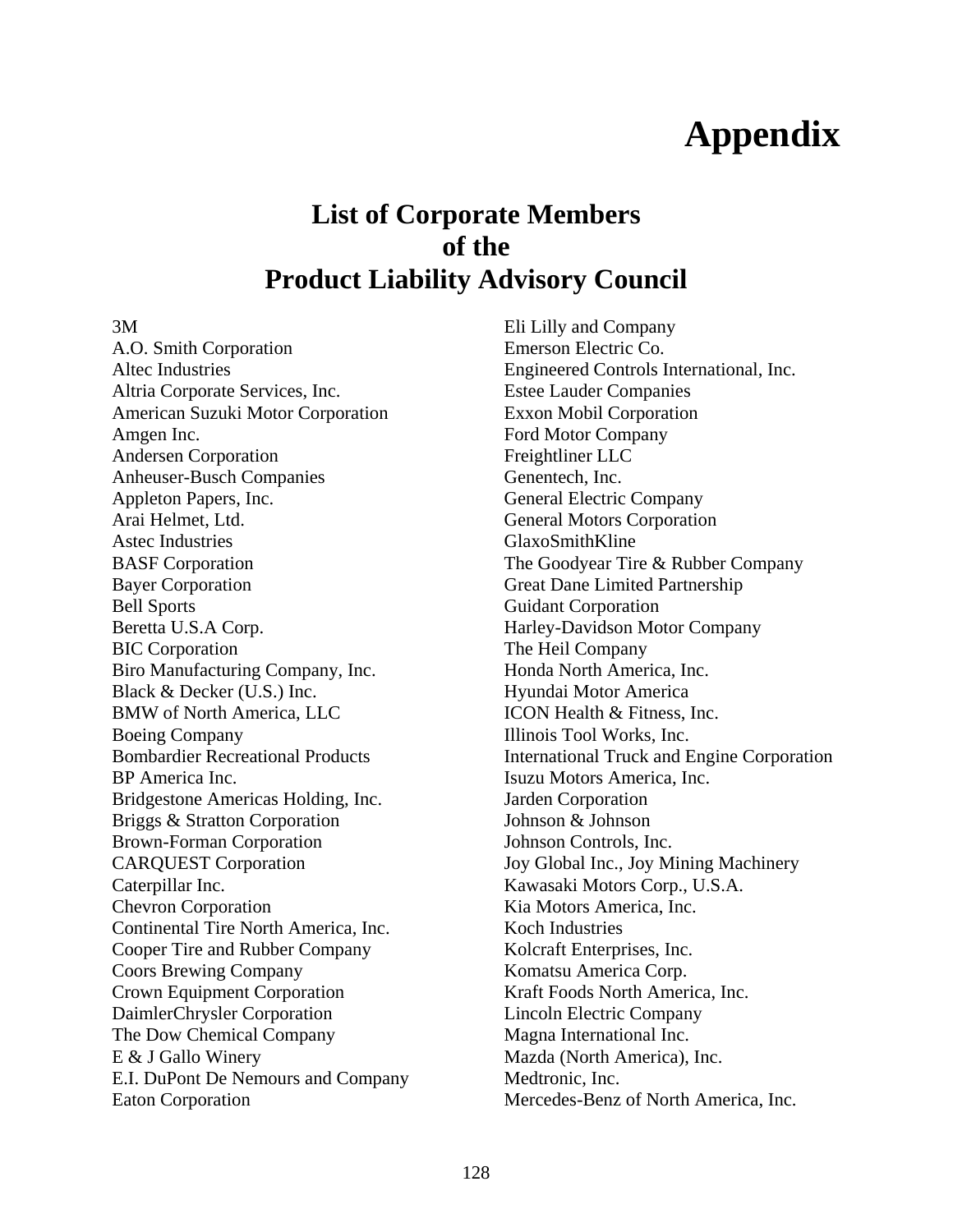# Appendix

## List of Corporate Members of the Product Liability Advisory Council

3M
A.O. Smith Corporation
Altec Industries
Altria Corporate Services, Inc.
American Suzuki Motor Corporation
Amgen Inc.
Andersen Corporation
Anheuser-Busch Companies
Appleton Papers, Inc.
Arai Helmet, Ltd.
Astec Industries
BASF Corporation
Bayer Corporation
Bell Sports
Beretta U.S.A Corp.
BIC Corporation
Biro Manufacturing Company, Inc.
Black & Decker (U.S.) Inc.
BMW of North America, LLC
Boeing Company
Bombardier Recreational Products
BP America Inc.
Bridgestone Americas Holding, Inc.
Briggs & Stratton Corporation
Brown-Forman Corporation
CARQUEST Corporation
Caterpillar Inc.
Chevron Corporation
Continental Tire North America, Inc.
Cooper Tire and Rubber Company
Coors Brewing Company
Crown Equipment Corporation
DaimlerChrysler Corporation
The Dow Chemical Company
E & J Gallo Winery
E.I. DuPont De Nemours and Company
Eaton Corporation
Eli Lilly and Company
Emerson Electric Co.
Engineered Controls International, Inc.
Estee Lauder Companies
Exxon Mobil Corporation
Ford Motor Company
Freightliner LLC
Genentech, Inc.
General Electric Company
General Motors Corporation
GlaxoSmithKline
The Goodyear Tire & Rubber Company
Great Dane Limited Partnership
Guidant Corporation
Harley-Davidson Motor Company
The Heil Company
Honda North America, Inc.
Hyundai Motor America
ICON Health & Fitness, Inc.
Illinois Tool Works, Inc.
International Truck and Engine Corporation
Isuzu Motors America, Inc.
Jarden Corporation
Johnson & Johnson
Johnson Controls, Inc.
Joy Global Inc., Joy Mining Machinery
Kawasaki Motors Corp., U.S.A.
Kia Motors America, Inc.
Koch Industries
Kolcraft Enterprises, Inc.
Komatsu America Corp.
Kraft Foods North America, Inc.
Lincoln Electric Company
Magna International Inc.
Mazda (North America), Inc.
Medtronic, Inc.
Mercedes-Benz of North America, Inc.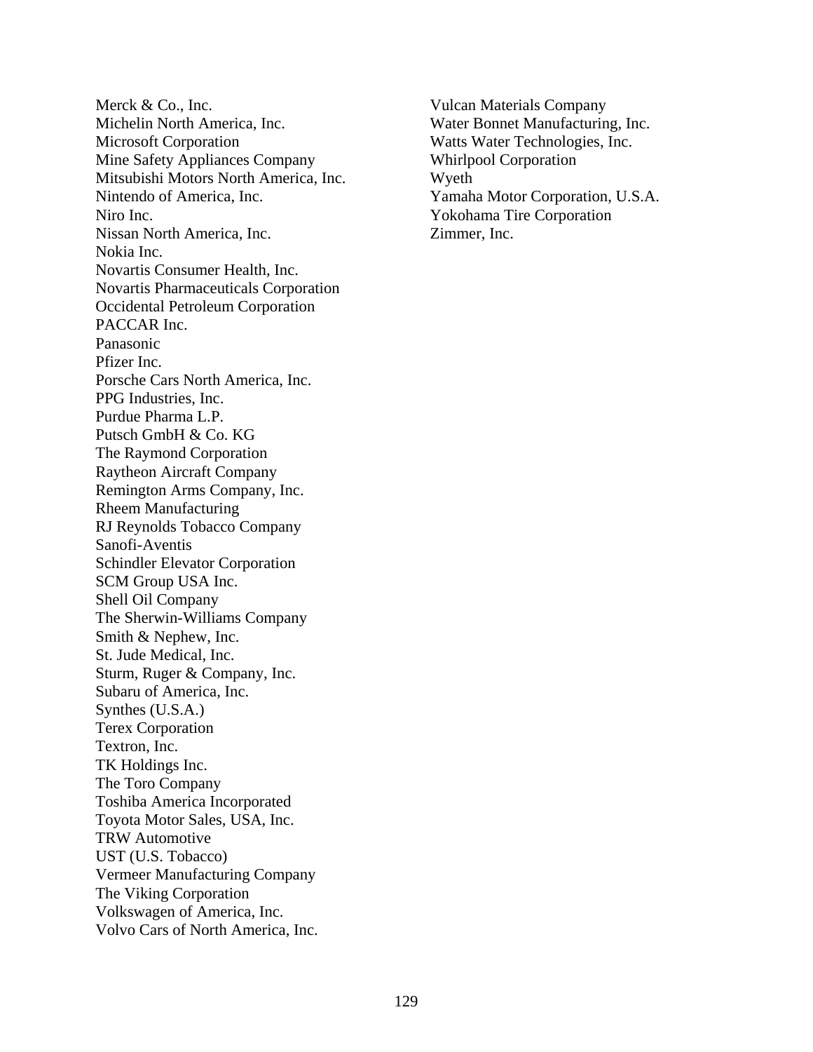Merck & Co., Inc.
Michelin North America, Inc.
Microsoft Corporation
Mine Safety Appliances Company
Mitsubishi Motors North America, Inc.
Nintendo of America, Inc.
Niro Inc.
Nissan North America, Inc.
Nokia Inc.
Novartis Consumer Health, Inc.
Novartis Pharmaceuticals Corporation
Occidental Petroleum Corporation
PACCAR Inc.
Panasonic
Pfizer Inc.
Porsche Cars North America, Inc.
PPG Industries, Inc.
Purdue Pharma L.P.
Putsch GmbH & Co. KG
The Raymond Corporation
Raytheon Aircraft Company
Remington Arms Company, Inc.
Rheem Manufacturing
RJ Reynolds Tobacco Company
Sanofi-Aventis
Schindler Elevator Corporation
SCM Group USA Inc.
Shell Oil Company
The Sherwin-Williams Company
Smith & Nephew, Inc.
St. Jude Medical, Inc.
Sturm, Ruger & Company, Inc.
Subaru of America, Inc.
Synthes (U.S.A.)
Terex Corporation
Textron, Inc.
TK Holdings Inc.
The Toro Company
Toshiba America Incorporated
Toyota Motor Sales, USA, Inc.
TRW Automotive
UST (U.S. Tobacco)
Vermeer Manufacturing Company
The Viking Corporation
Volkswagen of America, Inc.
Volvo Cars of North America, Inc.
Vulcan Materials Company
Water Bonnet Manufacturing, Inc.
Watts Water Technologies, Inc.
Whirlpool Corporation
Wyeth
Yamaha Motor Corporation, U.S.A.
Yokohama Tire Corporation
Zimmer, Inc.